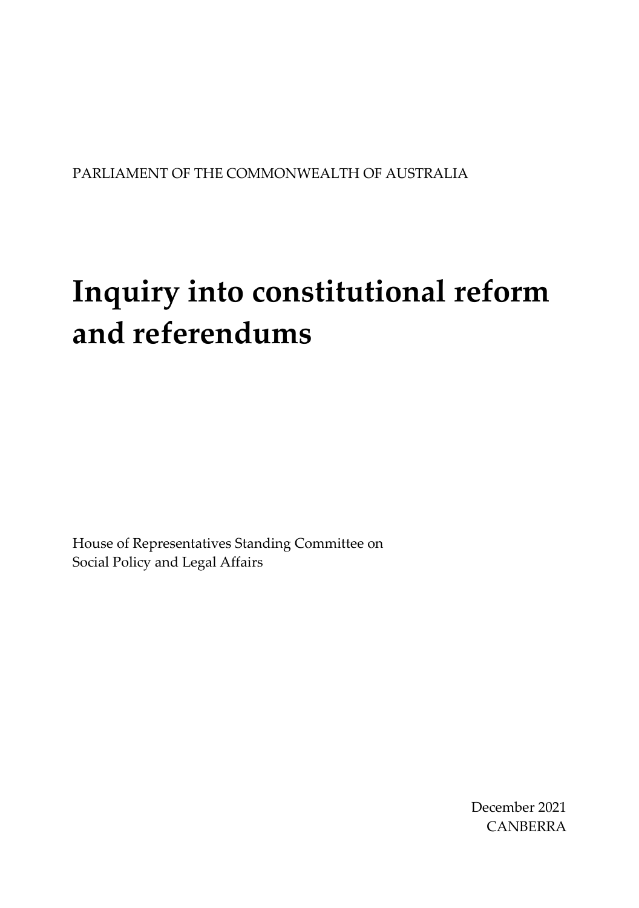PARLIAMENT OF THE COMMONWEALTH OF AUSTRALIA

# Inquiry into constitutional reform and referendums

House of Representatives Standing Committee on
Social Policy and Legal Affairs

December 2021
CANBERRA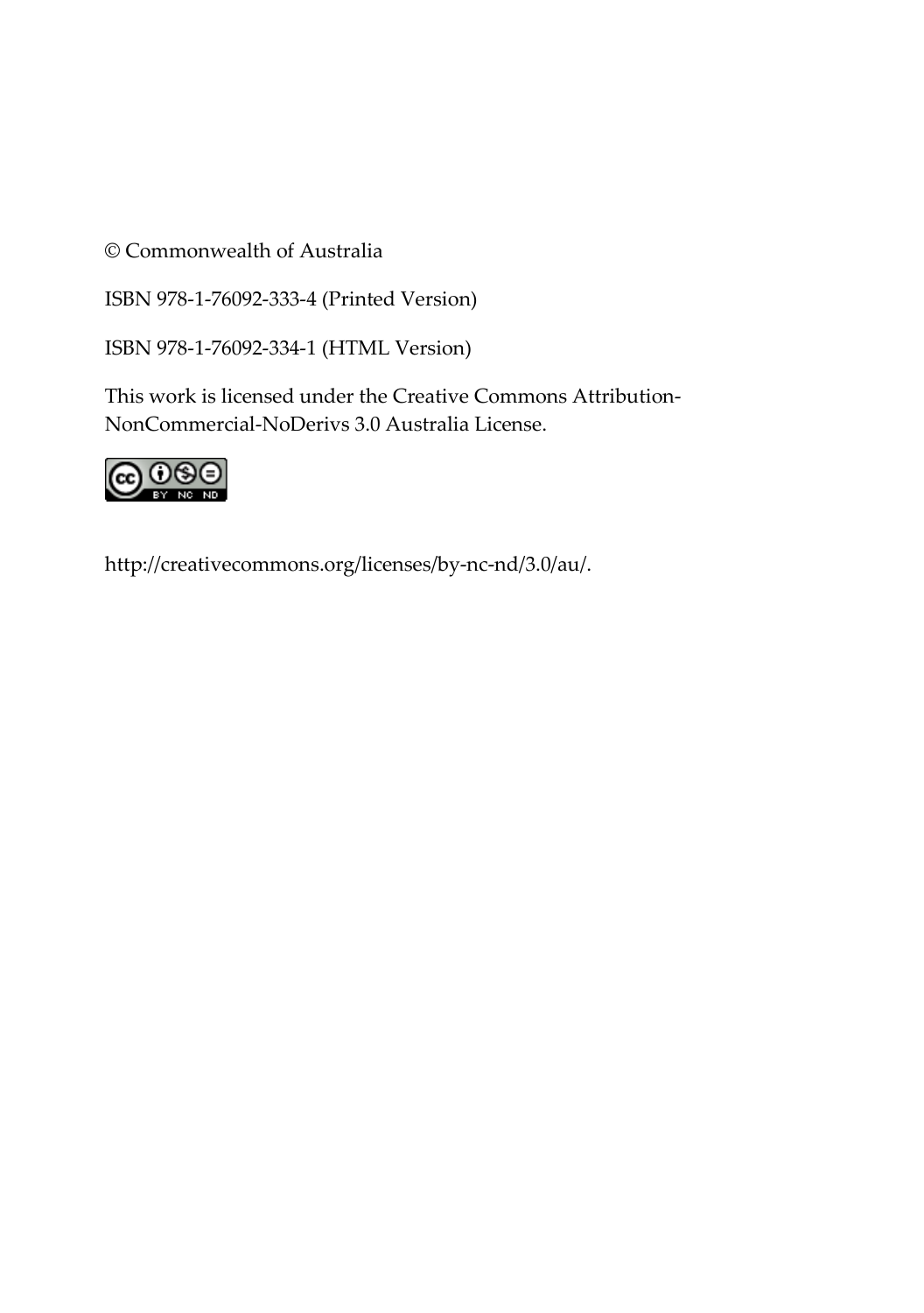© Commonwealth of Australia

ISBN 978-1-76092-333-4 (Printed Version)

ISBN 978-1-76092-334-1 (HTML Version)

This work is licensed under the Creative Commons Attribution-NonCommercial-NoDerivs 3.0 Australia License.

http://creativecommons.org/licenses/by-nc-nd/3.0/au/.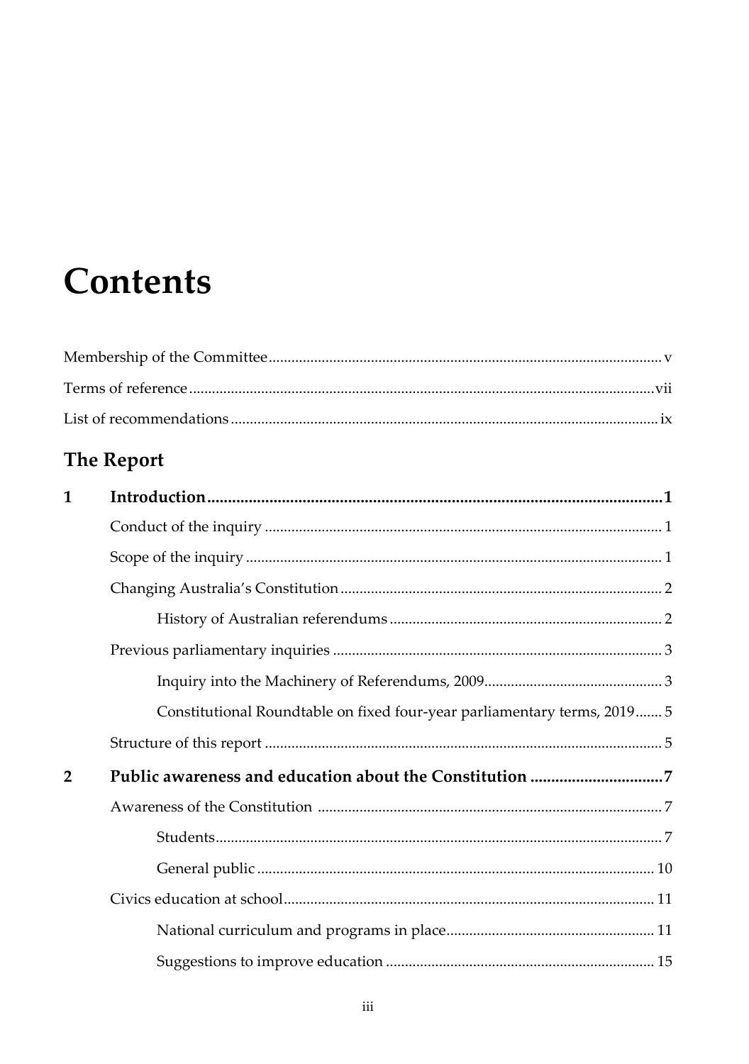# Contents

Membership of the Committee ........................................................ v

Terms of reference ........................................................ vii

List of recommendations ........................................................ ix

## The Report

**1 Introduction ........................................................ 1**

Conduct of the inquiry ........................................................ 1

Scope of the inquiry ........................................................ 1

Changing Australia's Constitution ........................................................ 2

History of Australian referendums ........................................................ 2

Previous parliamentary inquiries ........................................................ 3

Inquiry into the Machinery of Referendums, 2009 ........................................................ 3

Constitutional Roundtable on fixed four-year parliamentary terms, 2019 ....... 5

Structure of this report ........................................................ 5

**2 Public awareness and education about the Constitution ........................................................ 7**

Awareness of the Constitution ........................................................ 7

Students ........................................................ 7

General public ........................................................ 10

Civics education at school ........................................................ 11

National curriculum and programs in place ........................................................ 11

Suggestions to improve education ........................................................ 15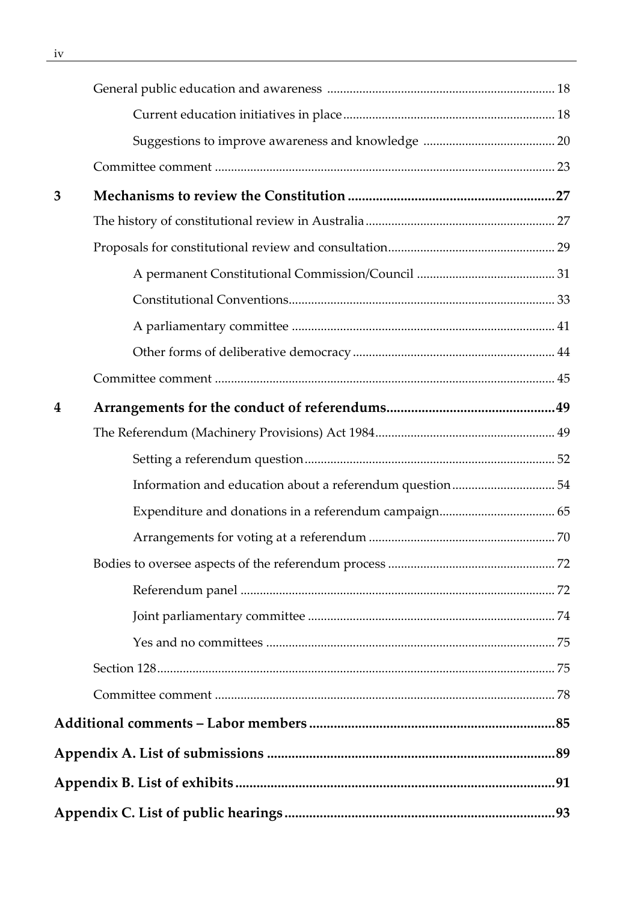| | | |
|---|---|---|
| | General public education and awareness | 18 |
| | Current education initiatives in place | 18 |
| | Suggestions to improve awareness and knowledge | 20 |
| | Committee comment | 23 |
| **3** | **Mechanisms to review the Constitution** | **27** |
| | The history of constitutional review in Australia | 27 |
| | Proposals for constitutional review and consultation | 29 |
| | A permanent Constitutional Commission/Council | 31 |
| | Constitutional Conventions | 33 |
| | A parliamentary committee | 41 |
| | Other forms of deliberative democracy | 44 |
| | Committee comment | 45 |
| **4** | **Arrangements for the conduct of referendums** | **49** |
| | The Referendum (Machinery Provisions) Act 1984 | 49 |
| | Setting a referendum question | 52 |
| | Information and education about a referendum question | 54 |
| | Expenditure and donations in a referendum campaign | 65 |
| | Arrangements for voting at a referendum | 70 |
| | Bodies to oversee aspects of the referendum process | 72 |
| | Referendum panel | 72 |
| | Joint parliamentary committee | 74 |
| | Yes and no committees | 75 |
| | Section 128 | 75 |
| | Committee comment | 78 |
| **Additional comments – Labor members** | | **85** |
| **Appendix A. List of submissions** | | **89** |
| **Appendix B. List of exhibits** | | **91** |
| **Appendix C. List of public hearings** | | **93** |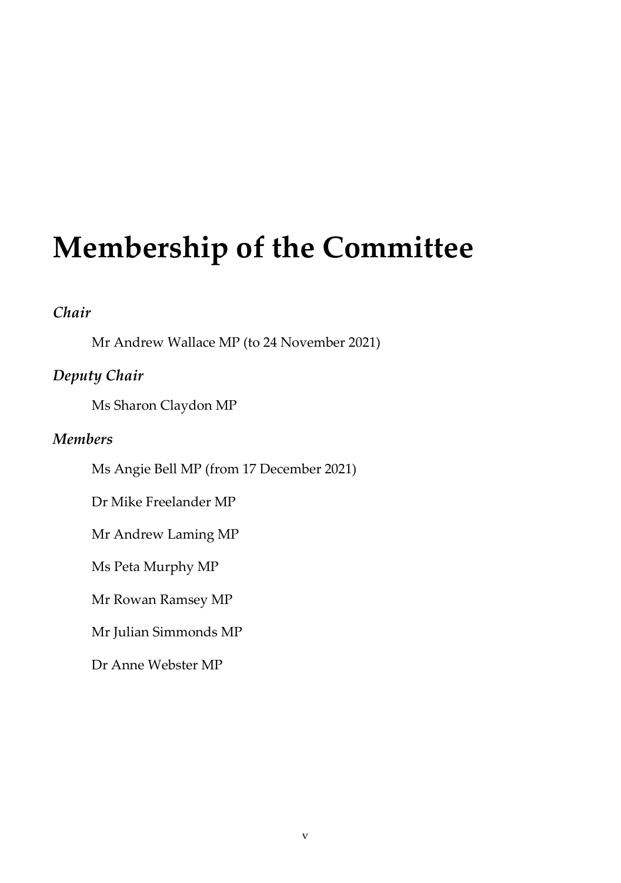# Membership of the Committee

### *Chair*

Mr Andrew Wallace MP (to 24 November 2021)

### *Deputy Chair*

Ms Sharon Claydon MP

### *Members*

Ms Angie Bell MP (from 17 December 2021)

Dr Mike Freelander MP

Mr Andrew Laming MP

Ms Peta Murphy MP

Mr Rowan Ramsey MP

Mr Julian Simmonds MP

Dr Anne Webster MP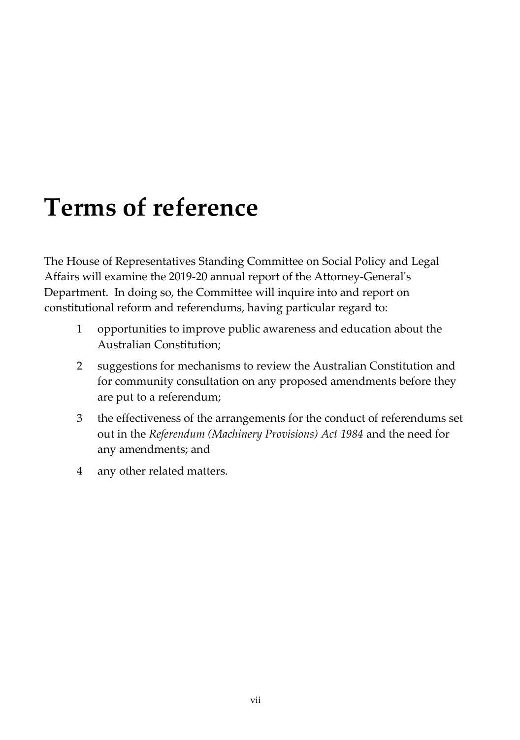# Terms of reference

The House of Representatives Standing Committee on Social Policy and Legal Affairs will examine the 2019-20 annual report of the Attorney-General's Department. In doing so, the Committee will inquire into and report on constitutional reform and referendums, having particular regard to:

1. opportunities to improve public awareness and education about the Australian Constitution;
2. suggestions for mechanisms to review the Australian Constitution and for community consultation on any proposed amendments before they are put to a referendum;
3. the effectiveness of the arrangements for the conduct of referendums set out in the *Referendum (Machinery Provisions) Act 1984* and the need for any amendments; and
4. any other related matters.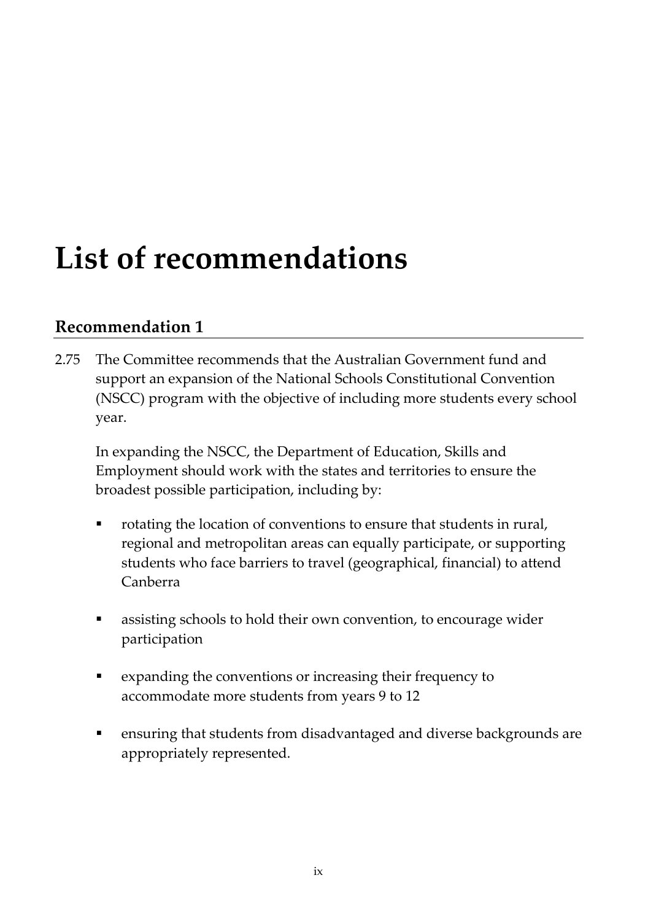# List of recommendations

## Recommendation 1

2.75 The Committee recommends that the Australian Government fund and support an expansion of the National Schools Constitutional Convention (NSCC) program with the objective of including more students every school year.

In expanding the NSCC, the Department of Education, Skills and Employment should work with the states and territories to ensure the broadest possible participation, including by:

- rotating the location of conventions to ensure that students in rural, regional and metropolitan areas can equally participate, or supporting students who face barriers to travel (geographical, financial) to attend Canberra
- assisting schools to hold their own convention, to encourage wider participation
- expanding the conventions or increasing their frequency to accommodate more students from years 9 to 12
- ensuring that students from disadvantaged and diverse backgrounds are appropriately represented.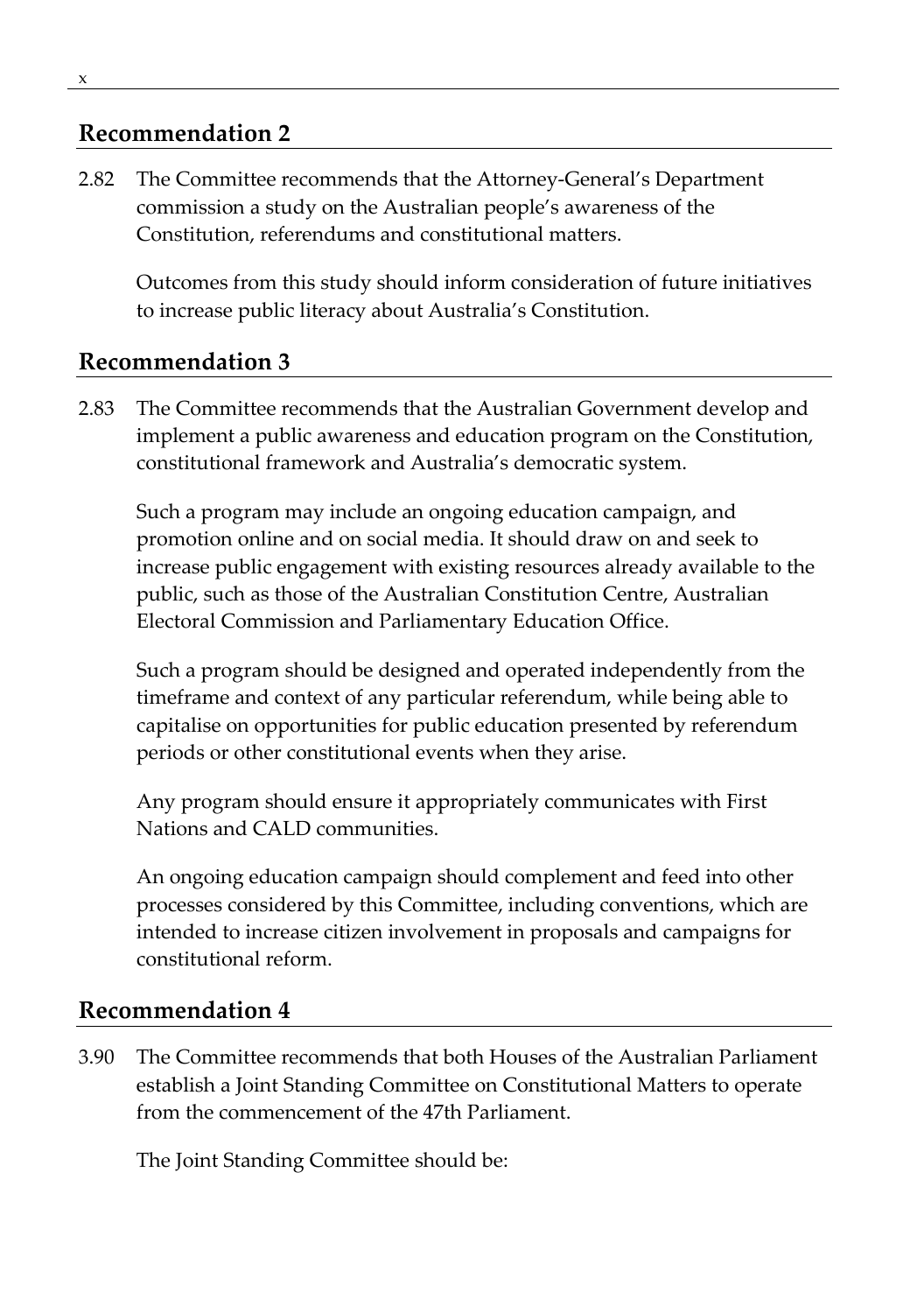## Recommendation 2

2.82 The Committee recommends that the Attorney-General's Department commission a study on the Australian people's awareness of the Constitution, referendums and constitutional matters.

Outcomes from this study should inform consideration of future initiatives to increase public literacy about Australia's Constitution.

## Recommendation 3

2.83 The Committee recommends that the Australian Government develop and implement a public awareness and education program on the Constitution, constitutional framework and Australia's democratic system.

Such a program may include an ongoing education campaign, and promotion online and on social media. It should draw on and seek to increase public engagement with existing resources already available to the public, such as those of the Australian Constitution Centre, Australian Electoral Commission and Parliamentary Education Office.

Such a program should be designed and operated independently from the timeframe and context of any particular referendum, while being able to capitalise on opportunities for public education presented by referendum periods or other constitutional events when they arise.

Any program should ensure it appropriately communicates with First Nations and CALD communities.

An ongoing education campaign should complement and feed into other processes considered by this Committee, including conventions, which are intended to increase citizen involvement in proposals and campaigns for constitutional reform.

## Recommendation 4

3.90 The Committee recommends that both Houses of the Australian Parliament establish a Joint Standing Committee on Constitutional Matters to operate from the commencement of the 47th Parliament.

The Joint Standing Committee should be: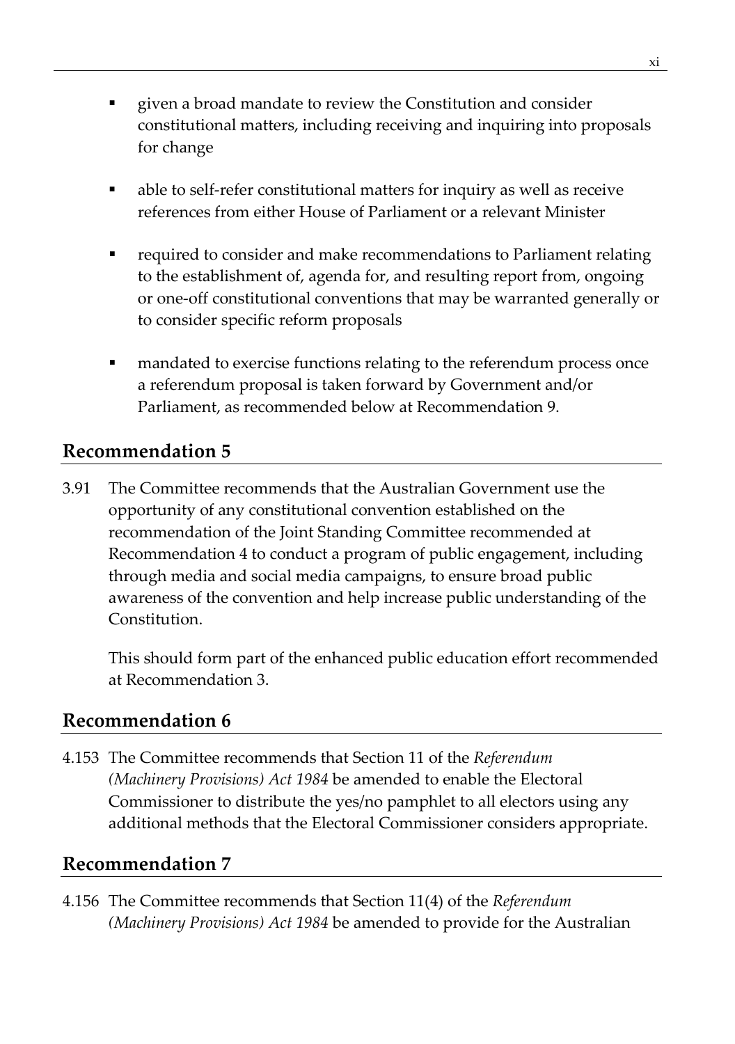- given a broad mandate to review the Constitution and consider constitutional matters, including receiving and inquiring into proposals for change
- able to self-refer constitutional matters for inquiry as well as receive references from either House of Parliament or a relevant Minister
- required to consider and make recommendations to Parliament relating to the establishment of, agenda for, and resulting report from, ongoing or one-off constitutional conventions that may be warranted generally or to consider specific reform proposals
- mandated to exercise functions relating to the referendum process once a referendum proposal is taken forward by Government and/or Parliament, as recommended below at Recommendation 9.

## Recommendation 5

3.91 The Committee recommends that the Australian Government use the opportunity of any constitutional convention established on the recommendation of the Joint Standing Committee recommended at Recommendation 4 to conduct a program of public engagement, including through media and social media campaigns, to ensure broad public awareness of the convention and help increase public understanding of the Constitution.

This should form part of the enhanced public education effort recommended at Recommendation 3.

## Recommendation 6

4.153 The Committee recommends that Section 11 of the *Referendum (Machinery Provisions) Act 1984* be amended to enable the Electoral Commissioner to distribute the yes/no pamphlet to all electors using any additional methods that the Electoral Commissioner considers appropriate.

## Recommendation 7

4.156 The Committee recommends that Section 11(4) of the *Referendum (Machinery Provisions) Act 1984* be amended to provide for the Australian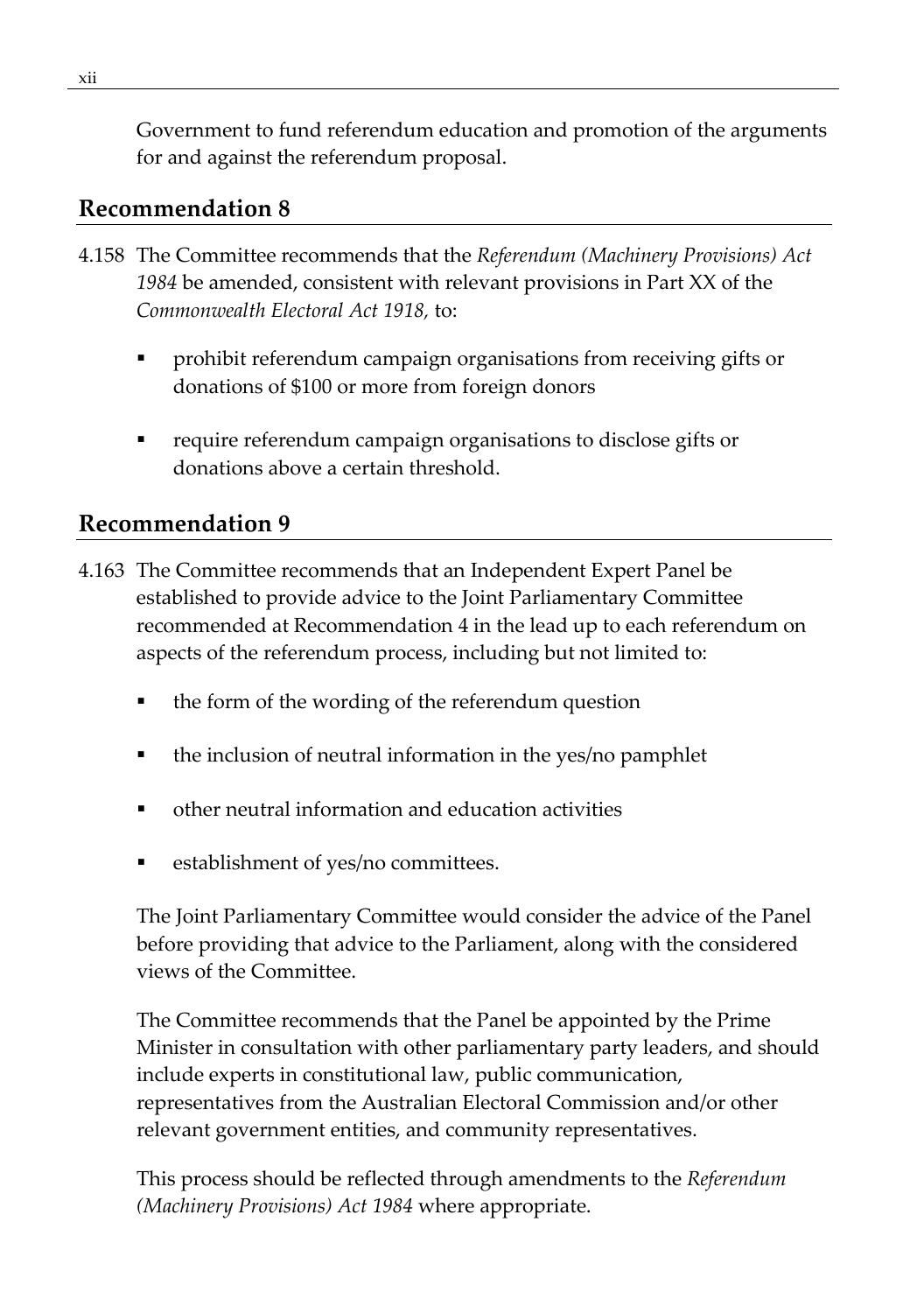Government to fund referendum education and promotion of the arguments for and against the referendum proposal.

## Recommendation 8

4.158 The Committee recommends that the *Referendum (Machinery Provisions) Act 1984* be amended, consistent with relevant provisions in Part XX of the *Commonwealth Electoral Act 1918,* to:

- prohibit referendum campaign organisations from receiving gifts or donations of $100 or more from foreign donors
- require referendum campaign organisations to disclose gifts or donations above a certain threshold.

## Recommendation 9

4.163 The Committee recommends that an Independent Expert Panel be established to provide advice to the Joint Parliamentary Committee recommended at Recommendation 4 in the lead up to each referendum on aspects of the referendum process, including but not limited to:

- the form of the wording of the referendum question
- the inclusion of neutral information in the yes/no pamphlet
- other neutral information and education activities
- establishment of yes/no committees.

The Joint Parliamentary Committee would consider the advice of the Panel before providing that advice to the Parliament, along with the considered views of the Committee.

The Committee recommends that the Panel be appointed by the Prime Minister in consultation with other parliamentary party leaders, and should include experts in constitutional law, public communication, representatives from the Australian Electoral Commission and/or other relevant government entities, and community representatives.

This process should be reflected through amendments to the *Referendum (Machinery Provisions) Act 1984* where appropriate.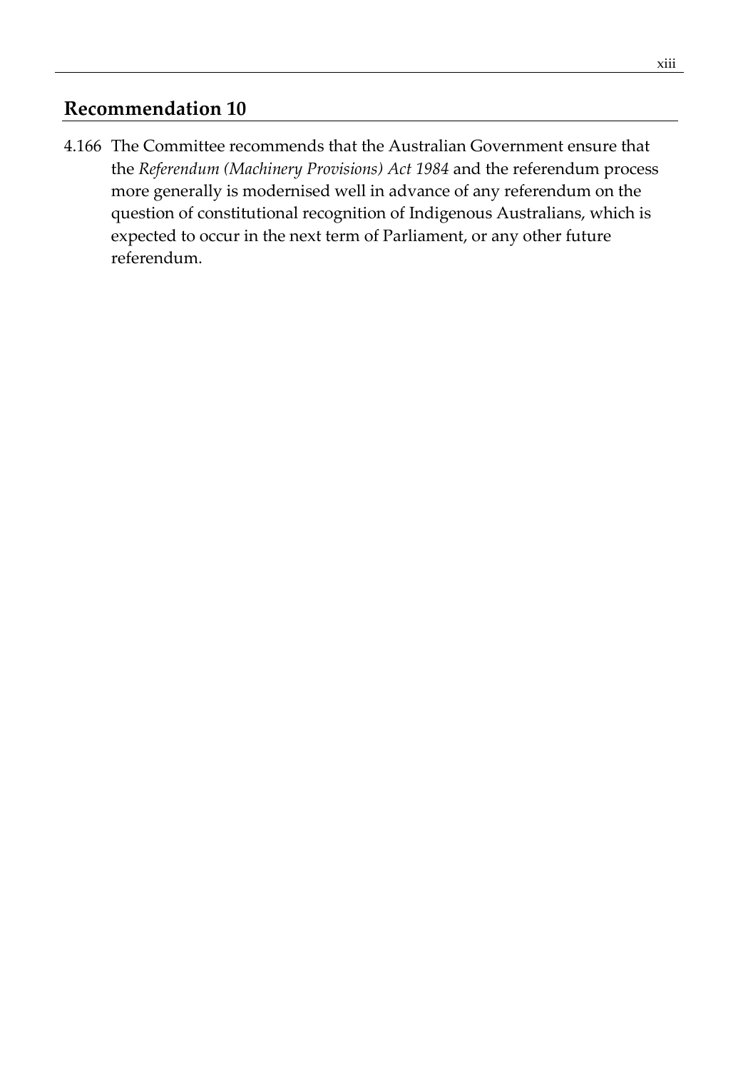## Recommendation 10

4.166 The Committee recommends that the Australian Government ensure that the *Referendum (Machinery Provisions) Act 1984* and the referendum process more generally is modernised well in advance of any referendum on the question of constitutional recognition of Indigenous Australians, which is expected to occur in the next term of Parliament, or any other future referendum.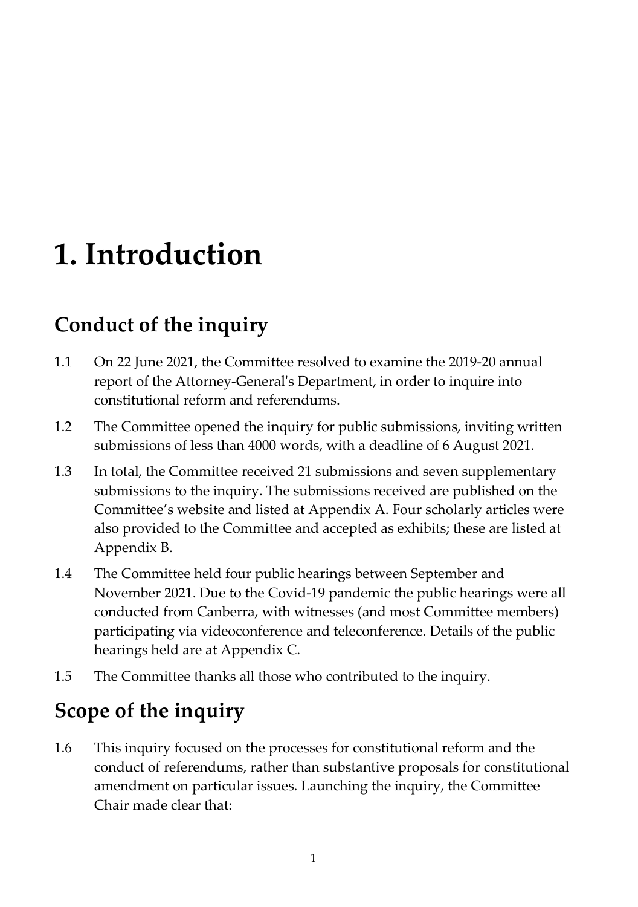# 1. Introduction

## Conduct of the inquiry

1.1 On 22 June 2021, the Committee resolved to examine the 2019-20 annual report of the Attorney-General's Department, in order to inquire into constitutional reform and referendums.

1.2 The Committee opened the inquiry for public submissions, inviting written submissions of less than 4000 words, with a deadline of 6 August 2021.

1.3 In total, the Committee received 21 submissions and seven supplementary submissions to the inquiry. The submissions received are published on the Committee's website and listed at Appendix A. Four scholarly articles were also provided to the Committee and accepted as exhibits; these are listed at Appendix B.

1.4 The Committee held four public hearings between September and November 2021. Due to the Covid-19 pandemic the public hearings were all conducted from Canberra, with witnesses (and most Committee members) participating via videoconference and teleconference. Details of the public hearings held are at Appendix C.

1.5 The Committee thanks all those who contributed to the inquiry.

## Scope of the inquiry

1.6 This inquiry focused on the processes for constitutional reform and the conduct of referendums, rather than substantive proposals for constitutional amendment on particular issues. Launching the inquiry, the Committee Chair made clear that: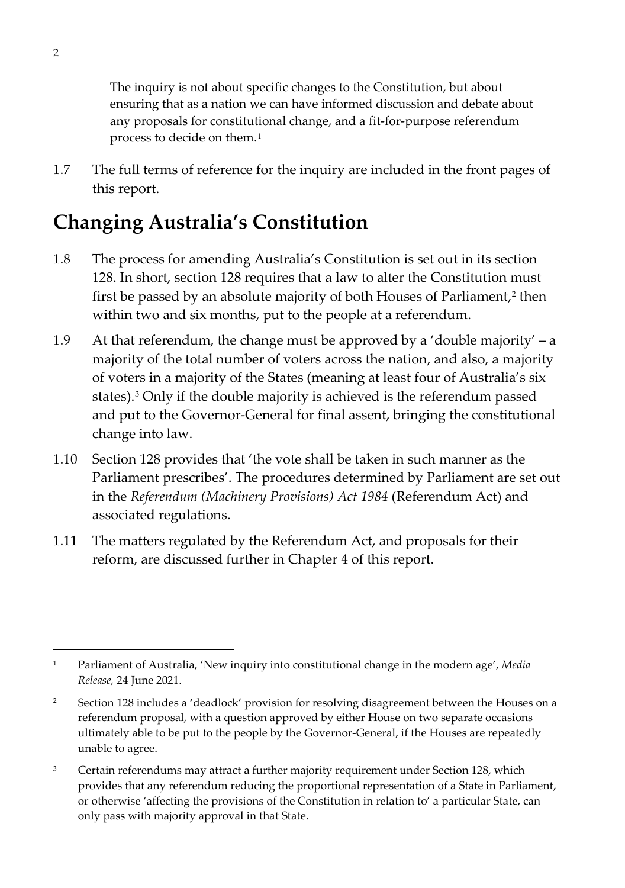The inquiry is not about specific changes to the Constitution, but about ensuring that as a nation we can have informed discussion and debate about any proposals for constitutional change, and a fit-for-purpose referendum process to decide on them.[1]

1.7 The full terms of reference for the inquiry are included in the front pages of this report.

## Changing Australia's Constitution

1.8 The process for amending Australia's Constitution is set out in its section 128. In short, section 128 requires that a law to alter the Constitution must first be passed by an absolute majority of both Houses of Parliament,[2] then within two and six months, put to the people at a referendum.

1.9 At that referendum, the change must be approved by a 'double majority' – a majority of the total number of voters across the nation, and also, a majority of voters in a majority of the States (meaning at least four of Australia's six states).[3] Only if the double majority is achieved is the referendum passed and put to the Governor-General for final assent, bringing the constitutional change into law.

1.10 Section 128 provides that 'the vote shall be taken in such manner as the Parliament prescribes'. The procedures determined by Parliament are set out in the *Referendum (Machinery Provisions) Act 1984* (Referendum Act) and associated regulations.

1.11 The matters regulated by the Referendum Act, and proposals for their reform, are discussed further in Chapter 4 of this report.

---

[1] Parliament of Australia, 'New inquiry into constitutional change in the modern age', *Media Release,* 24 June 2021.

[2] Section 128 includes a 'deadlock' provision for resolving disagreement between the Houses on a referendum proposal, with a question approved by either House on two separate occasions ultimately able to be put to the people by the Governor-General, if the Houses are repeatedly unable to agree.

[3] Certain referendums may attract a further majority requirement under Section 128, which provides that any referendum reducing the proportional representation of a State in Parliament, or otherwise 'affecting the provisions of the Constitution in relation to' a particular State, can only pass with majority approval in that State.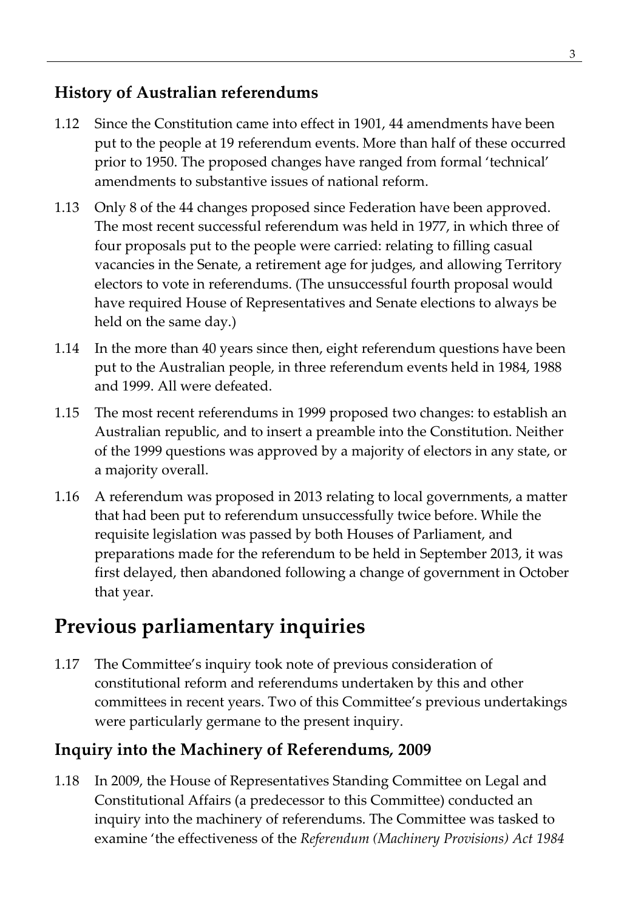### History of Australian referendums

1.12 Since the Constitution came into effect in 1901, 44 amendments have been put to the people at 19 referendum events. More than half of these occurred prior to 1950. The proposed changes have ranged from formal 'technical' amendments to substantive issues of national reform.

1.13 Only 8 of the 44 changes proposed since Federation have been approved. The most recent successful referendum was held in 1977, in which three of four proposals put to the people were carried: relating to filling casual vacancies in the Senate, a retirement age for judges, and allowing Territory electors to vote in referendums. (The unsuccessful fourth proposal would have required House of Representatives and Senate elections to always be held on the same day.)

1.14 In the more than 40 years since then, eight referendum questions have been put to the Australian people, in three referendum events held in 1984, 1988 and 1999. All were defeated.

1.15 The most recent referendums in 1999 proposed two changes: to establish an Australian republic, and to insert a preamble into the Constitution. Neither of the 1999 questions was approved by a majority of electors in any state, or a majority overall.

1.16 A referendum was proposed in 2013 relating to local governments, a matter that had been put to referendum unsuccessfully twice before. While the requisite legislation was passed by both Houses of Parliament, and preparations made for the referendum to be held in September 2013, it was first delayed, then abandoned following a change of government in October that year.

## Previous parliamentary inquiries

1.17 The Committee's inquiry took note of previous consideration of constitutional reform and referendums undertaken by this and other committees in recent years. Two of this Committee's previous undertakings were particularly germane to the present inquiry.

### Inquiry into the Machinery of Referendums, 2009

1.18 In 2009, the House of Representatives Standing Committee on Legal and Constitutional Affairs (a predecessor to this Committee) conducted an inquiry into the machinery of referendums. The Committee was tasked to examine 'the effectiveness of the *Referendum (Machinery Provisions) Act 1984*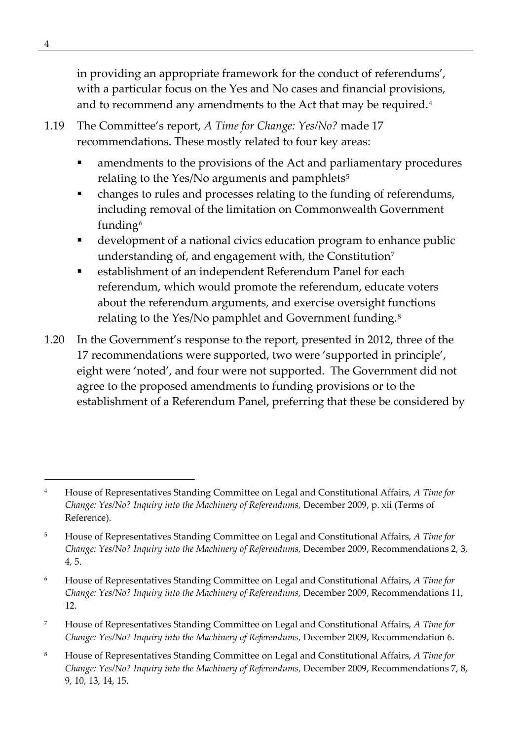in providing an appropriate framework for the conduct of referendums', with a particular focus on the Yes and No cases and financial provisions, and to recommend any amendments to the Act that may be required.[4]

1.19 The Committee's report, *A Time for Change: Yes/No?* made 17 recommendations. These mostly related to four key areas:

- amendments to the provisions of the Act and parliamentary procedures relating to the Yes/No arguments and pamphlets[5]
- changes to rules and processes relating to the funding of referendums, including removal of the limitation on Commonwealth Government funding[6]
- development of a national civics education program to enhance public understanding of, and engagement with, the Constitution[7]
- establishment of an independent Referendum Panel for each referendum, which would promote the referendum, educate voters about the referendum arguments, and exercise oversight functions relating to the Yes/No pamphlet and Government funding.[8]

1.20 In the Government's response to the report, presented in 2012, three of the 17 recommendations were supported, two were 'supported in principle', eight were 'noted', and four were not supported. The Government did not agree to the proposed amendments to funding provisions or to the establishment of a Referendum Panel, preferring that these be considered by

---

[4] House of Representatives Standing Committee on Legal and Constitutional Affairs, *A Time for Change: Yes/No? Inquiry into the Machinery of Referendums,* December 2009, p. xii (Terms of Reference).

[5] House of Representatives Standing Committee on Legal and Constitutional Affairs, *A Time for Change: Yes/No? Inquiry into the Machinery of Referendums,* December 2009, Recommendations 2, 3, 4, 5.

[6] House of Representatives Standing Committee on Legal and Constitutional Affairs, *A Time for Change: Yes/No? Inquiry into the Machinery of Referendums,* December 2009, Recommendations 11, 12.

[7] House of Representatives Standing Committee on Legal and Constitutional Affairs, *A Time for Change: Yes/No? Inquiry into the Machinery of Referendums,* December 2009, Recommendation 6.

[8] House of Representatives Standing Committee on Legal and Constitutional Affairs, *A Time for Change: Yes/No? Inquiry into the Machinery of Referendums,* December 2009, Recommendations 7, 8, 9, 10, 13, 14, 15.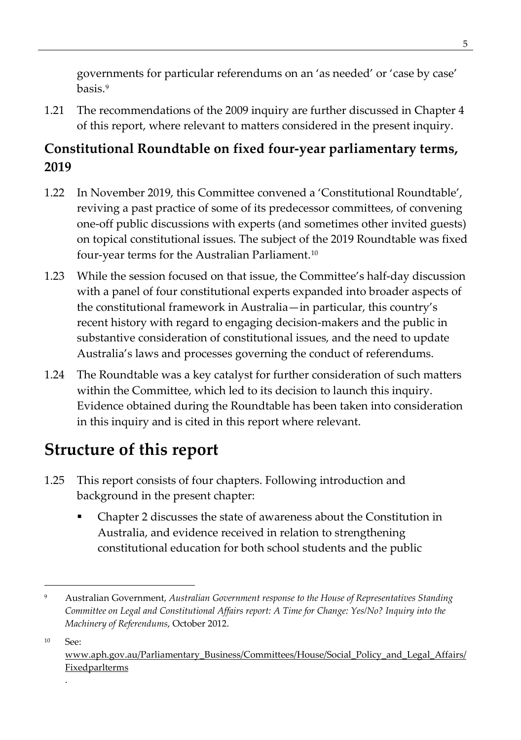governments for particular referendums on an 'as needed' or 'case by case' basis.[9]

1.21 The recommendations of the 2009 inquiry are further discussed in Chapter 4 of this report, where relevant to matters considered in the present inquiry.

### Constitutional Roundtable on fixed four-year parliamentary terms, 2019

1.22 In November 2019, this Committee convened a 'Constitutional Roundtable', reviving a past practice of some of its predecessor committees, of convening one-off public discussions with experts (and sometimes other invited guests) on topical constitutional issues. The subject of the 2019 Roundtable was fixed four-year terms for the Australian Parliament.[10]

1.23 While the session focused on that issue, the Committee's half-day discussion with a panel of four constitutional experts expanded into broader aspects of the constitutional framework in Australia—in particular, this country's recent history with regard to engaging decision-makers and the public in substantive consideration of constitutional issues, and the need to update Australia's laws and processes governing the conduct of referendums.

1.24 The Roundtable was a key catalyst for further consideration of such matters within the Committee, which led to its decision to launch this inquiry. Evidence obtained during the Roundtable has been taken into consideration in this inquiry and is cited in this report where relevant.

## Structure of this report

1.25 This report consists of four chapters. Following introduction and background in the present chapter:

- Chapter 2 discusses the state of awareness about the Constitution in Australia, and evidence received in relation to strengthening constitutional education for both school students and the public

---

[9] Australian Government, *Australian Government response to the House of Representatives Standing Committee on Legal and Constitutional Affairs report: A Time for Change: Yes/No? Inquiry into the Machinery of Referendums*, October 2012.

[10] See: www.aph.gov.au/Parliamentary_Business/Committees/House/Social_Policy_and_Legal_Affairs/Fixedparlterms
.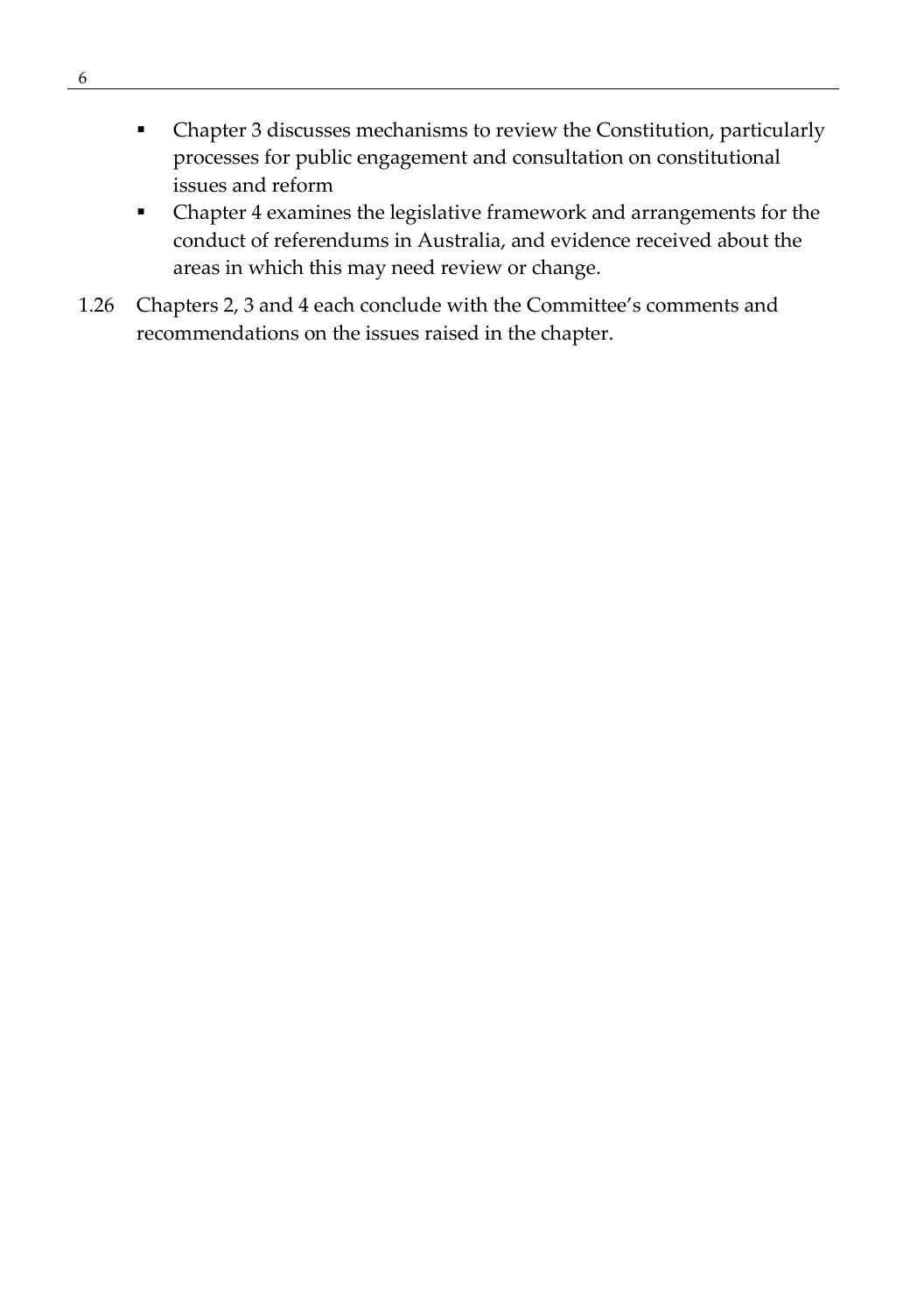- Chapter 3 discusses mechanisms to review the Constitution, particularly processes for public engagement and consultation on constitutional issues and reform
- Chapter 4 examines the legislative framework and arrangements for the conduct of referendums in Australia, and evidence received about the areas in which this may need review or change.

1.26 Chapters 2, 3 and 4 each conclude with the Committee's comments and recommendations on the issues raised in the chapter.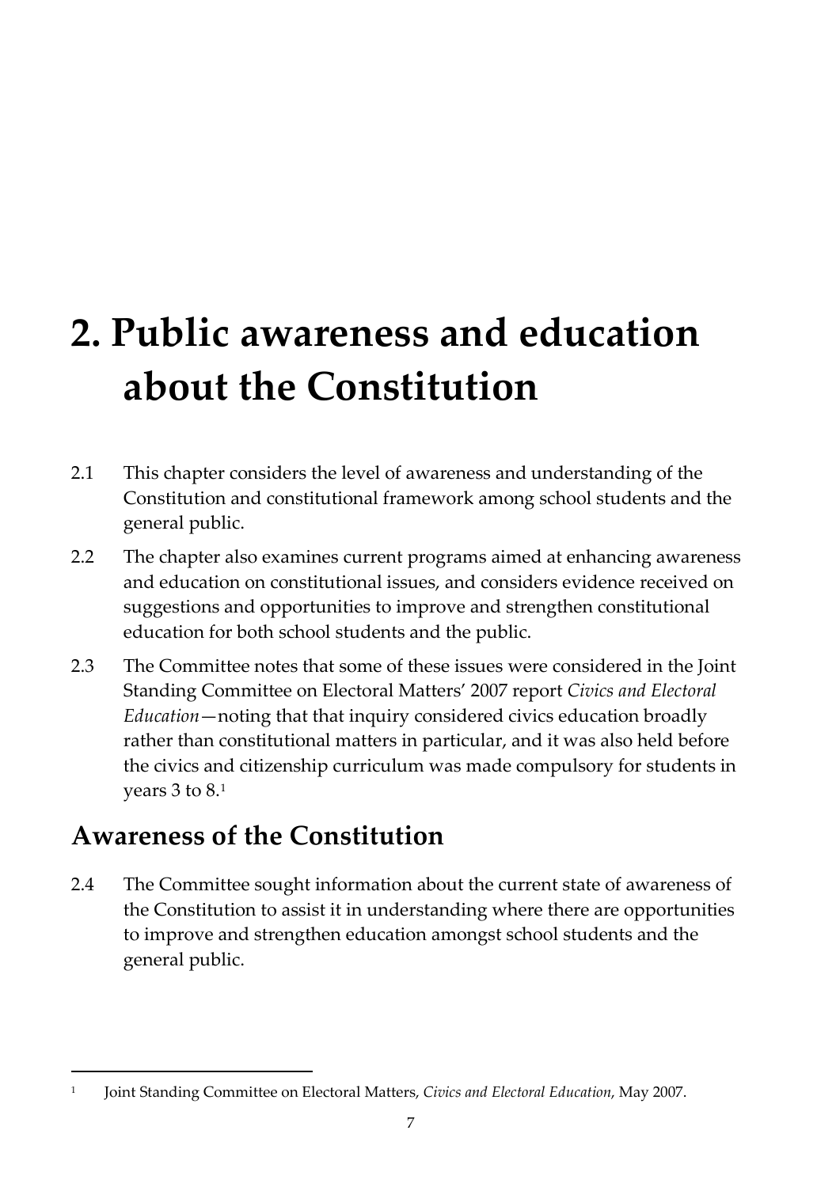# 2. Public awareness and education about the Constitution

2.1 This chapter considers the level of awareness and understanding of the Constitution and constitutional framework among school students and the general public.

2.2 The chapter also examines current programs aimed at enhancing awareness and education on constitutional issues, and considers evidence received on suggestions and opportunities to improve and strengthen constitutional education for both school students and the public.

2.3 The Committee notes that some of these issues were considered in the Joint Standing Committee on Electoral Matters' 2007 report *Civics and Electoral Education*—noting that that inquiry considered civics education broadly rather than constitutional matters in particular, and it was also held before the civics and citizenship curriculum was made compulsory for students in years 3 to 8.[1]

## Awareness of the Constitution

2.4 The Committee sought information about the current state of awareness of the Constitution to assist it in understanding where there are opportunities to improve and strengthen education amongst school students and the general public.

---

[1] Joint Standing Committee on Electoral Matters, *Civics and Electoral Education*, May 2007.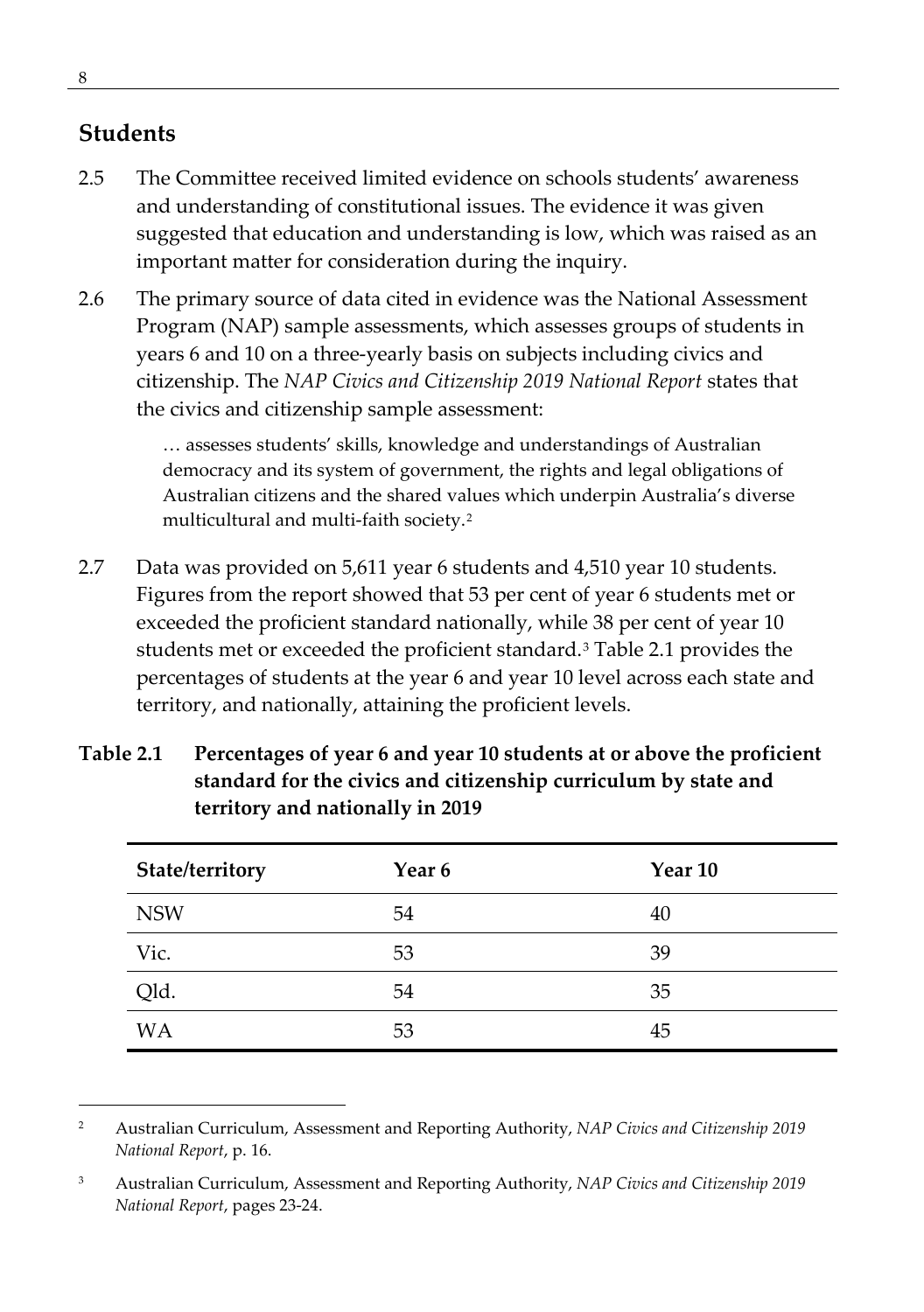## Students

2.5 The Committee received limited evidence on schools students' awareness and understanding of constitutional issues. The evidence it was given suggested that education and understanding is low, which was raised as an important matter for consideration during the inquiry.

2.6 The primary source of data cited in evidence was the National Assessment Program (NAP) sample assessments, which assesses groups of students in years 6 and 10 on a three-yearly basis on subjects including civics and citizenship. The *NAP Civics and Citizenship 2019 National Report* states that the civics and citizenship sample assessment:

> … assesses students' skills, knowledge and understandings of Australian democracy and its system of government, the rights and legal obligations of Australian citizens and the shared values which underpin Australia's diverse multicultural and multi-faith society.[2]

2.7 Data was provided on 5,611 year 6 students and 4,510 year 10 students. Figures from the report showed that 53 per cent of year 6 students met or exceeded the proficient standard nationally, while 38 per cent of year 10 students met or exceeded the proficient standard.[3] Table 2.1 provides the percentages of students at the year 6 and year 10 level across each state and territory, and nationally, attaining the proficient levels.

**Table 2.1 Percentages of year 6 and year 10 students at or above the proficient standard for the civics and citizenship curriculum by state and territory and nationally in 2019**

| State/territory | Year 6 | Year 10 |
|---|---|---|
| NSW | 54 | 40 |
| Vic. | 53 | 39 |
| Qld. | 54 | 35 |
| WA | 53 | 45 |

---

[2] Australian Curriculum, Assessment and Reporting Authority, *NAP Civics and Citizenship 2019 National Report*, p. 16.

[3] Australian Curriculum, Assessment and Reporting Authority, *NAP Civics and Citizenship 2019 National Report*, pages 23-24.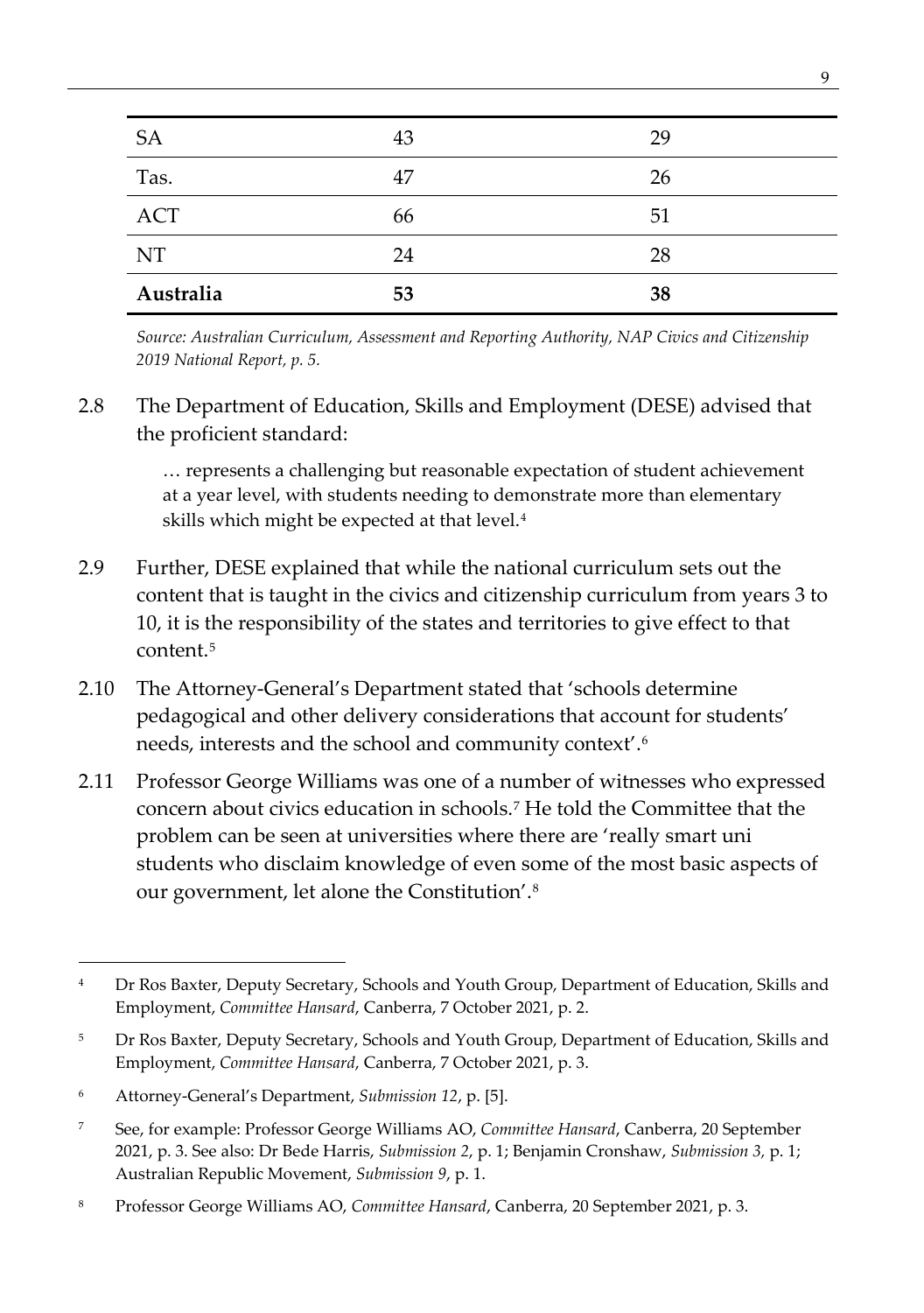| | | |
|---|---|---|
| SA | 43 | 29 |
| Tas. | 47 | 26 |
| ACT | 66 | 51 |
| NT | 24 | 28 |
| **Australia** | **53** | **38** |

*Source: Australian Curriculum, Assessment and Reporting Authority, NAP Civics and Citizenship 2019 National Report, p. 5.*

2.8 The Department of Education, Skills and Employment (DESE) advised that the proficient standard:

> … represents a challenging but reasonable expectation of student achievement at a year level, with students needing to demonstrate more than elementary skills which might be expected at that level.[4]

2.9 Further, DESE explained that while the national curriculum sets out the content that is taught in the civics and citizenship curriculum from years 3 to 10, it is the responsibility of the states and territories to give effect to that content.[5]

2.10 The Attorney-General's Department stated that 'schools determine pedagogical and other delivery considerations that account for students' needs, interests and the school and community context'.[6]

2.11 Professor George Williams was one of a number of witnesses who expressed concern about civics education in schools.[7] He told the Committee that the problem can be seen at universities where there are 'really smart uni students who disclaim knowledge of even some of the most basic aspects of our government, let alone the Constitution'.[8]

---

[4] Dr Ros Baxter, Deputy Secretary, Schools and Youth Group, Department of Education, Skills and Employment, *Committee Hansard*, Canberra, 7 October 2021, p. 2.

[5] Dr Ros Baxter, Deputy Secretary, Schools and Youth Group, Department of Education, Skills and Employment, *Committee Hansard*, Canberra, 7 October 2021, p. 3.

[6] Attorney-General's Department, *Submission 12*, p. [5].

[7] See, for example: Professor George Williams AO, *Committee Hansard*, Canberra, 20 September 2021, p. 3. See also: Dr Bede Harris, *Submission 2*, p. 1; Benjamin Cronshaw, *Submission 3*, p. 1; Australian Republic Movement, *Submission 9*, p. 1.

[8] Professor George Williams AO, *Committee Hansard*, Canberra, 20 September 2021, p. 3.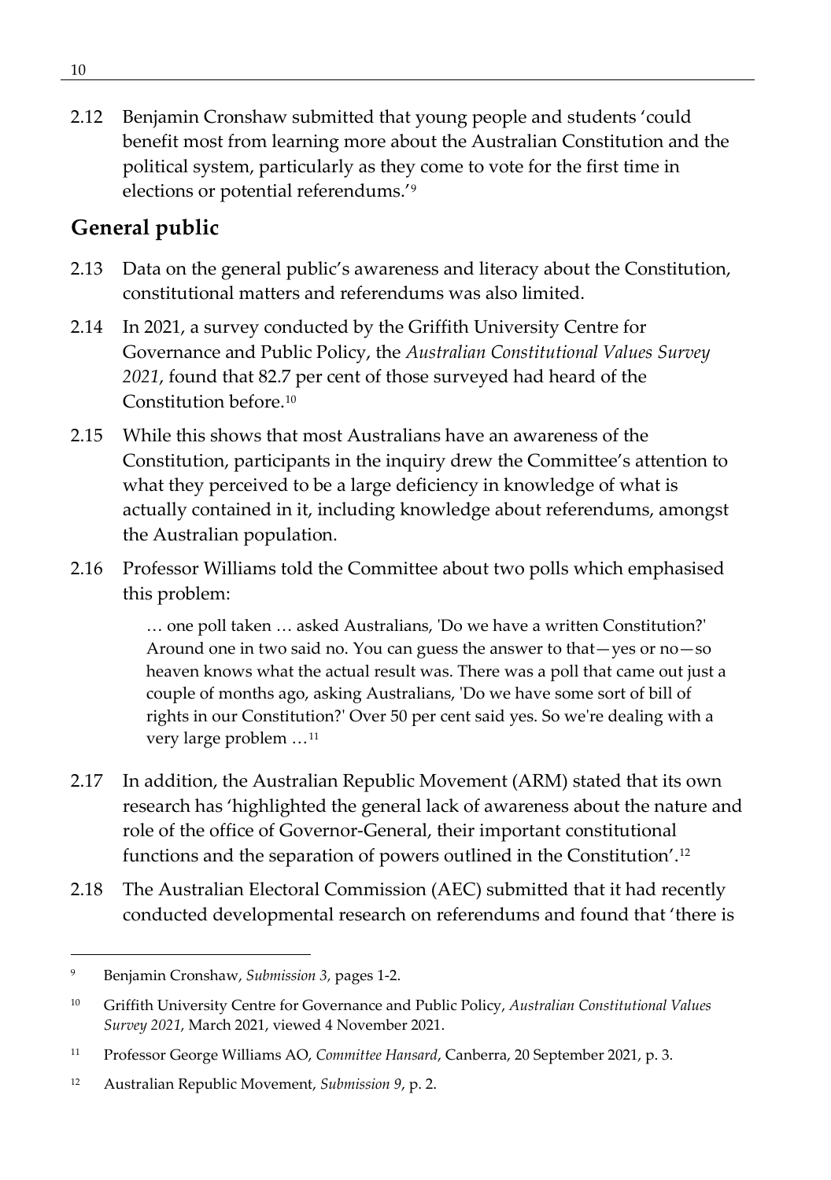2.12 Benjamin Cronshaw submitted that young people and students 'could benefit most from learning more about the Australian Constitution and the political system, particularly as they come to vote for the first time in elections or potential referendums.'[9]

## General public

2.13 Data on the general public's awareness and literacy about the Constitution, constitutional matters and referendums was also limited.

2.14 In 2021, a survey conducted by the Griffith University Centre for Governance and Public Policy, the *Australian Constitutional Values Survey 2021*, found that 82.7 per cent of those surveyed had heard of the Constitution before.[10]

2.15 While this shows that most Australians have an awareness of the Constitution, participants in the inquiry drew the Committee's attention to what they perceived to be a large deficiency in knowledge of what is actually contained in it, including knowledge about referendums, amongst the Australian population.

2.16 Professor Williams told the Committee about two polls which emphasised this problem:

> … one poll taken … asked Australians, 'Do we have a written Constitution?' Around one in two said no. You can guess the answer to that—yes or no—so heaven knows what the actual result was. There was a poll that came out just a couple of months ago, asking Australians, 'Do we have some sort of bill of rights in our Constitution?' Over 50 per cent said yes. So we're dealing with a very large problem …[11]

2.17 In addition, the Australian Republic Movement (ARM) stated that its own research has 'highlighted the general lack of awareness about the nature and role of the office of Governor-General, their important constitutional functions and the separation of powers outlined in the Constitution'.[12]

2.18 The Australian Electoral Commission (AEC) submitted that it had recently conducted developmental research on referendums and found that 'there is

---

[9] Benjamin Cronshaw, *Submission 3,* pages 1-2.

[10] Griffith University Centre for Governance and Public Policy, *Australian Constitutional Values Survey 2021*, March 2021, viewed 4 November 2021.

[11] Professor George Williams AO, *Committee Hansard*, Canberra, 20 September 2021, p. 3.

[12] Australian Republic Movement, *Submission 9*, p. 2.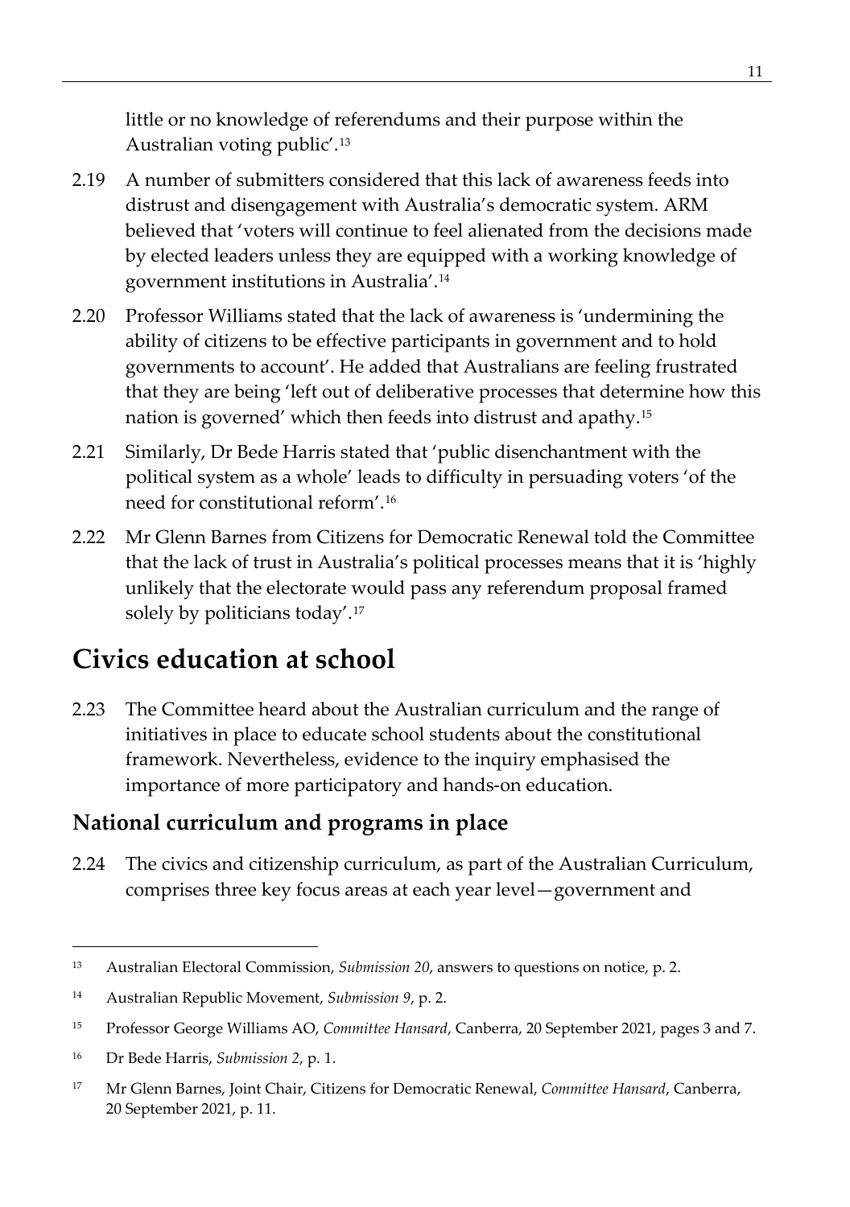little or no knowledge of referendums and their purpose within the Australian voting public'.[13]

2.19 A number of submitters considered that this lack of awareness feeds into distrust and disengagement with Australia's democratic system. ARM believed that 'voters will continue to feel alienated from the decisions made by elected leaders unless they are equipped with a working knowledge of government institutions in Australia'.[14]

2.20 Professor Williams stated that the lack of awareness is 'undermining the ability of citizens to be effective participants in government and to hold governments to account'. He added that Australians are feeling frustrated that they are being 'left out of deliberative processes that determine how this nation is governed' which then feeds into distrust and apathy.[15]

2.21 Similarly, Dr Bede Harris stated that 'public disenchantment with the political system as a whole' leads to difficulty in persuading voters 'of the need for constitutional reform'.[16]

2.22 Mr Glenn Barnes from Citizens for Democratic Renewal told the Committee that the lack of trust in Australia's political processes means that it is 'highly unlikely that the electorate would pass any referendum proposal framed solely by politicians today'.[17]

# Civics education at school

2.23 The Committee heard about the Australian curriculum and the range of initiatives in place to educate school students about the constitutional framework. Nevertheless, evidence to the inquiry emphasised the importance of more participatory and hands-on education.

## National curriculum and programs in place

2.24 The civics and citizenship curriculum, as part of the Australian Curriculum, comprises three key focus areas at each year level—government and

---

13 Australian Electoral Commission, *Submission 20*, answers to questions on notice, p. 2.

14 Australian Republic Movement, *Submission 9*, p. 2.

15 Professor George Williams AO, *Committee Hansard*, Canberra, 20 September 2021, pages 3 and 7.

16 Dr Bede Harris, *Submission 2*, p. 1.

17 Mr Glenn Barnes, Joint Chair, Citizens for Democratic Renewal, *Committee Hansard*, Canberra, 20 September 2021, p. 11.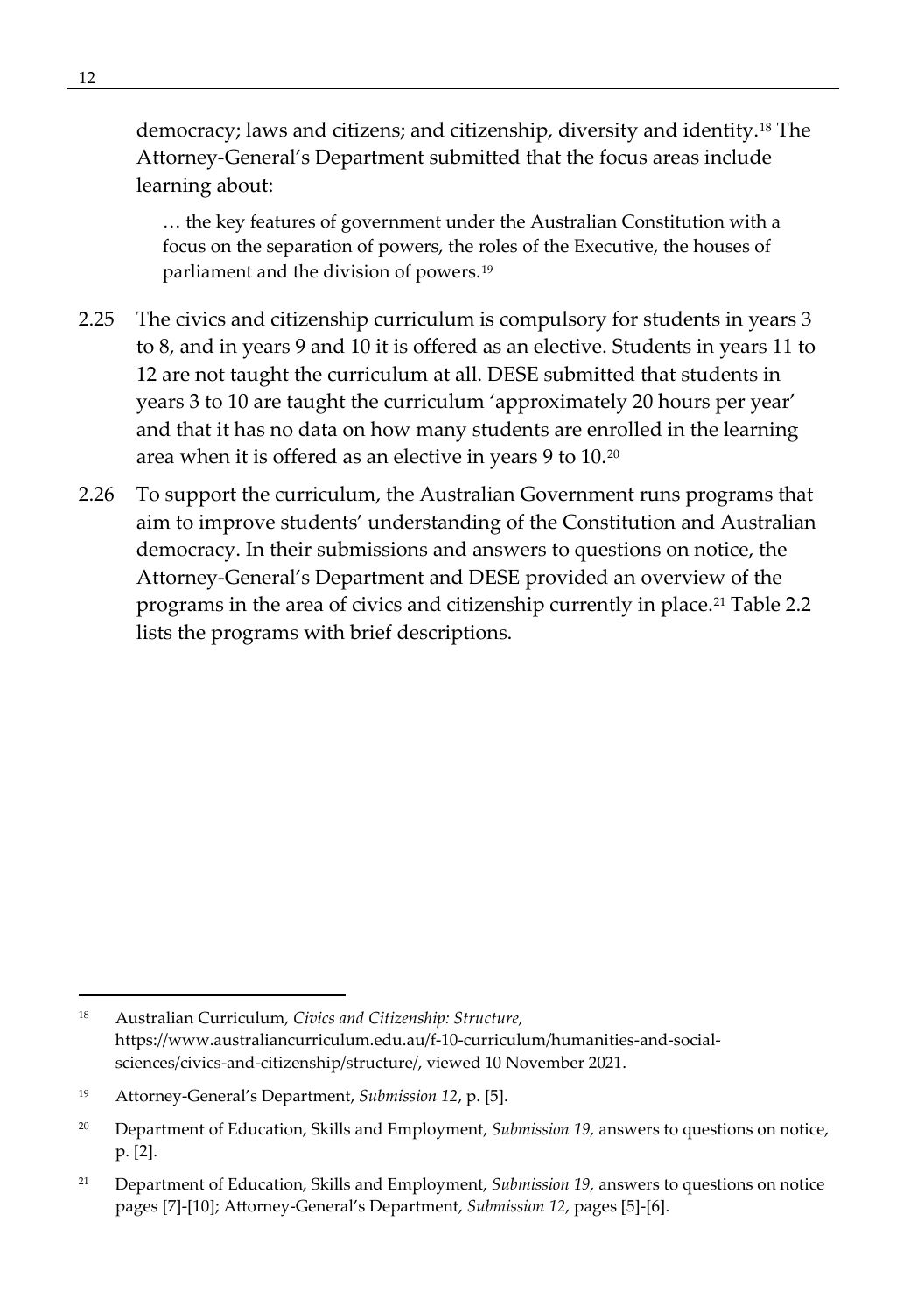democracy; laws and citizens; and citizenship, diversity and identity.[18] The Attorney-General's Department submitted that the focus areas include learning about:

> … the key features of government under the Australian Constitution with a focus on the separation of powers, the roles of the Executive, the houses of parliament and the division of powers.[19]

2.25 The civics and citizenship curriculum is compulsory for students in years 3 to 8, and in years 9 and 10 it is offered as an elective. Students in years 11 to 12 are not taught the curriculum at all. DESE submitted that students in years 3 to 10 are taught the curriculum 'approximately 20 hours per year' and that it has no data on how many students are enrolled in the learning area when it is offered as an elective in years 9 to 10.[20]

2.26 To support the curriculum, the Australian Government runs programs that aim to improve students' understanding of the Constitution and Australian democracy. In their submissions and answers to questions on notice, the Attorney-General's Department and DESE provided an overview of the programs in the area of civics and citizenship currently in place.[21] Table 2.2 lists the programs with brief descriptions.

---

[18] Australian Curriculum, *Civics and Citizenship: Structure*, https://www.australiancurriculum.edu.au/f-10-curriculum/humanities-and-social-sciences/civics-and-citizenship/structure/, viewed 10 November 2021.

[19] Attorney-General's Department, *Submission 12*, p. [5].

[20] Department of Education, Skills and Employment, *Submission 19,* answers to questions on notice, p. [2].

[21] Department of Education, Skills and Employment, *Submission 19,* answers to questions on notice pages [7]-[10]; Attorney-General's Department, *Submission 12*, pages [5]-[6].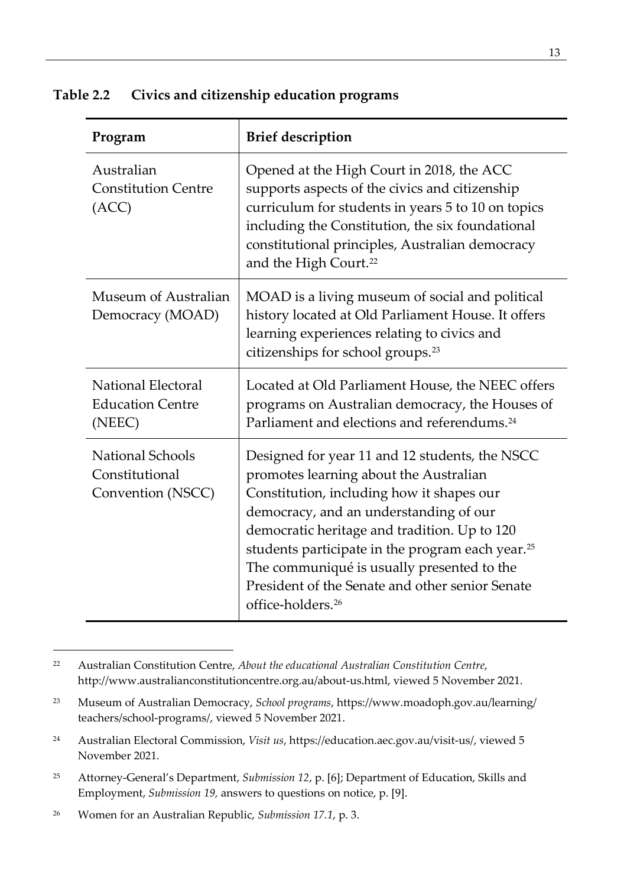**Table 2.2 Civics and citizenship education programs**

| Program | Brief description |
|---|---|
| Australian Constitution Centre (ACC) | Opened at the High Court in 2018, the ACC supports aspects of the civics and citizenship curriculum for students in years 5 to 10 on topics including the Constitution, the six foundational constitutional principles, Australian democracy and the High Court.[22] |
| Museum of Australian Democracy (MOAD) | MOAD is a living museum of social and political history located at Old Parliament House. It offers learning experiences relating to civics and citizenships for school groups.[23] |
| National Electoral Education Centre (NEEC) | Located at Old Parliament House, the NEEC offers programs on Australian democracy, the Houses of Parliament and elections and referendums.[24] |
| National Schools Constitutional Convention (NSCC) | Designed for year 11 and 12 students, the NSCC promotes learning about the Australian Constitution, including how it shapes our democracy, and an understanding of our democratic heritage and tradition. Up to 120 students participate in the program each year.[25] The communiqué is usually presented to the President of the Senate and other senior Senate office-holders.[26] |

---

22 Australian Constitution Centre, *About the educational Australian Constitution Centre*, http://www.australianconstitutioncentre.org.au/about-us.html, viewed 5 November 2021.

23 Museum of Australian Democracy, *School programs*, https://www.moadoph.gov.au/learning/teachers/school-programs/, viewed 5 November 2021.

24 Australian Electoral Commission, *Visit us*, https://education.aec.gov.au/visit-us/, viewed 5 November 2021.

25 Attorney-General's Department, *Submission 12*, p. [6]; Department of Education, Skills and Employment, *Submission 19,* answers to questions on notice, p. [9].

26 Women for an Australian Republic, *Submission 17.1*, p. 3.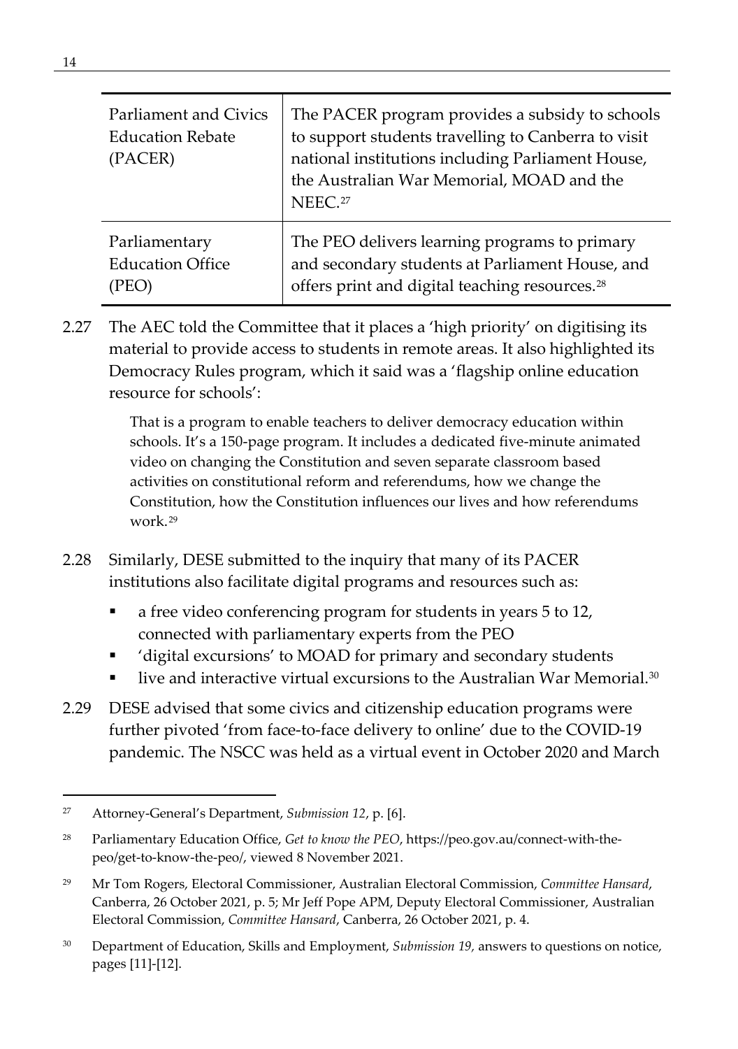| | |
|---|---|
| Parliament and Civics Education Rebate (PACER) | The PACER program provides a subsidy to schools to support students travelling to Canberra to visit national institutions including Parliament House, the Australian War Memorial, MOAD and the NEEC.[27] |
| Parliamentary Education Office (PEO) | The PEO delivers learning programs to primary and secondary students at Parliament House, and offers print and digital teaching resources.[28] |

2.27 The AEC told the Committee that it places a 'high priority' on digitising its material to provide access to students in remote areas. It also highlighted its Democracy Rules program, which it said was a 'flagship online education resource for schools':

> That is a program to enable teachers to deliver democracy education within schools. It's a 150-page program. It includes a dedicated five-minute animated video on changing the Constitution and seven separate classroom based activities on constitutional reform and referendums, how we change the Constitution, how the Constitution influences our lives and how referendums work.[29]

2.28 Similarly, DESE submitted to the inquiry that many of its PACER institutions also facilitate digital programs and resources such as:

- a free video conferencing program for students in years 5 to 12, connected with parliamentary experts from the PEO
- 'digital excursions' to MOAD for primary and secondary students
- live and interactive virtual excursions to the Australian War Memorial.[30]

2.29 DESE advised that some civics and citizenship education programs were further pivoted 'from face-to-face delivery to online' due to the COVID-19 pandemic. The NSCC was held as a virtual event in October 2020 and March

---

[27] Attorney-General's Department, *Submission 12*, p. [6].

[28] Parliamentary Education Office, *Get to know the PEO*, https://peo.gov.au/connect-with-the-peo/get-to-know-the-peo/, viewed 8 November 2021.

[29] Mr Tom Rogers, Electoral Commissioner, Australian Electoral Commission, *Committee Hansard*, Canberra, 26 October 2021, p. 5; Mr Jeff Pope APM, Deputy Electoral Commissioner, Australian Electoral Commission, *Committee Hansard*, Canberra, 26 October 2021, p. 4.

[30] Department of Education, Skills and Employment, *Submission 19*, answers to questions on notice, pages [11]-[12].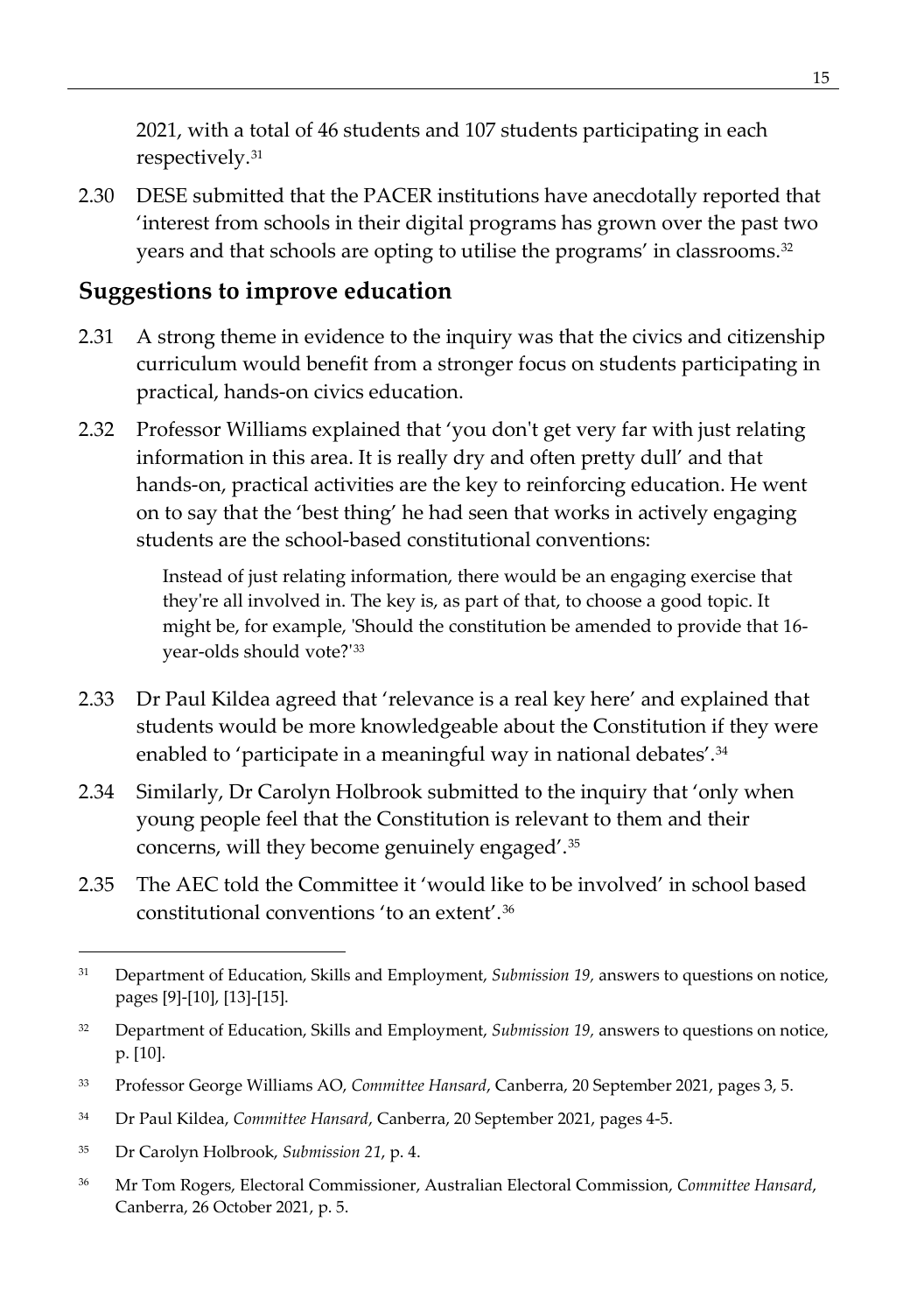2021, with a total of 46 students and 107 students participating in each respectively.[31]

2.30 DESE submitted that the PACER institutions have anecdotally reported that 'interest from schools in their digital programs has grown over the past two years and that schools are opting to utilise the programs' in classrooms.[32]

## Suggestions to improve education

2.31 A strong theme in evidence to the inquiry was that the civics and citizenship curriculum would benefit from a stronger focus on students participating in practical, hands-on civics education.

2.32 Professor Williams explained that 'you don't get very far with just relating information in this area. It is really dry and often pretty dull' and that hands-on, practical activities are the key to reinforcing education. He went on to say that the 'best thing' he had seen that works in actively engaging students are the school-based constitutional conventions:

> Instead of just relating information, there would be an engaging exercise that they're all involved in. The key is, as part of that, to choose a good topic. It might be, for example, 'Should the constitution be amended to provide that 16-year-olds should vote?'[33]

2.33 Dr Paul Kildea agreed that 'relevance is a real key here' and explained that students would be more knowledgeable about the Constitution if they were enabled to 'participate in a meaningful way in national debates'.[34]

2.34 Similarly, Dr Carolyn Holbrook submitted to the inquiry that 'only when young people feel that the Constitution is relevant to them and their concerns, will they become genuinely engaged'.[35]

2.35 The AEC told the Committee it 'would like to be involved' in school based constitutional conventions 'to an extent'.[36]

---

[31] Department of Education, Skills and Employment, *Submission 19,* answers to questions on notice, pages [9]-[10], [13]-[15].

[32] Department of Education, Skills and Employment, *Submission 19,* answers to questions on notice, p. [10].

[33] Professor George Williams AO, *Committee Hansard*, Canberra, 20 September 2021, pages 3, 5.

[34] Dr Paul Kildea, *Committee Hansard*, Canberra, 20 September 2021, pages 4-5.

[35] Dr Carolyn Holbrook, *Submission 21*, p. 4.

[36] Mr Tom Rogers, Electoral Commissioner, Australian Electoral Commission, *Committee Hansard*, Canberra, 26 October 2021, p. 5.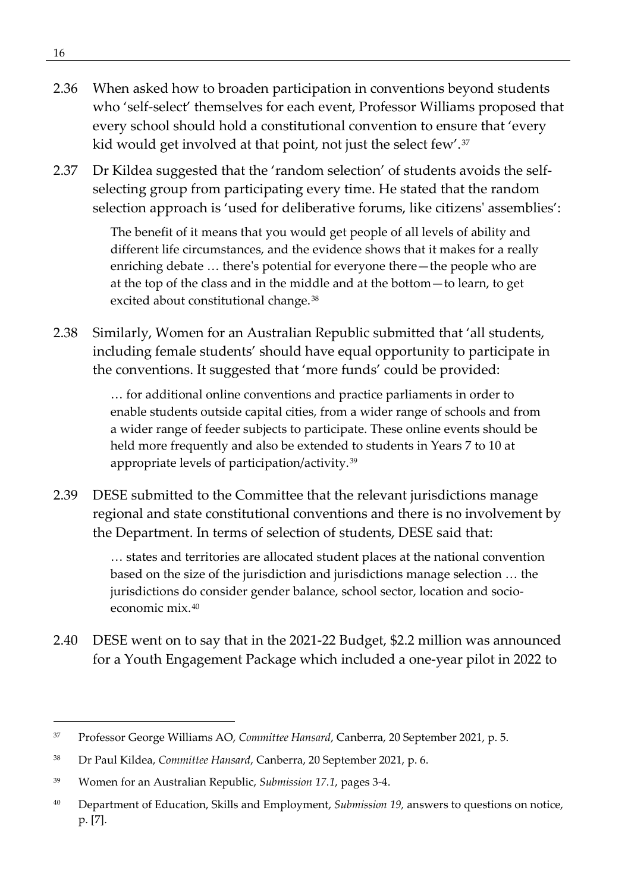2.36 When asked how to broaden participation in conventions beyond students who 'self-select' themselves for each event, Professor Williams proposed that every school should hold a constitutional convention to ensure that 'every kid would get involved at that point, not just the select few'.[37]

2.37 Dr Kildea suggested that the 'random selection' of students avoids the self-selecting group from participating every time. He stated that the random selection approach is 'used for deliberative forums, like citizens' assemblies':

> The benefit of it means that you would get people of all levels of ability and different life circumstances, and the evidence shows that it makes for a really enriching debate … there's potential for everyone there—the people who are at the top of the class and in the middle and at the bottom—to learn, to get excited about constitutional change.[38]

2.38 Similarly, Women for an Australian Republic submitted that 'all students, including female students' should have equal opportunity to participate in the conventions. It suggested that 'more funds' could be provided:

> … for additional online conventions and practice parliaments in order to enable students outside capital cities, from a wider range of schools and from a wider range of feeder subjects to participate. These online events should be held more frequently and also be extended to students in Years 7 to 10 at appropriate levels of participation/activity.[39]

2.39 DESE submitted to the Committee that the relevant jurisdictions manage regional and state constitutional conventions and there is no involvement by the Department. In terms of selection of students, DESE said that:

> … states and territories are allocated student places at the national convention based on the size of the jurisdiction and jurisdictions manage selection … the jurisdictions do consider gender balance, school sector, location and socio-economic mix.[40]

2.40 DESE went on to say that in the 2021-22 Budget, $2.2 million was announced for a Youth Engagement Package which included a one-year pilot in 2022 to

---

[37] Professor George Williams AO, *Committee Hansard*, Canberra, 20 September 2021, p. 5.

[38] Dr Paul Kildea, *Committee Hansard*, Canberra, 20 September 2021, p. 6.

[39] Women for an Australian Republic, *Submission 17.1*, pages 3-4.

[40] Department of Education, Skills and Employment, *Submission 19*, answers to questions on notice, p. [7].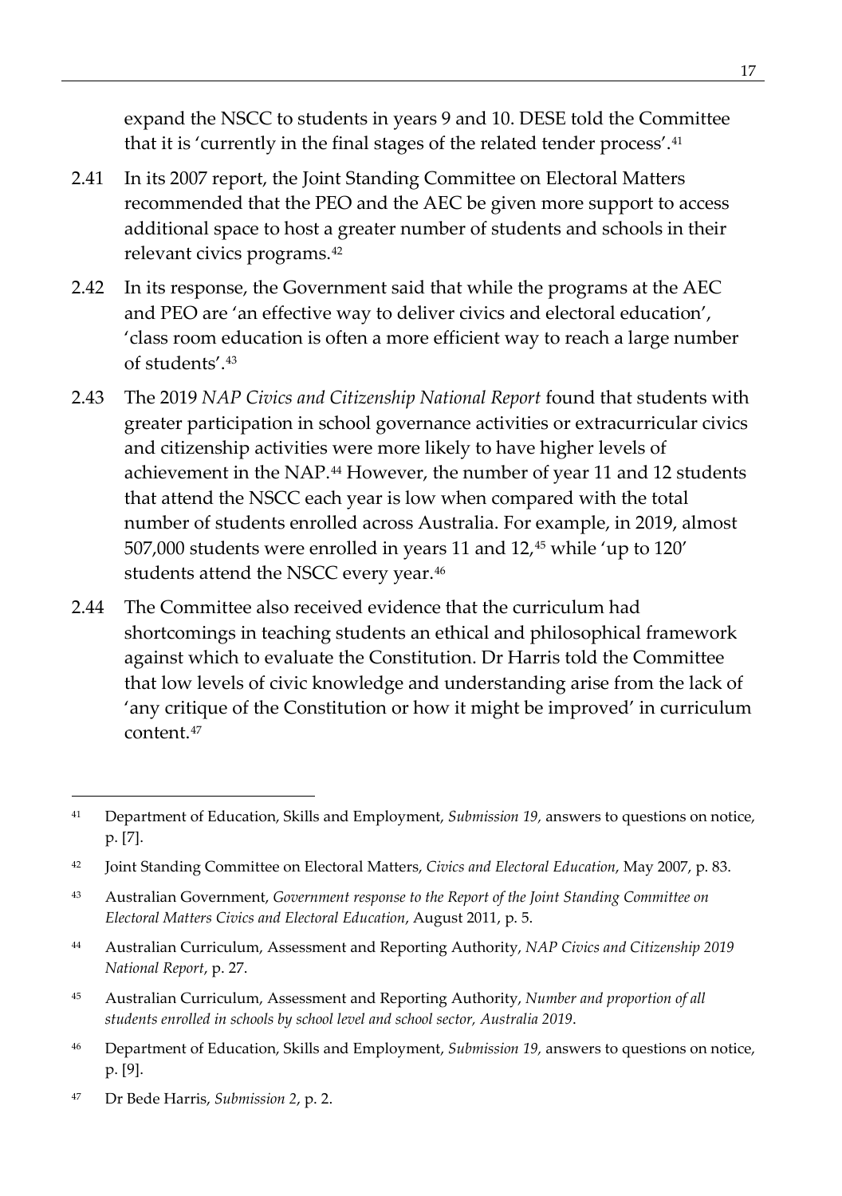expand the NSCC to students in years 9 and 10. DESE told the Committee that it is 'currently in the final stages of the related tender process'.[41]

2.41 In its 2007 report, the Joint Standing Committee on Electoral Matters recommended that the PEO and the AEC be given more support to access additional space to host a greater number of students and schools in their relevant civics programs.[42]

2.42 In its response, the Government said that while the programs at the AEC and PEO are 'an effective way to deliver civics and electoral education', 'class room education is often a more efficient way to reach a large number of students'.[43]

2.43 The 2019 *NAP Civics and Citizenship National Report* found that students with greater participation in school governance activities or extracurricular civics and citizenship activities were more likely to have higher levels of achievement in the NAP.[44] However, the number of year 11 and 12 students that attend the NSCC each year is low when compared with the total number of students enrolled across Australia. For example, in 2019, almost 507,000 students were enrolled in years 11 and 12,[45] while 'up to 120' students attend the NSCC every year.[46]

2.44 The Committee also received evidence that the curriculum had shortcomings in teaching students an ethical and philosophical framework against which to evaluate the Constitution. Dr Harris told the Committee that low levels of civic knowledge and understanding arise from the lack of 'any critique of the Constitution or how it might be improved' in curriculum content.[47]

---

41 Department of Education, Skills and Employment, *Submission 19,* answers to questions on notice, p. [7].

42 Joint Standing Committee on Electoral Matters, *Civics and Electoral Education*, May 2007, p. 83.

43 Australian Government, *Government response to the Report of the Joint Standing Committee on Electoral Matters Civics and Electoral Education*, August 2011, p. 5.

44 Australian Curriculum, Assessment and Reporting Authority, *NAP Civics and Citizenship 2019 National Report*, p. 27.

45 Australian Curriculum, Assessment and Reporting Authority, *Number and proportion of all students enrolled in schools by school level and school sector, Australia 2019*.

46 Department of Education, Skills and Employment, *Submission 19,* answers to questions on notice, p. [9].

47 Dr Bede Harris, *Submission 2*, p. 2.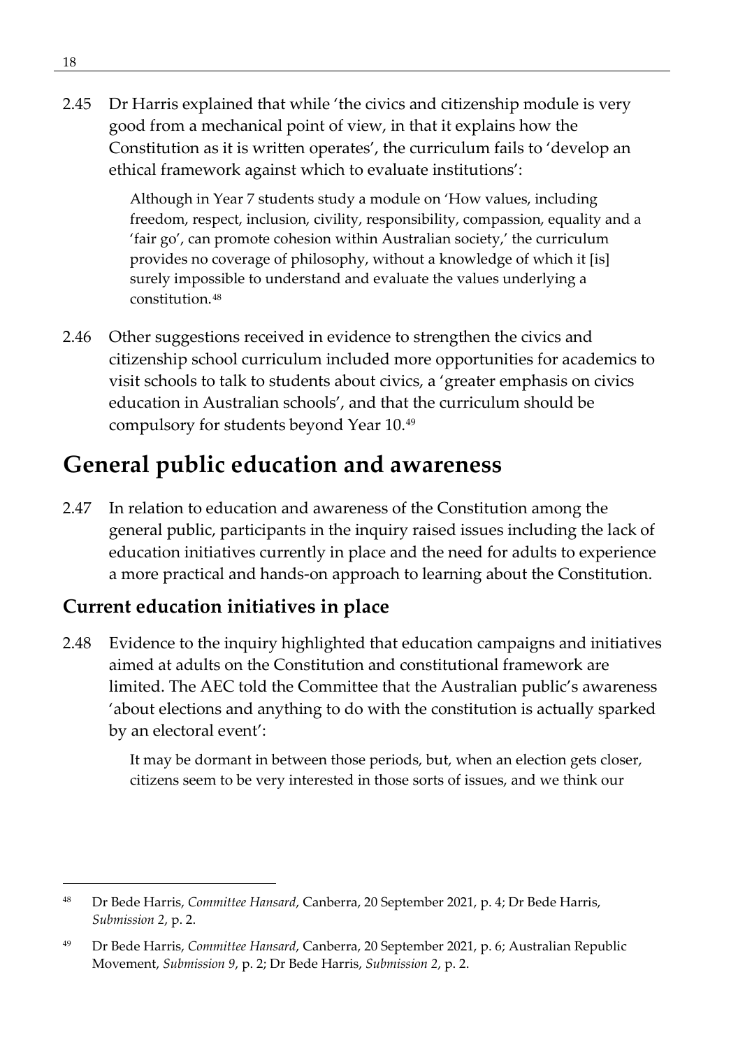2.45 Dr Harris explained that while 'the civics and citizenship module is very good from a mechanical point of view, in that it explains how the Constitution as it is written operates', the curriculum fails to 'develop an ethical framework against which to evaluate institutions':

> Although in Year 7 students study a module on 'How values, including freedom, respect, inclusion, civility, responsibility, compassion, equality and a 'fair go', can promote cohesion within Australian society,' the curriculum provides no coverage of philosophy, without a knowledge of which it [is] surely impossible to understand and evaluate the values underlying a constitution.[48]

2.46 Other suggestions received in evidence to strengthen the civics and citizenship school curriculum included more opportunities for academics to visit schools to talk to students about civics, a 'greater emphasis on civics education in Australian schools', and that the curriculum should be compulsory for students beyond Year 10.[49]

# General public education and awareness

2.47 In relation to education and awareness of the Constitution among the general public, participants in the inquiry raised issues including the lack of education initiatives currently in place and the need for adults to experience a more practical and hands-on approach to learning about the Constitution.

## Current education initiatives in place

2.48 Evidence to the inquiry highlighted that education campaigns and initiatives aimed at adults on the Constitution and constitutional framework are limited. The AEC told the Committee that the Australian public's awareness 'about elections and anything to do with the constitution is actually sparked by an electoral event':

> It may be dormant in between those periods, but, when an election gets closer, citizens seem to be very interested in those sorts of issues, and we think our

---

[48] Dr Bede Harris, *Committee Hansard*, Canberra, 20 September 2021, p. 4; Dr Bede Harris, *Submission 2*, p. 2.

[49] Dr Bede Harris, *Committee Hansard*, Canberra, 20 September 2021, p. 6; Australian Republic Movement, *Submission 9*, p. 2; Dr Bede Harris, *Submission 2*, p. 2.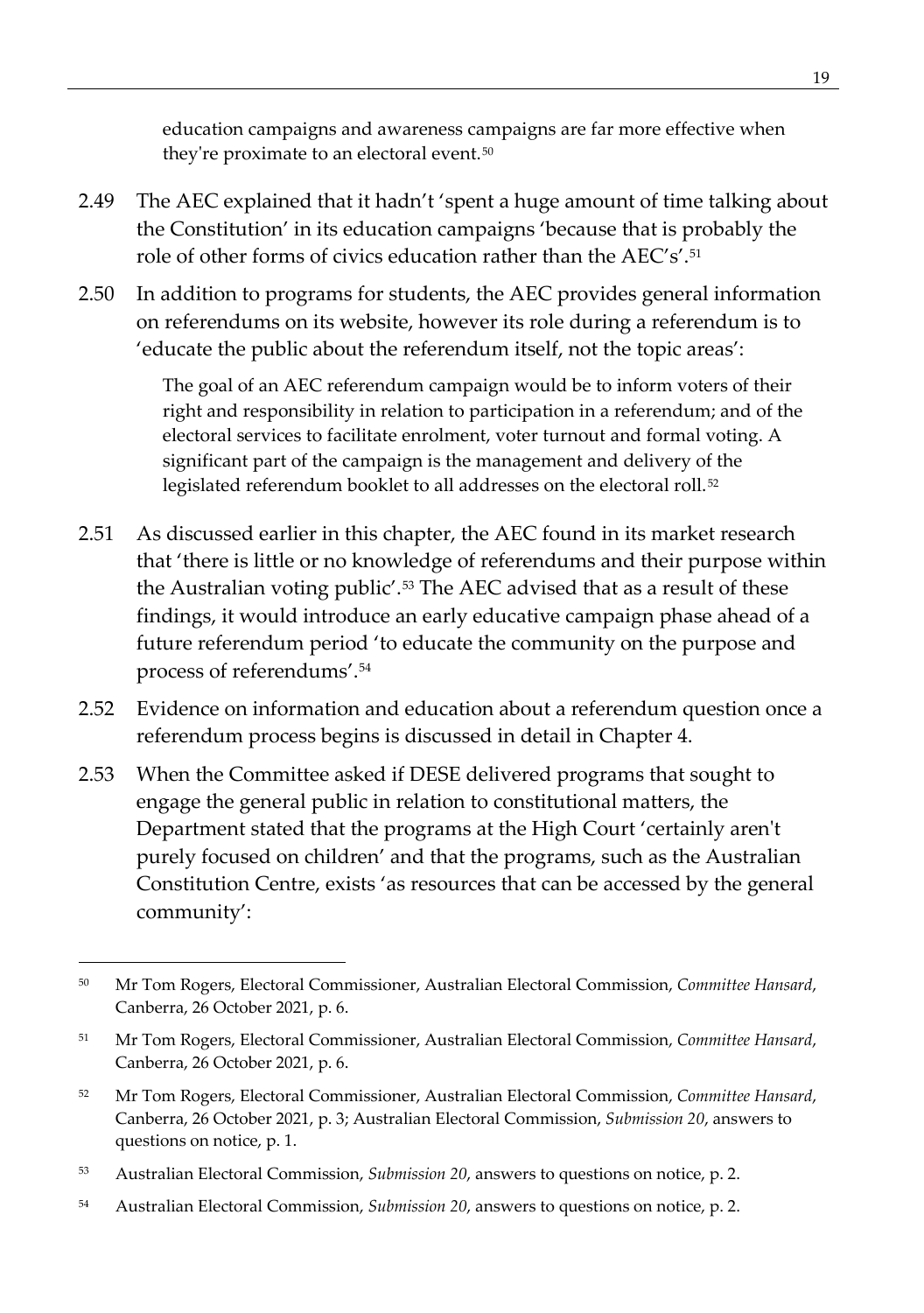> education campaigns and awareness campaigns are far more effective when they're proximate to an electoral event.[50]

2.49 The AEC explained that it hadn't 'spent a huge amount of time talking about the Constitution' in its education campaigns 'because that is probably the role of other forms of civics education rather than the AEC's'.[51]

2.50 In addition to programs for students, the AEC provides general information on referendums on its website, however its role during a referendum is to 'educate the public about the referendum itself, not the topic areas':

> The goal of an AEC referendum campaign would be to inform voters of their right and responsibility in relation to participation in a referendum; and of the electoral services to facilitate enrolment, voter turnout and formal voting. A significant part of the campaign is the management and delivery of the legislated referendum booklet to all addresses on the electoral roll.[52]

2.51 As discussed earlier in this chapter, the AEC found in its market research that 'there is little or no knowledge of referendums and their purpose within the Australian voting public'.[53] The AEC advised that as a result of these findings, it would introduce an early educative campaign phase ahead of a future referendum period 'to educate the community on the purpose and process of referendums'.[54]

2.52 Evidence on information and education about a referendum question once a referendum process begins is discussed in detail in Chapter 4.

2.53 When the Committee asked if DESE delivered programs that sought to engage the general public in relation to constitutional matters, the Department stated that the programs at the High Court 'certainly aren't purely focused on children' and that the programs, such as the Australian Constitution Centre, exists 'as resources that can be accessed by the general community':

---

[50] Mr Tom Rogers, Electoral Commissioner, Australian Electoral Commission, *Committee Hansard*, Canberra, 26 October 2021, p. 6.

[51] Mr Tom Rogers, Electoral Commissioner, Australian Electoral Commission, *Committee Hansard*, Canberra, 26 October 2021, p. 6.

[52] Mr Tom Rogers, Electoral Commissioner, Australian Electoral Commission, *Committee Hansard*, Canberra, 26 October 2021, p. 3; Australian Electoral Commission, *Submission 20*, answers to questions on notice, p. 1.

[53] Australian Electoral Commission, *Submission 20*, answers to questions on notice, p. 2.

[54] Australian Electoral Commission, *Submission 20*, answers to questions on notice, p. 2.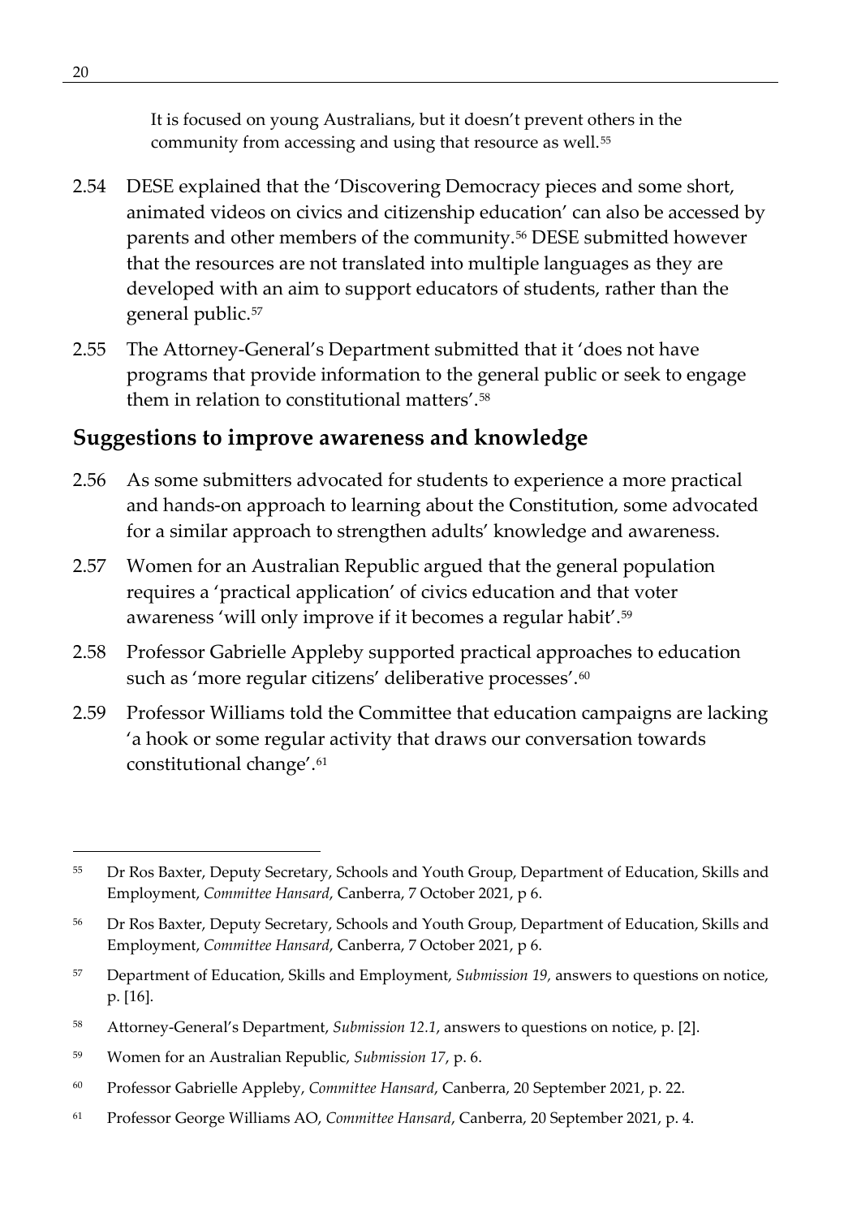It is focused on young Australians, but it doesn't prevent others in the community from accessing and using that resource as well.[55]

2.54 DESE explained that the 'Discovering Democracy pieces and some short, animated videos on civics and citizenship education' can also be accessed by parents and other members of the community.[56] DESE submitted however that the resources are not translated into multiple languages as they are developed with an aim to support educators of students, rather than the general public.[57]

2.55 The Attorney-General's Department submitted that it 'does not have programs that provide information to the general public or seek to engage them in relation to constitutional matters'.[58]

## Suggestions to improve awareness and knowledge

2.56 As some submitters advocated for students to experience a more practical and hands-on approach to learning about the Constitution, some advocated for a similar approach to strengthen adults' knowledge and awareness.

2.57 Women for an Australian Republic argued that the general population requires a 'practical application' of civics education and that voter awareness 'will only improve if it becomes a regular habit'.[59]

2.58 Professor Gabrielle Appleby supported practical approaches to education such as 'more regular citizens' deliberative processes'.[60]

2.59 Professor Williams told the Committee that education campaigns are lacking 'a hook or some regular activity that draws our conversation towards constitutional change'.[61]

---

[55] Dr Ros Baxter, Deputy Secretary, Schools and Youth Group, Department of Education, Skills and Employment, *Committee Hansard*, Canberra, 7 October 2021, p 6.

[56] Dr Ros Baxter, Deputy Secretary, Schools and Youth Group, Department of Education, Skills and Employment, *Committee Hansard*, Canberra, 7 October 2021, p 6.

[57] Department of Education, Skills and Employment, *Submission 19,* answers to questions on notice, p. [16].

[58] Attorney-General's Department, *Submission 12.1*, answers to questions on notice, p. [2].

[59] Women for an Australian Republic, *Submission 17*, p. 6.

[60] Professor Gabrielle Appleby, *Committee Hansard*, Canberra, 20 September 2021, p. 22.

[61] Professor George Williams AO, *Committee Hansard*, Canberra, 20 September 2021, p. 4.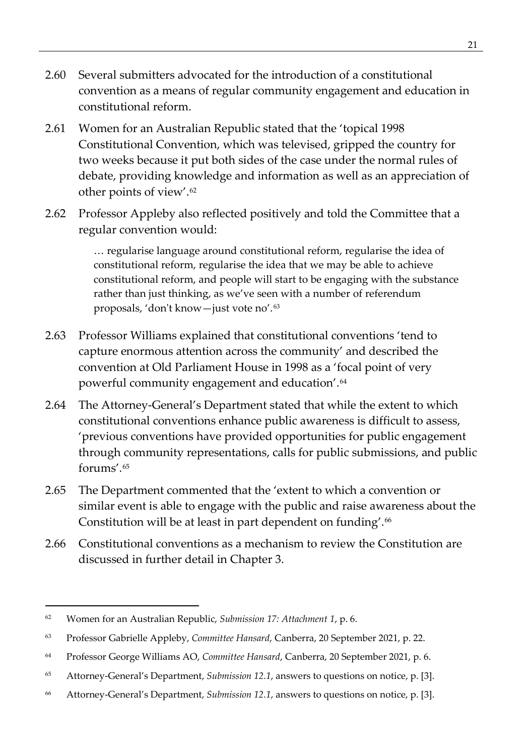2.60 Several submitters advocated for the introduction of a constitutional convention as a means of regular community engagement and education in constitutional reform.

2.61 Women for an Australian Republic stated that the 'topical 1998 Constitutional Convention, which was televised, gripped the country for two weeks because it put both sides of the case under the normal rules of debate, providing knowledge and information as well as an appreciation of other points of view'.[62]

2.62 Professor Appleby also reflected positively and told the Committee that a regular convention would:

> … regularise language around constitutional reform, regularise the idea of constitutional reform, regularise the idea that we may be able to achieve constitutional reform, and people will start to be engaging with the substance rather than just thinking, as we've seen with a number of referendum proposals, 'don't know—just vote no'.[63]

2.63 Professor Williams explained that constitutional conventions 'tend to capture enormous attention across the community' and described the convention at Old Parliament House in 1998 as a 'focal point of very powerful community engagement and education'.[64]

2.64 The Attorney-General's Department stated that while the extent to which constitutional conventions enhance public awareness is difficult to assess, 'previous conventions have provided opportunities for public engagement through community representations, calls for public submissions, and public forums'.[65]

2.65 The Department commented that the 'extent to which a convention or similar event is able to engage with the public and raise awareness about the Constitution will be at least in part dependent on funding'.[66]

2.66 Constitutional conventions as a mechanism to review the Constitution are discussed in further detail in Chapter 3.

---

[62] Women for an Australian Republic, *Submission 17: Attachment 1*, p. 6.

[63] Professor Gabrielle Appleby, *Committee Hansard*, Canberra, 20 September 2021, p. 22.

[64] Professor George Williams AO, *Committee Hansard*, Canberra, 20 September 2021, p. 6.

[65] Attorney-General's Department, *Submission 12.1*, answers to questions on notice, p. [3].

[66] Attorney-General's Department, *Submission 12.1*, answers to questions on notice, p. [3].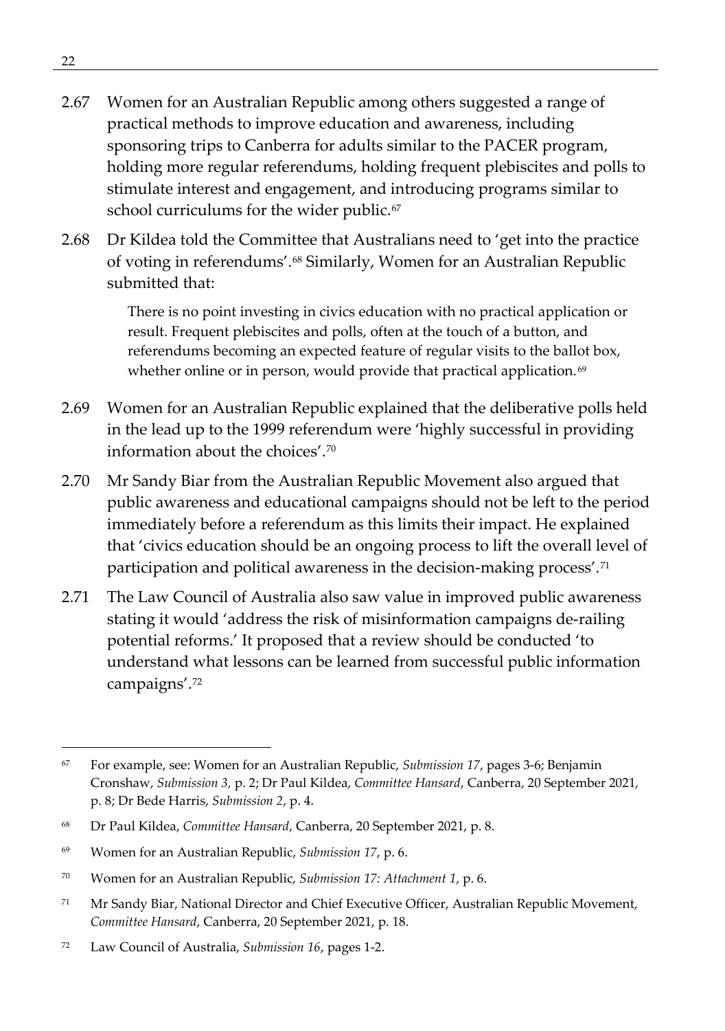2.67 Women for an Australian Republic among others suggested a range of practical methods to improve education and awareness, including sponsoring trips to Canberra for adults similar to the PACER program, holding more regular referendums, holding frequent plebiscites and polls to stimulate interest and engagement, and introducing programs similar to school curriculums for the wider public.[67]

2.68 Dr Kildea told the Committee that Australians need to 'get into the practice of voting in referendums'.[68] Similarly, Women for an Australian Republic submitted that:

> There is no point investing in civics education with no practical application or result. Frequent plebiscites and polls, often at the touch of a button, and referendums becoming an expected feature of regular visits to the ballot box, whether online or in person, would provide that practical application.[69]

2.69 Women for an Australian Republic explained that the deliberative polls held in the lead up to the 1999 referendum were 'highly successful in providing information about the choices'.[70]

2.70 Mr Sandy Biar from the Australian Republic Movement also argued that public awareness and educational campaigns should not be left to the period immediately before a referendum as this limits their impact. He explained that 'civics education should be an ongoing process to lift the overall level of participation and political awareness in the decision-making process'.[71]

2.71 The Law Council of Australia also saw value in improved public awareness stating it would 'address the risk of misinformation campaigns de-railing potential reforms.' It proposed that a review should be conducted 'to understand what lessons can be learned from successful public information campaigns'.[72]

---

[67] For example, see: Women for an Australian Republic, *Submission 17*, pages 3-6; Benjamin Cronshaw, *Submission 3*, p. 2; Dr Paul Kildea, *Committee Hansard*, Canberra, 20 September 2021, p. 8; Dr Bede Harris, *Submission 2*, p. 4.

[68] Dr Paul Kildea, *Committee Hansard*, Canberra, 20 September 2021, p. 8.

[69] Women for an Australian Republic, *Submission 17*, p. 6.

[70] Women for an Australian Republic, *Submission 17: Attachment 1*, p. 6.

[71] Mr Sandy Biar, National Director and Chief Executive Officer, Australian Republic Movement, *Committee Hansard*, Canberra, 20 September 2021, p. 18.

[72] Law Council of Australia, *Submission 16*, pages 1-2.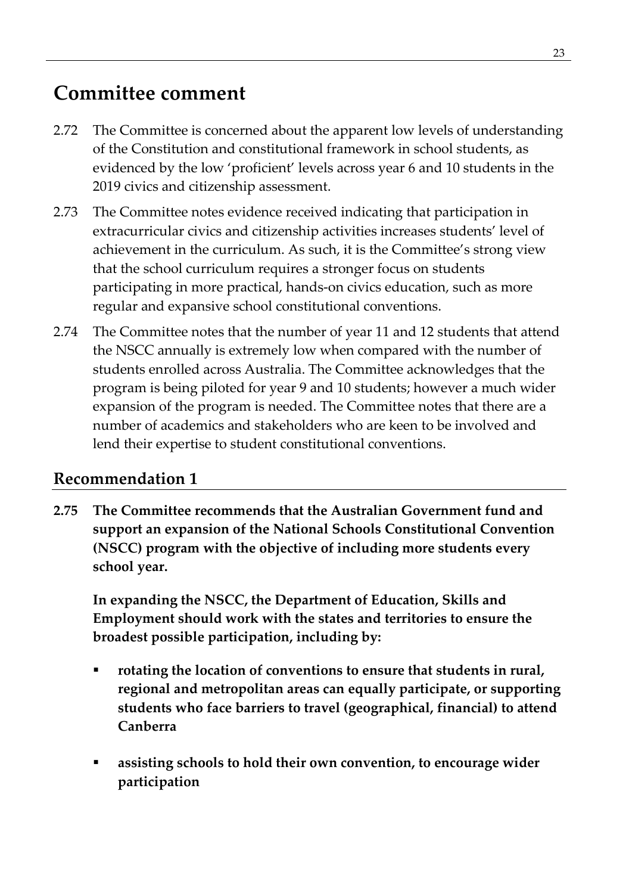## Committee comment

2.72 The Committee is concerned about the apparent low levels of understanding of the Constitution and constitutional framework in school students, as evidenced by the low 'proficient' levels across year 6 and 10 students in the 2019 civics and citizenship assessment.

2.73 The Committee notes evidence received indicating that participation in extracurricular civics and citizenship activities increases students' level of achievement in the curriculum. As such, it is the Committee's strong view that the school curriculum requires a stronger focus on students participating in more practical, hands-on civics education, such as more regular and expansive school constitutional conventions.

2.74 The Committee notes that the number of year 11 and 12 students that attend the NSCC annually is extremely low when compared with the number of students enrolled across Australia. The Committee acknowledges that the program is being piloted for year 9 and 10 students; however a much wider expansion of the program is needed. The Committee notes that there are a number of academics and stakeholders who are keen to be involved and lend their expertise to student constitutional conventions.

### Recommendation 1

**2.75 The Committee recommends that the Australian Government fund and support an expansion of the National Schools Constitutional Convention (NSCC) program with the objective of including more students every school year.**

**In expanding the NSCC, the Department of Education, Skills and Employment should work with the states and territories to ensure the broadest possible participation, including by:**

- **rotating the location of conventions to ensure that students in rural, regional and metropolitan areas can equally participate, or supporting students who face barriers to travel (geographical, financial) to attend Canberra**
- **assisting schools to hold their own convention, to encourage wider participation**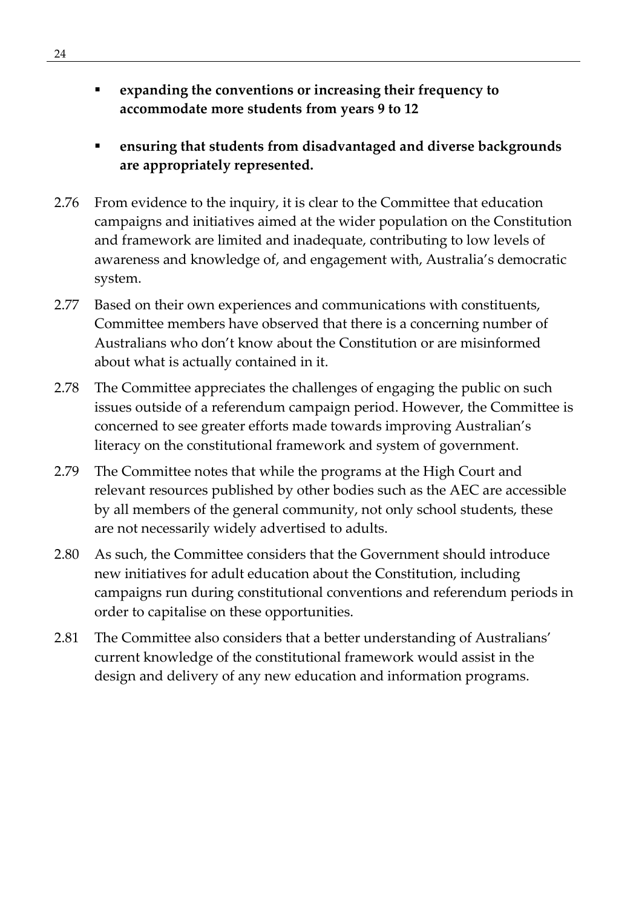- **expanding the conventions or increasing their frequency to accommodate more students from years 9 to 12**

- **ensuring that students from disadvantaged and diverse backgrounds are appropriately represented.**

2.76 From evidence to the inquiry, it is clear to the Committee that education campaigns and initiatives aimed at the wider population on the Constitution and framework are limited and inadequate, contributing to low levels of awareness and knowledge of, and engagement with, Australia's democratic system.

2.77 Based on their own experiences and communications with constituents, Committee members have observed that there is a concerning number of Australians who don't know about the Constitution or are misinformed about what is actually contained in it.

2.78 The Committee appreciates the challenges of engaging the public on such issues outside of a referendum campaign period. However, the Committee is concerned to see greater efforts made towards improving Australian's literacy on the constitutional framework and system of government.

2.79 The Committee notes that while the programs at the High Court and relevant resources published by other bodies such as the AEC are accessible by all members of the general community, not only school students, these are not necessarily widely advertised to adults.

2.80 As such, the Committee considers that the Government should introduce new initiatives for adult education about the Constitution, including campaigns run during constitutional conventions and referendum periods in order to capitalise on these opportunities.

2.81 The Committee also considers that a better understanding of Australians' current knowledge of the constitutional framework would assist in the design and delivery of any new education and information programs.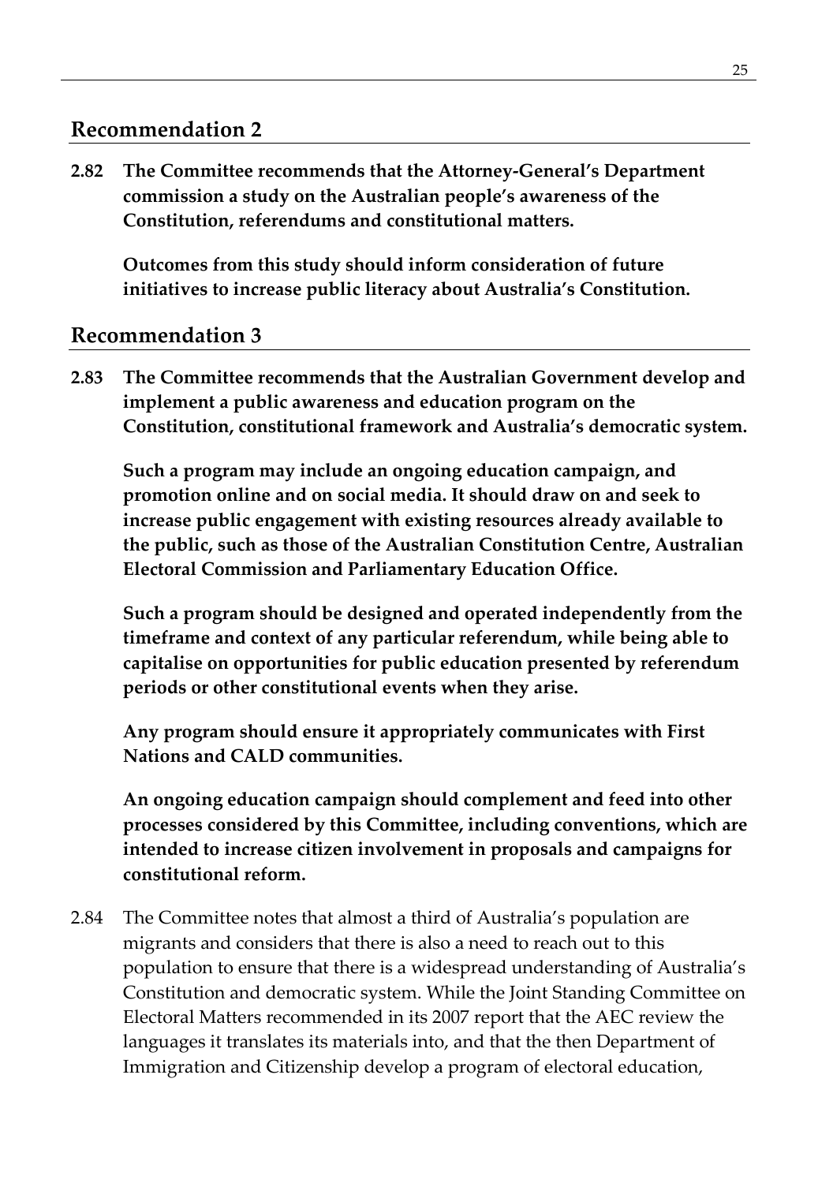## Recommendation 2

**2.82 The Committee recommends that the Attorney-General's Department commission a study on the Australian people's awareness of the Constitution, referendums and constitutional matters.**

**Outcomes from this study should inform consideration of future initiatives to increase public literacy about Australia's Constitution.**

## Recommendation 3

**2.83 The Committee recommends that the Australian Government develop and implement a public awareness and education program on the Constitution, constitutional framework and Australia's democratic system.**

**Such a program may include an ongoing education campaign, and promotion online and on social media. It should draw on and seek to increase public engagement with existing resources already available to the public, such as those of the Australian Constitution Centre, Australian Electoral Commission and Parliamentary Education Office.**

**Such a program should be designed and operated independently from the timeframe and context of any particular referendum, while being able to capitalise on opportunities for public education presented by referendum periods or other constitutional events when they arise.**

**Any program should ensure it appropriately communicates with First Nations and CALD communities.**

**An ongoing education campaign should complement and feed into other processes considered by this Committee, including conventions, which are intended to increase citizen involvement in proposals and campaigns for constitutional reform.**

2.84 The Committee notes that almost a third of Australia's population are migrants and considers that there is also a need to reach out to this population to ensure that there is a widespread understanding of Australia's Constitution and democratic system. While the Joint Standing Committee on Electoral Matters recommended in its 2007 report that the AEC review the languages it translates its materials into, and that the then Department of Immigration and Citizenship develop a program of electoral education,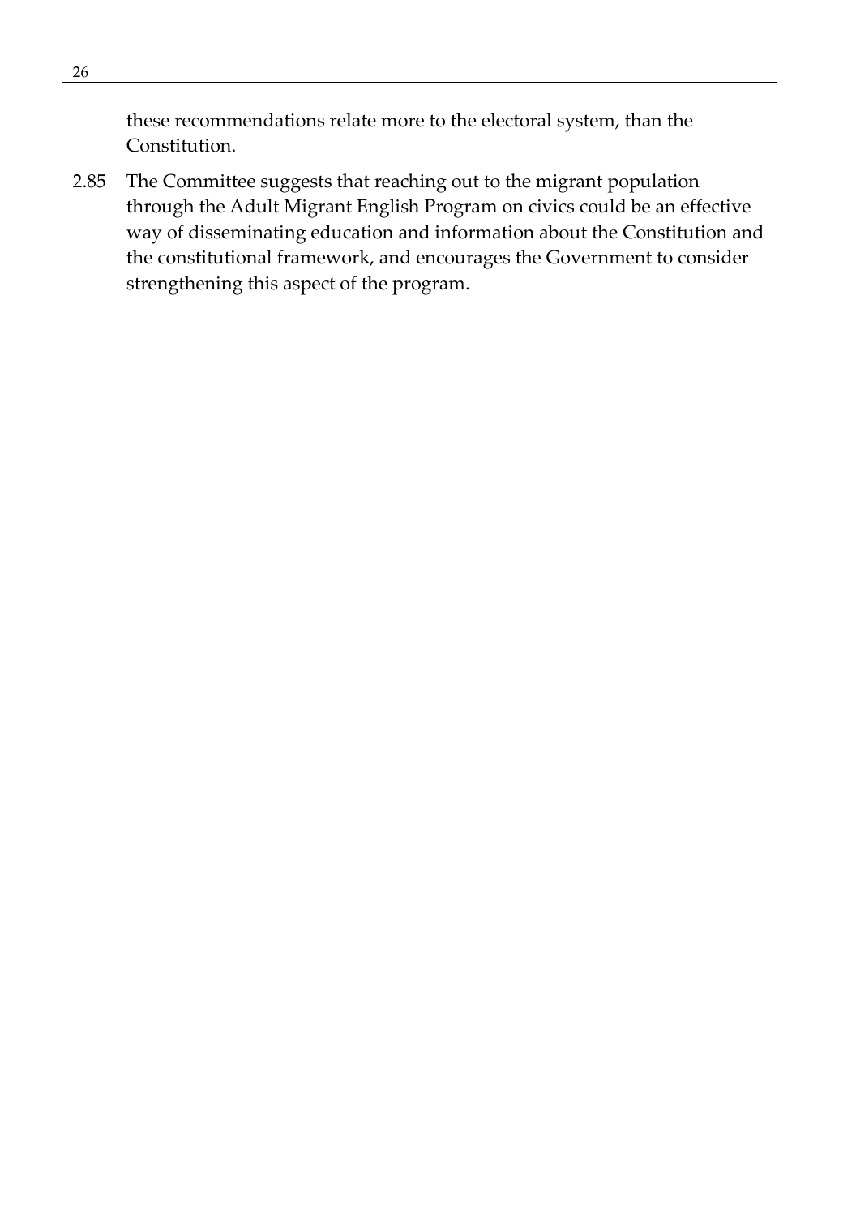these recommendations relate more to the electoral system, than the Constitution.

2.85 The Committee suggests that reaching out to the migrant population through the Adult Migrant English Program on civics could be an effective way of disseminating education and information about the Constitution and the constitutional framework, and encourages the Government to consider strengthening this aspect of the program.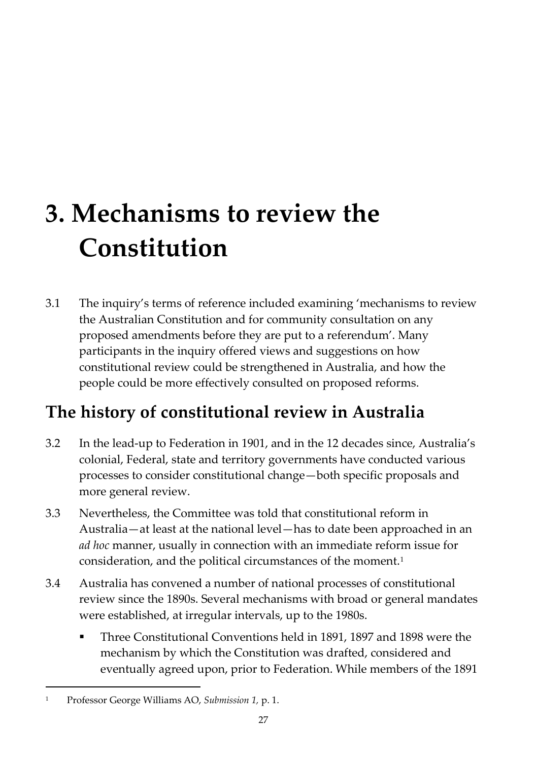# 3. Mechanisms to review the Constitution

3.1 The inquiry's terms of reference included examining 'mechanisms to review the Australian Constitution and for community consultation on any proposed amendments before they are put to a referendum'. Many participants in the inquiry offered views and suggestions on how constitutional review could be strengthened in Australia, and how the people could be more effectively consulted on proposed reforms.

## The history of constitutional review in Australia

3.2 In the lead-up to Federation in 1901, and in the 12 decades since, Australia's colonial, Federal, state and territory governments have conducted various processes to consider constitutional change—both specific proposals and more general review.

3.3 Nevertheless, the Committee was told that constitutional reform in Australia—at least at the national level—has to date been approached in an *ad hoc* manner, usually in connection with an immediate reform issue for consideration, and the political circumstances of the moment.[1]

3.4 Australia has convened a number of national processes of constitutional review since the 1890s. Several mechanisms with broad or general mandates were established, at irregular intervals, up to the 1980s.

- Three Constitutional Conventions held in 1891, 1897 and 1898 were the mechanism by which the Constitution was drafted, considered and eventually agreed upon, prior to Federation. While members of the 1891

[1] Professor George Williams AO, *Submission 1*, p. 1.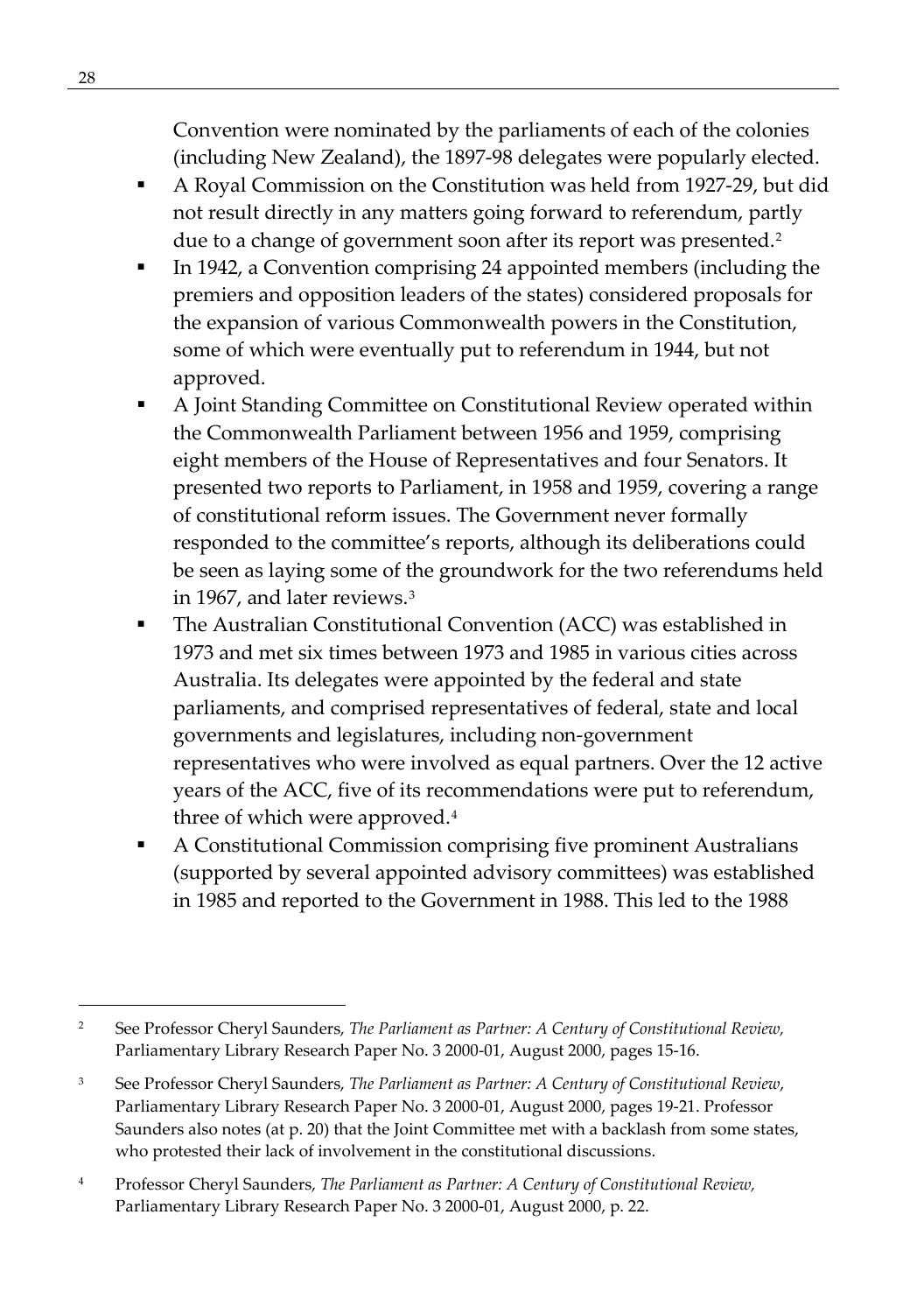Convention were nominated by the parliaments of each of the colonies (including New Zealand), the 1897-98 delegates were popularly elected.

- A Royal Commission on the Constitution was held from 1927-29, but did not result directly in any matters going forward to referendum, partly due to a change of government soon after its report was presented.[2]
- In 1942, a Convention comprising 24 appointed members (including the premiers and opposition leaders of the states) considered proposals for the expansion of various Commonwealth powers in the Constitution, some of which were eventually put to referendum in 1944, but not approved.
- A Joint Standing Committee on Constitutional Review operated within the Commonwealth Parliament between 1956 and 1959, comprising eight members of the House of Representatives and four Senators. It presented two reports to Parliament, in 1958 and 1959, covering a range of constitutional reform issues. The Government never formally responded to the committee's reports, although its deliberations could be seen as laying some of the groundwork for the two referendums held in 1967, and later reviews.[3]
- The Australian Constitutional Convention (ACC) was established in 1973 and met six times between 1973 and 1985 in various cities across Australia. Its delegates were appointed by the federal and state parliaments, and comprised representatives of federal, state and local governments and legislatures, including non-government representatives who were involved as equal partners. Over the 12 active years of the ACC, five of its recommendations were put to referendum, three of which were approved.[4]
- A Constitutional Commission comprising five prominent Australians (supported by several appointed advisory committees) was established in 1985 and reported to the Government in 1988. This led to the 1988

---

[2] See Professor Cheryl Saunders, *The Parliament as Partner: A Century of Constitutional Review,* Parliamentary Library Research Paper No. 3 2000-01, August 2000, pages 15-16.

[3] See Professor Cheryl Saunders, *The Parliament as Partner: A Century of Constitutional Review*, Parliamentary Library Research Paper No. 3 2000-01, August 2000, pages 19-21. Professor Saunders also notes (at p. 20) that the Joint Committee met with a backlash from some states, who protested their lack of involvement in the constitutional discussions.

[4] Professor Cheryl Saunders, *The Parliament as Partner: A Century of Constitutional Review,* Parliamentary Library Research Paper No. 3 2000-01, August 2000, p. 22.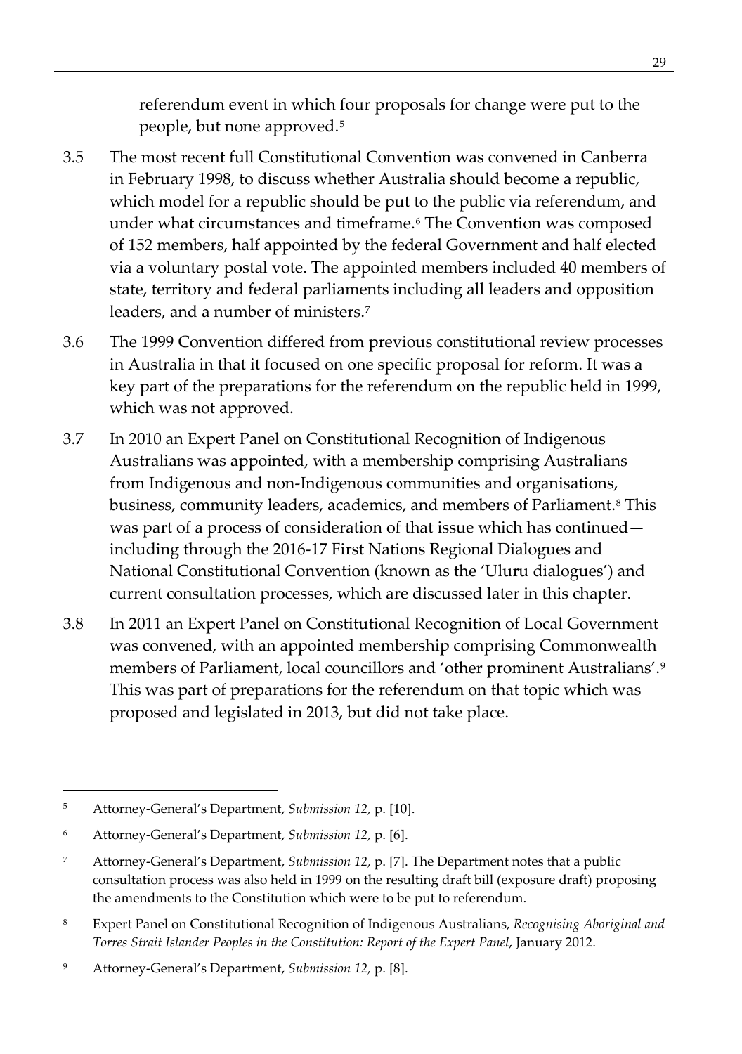referendum event in which four proposals for change were put to the people, but none approved.[5]

3.5 The most recent full Constitutional Convention was convened in Canberra in February 1998, to discuss whether Australia should become a republic, which model for a republic should be put to the public via referendum, and under what circumstances and timeframe.[6] The Convention was composed of 152 members, half appointed by the federal Government and half elected via a voluntary postal vote. The appointed members included 40 members of state, territory and federal parliaments including all leaders and opposition leaders, and a number of ministers.[7]

3.6 The 1999 Convention differed from previous constitutional review processes in Australia in that it focused on one specific proposal for reform. It was a key part of the preparations for the referendum on the republic held in 1999, which was not approved.

3.7 In 2010 an Expert Panel on Constitutional Recognition of Indigenous Australians was appointed, with a membership comprising Australians from Indigenous and non-Indigenous communities and organisations, business, community leaders, academics, and members of Parliament.[8] This was part of a process of consideration of that issue which has continued—including through the 2016-17 First Nations Regional Dialogues and National Constitutional Convention (known as the 'Uluru dialogues') and current consultation processes, which are discussed later in this chapter.

3.8 In 2011 an Expert Panel on Constitutional Recognition of Local Government was convened, with an appointed membership comprising Commonwealth members of Parliament, local councillors and 'other prominent Australians'.[9] This was part of preparations for the referendum on that topic which was proposed and legislated in 2013, but did not take place.

---

[5] Attorney-General's Department, *Submission 12,* p. [10].

[6] Attorney-General's Department, *Submission 12,* p. [6].

[7] Attorney-General's Department, *Submission 12,* p. [7]. The Department notes that a public consultation process was also held in 1999 on the resulting draft bill (exposure draft) proposing the amendments to the Constitution which were to be put to referendum.

[8] Expert Panel on Constitutional Recognition of Indigenous Australians, *Recognising Aboriginal and Torres Strait Islander Peoples in the Constitution: Report of the Expert Panel*, January 2012.

[9] Attorney-General's Department, *Submission 12,* p. [8].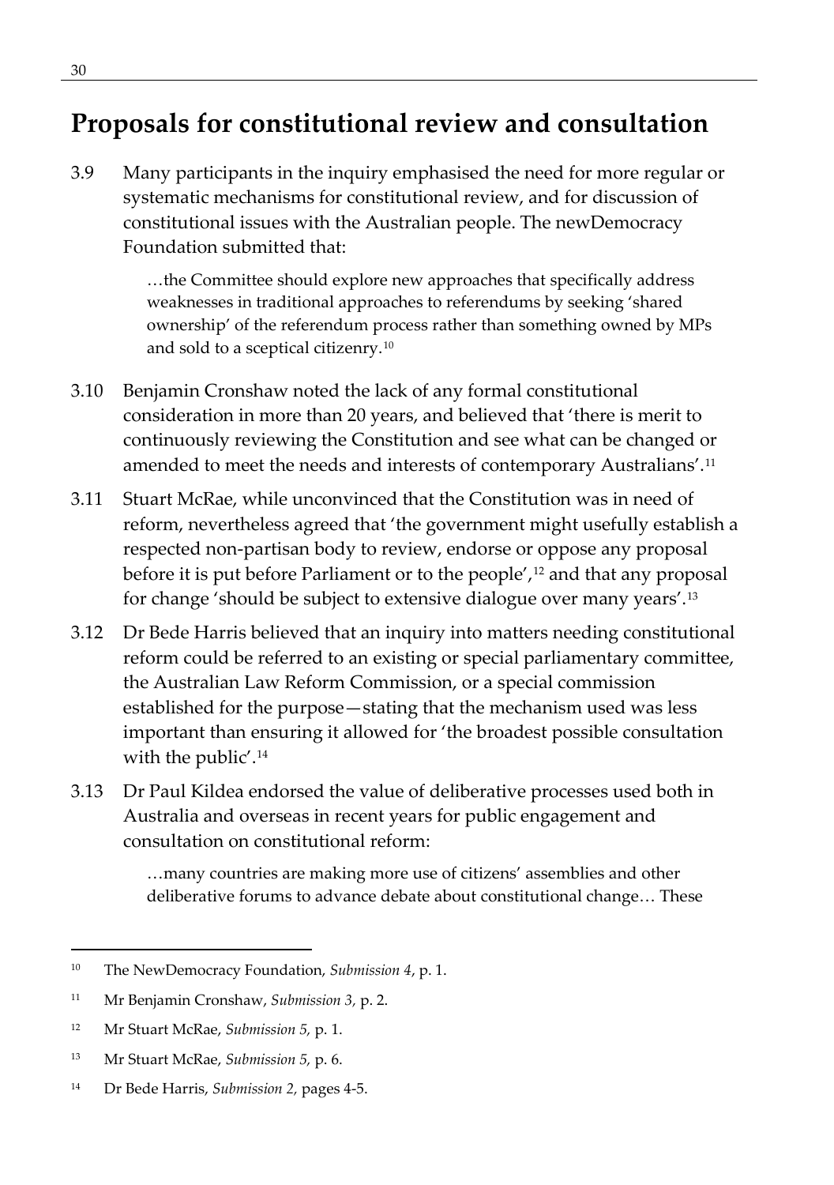## Proposals for constitutional review and consultation

3.9 Many participants in the inquiry emphasised the need for more regular or systematic mechanisms for constitutional review, and for discussion of constitutional issues with the Australian people. The newDemocracy Foundation submitted that:

> …the Committee should explore new approaches that specifically address weaknesses in traditional approaches to referendums by seeking 'shared ownership' of the referendum process rather than something owned by MPs and sold to a sceptical citizenry.[10]

3.10 Benjamin Cronshaw noted the lack of any formal constitutional consideration in more than 20 years, and believed that 'there is merit to continuously reviewing the Constitution and see what can be changed or amended to meet the needs and interests of contemporary Australians'.[11]

3.11 Stuart McRae, while unconvinced that the Constitution was in need of reform, nevertheless agreed that 'the government might usefully establish a respected non-partisan body to review, endorse or oppose any proposal before it is put before Parliament or to the people',[12] and that any proposal for change 'should be subject to extensive dialogue over many years'.[13]

3.12 Dr Bede Harris believed that an inquiry into matters needing constitutional reform could be referred to an existing or special parliamentary committee, the Australian Law Reform Commission, or a special commission established for the purpose—stating that the mechanism used was less important than ensuring it allowed for 'the broadest possible consultation with the public'.[14]

3.13 Dr Paul Kildea endorsed the value of deliberative processes used both in Australia and overseas in recent years for public engagement and consultation on constitutional reform:

> …many countries are making more use of citizens' assemblies and other deliberative forums to advance debate about constitutional change… These

---

[10] The NewDemocracy Foundation, *Submission 4*, p. 1.

[11] Mr Benjamin Cronshaw, *Submission 3,* p. 2.

[12] Mr Stuart McRae, *Submission 5,* p. 1.

[13] Mr Stuart McRae, *Submission 5,* p. 6.

[14] Dr Bede Harris, *Submission 2,* pages 4-5.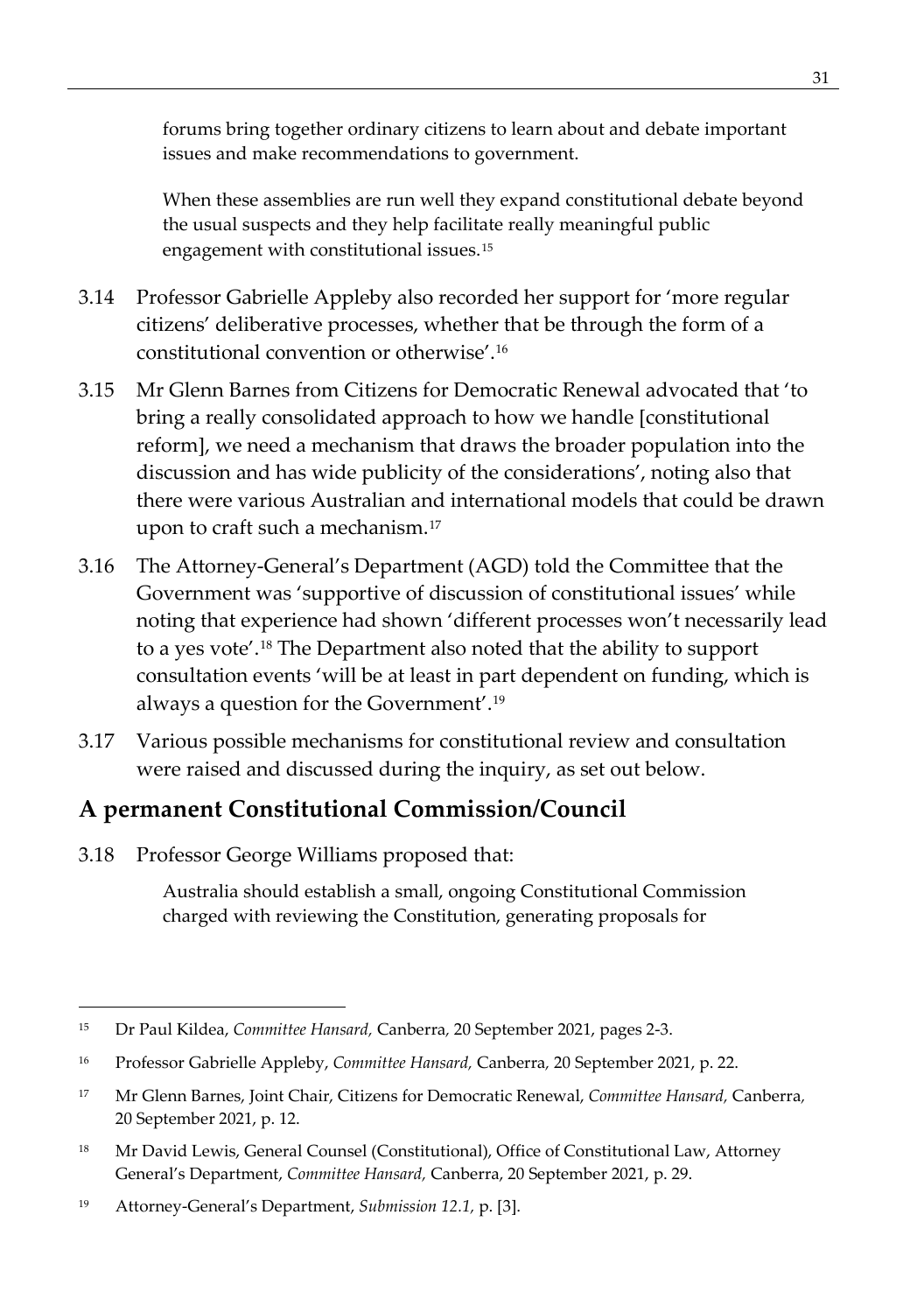> forums bring together ordinary citizens to learn about and debate important issues and make recommendations to government.
>
> When these assemblies are run well they expand constitutional debate beyond the usual suspects and they help facilitate really meaningful public engagement with constitutional issues.[15]

3.14 Professor Gabrielle Appleby also recorded her support for 'more regular citizens' deliberative processes, whether that be through the form of a constitutional convention or otherwise'.[16]

3.15 Mr Glenn Barnes from Citizens for Democratic Renewal advocated that 'to bring a really consolidated approach to how we handle [constitutional reform], we need a mechanism that draws the broader population into the discussion and has wide publicity of the considerations', noting also that there were various Australian and international models that could be drawn upon to craft such a mechanism.[17]

3.16 The Attorney-General's Department (AGD) told the Committee that the Government was 'supportive of discussion of constitutional issues' while noting that experience had shown 'different processes won't necessarily lead to a yes vote'.[18] The Department also noted that the ability to support consultation events 'will be at least in part dependent on funding, which is always a question for the Government'.[19]

3.17 Various possible mechanisms for constitutional review and consultation were raised and discussed during the inquiry, as set out below.

## A permanent Constitutional Commission/Council

3.18 Professor George Williams proposed that:

> Australia should establish a small, ongoing Constitutional Commission charged with reviewing the Constitution, generating proposals for

---

[15] Dr Paul Kildea, *Committee Hansard,* Canberra, 20 September 2021, pages 2-3.

[16] Professor Gabrielle Appleby, *Committee Hansard,* Canberra, 20 September 2021, p. 22.

[17] Mr Glenn Barnes, Joint Chair, Citizens for Democratic Renewal, *Committee Hansard,* Canberra, 20 September 2021, p. 12.

[18] Mr David Lewis, General Counsel (Constitutional), Office of Constitutional Law, Attorney General's Department, *Committee Hansard,* Canberra, 20 September 2021, p. 29.

[19] Attorney-General's Department, *Submission 12.1,* p. [3].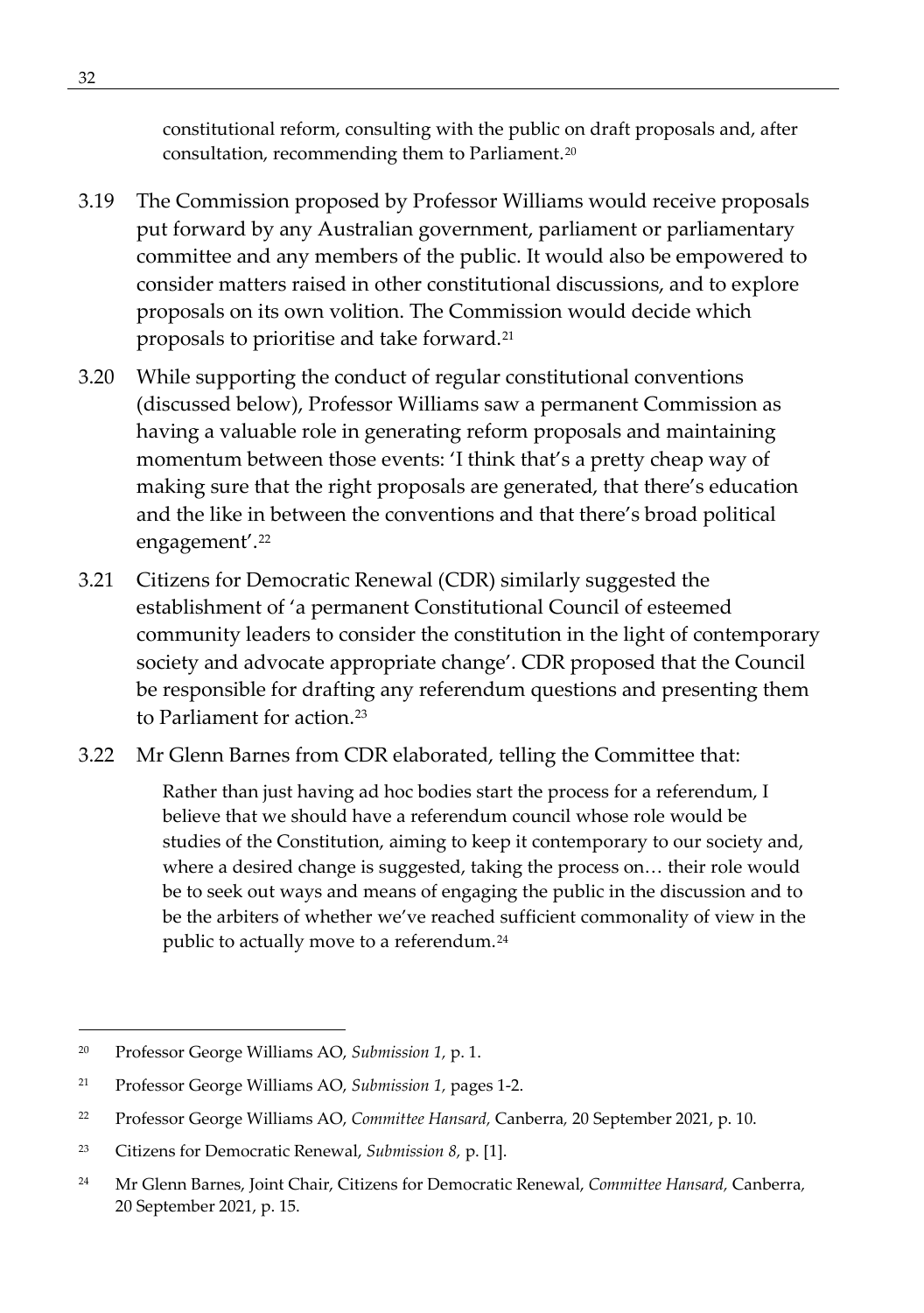constitutional reform, consulting with the public on draft proposals and, after consultation, recommending them to Parliament.[20]

3.19 The Commission proposed by Professor Williams would receive proposals put forward by any Australian government, parliament or parliamentary committee and any members of the public. It would also be empowered to consider matters raised in other constitutional discussions, and to explore proposals on its own volition. The Commission would decide which proposals to prioritise and take forward.[21]

3.20 While supporting the conduct of regular constitutional conventions (discussed below), Professor Williams saw a permanent Commission as having a valuable role in generating reform proposals and maintaining momentum between those events: 'I think that's a pretty cheap way of making sure that the right proposals are generated, that there's education and the like in between the conventions and that there's broad political engagement'.[22]

3.21 Citizens for Democratic Renewal (CDR) similarly suggested the establishment of 'a permanent Constitutional Council of esteemed community leaders to consider the constitution in the light of contemporary society and advocate appropriate change'. CDR proposed that the Council be responsible for drafting any referendum questions and presenting them to Parliament for action.[23]

3.22 Mr Glenn Barnes from CDR elaborated, telling the Committee that:

> Rather than just having ad hoc bodies start the process for a referendum, I believe that we should have a referendum council whose role would be studies of the Constitution, aiming to keep it contemporary to our society and, where a desired change is suggested, taking the process on… their role would be to seek out ways and means of engaging the public in the discussion and to be the arbiters of whether we've reached sufficient commonality of view in the public to actually move to a referendum.[24]

---

[20] Professor George Williams AO, *Submission 1*, p. 1.

[21] Professor George Williams AO, *Submission 1*, pages 1-2.

[22] Professor George Williams AO, *Committee Hansard*, Canberra, 20 September 2021, p. 10.

[23] Citizens for Democratic Renewal, *Submission 8*, p. [1].

[24] Mr Glenn Barnes, Joint Chair, Citizens for Democratic Renewal, *Committee Hansard*, Canberra, 20 September 2021, p. 15.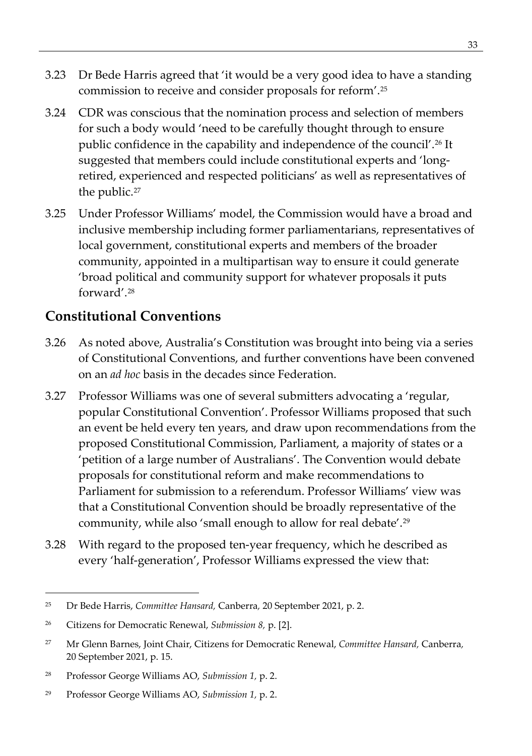3.23 Dr Bede Harris agreed that 'it would be a very good idea to have a standing commission to receive and consider proposals for reform'.[25]

3.24 CDR was conscious that the nomination process and selection of members for such a body would 'need to be carefully thought through to ensure public confidence in the capability and independence of the council'.[26] It suggested that members could include constitutional experts and 'long-retired, experienced and respected politicians' as well as representatives of the public.[27]

3.25 Under Professor Williams' model, the Commission would have a broad and inclusive membership including former parliamentarians, representatives of local government, constitutional experts and members of the broader community, appointed in a multipartisan way to ensure it could generate 'broad political and community support for whatever proposals it puts forward'.[28]

## Constitutional Conventions

3.26 As noted above, Australia's Constitution was brought into being via a series of Constitutional Conventions, and further conventions have been convened on an *ad hoc* basis in the decades since Federation.

3.27 Professor Williams was one of several submitters advocating a 'regular, popular Constitutional Convention'. Professor Williams proposed that such an event be held every ten years, and draw upon recommendations from the proposed Constitutional Commission, Parliament, a majority of states or a 'petition of a large number of Australians'. The Convention would debate proposals for constitutional reform and make recommendations to Parliament for submission to a referendum. Professor Williams' view was that a Constitutional Convention should be broadly representative of the community, while also 'small enough to allow for real debate'.[29]

3.28 With regard to the proposed ten-year frequency, which he described as every 'half-generation', Professor Williams expressed the view that:

---

[25] Dr Bede Harris, *Committee Hansard,* Canberra, 20 September 2021, p. 2.

[26] Citizens for Democratic Renewal, *Submission 8,* p. [2].

[27] Mr Glenn Barnes, Joint Chair, Citizens for Democratic Renewal, *Committee Hansard,* Canberra, 20 September 2021, p. 15.

[28] Professor George Williams AO, *Submission 1,* p. 2.

[29] Professor George Williams AO, *Submission 1,* p. 2.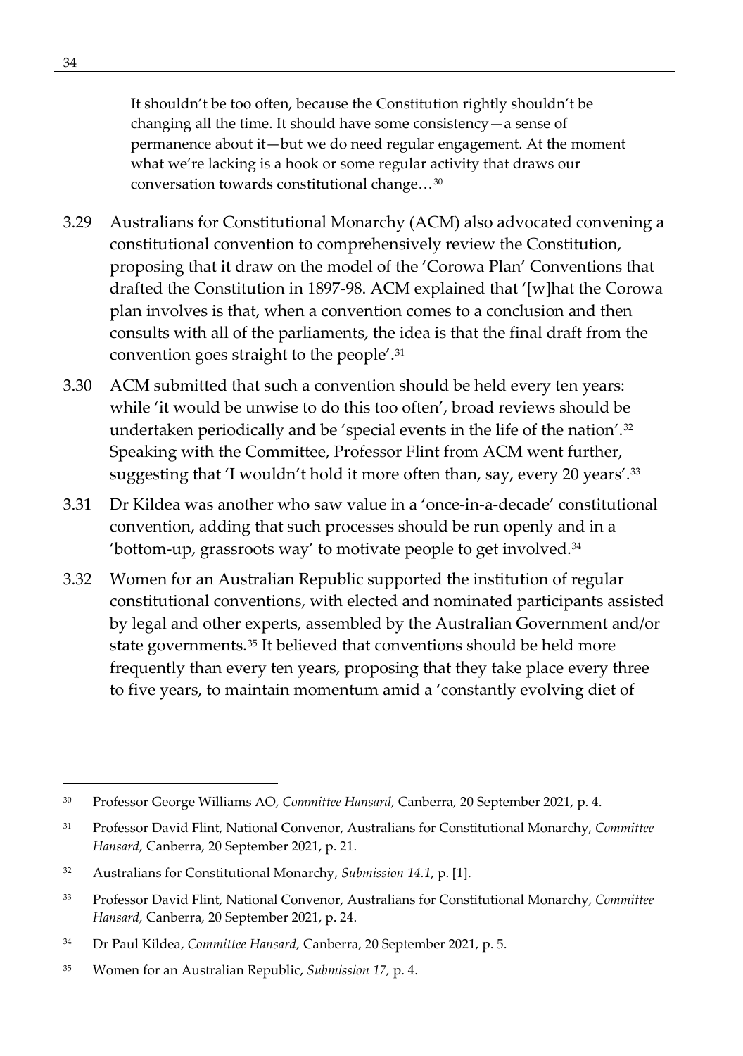> It shouldn't be too often, because the Constitution rightly shouldn't be changing all the time. It should have some consistency—a sense of permanence about it—but we do need regular engagement. At the moment what we're lacking is a hook or some regular activity that draws our conversation towards constitutional change…[30]

3.29 Australians for Constitutional Monarchy (ACM) also advocated convening a constitutional convention to comprehensively review the Constitution, proposing that it draw on the model of the 'Corowa Plan' Conventions that drafted the Constitution in 1897-98. ACM explained that '[w]hat the Corowa plan involves is that, when a convention comes to a conclusion and then consults with all of the parliaments, the idea is that the final draft from the convention goes straight to the people'.[31]

3.30 ACM submitted that such a convention should be held every ten years: while 'it would be unwise to do this too often', broad reviews should be undertaken periodically and be 'special events in the life of the nation'.[32] Speaking with the Committee, Professor Flint from ACM went further, suggesting that 'I wouldn't hold it more often than, say, every 20 years'.[33]

3.31 Dr Kildea was another who saw value in a 'once-in-a-decade' constitutional convention, adding that such processes should be run openly and in a 'bottom-up, grassroots way' to motivate people to get involved.[34]

3.32 Women for an Australian Republic supported the institution of regular constitutional conventions, with elected and nominated participants assisted by legal and other experts, assembled by the Australian Government and/or state governments.[35] It believed that conventions should be held more frequently than every ten years, proposing that they take place every three to five years, to maintain momentum amid a 'constantly evolving diet of

---

[30] Professor George Williams AO, *Committee Hansard,* Canberra*,* 20 September 2021, p. 4.

[31] Professor David Flint, National Convenor, Australians for Constitutional Monarchy, *Committee Hansard,* Canberra*,* 20 September 2021, p. 21.

[32] Australians for Constitutional Monarchy, *Submission 14.1*, p. [1].

[33] Professor David Flint, National Convenor, Australians for Constitutional Monarchy, *Committee Hansard,* Canberra*,* 20 September 2021, p. 24.

[34] Dr Paul Kildea, *Committee Hansard,* Canberra*,* 20 September 2021, p. 5.

[35] Women for an Australian Republic, *Submission 17*, p. 4.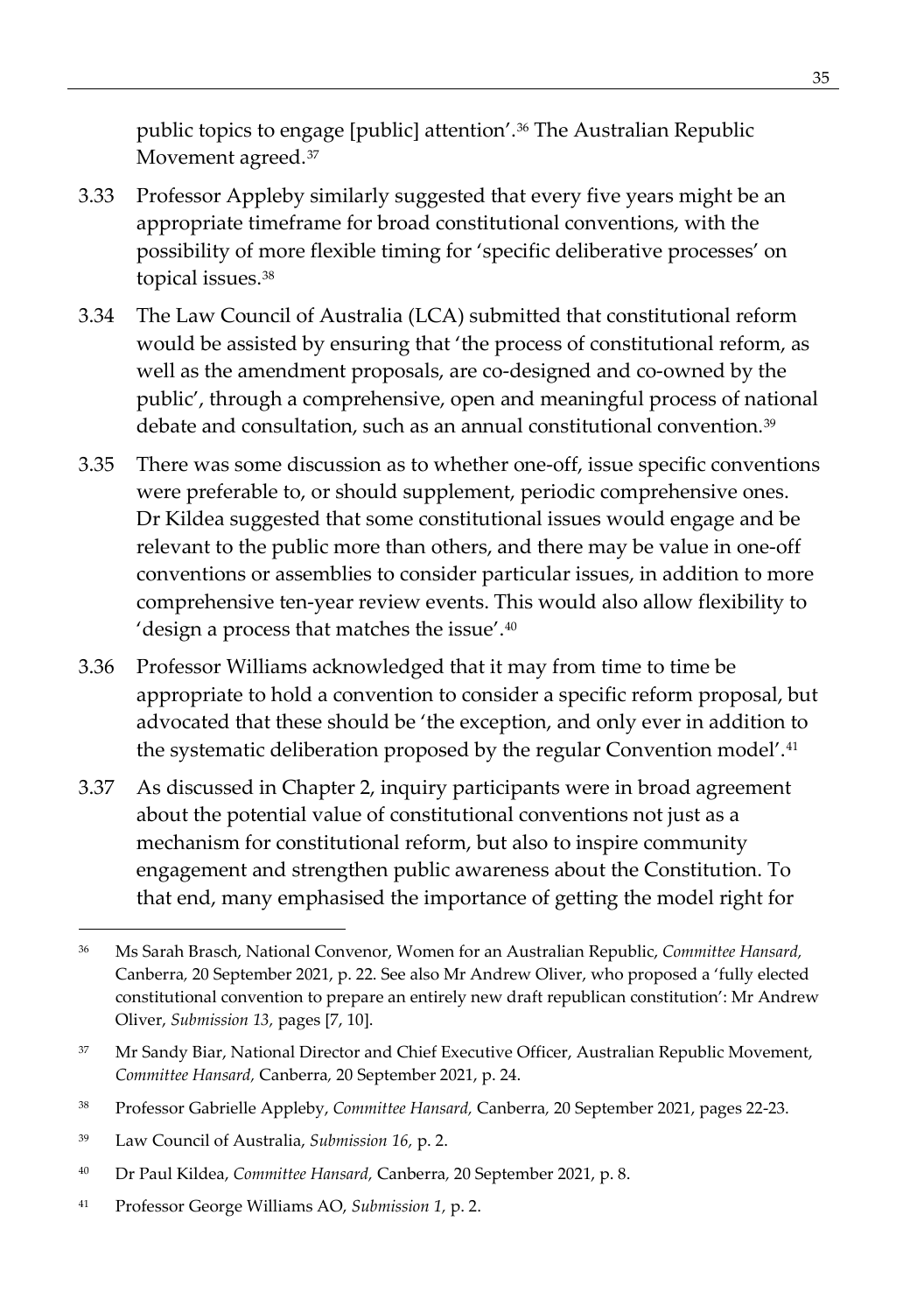public topics to engage [public] attention'.[36] The Australian Republic Movement agreed.[37]

3.33 Professor Appleby similarly suggested that every five years might be an appropriate timeframe for broad constitutional conventions, with the possibility of more flexible timing for 'specific deliberative processes' on topical issues.[38]

3.34 The Law Council of Australia (LCA) submitted that constitutional reform would be assisted by ensuring that 'the process of constitutional reform, as well as the amendment proposals, are co-designed and co-owned by the public', through a comprehensive, open and meaningful process of national debate and consultation, such as an annual constitutional convention.[39]

3.35 There was some discussion as to whether one-off, issue specific conventions were preferable to, or should supplement, periodic comprehensive ones. Dr Kildea suggested that some constitutional issues would engage and be relevant to the public more than others, and there may be value in one-off conventions or assemblies to consider particular issues, in addition to more comprehensive ten-year review events. This would also allow flexibility to 'design a process that matches the issue'.[40]

3.36 Professor Williams acknowledged that it may from time to time be appropriate to hold a convention to consider a specific reform proposal, but advocated that these should be 'the exception, and only ever in addition to the systematic deliberation proposed by the regular Convention model'.[41]

3.37 As discussed in Chapter 2, inquiry participants were in broad agreement about the potential value of constitutional conventions not just as a mechanism for constitutional reform, but also to inspire community engagement and strengthen public awareness about the Constitution. To that end, many emphasised the importance of getting the model right for

---

[36] Ms Sarah Brasch, National Convenor, Women for an Australian Republic, *Committee Hansard,* Canberra, 20 September 2021, p. 22. See also Mr Andrew Oliver, who proposed a 'fully elected constitutional convention to prepare an entirely new draft republican constitution': Mr Andrew Oliver, *Submission 13,* pages [7, 10].

[37] Mr Sandy Biar, National Director and Chief Executive Officer, Australian Republic Movement, *Committee Hansard,* Canberra, 20 September 2021, p. 24.

[38] Professor Gabrielle Appleby, *Committee Hansard,* Canberra, 20 September 2021, pages 22-23.

[39] Law Council of Australia, *Submission 16,* p. 2.

[40] Dr Paul Kildea, *Committee Hansard,* Canberra, 20 September 2021, p. 8.

[41] Professor George Williams AO, *Submission 1,* p. 2.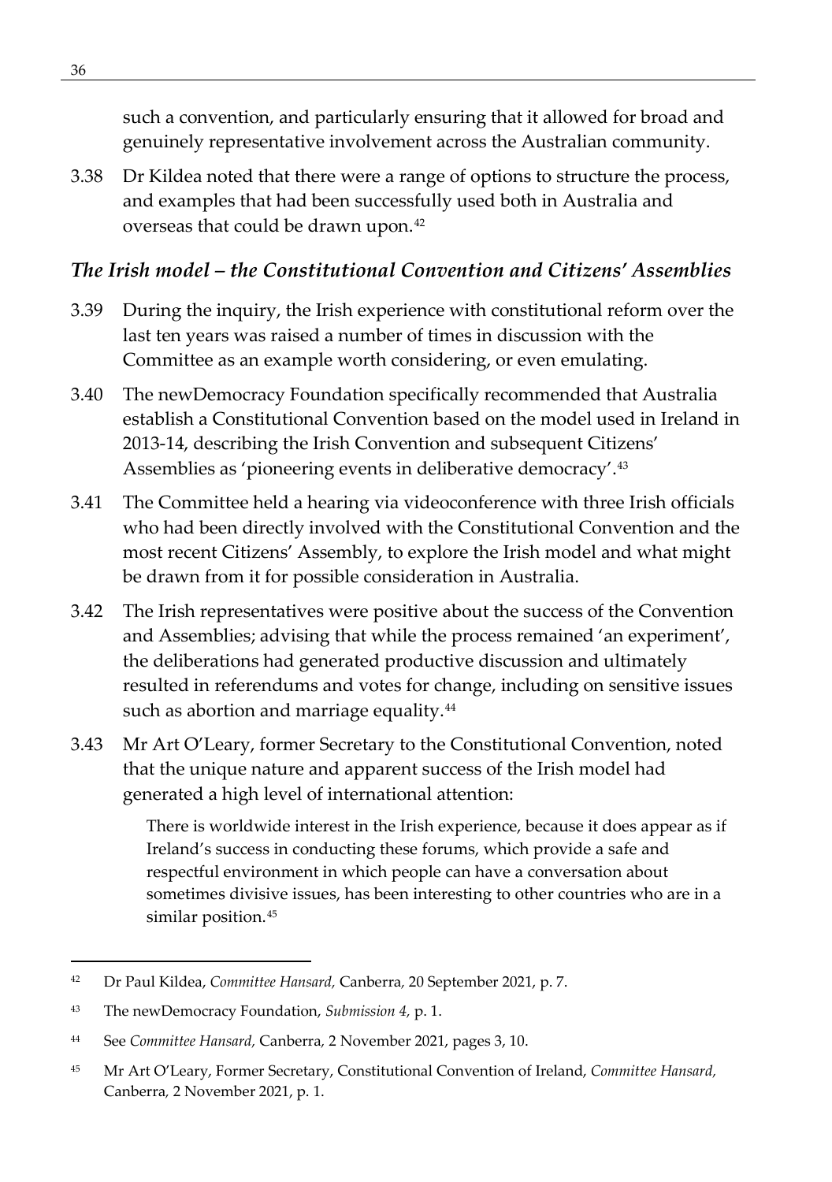such a convention, and particularly ensuring that it allowed for broad and genuinely representative involvement across the Australian community.

3.38 Dr Kildea noted that there were a range of options to structure the process, and examples that had been successfully used both in Australia and overseas that could be drawn upon.[42]

### *The Irish model – the Constitutional Convention and Citizens' Assemblies*

3.39 During the inquiry, the Irish experience with constitutional reform over the last ten years was raised a number of times in discussion with the Committee as an example worth considering, or even emulating.

3.40 The newDemocracy Foundation specifically recommended that Australia establish a Constitutional Convention based on the model used in Ireland in 2013-14, describing the Irish Convention and subsequent Citizens' Assemblies as 'pioneering events in deliberative democracy'.[43]

3.41 The Committee held a hearing via videoconference with three Irish officials who had been directly involved with the Constitutional Convention and the most recent Citizens' Assembly, to explore the Irish model and what might be drawn from it for possible consideration in Australia.

3.42 The Irish representatives were positive about the success of the Convention and Assemblies; advising that while the process remained 'an experiment', the deliberations had generated productive discussion and ultimately resulted in referendums and votes for change, including on sensitive issues such as abortion and marriage equality.[44]

3.43 Mr Art O'Leary, former Secretary to the Constitutional Convention, noted that the unique nature and apparent success of the Irish model had generated a high level of international attention:

> There is worldwide interest in the Irish experience, because it does appear as if Ireland's success in conducting these forums, which provide a safe and respectful environment in which people can have a conversation about sometimes divisive issues, has been interesting to other countries who are in a similar position.[45]

---

[42] Dr Paul Kildea, *Committee Hansard,* Canberra, 20 September 2021, p. 7.

[43] The newDemocracy Foundation, *Submission 4,* p. 1.

[44] See *Committee Hansard,* Canberra, 2 November 2021, pages 3, 10.

[45] Mr Art O'Leary, Former Secretary, Constitutional Convention of Ireland, *Committee Hansard,* Canberra, 2 November 2021, p. 1.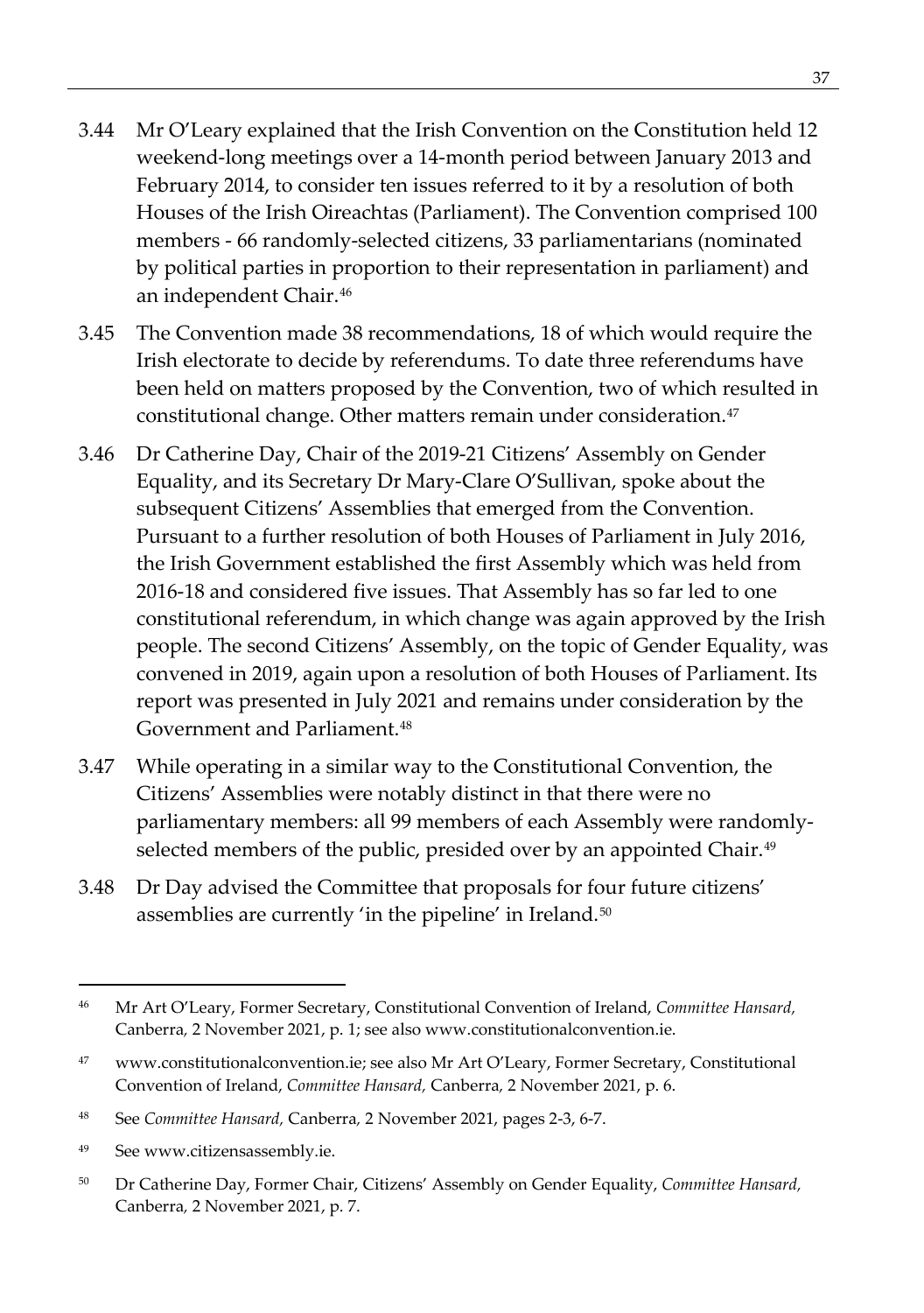3.44 Mr O'Leary explained that the Irish Convention on the Constitution held 12 weekend-long meetings over a 14-month period between January 2013 and February 2014, to consider ten issues referred to it by a resolution of both Houses of the Irish Oireachtas (Parliament). The Convention comprised 100 members - 66 randomly-selected citizens, 33 parliamentarians (nominated by political parties in proportion to their representation in parliament) and an independent Chair.[46]

3.45 The Convention made 38 recommendations, 18 of which would require the Irish electorate to decide by referendums. To date three referendums have been held on matters proposed by the Convention, two of which resulted in constitutional change. Other matters remain under consideration.[47]

3.46 Dr Catherine Day, Chair of the 2019-21 Citizens' Assembly on Gender Equality, and its Secretary Dr Mary-Clare O'Sullivan, spoke about the subsequent Citizens' Assemblies that emerged from the Convention. Pursuant to a further resolution of both Houses of Parliament in July 2016, the Irish Government established the first Assembly which was held from 2016-18 and considered five issues. That Assembly has so far led to one constitutional referendum, in which change was again approved by the Irish people. The second Citizens' Assembly, on the topic of Gender Equality, was convened in 2019, again upon a resolution of both Houses of Parliament. Its report was presented in July 2021 and remains under consideration by the Government and Parliament.[48]

3.47 While operating in a similar way to the Constitutional Convention, the Citizens' Assemblies were notably distinct in that there were no parliamentary members: all 99 members of each Assembly were randomly-selected members of the public, presided over by an appointed Chair.[49]

3.48 Dr Day advised the Committee that proposals for four future citizens' assemblies are currently 'in the pipeline' in Ireland.[50]

---

[46] Mr Art O'Leary, Former Secretary, Constitutional Convention of Ireland, *Committee Hansard,* Canberra, 2 November 2021, p. 1; see also www.constitutionalconvention.ie.

[47] www.constitutionalconvention.ie; see also Mr Art O'Leary, Former Secretary, Constitutional Convention of Ireland, *Committee Hansard,* Canberra, 2 November 2021, p. 6.

[48] See *Committee Hansard,* Canberra, 2 November 2021, pages 2-3, 6-7.

[49] See www.citizensassembly.ie.

[50] Dr Catherine Day, Former Chair, Citizens' Assembly on Gender Equality, *Committee Hansard,* Canberra, 2 November 2021, p. 7.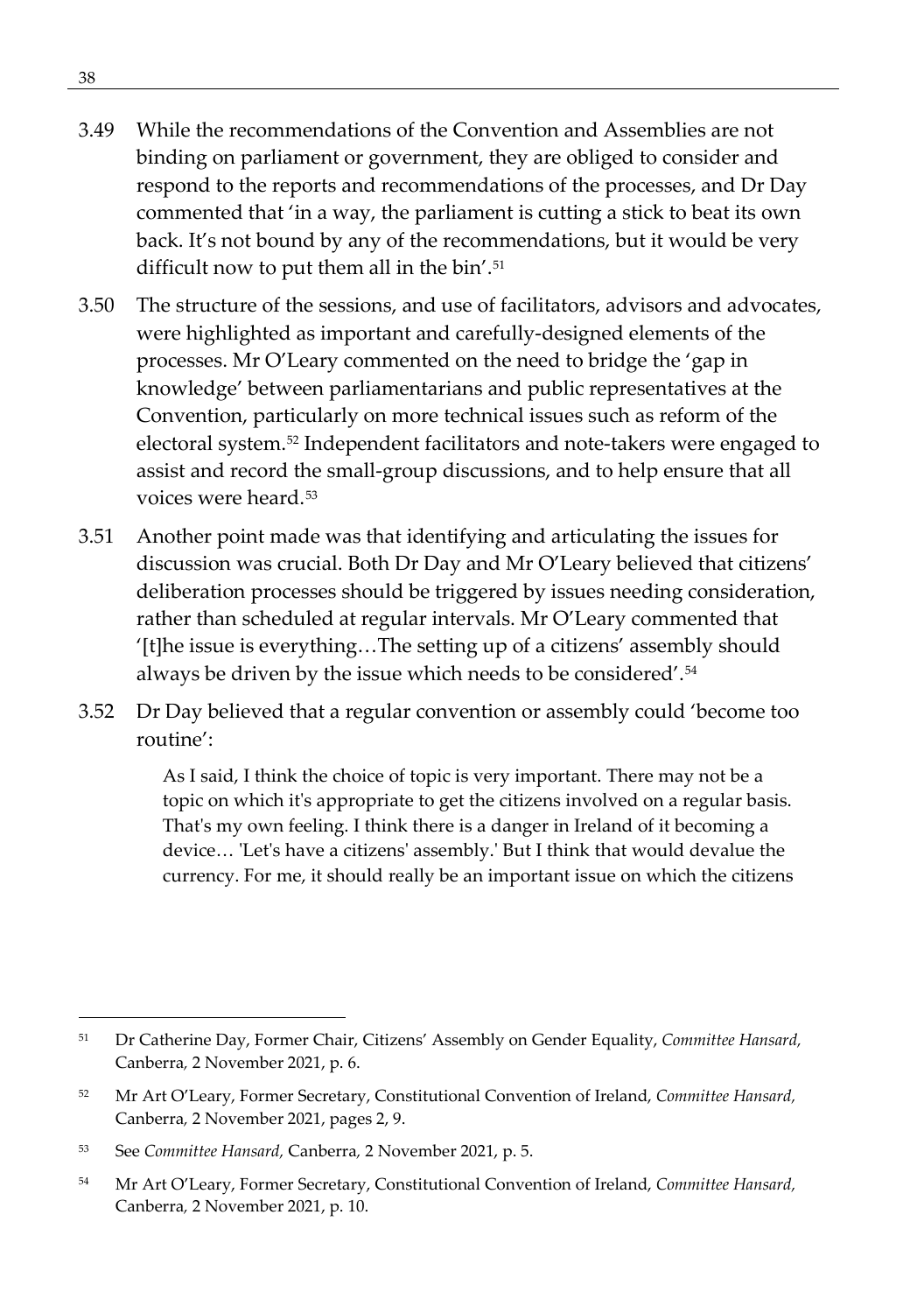3.49 While the recommendations of the Convention and Assemblies are not binding on parliament or government, they are obliged to consider and respond to the reports and recommendations of the processes, and Dr Day commented that 'in a way, the parliament is cutting a stick to beat its own back. It's not bound by any of the recommendations, but it would be very difficult now to put them all in the bin'.[51]

3.50 The structure of the sessions, and use of facilitators, advisors and advocates, were highlighted as important and carefully-designed elements of the processes. Mr O'Leary commented on the need to bridge the 'gap in knowledge' between parliamentarians and public representatives at the Convention, particularly on more technical issues such as reform of the electoral system.[52] Independent facilitators and note-takers were engaged to assist and record the small-group discussions, and to help ensure that all voices were heard.[53]

3.51 Another point made was that identifying and articulating the issues for discussion was crucial. Both Dr Day and Mr O'Leary believed that citizens' deliberation processes should be triggered by issues needing consideration, rather than scheduled at regular intervals. Mr O'Leary commented that '[t]he issue is everything…The setting up of a citizens' assembly should always be driven by the issue which needs to be considered'.[54]

3.52 Dr Day believed that a regular convention or assembly could 'become too routine':

> As I said, I think the choice of topic is very important. There may not be a topic on which it's appropriate to get the citizens involved on a regular basis. That's my own feeling. I think there is a danger in Ireland of it becoming a device… 'Let's have a citizens' assembly.' But I think that would devalue the currency. For me, it should really be an important issue on which the citizens

---

[51] Dr Catherine Day, Former Chair, Citizens' Assembly on Gender Equality, *Committee Hansard*, Canberra, 2 November 2021, p. 6.

[52] Mr Art O'Leary, Former Secretary, Constitutional Convention of Ireland, *Committee Hansard*, Canberra, 2 November 2021, pages 2, 9.

[53] See *Committee Hansard*, Canberra, 2 November 2021, p. 5.

[54] Mr Art O'Leary, Former Secretary, Constitutional Convention of Ireland, *Committee Hansard*, Canberra, 2 November 2021, p. 10.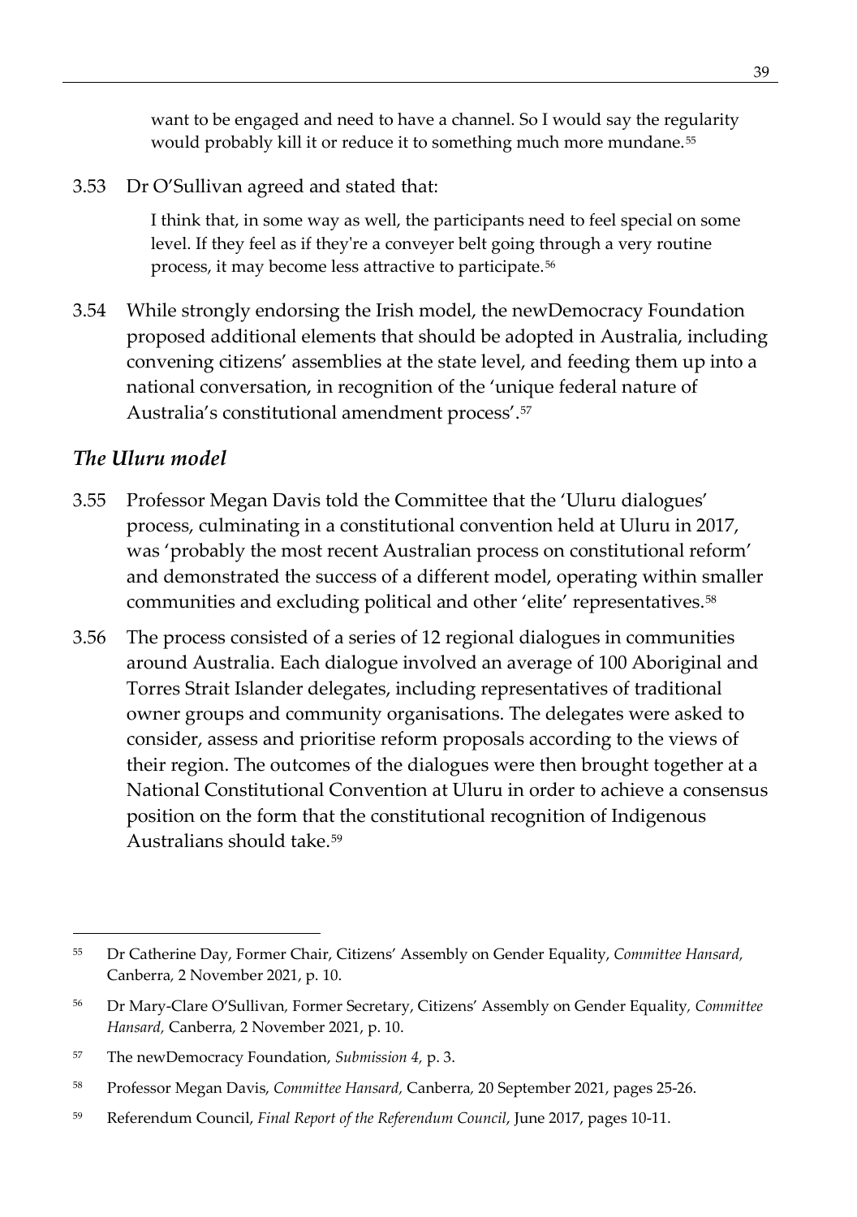> want to be engaged and need to have a channel. So I would say the regularity would probably kill it or reduce it to something much more mundane.[55]

3.53 Dr O'Sullivan agreed and stated that:

> I think that, in some way as well, the participants need to feel special on some level. If they feel as if they're a conveyer belt going through a very routine process, it may become less attractive to participate.[56]

3.54 While strongly endorsing the Irish model, the newDemocracy Foundation proposed additional elements that should be adopted in Australia, including convening citizens' assemblies at the state level, and feeding them up into a national conversation, in recognition of the 'unique federal nature of Australia's constitutional amendment process'.[57]

### *The Uluru model*

3.55 Professor Megan Davis told the Committee that the 'Uluru dialogues' process, culminating in a constitutional convention held at Uluru in 2017, was 'probably the most recent Australian process on constitutional reform' and demonstrated the success of a different model, operating within smaller communities and excluding political and other 'elite' representatives.[58]

3.56 The process consisted of a series of 12 regional dialogues in communities around Australia. Each dialogue involved an average of 100 Aboriginal and Torres Strait Islander delegates, including representatives of traditional owner groups and community organisations. The delegates were asked to consider, assess and prioritise reform proposals according to the views of their region. The outcomes of the dialogues were then brought together at a National Constitutional Convention at Uluru in order to achieve a consensus position on the form that the constitutional recognition of Indigenous Australians should take.[59]

---

55 Dr Catherine Day, Former Chair, Citizens' Assembly on Gender Equality, *Committee Hansard*, Canberra, 2 November 2021, p. 10.

56 Dr Mary-Clare O'Sullivan, Former Secretary, Citizens' Assembly on Gender Equality, *Committee Hansard,* Canberra, 2 November 2021, p. 10.

57 The newDemocracy Foundation, *Submission 4*, p. 3.

58 Professor Megan Davis, *Committee Hansard,* Canberra, 20 September 2021, pages 25-26.

59 Referendum Council, *Final Report of the Referendum Council*, June 2017, pages 10-11.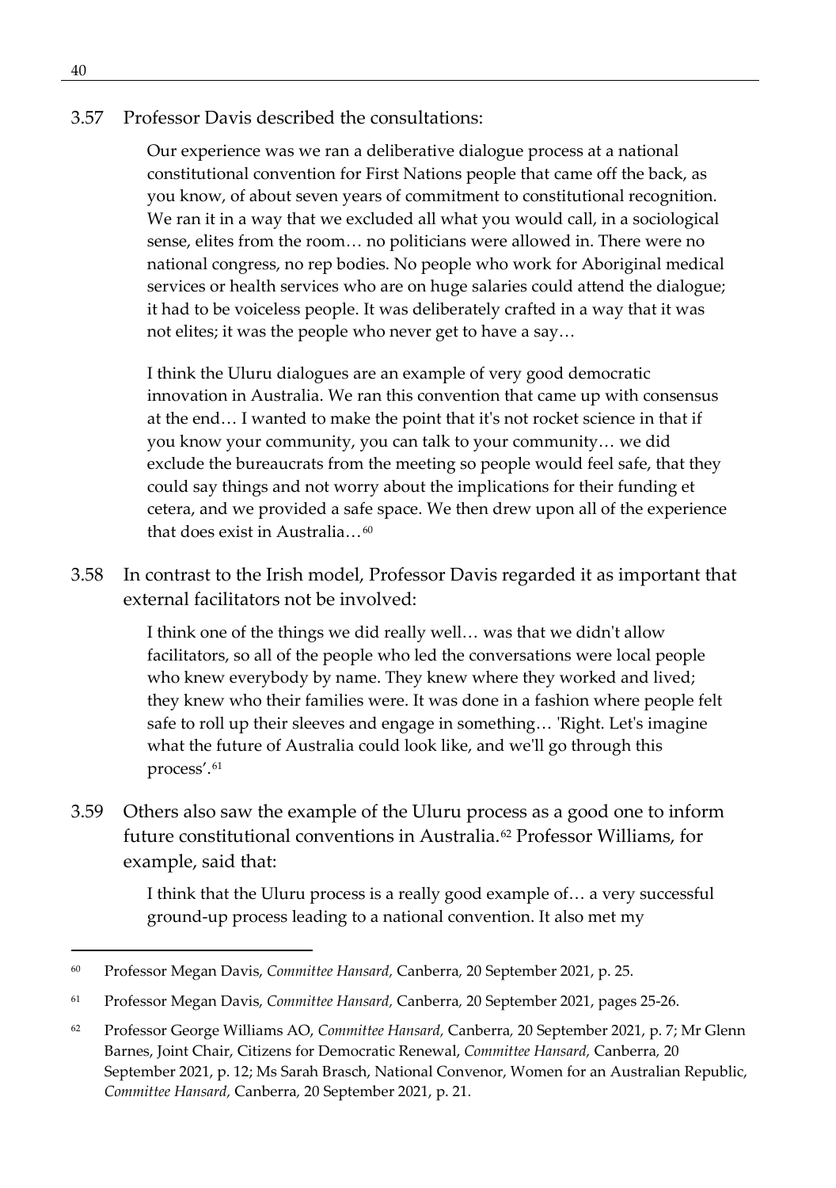3.57 Professor Davis described the consultations:

> Our experience was we ran a deliberative dialogue process at a national constitutional convention for First Nations people that came off the back, as you know, of about seven years of commitment to constitutional recognition. We ran it in a way that we excluded all what you would call, in a sociological sense, elites from the room… no politicians were allowed in. There were no national congress, no rep bodies. No people who work for Aboriginal medical services or health services who are on huge salaries could attend the dialogue; it had to be voiceless people. It was deliberately crafted in a way that it was not elites; it was the people who never get to have a say…
>
> I think the Uluru dialogues are an example of very good democratic innovation in Australia. We ran this convention that came up with consensus at the end… I wanted to make the point that it's not rocket science in that if you know your community, you can talk to your community… we did exclude the bureaucrats from the meeting so people would feel safe, that they could say things and not worry about the implications for their funding et cetera, and we provided a safe space. We then drew upon all of the experience that does exist in Australia…[60]

3.58 In contrast to the Irish model, Professor Davis regarded it as important that external facilitators not be involved:

> I think one of the things we did really well… was that we didn't allow facilitators, so all of the people who led the conversations were local people who knew everybody by name. They knew where they worked and lived; they knew who their families were. It was done in a fashion where people felt safe to roll up their sleeves and engage in something… 'Right. Let's imagine what the future of Australia could look like, and we'll go through this process'.[61]

3.59 Others also saw the example of the Uluru process as a good one to inform future constitutional conventions in Australia.[62] Professor Williams, for example, said that:

> I think that the Uluru process is a really good example of… a very successful ground-up process leading to a national convention. It also met my

---

[60] Professor Megan Davis, *Committee Hansard,* Canberra*,* 20 September 2021, p. 25.

[61] Professor Megan Davis, *Committee Hansard,* Canberra*,* 20 September 2021, pages 25-26.

[62] Professor George Williams AO, *Committee Hansard,* Canberra*,* 20 September 2021, p. 7; Mr Glenn Barnes, Joint Chair, Citizens for Democratic Renewal, *Committee Hansard,* Canberra*,* 20 September 2021, p. 12; Ms Sarah Brasch, National Convenor, Women for an Australian Republic, *Committee Hansard,* Canberra*,* 20 September 2021, p. 21.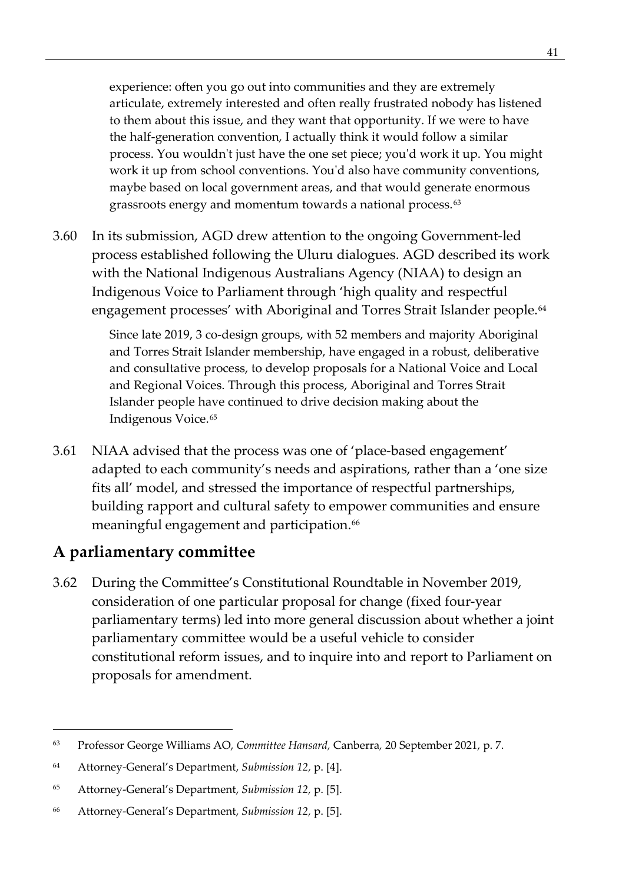> experience: often you go out into communities and they are extremely articulate, extremely interested and often really frustrated nobody has listened to them about this issue, and they want that opportunity. If we were to have the half-generation convention, I actually think it would follow a similar process. You wouldn't just have the one set piece; you'd work it up. You might work it up from school conventions. You'd also have community conventions, maybe based on local government areas, and that would generate enormous grassroots energy and momentum towards a national process.[63]

3.60 In its submission, AGD drew attention to the ongoing Government-led process established following the Uluru dialogues. AGD described its work with the National Indigenous Australians Agency (NIAA) to design an Indigenous Voice to Parliament through 'high quality and respectful engagement processes' with Aboriginal and Torres Strait Islander people.[64]

> Since late 2019, 3 co-design groups, with 52 members and majority Aboriginal and Torres Strait Islander membership, have engaged in a robust, deliberative and consultative process, to develop proposals for a National Voice and Local and Regional Voices. Through this process, Aboriginal and Torres Strait Islander people have continued to drive decision making about the Indigenous Voice.[65]

3.61 NIAA advised that the process was one of 'place-based engagement' adapted to each community's needs and aspirations, rather than a 'one size fits all' model, and stressed the importance of respectful partnerships, building rapport and cultural safety to empower communities and ensure meaningful engagement and participation.[66]

## A parliamentary committee

3.62 During the Committee's Constitutional Roundtable in November 2019, consideration of one particular proposal for change (fixed four-year parliamentary terms) led into more general discussion about whether a joint parliamentary committee would be a useful vehicle to consider constitutional reform issues, and to inquire into and report to Parliament on proposals for amendment.

---

63 Professor George Williams AO, *Committee Hansard*, Canberra, 20 September 2021, p. 7.

64 Attorney-General's Department, *Submission 12*, p. [4].

65 Attorney-General's Department, *Submission 12*, p. [5].

66 Attorney-General's Department, *Submission 12*, p. [5].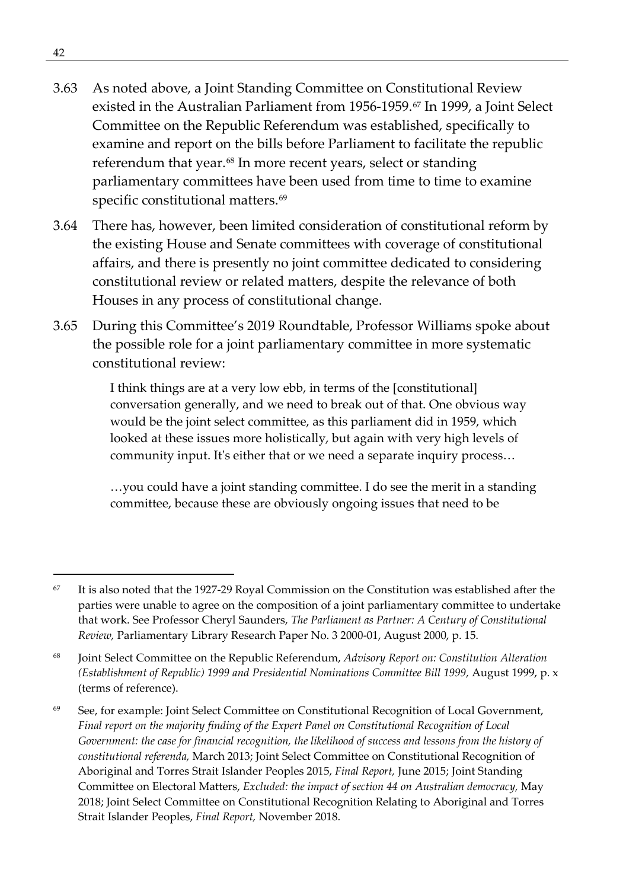3.63 As noted above, a Joint Standing Committee on Constitutional Review existed in the Australian Parliament from 1956-1959.[67] In 1999, a Joint Select Committee on the Republic Referendum was established, specifically to examine and report on the bills before Parliament to facilitate the republic referendum that year.[68] In more recent years, select or standing parliamentary committees have been used from time to time to examine specific constitutional matters.[69]

3.64 There has, however, been limited consideration of constitutional reform by the existing House and Senate committees with coverage of constitutional affairs, and there is presently no joint committee dedicated to considering constitutional review or related matters, despite the relevance of both Houses in any process of constitutional change.

3.65 During this Committee's 2019 Roundtable, Professor Williams spoke about the possible role for a joint parliamentary committee in more systematic constitutional review:

> I think things are at a very low ebb, in terms of the [constitutional] conversation generally, and we need to break out of that. One obvious way would be the joint select committee, as this parliament did in 1959, which looked at these issues more holistically, but again with very high levels of community input. It's either that or we need a separate inquiry process…
>
> …you could have a joint standing committee. I do see the merit in a standing committee, because these are obviously ongoing issues that need to be

---

[67] It is also noted that the 1927-29 Royal Commission on the Constitution was established after the parties were unable to agree on the composition of a joint parliamentary committee to undertake that work. See Professor Cheryl Saunders, *The Parliament as Partner: A Century of Constitutional Review,* Parliamentary Library Research Paper No. 3 2000-01, August 2000, p. 15.

[68] Joint Select Committee on the Republic Referendum, *Advisory Report on: Constitution Alteration (Establishment of Republic) 1999 and Presidential Nominations Committee Bill 1999,* August 1999, p. x (terms of reference).

[69] See, for example: Joint Select Committee on Constitutional Recognition of Local Government, *Final report on the majority finding of the Expert Panel on Constitutional Recognition of Local Government: the case for financial recognition, the likelihood of success and lessons from the history of constitutional referenda,* March 2013; Joint Select Committee on Constitutional Recognition of Aboriginal and Torres Strait Islander Peoples 2015, *Final Report,* June 2015; Joint Standing Committee on Electoral Matters, *Excluded: the impact of section 44 on Australian democracy,* May 2018; Joint Select Committee on Constitutional Recognition Relating to Aboriginal and Torres Strait Islander Peoples, *Final Report,* November 2018.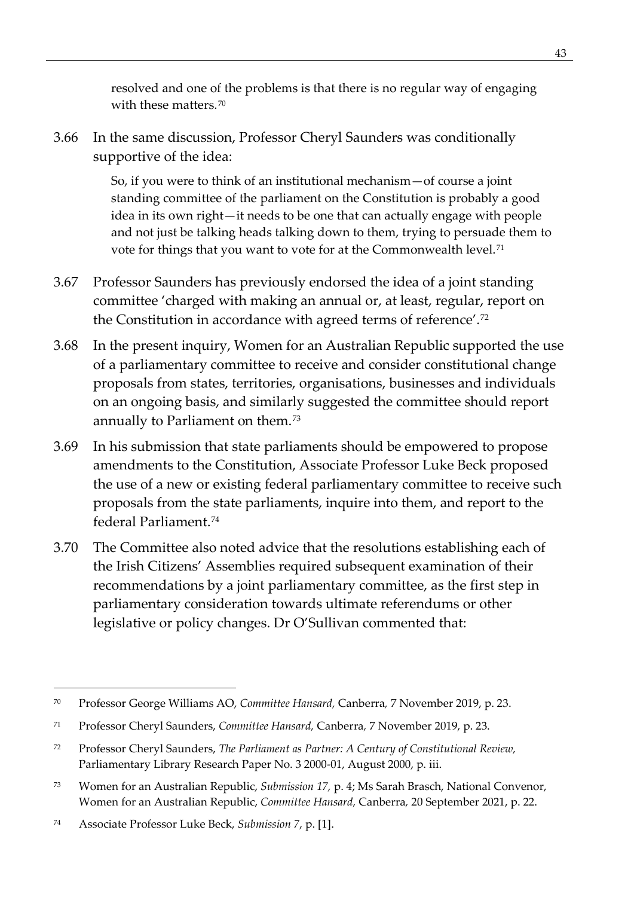> resolved and one of the problems is that there is no regular way of engaging with these matters.[70]

3.66 In the same discussion, Professor Cheryl Saunders was conditionally supportive of the idea:

> So, if you were to think of an institutional mechanism—of course a joint standing committee of the parliament on the Constitution is probably a good idea in its own right—it needs to be one that can actually engage with people and not just be talking heads talking down to them, trying to persuade them to vote for things that you want to vote for at the Commonwealth level.[71]

3.67 Professor Saunders has previously endorsed the idea of a joint standing committee 'charged with making an annual or, at least, regular, report on the Constitution in accordance with agreed terms of reference'.[72]

3.68 In the present inquiry, Women for an Australian Republic supported the use of a parliamentary committee to receive and consider constitutional change proposals from states, territories, organisations, businesses and individuals on an ongoing basis, and similarly suggested the committee should report annually to Parliament on them.[73]

3.69 In his submission that state parliaments should be empowered to propose amendments to the Constitution, Associate Professor Luke Beck proposed the use of a new or existing federal parliamentary committee to receive such proposals from the state parliaments, inquire into them, and report to the federal Parliament.[74]

3.70 The Committee also noted advice that the resolutions establishing each of the Irish Citizens' Assemblies required subsequent examination of their recommendations by a joint parliamentary committee, as the first step in parliamentary consideration towards ultimate referendums or other legislative or policy changes. Dr O'Sullivan commented that:

---

[70] Professor George Williams AO, *Committee Hansard,* Canberra, 7 November 2019, p. 23.

[71] Professor Cheryl Saunders, *Committee Hansard,* Canberra, 7 November 2019, p. 23.

[72] Professor Cheryl Saunders, *The Parliament as Partner: A Century of Constitutional Review,* Parliamentary Library Research Paper No. 3 2000-01, August 2000, p. iii.

[73] Women for an Australian Republic, *Submission 17,* p. 4; Ms Sarah Brasch, National Convenor, Women for an Australian Republic, *Committee Hansard,* Canberra, 20 September 2021, p. 22.

[74] Associate Professor Luke Beck, *Submission 7,* p. [1].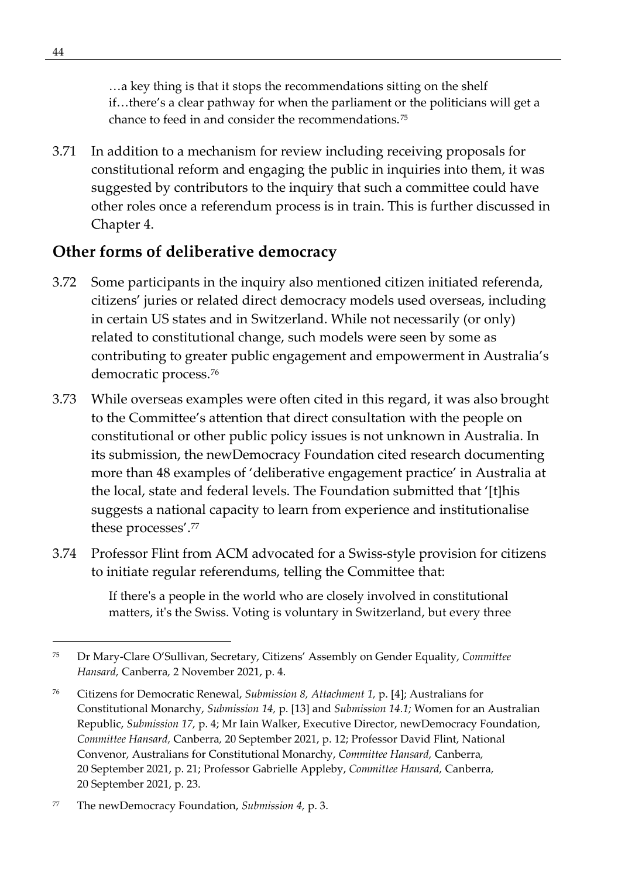> …a key thing is that it stops the recommendations sitting on the shelf if…there's a clear pathway for when the parliament or the politicians will get a chance to feed in and consider the recommendations.[75]

3.71 In addition to a mechanism for review including receiving proposals for constitutional reform and engaging the public in inquiries into them, it was suggested by contributors to the inquiry that such a committee could have other roles once a referendum process is in train. This is further discussed in Chapter 4.

## Other forms of deliberative democracy

3.72 Some participants in the inquiry also mentioned citizen initiated referenda, citizens' juries or related direct democracy models used overseas, including in certain US states and in Switzerland. While not necessarily (or only) related to constitutional change, such models were seen by some as contributing to greater public engagement and empowerment in Australia's democratic process.[76]

3.73 While overseas examples were often cited in this regard, it was also brought to the Committee's attention that direct consultation with the people on constitutional or other public policy issues is not unknown in Australia. In its submission, the newDemocracy Foundation cited research documenting more than 48 examples of 'deliberative engagement practice' in Australia at the local, state and federal levels. The Foundation submitted that '[t]his suggests a national capacity to learn from experience and institutionalise these processes'.[77]

3.74 Professor Flint from ACM advocated for a Swiss-style provision for citizens to initiate regular referendums, telling the Committee that:

> If there's a people in the world who are closely involved in constitutional matters, it's the Swiss. Voting is voluntary in Switzerland, but every three

---

[75] Dr Mary-Clare O'Sullivan, Secretary, Citizens' Assembly on Gender Equality, *Committee Hansard,* Canberra, 2 November 2021, p. 4.

[76] Citizens for Democratic Renewal, *Submission 8, Attachment 1,* p. [4]; Australians for Constitutional Monarchy, *Submission 14,* p. [13] and *Submission 14.1;* Women for an Australian Republic, *Submission 17,* p. 4; Mr Iain Walker, Executive Director, newDemocracy Foundation, *Committee Hansard,* Canberra, 20 September 2021, p. 12; Professor David Flint, National Convenor, Australians for Constitutional Monarchy, *Committee Hansard,* Canberra, 20 September 2021, p. 21; Professor Gabrielle Appleby, *Committee Hansard,* Canberra, 20 September 2021, p. 23.

[77] The newDemocracy Foundation, *Submission 4,* p. 3.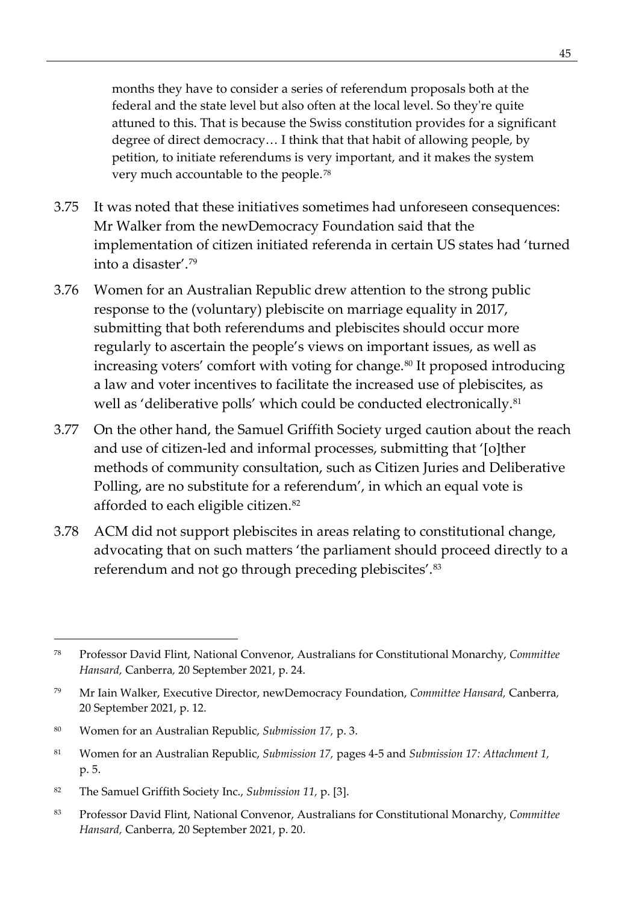> months they have to consider a series of referendum proposals both at the federal and the state level but also often at the local level. So they're quite attuned to this. That is because the Swiss constitution provides for a significant degree of direct democracy… I think that that habit of allowing people, by petition, to initiate referendums is very important, and it makes the system very much accountable to the people.[78]

3.75 It was noted that these initiatives sometimes had unforeseen consequences: Mr Walker from the newDemocracy Foundation said that the implementation of citizen initiated referenda in certain US states had 'turned into a disaster'.[79]

3.76 Women for an Australian Republic drew attention to the strong public response to the (voluntary) plebiscite on marriage equality in 2017, submitting that both referendums and plebiscites should occur more regularly to ascertain the people's views on important issues, as well as increasing voters' comfort with voting for change.[80] It proposed introducing a law and voter incentives to facilitate the increased use of plebiscites, as well as 'deliberative polls' which could be conducted electronically.[81]

3.77 On the other hand, the Samuel Griffith Society urged caution about the reach and use of citizen-led and informal processes, submitting that '[o]ther methods of community consultation, such as Citizen Juries and Deliberative Polling, are no substitute for a referendum', in which an equal vote is afforded to each eligible citizen.[82]

3.78 ACM did not support plebiscites in areas relating to constitutional change, advocating that on such matters 'the parliament should proceed directly to a referendum and not go through preceding plebiscites'.[83]

---

[78] Professor David Flint, National Convenor, Australians for Constitutional Monarchy, *Committee Hansard,* Canberra, 20 September 2021, p. 24.

[79] Mr Iain Walker, Executive Director, newDemocracy Foundation, *Committee Hansard,* Canberra, 20 September 2021, p. 12.

[80] Women for an Australian Republic, *Submission 17,* p. 3.

[81] Women for an Australian Republic, *Submission 17,* pages 4-5 and *Submission 17: Attachment 1,* p. 5.

[82] The Samuel Griffith Society Inc., *Submission 11,* p. [3].

[83] Professor David Flint, National Convenor, Australians for Constitutional Monarchy, *Committee Hansard,* Canberra, 20 September 2021, p. 20.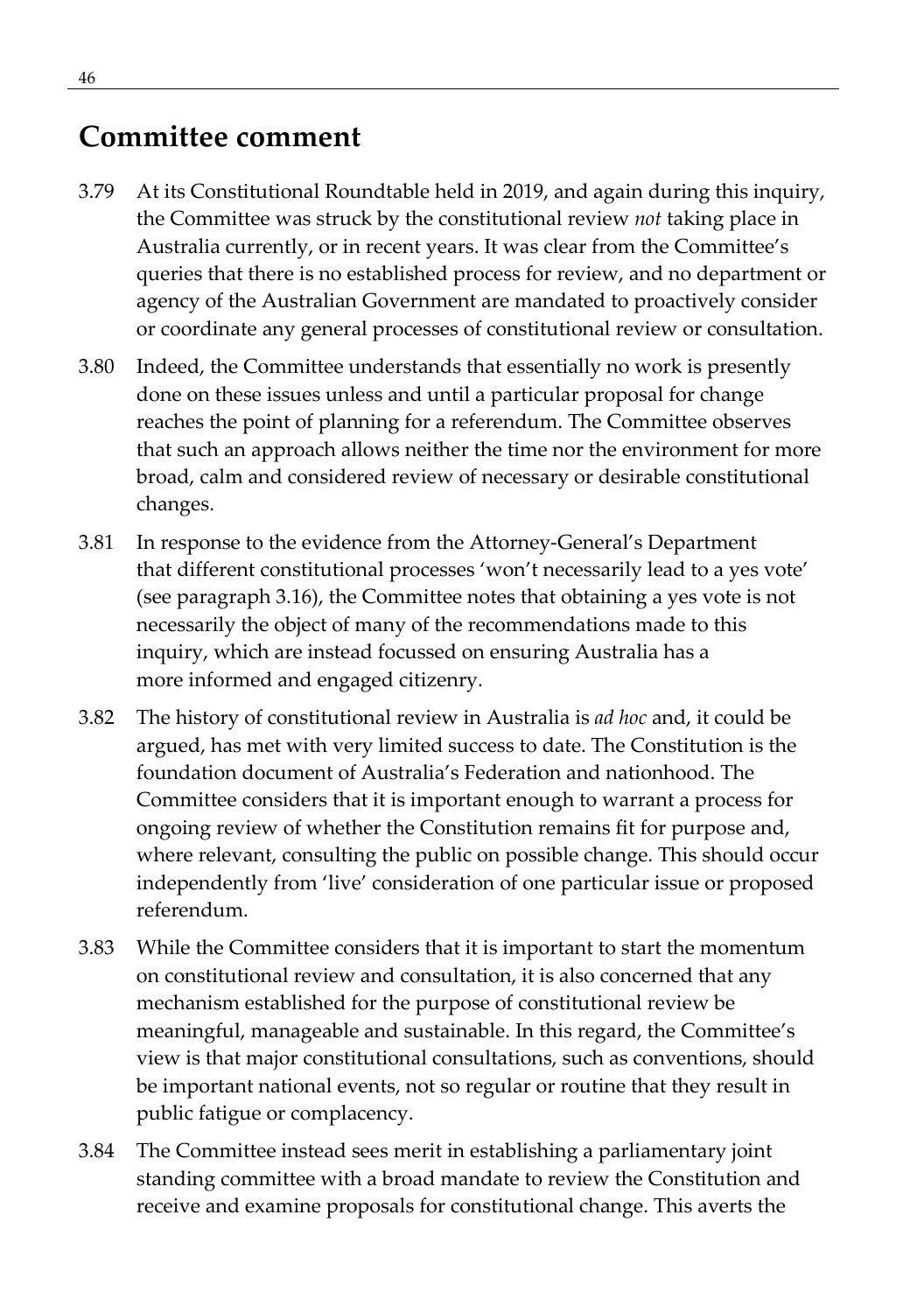## Committee comment

3.79 At its Constitutional Roundtable held in 2019, and again during this inquiry, the Committee was struck by the constitutional review *not* taking place in Australia currently, or in recent years. It was clear from the Committee's queries that there is no established process for review, and no department or agency of the Australian Government are mandated to proactively consider or coordinate any general processes of constitutional review or consultation.

3.80 Indeed, the Committee understands that essentially no work is presently done on these issues unless and until a particular proposal for change reaches the point of planning for a referendum. The Committee observes that such an approach allows neither the time nor the environment for more broad, calm and considered review of necessary or desirable constitutional changes.

3.81 In response to the evidence from the Attorney-General's Department that different constitutional processes 'won't necessarily lead to a yes vote' (see paragraph 3.16), the Committee notes that obtaining a yes vote is not necessarily the object of many of the recommendations made to this inquiry, which are instead focussed on ensuring Australia has a more informed and engaged citizenry.

3.82 The history of constitutional review in Australia is *ad hoc* and, it could be argued, has met with very limited success to date. The Constitution is the foundation document of Australia's Federation and nationhood. The Committee considers that it is important enough to warrant a process for ongoing review of whether the Constitution remains fit for purpose and, where relevant, consulting the public on possible change. This should occur independently from 'live' consideration of one particular issue or proposed referendum.

3.83 While the Committee considers that it is important to start the momentum on constitutional review and consultation, it is also concerned that any mechanism established for the purpose of constitutional review be meaningful, manageable and sustainable. In this regard, the Committee's view is that major constitutional consultations, such as conventions, should be important national events, not so regular or routine that they result in public fatigue or complacency.

3.84 The Committee instead sees merit in establishing a parliamentary joint standing committee with a broad mandate to review the Constitution and receive and examine proposals for constitutional change. This averts the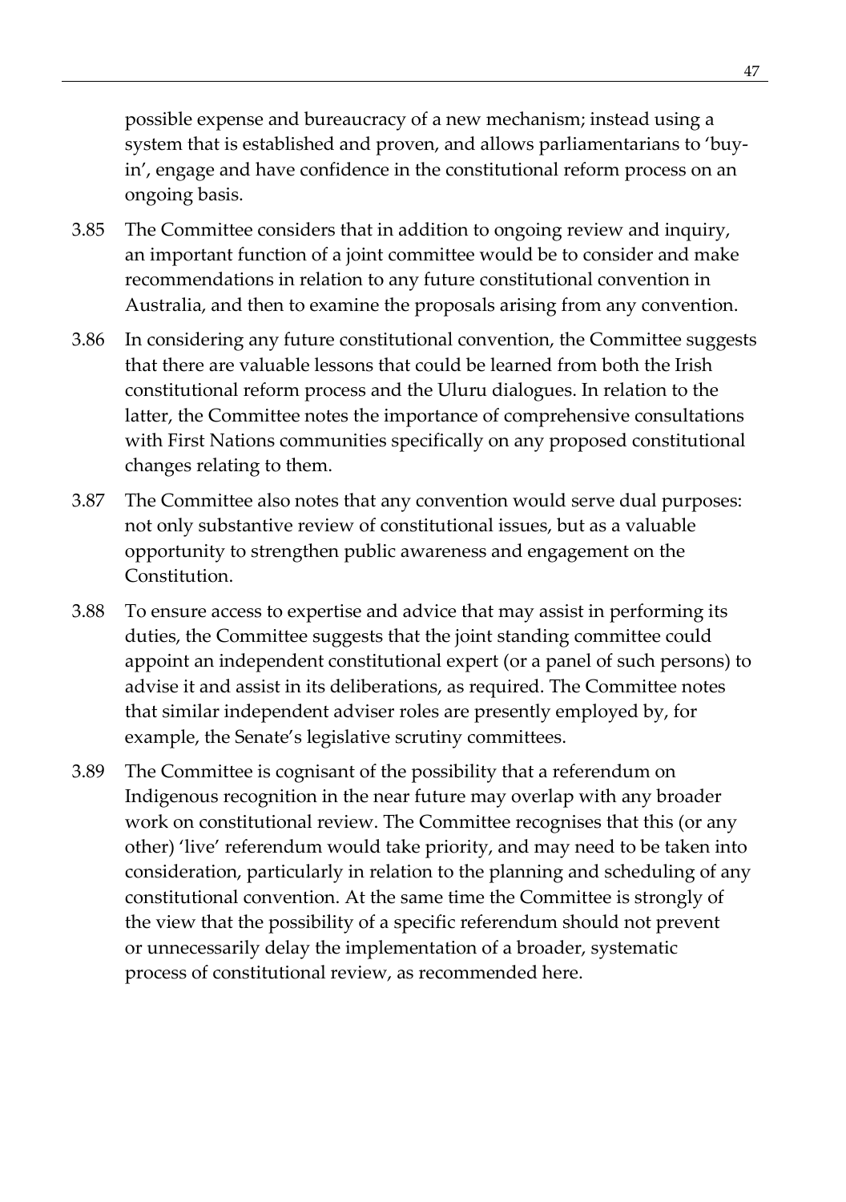possible expense and bureaucracy of a new mechanism; instead using a system that is established and proven, and allows parliamentarians to 'buy-in', engage and have confidence in the constitutional reform process on an ongoing basis.

3.85 The Committee considers that in addition to ongoing review and inquiry, an important function of a joint committee would be to consider and make recommendations in relation to any future constitutional convention in Australia, and then to examine the proposals arising from any convention.

3.86 In considering any future constitutional convention, the Committee suggests that there are valuable lessons that could be learned from both the Irish constitutional reform process and the Uluru dialogues. In relation to the latter, the Committee notes the importance of comprehensive consultations with First Nations communities specifically on any proposed constitutional changes relating to them.

3.87 The Committee also notes that any convention would serve dual purposes: not only substantive review of constitutional issues, but as a valuable opportunity to strengthen public awareness and engagement on the Constitution.

3.88 To ensure access to expertise and advice that may assist in performing its duties, the Committee suggests that the joint standing committee could appoint an independent constitutional expert (or a panel of such persons) to advise it and assist in its deliberations, as required. The Committee notes that similar independent adviser roles are presently employed by, for example, the Senate's legislative scrutiny committees.

3.89 The Committee is cognisant of the possibility that a referendum on Indigenous recognition in the near future may overlap with any broader work on constitutional review. The Committee recognises that this (or any other) 'live' referendum would take priority, and may need to be taken into consideration, particularly in relation to the planning and scheduling of any constitutional convention. At the same time the Committee is strongly of the view that the possibility of a specific referendum should not prevent or unnecessarily delay the implementation of a broader, systematic process of constitutional review, as recommended here.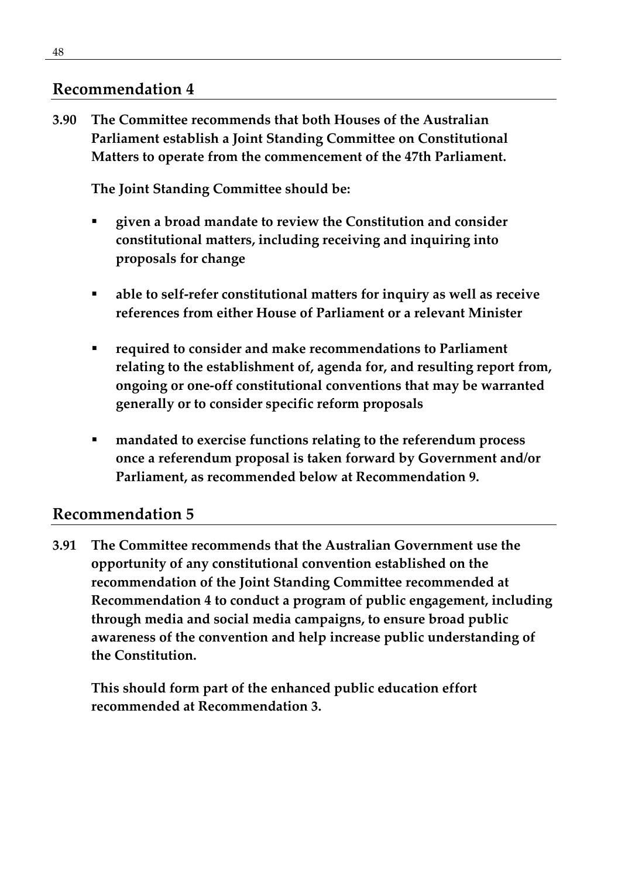## Recommendation 4

**3.90 The Committee recommends that both Houses of the Australian Parliament establish a Joint Standing Committee on Constitutional Matters to operate from the commencement of the 47th Parliament.**

**The Joint Standing Committee should be:**

- **given a broad mandate to review the Constitution and consider constitutional matters, including receiving and inquiring into proposals for change**
- **able to self-refer constitutional matters for inquiry as well as receive references from either House of Parliament or a relevant Minister**
- **required to consider and make recommendations to Parliament relating to the establishment of, agenda for, and resulting report from, ongoing or one-off constitutional conventions that may be warranted generally or to consider specific reform proposals**
- **mandated to exercise functions relating to the referendum process once a referendum proposal is taken forward by Government and/or Parliament, as recommended below at Recommendation 9.**

## Recommendation 5

**3.91 The Committee recommends that the Australian Government use the opportunity of any constitutional convention established on the recommendation of the Joint Standing Committee recommended at Recommendation 4 to conduct a program of public engagement, including through media and social media campaigns, to ensure broad public awareness of the convention and help increase public understanding of the Constitution.**

**This should form part of the enhanced public education effort recommended at Recommendation 3.**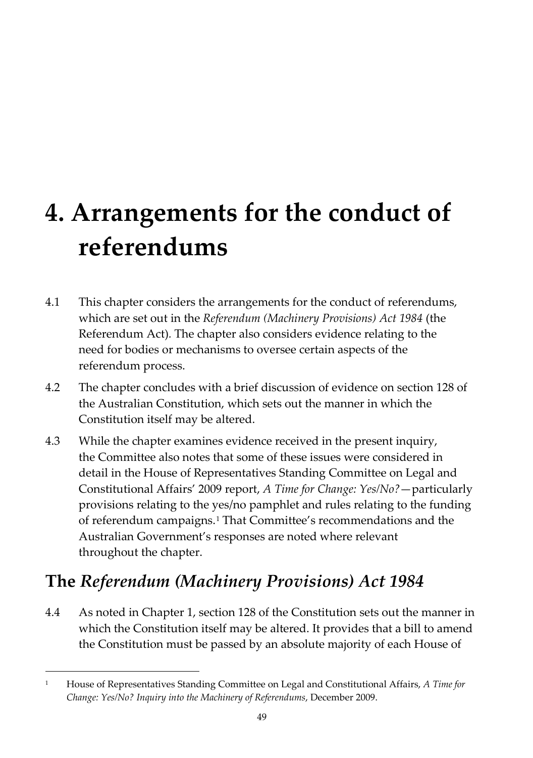# 4. Arrangements for the conduct of referendums

4.1 This chapter considers the arrangements for the conduct of referendums, which are set out in the *Referendum (Machinery Provisions) Act 1984* (the Referendum Act). The chapter also considers evidence relating to the need for bodies or mechanisms to oversee certain aspects of the referendum process.

4.2 The chapter concludes with a brief discussion of evidence on section 128 of the Australian Constitution, which sets out the manner in which the Constitution itself may be altered.

4.3 While the chapter examines evidence received in the present inquiry, the Committee also notes that some of these issues were considered in detail in the House of Representatives Standing Committee on Legal and Constitutional Affairs' 2009 report, *A Time for Change: Yes/No?*—particularly provisions relating to the yes/no pamphlet and rules relating to the funding of referendum campaigns.[1] That Committee's recommendations and the Australian Government's responses are noted where relevant throughout the chapter.

## The *Referendum (Machinery Provisions) Act 1984*

4.4 As noted in Chapter 1, section 128 of the Constitution sets out the manner in which the Constitution itself may be altered. It provides that a bill to amend the Constitution must be passed by an absolute majority of each House of

---

[1] House of Representatives Standing Committee on Legal and Constitutional Affairs, *A Time for Change: Yes/No? Inquiry into the Machinery of Referendums*, December 2009.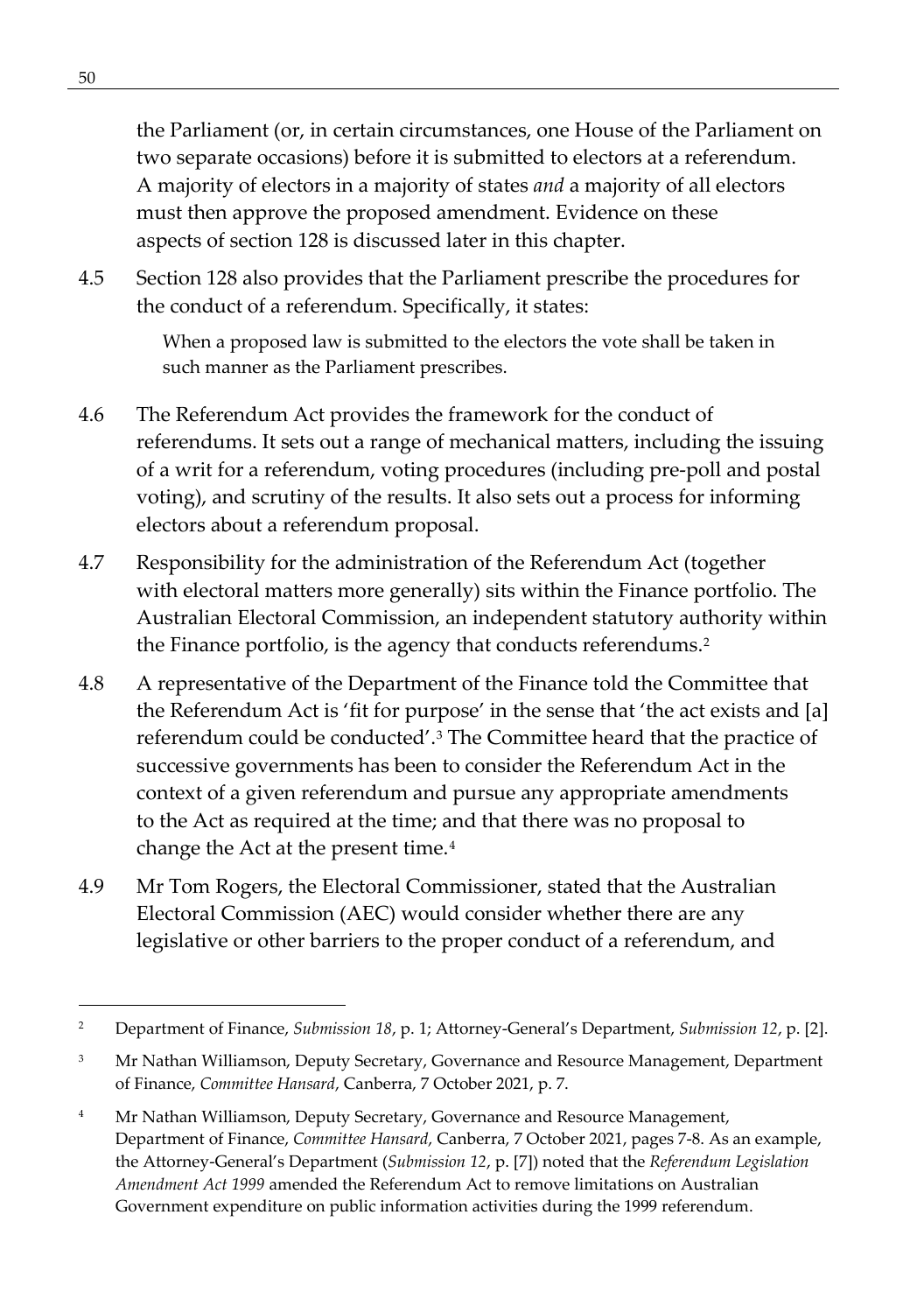the Parliament (or, in certain circumstances, one House of the Parliament on two separate occasions) before it is submitted to electors at a referendum. A majority of electors in a majority of states *and* a majority of all electors must then approve the proposed amendment. Evidence on these aspects of section 128 is discussed later in this chapter.

4.5 Section 128 also provides that the Parliament prescribe the procedures for the conduct of a referendum. Specifically, it states:

> When a proposed law is submitted to the electors the vote shall be taken in such manner as the Parliament prescribes.

4.6 The Referendum Act provides the framework for the conduct of referendums. It sets out a range of mechanical matters, including the issuing of a writ for a referendum, voting procedures (including pre-poll and postal voting), and scrutiny of the results. It also sets out a process for informing electors about a referendum proposal.

4.7 Responsibility for the administration of the Referendum Act (together with electoral matters more generally) sits within the Finance portfolio. The Australian Electoral Commission, an independent statutory authority within the Finance portfolio, is the agency that conducts referendums.[2]

4.8 A representative of the Department of the Finance told the Committee that the Referendum Act is 'fit for purpose' in the sense that 'the act exists and [a] referendum could be conducted'.[3] The Committee heard that the practice of successive governments has been to consider the Referendum Act in the context of a given referendum and pursue any appropriate amendments to the Act as required at the time; and that there was no proposal to change the Act at the present time.[4]

4.9 Mr Tom Rogers, the Electoral Commissioner, stated that the Australian Electoral Commission (AEC) would consider whether there are any legislative or other barriers to the proper conduct of a referendum, and

---

[2] Department of Finance, *Submission 18*, p. 1; Attorney-General's Department, *Submission 12*, p. [2].

[3] Mr Nathan Williamson, Deputy Secretary, Governance and Resource Management, Department of Finance, *Committee Hansard*, Canberra, 7 October 2021, p. 7.

[4] Mr Nathan Williamson, Deputy Secretary, Governance and Resource Management, Department of Finance, *Committee Hansard*, Canberra, 7 October 2021, pages 7-8. As an example, the Attorney-General's Department (*Submission 12*, p. [7]) noted that the *Referendum Legislation Amendment Act 1999* amended the Referendum Act to remove limitations on Australian Government expenditure on public information activities during the 1999 referendum.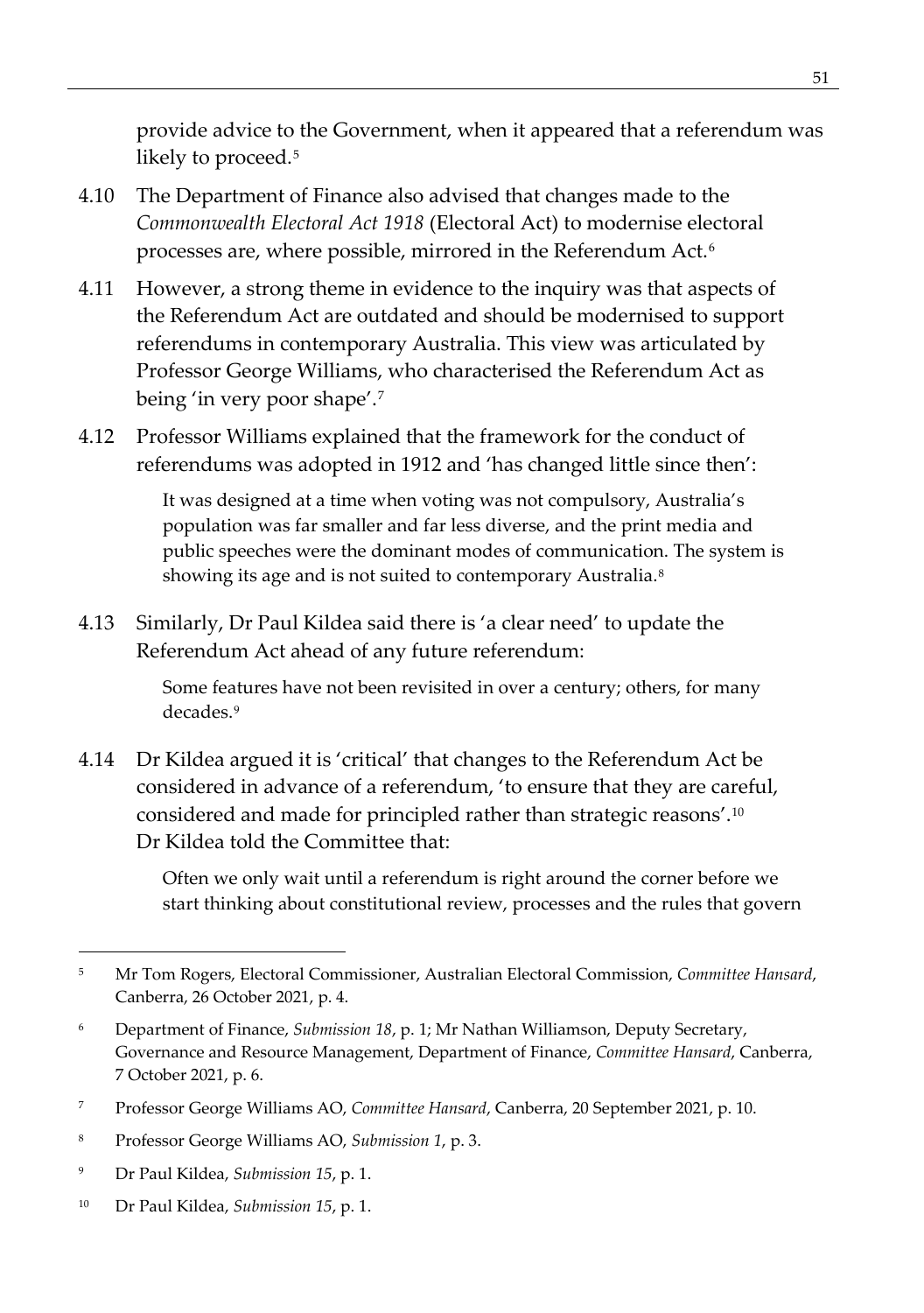provide advice to the Government, when it appeared that a referendum was likely to proceed.[5]

4.10 The Department of Finance also advised that changes made to the *Commonwealth Electoral Act 1918* (Electoral Act) to modernise electoral processes are, where possible, mirrored in the Referendum Act.[6]

4.11 However, a strong theme in evidence to the inquiry was that aspects of the Referendum Act are outdated and should be modernised to support referendums in contemporary Australia. This view was articulated by Professor George Williams, who characterised the Referendum Act as being 'in very poor shape'.[7]

4.12 Professor Williams explained that the framework for the conduct of referendums was adopted in 1912 and 'has changed little since then':

> It was designed at a time when voting was not compulsory, Australia's population was far smaller and far less diverse, and the print media and public speeches were the dominant modes of communication. The system is showing its age and is not suited to contemporary Australia.[8]

4.13 Similarly, Dr Paul Kildea said there is 'a clear need' to update the Referendum Act ahead of any future referendum:

> Some features have not been revisited in over a century; others, for many decades.[9]

4.14 Dr Kildea argued it is 'critical' that changes to the Referendum Act be considered in advance of a referendum, 'to ensure that they are careful, considered and made for principled rather than strategic reasons'.[10] Dr Kildea told the Committee that:

> Often we only wait until a referendum is right around the corner before we start thinking about constitutional review, processes and the rules that govern

---

[5] Mr Tom Rogers, Electoral Commissioner, Australian Electoral Commission, *Committee Hansard*, Canberra, 26 October 2021, p. 4.

[6] Department of Finance, *Submission 18*, p. 1; Mr Nathan Williamson, Deputy Secretary, Governance and Resource Management, Department of Finance, *Committee Hansard*, Canberra, 7 October 2021, p. 6.

[7] Professor George Williams AO, *Committee Hansard*, Canberra, 20 September 2021, p. 10.

[8] Professor George Williams AO, *Submission 1*, p. 3.

[9] Dr Paul Kildea, *Submission 15*, p. 1.

[10] Dr Paul Kildea, *Submission 15*, p. 1.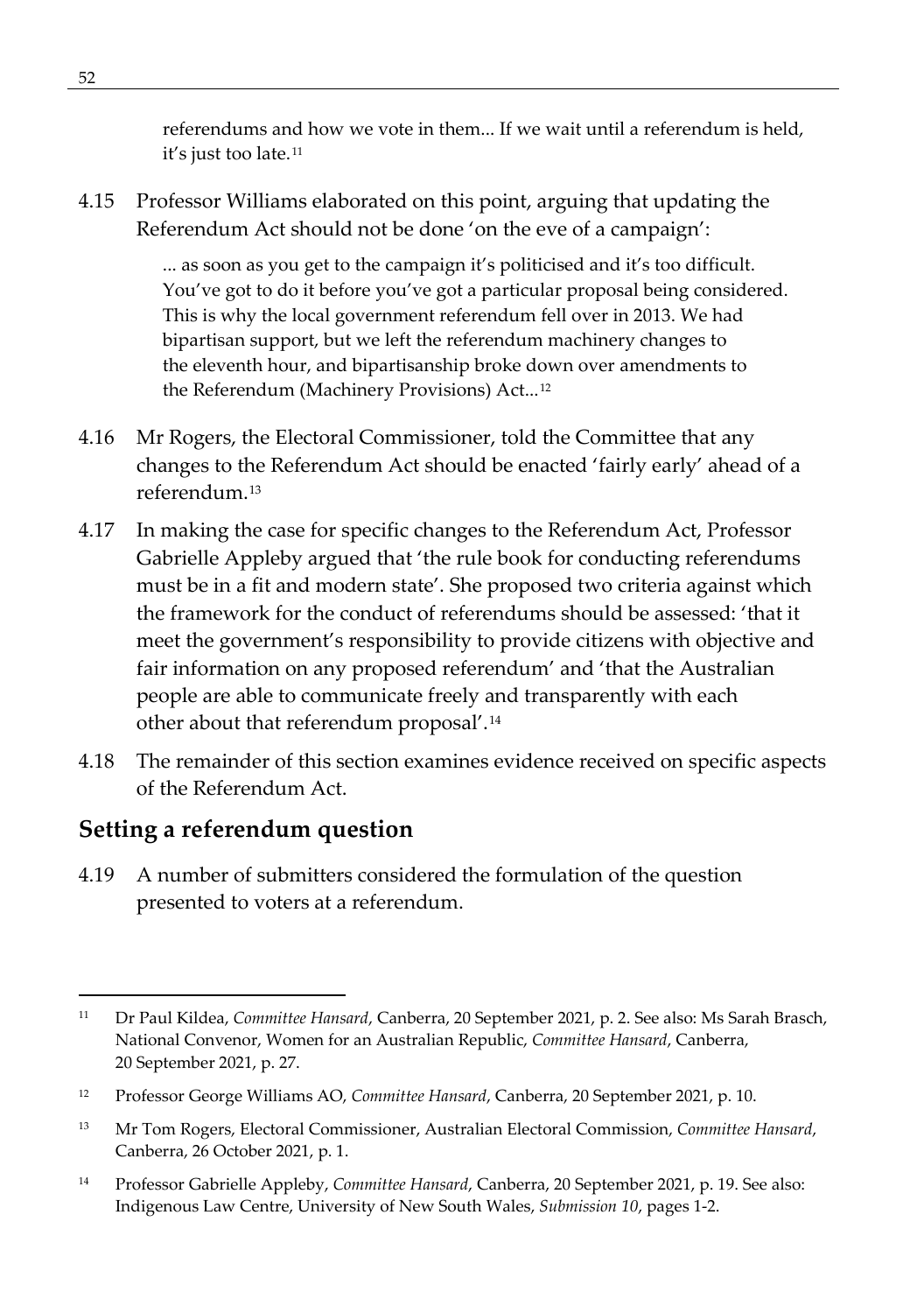> referendums and how we vote in them... If we wait until a referendum is held, it's just too late.[11]

4.15 Professor Williams elaborated on this point, arguing that updating the Referendum Act should not be done 'on the eve of a campaign':

> ... as soon as you get to the campaign it's politicised and it's too difficult. You've got to do it before you've got a particular proposal being considered. This is why the local government referendum fell over in 2013. We had bipartisan support, but we left the referendum machinery changes to the eleventh hour, and bipartisanship broke down over amendments to the Referendum (Machinery Provisions) Act...[12]

4.16 Mr Rogers, the Electoral Commissioner, told the Committee that any changes to the Referendum Act should be enacted 'fairly early' ahead of a referendum.[13]

4.17 In making the case for specific changes to the Referendum Act, Professor Gabrielle Appleby argued that 'the rule book for conducting referendums must be in a fit and modern state'. She proposed two criteria against which the framework for the conduct of referendums should be assessed: 'that it meet the government's responsibility to provide citizens with objective and fair information on any proposed referendum' and 'that the Australian people are able to communicate freely and transparently with each other about that referendum proposal'.[14]

4.18 The remainder of this section examines evidence received on specific aspects of the Referendum Act.

## Setting a referendum question

4.19 A number of submitters considered the formulation of the question presented to voters at a referendum.

---

[11] Dr Paul Kildea, *Committee Hansard*, Canberra, 20 September 2021, p. 2. See also: Ms Sarah Brasch, National Convenor, Women for an Australian Republic, *Committee Hansard*, Canberra, 20 September 2021, p. 27.

[12] Professor George Williams AO, *Committee Hansard*, Canberra, 20 September 2021, p. 10.

[13] Mr Tom Rogers, Electoral Commissioner, Australian Electoral Commission, *Committee Hansard*, Canberra, 26 October 2021, p. 1.

[14] Professor Gabrielle Appleby, *Committee Hansard*, Canberra, 20 September 2021, p. 19. See also: Indigenous Law Centre, University of New South Wales, *Submission 10*, pages 1-2.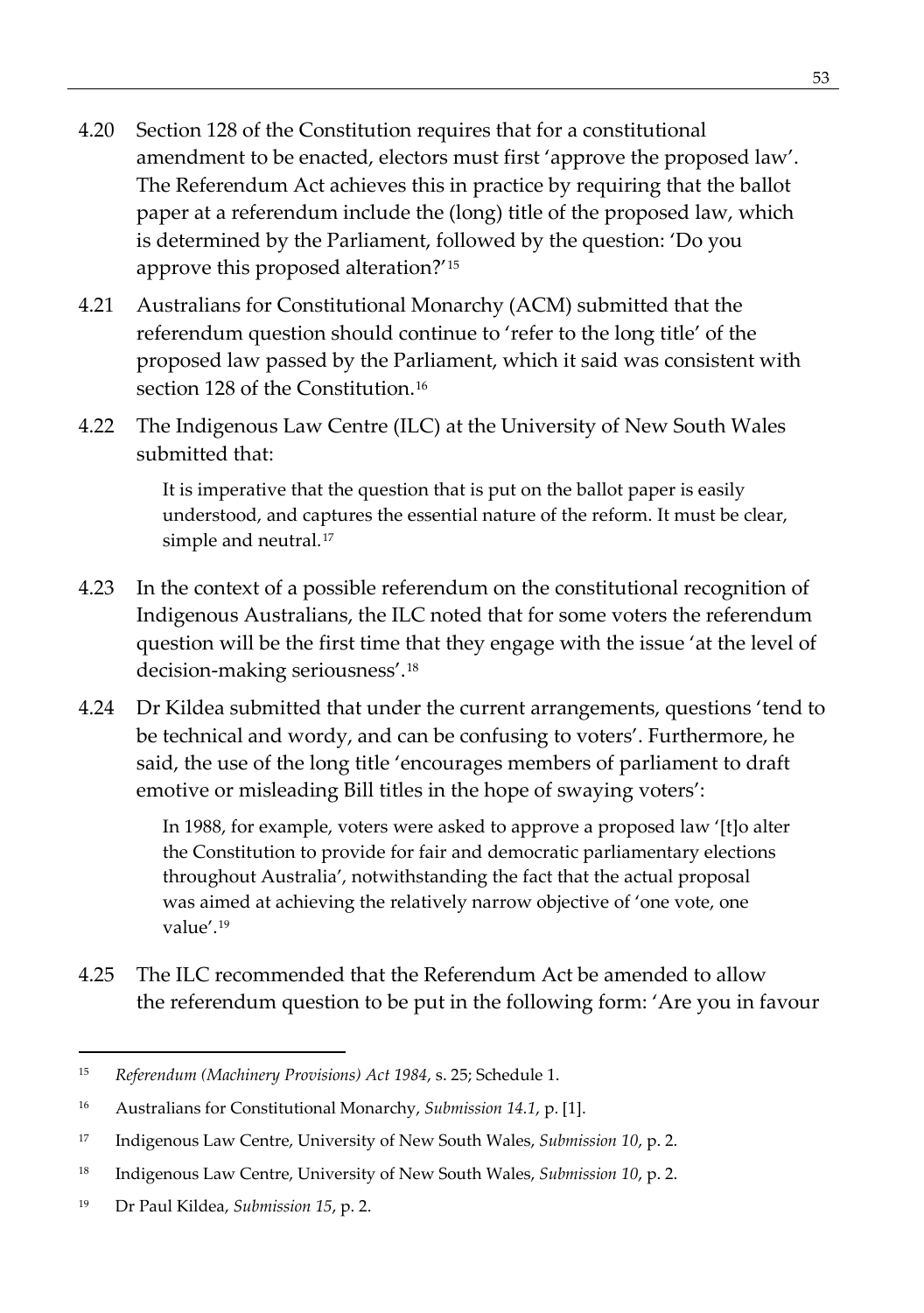4.20 Section 128 of the Constitution requires that for a constitutional amendment to be enacted, electors must first 'approve the proposed law'. The Referendum Act achieves this in practice by requiring that the ballot paper at a referendum include the (long) title of the proposed law, which is determined by the Parliament, followed by the question: 'Do you approve this proposed alteration?'[15]

4.21 Australians for Constitutional Monarchy (ACM) submitted that the referendum question should continue to 'refer to the long title' of the proposed law passed by the Parliament, which it said was consistent with section 128 of the Constitution.[16]

4.22 The Indigenous Law Centre (ILC) at the University of New South Wales submitted that:

> It is imperative that the question that is put on the ballot paper is easily understood, and captures the essential nature of the reform. It must be clear, simple and neutral.[17]

4.23 In the context of a possible referendum on the constitutional recognition of Indigenous Australians, the ILC noted that for some voters the referendum question will be the first time that they engage with the issue 'at the level of decision-making seriousness'.[18]

4.24 Dr Kildea submitted that under the current arrangements, questions 'tend to be technical and wordy, and can be confusing to voters'. Furthermore, he said, the use of the long title 'encourages members of parliament to draft emotive or misleading Bill titles in the hope of swaying voters':

> In 1988, for example, voters were asked to approve a proposed law '[t]o alter the Constitution to provide for fair and democratic parliamentary elections throughout Australia', notwithstanding the fact that the actual proposal was aimed at achieving the relatively narrow objective of 'one vote, one value'.[19]

4.25 The ILC recommended that the Referendum Act be amended to allow the referendum question to be put in the following form: 'Are you in favour

---

[15] *Referendum (Machinery Provisions) Act 1984*, s. 25; Schedule 1.

[16] Australians for Constitutional Monarchy, *Submission 14.1*, p. [1].

[17] Indigenous Law Centre, University of New South Wales, *Submission 10*, p. 2.

[18] Indigenous Law Centre, University of New South Wales, *Submission 10*, p. 2.

[19] Dr Paul Kildea, *Submission 15*, p. 2.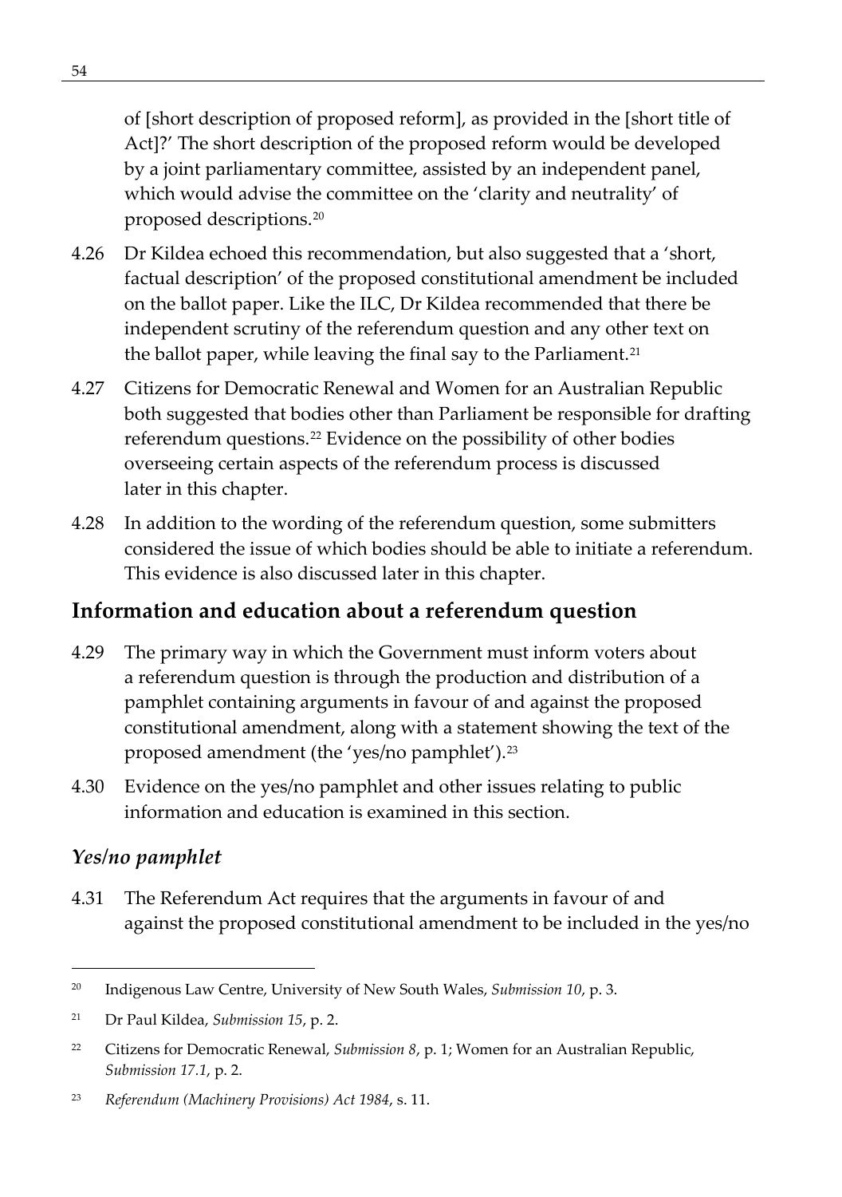of [short description of proposed reform], as provided in the [short title of Act]?' The short description of the proposed reform would be developed by a joint parliamentary committee, assisted by an independent panel, which would advise the committee on the 'clarity and neutrality' of proposed descriptions.[20]

4.26 Dr Kildea echoed this recommendation, but also suggested that a 'short, factual description' of the proposed constitutional amendment be included on the ballot paper. Like the ILC, Dr Kildea recommended that there be independent scrutiny of the referendum question and any other text on the ballot paper, while leaving the final say to the Parliament.[21]

4.27 Citizens for Democratic Renewal and Women for an Australian Republic both suggested that bodies other than Parliament be responsible for drafting referendum questions.[22] Evidence on the possibility of other bodies overseeing certain aspects of the referendum process is discussed later in this chapter.

4.28 In addition to the wording of the referendum question, some submitters considered the issue of which bodies should be able to initiate a referendum. This evidence is also discussed later in this chapter.

## Information and education about a referendum question

4.29 The primary way in which the Government must inform voters about a referendum question is through the production and distribution of a pamphlet containing arguments in favour of and against the proposed constitutional amendment, along with a statement showing the text of the proposed amendment (the 'yes/no pamphlet').[23]

4.30 Evidence on the yes/no pamphlet and other issues relating to public information and education is examined in this section.

### *Yes/no pamphlet*

4.31 The Referendum Act requires that the arguments in favour of and against the proposed constitutional amendment to be included in the yes/no

---

[20] Indigenous Law Centre, University of New South Wales, *Submission 10*, p. 3.

[21] Dr Paul Kildea, *Submission 15*, p. 2.

[22] Citizens for Democratic Renewal, *Submission 8*, p. 1; Women for an Australian Republic, *Submission 17.1*, p. 2.

[23] *Referendum (Machinery Provisions) Act 1984*, s. 11.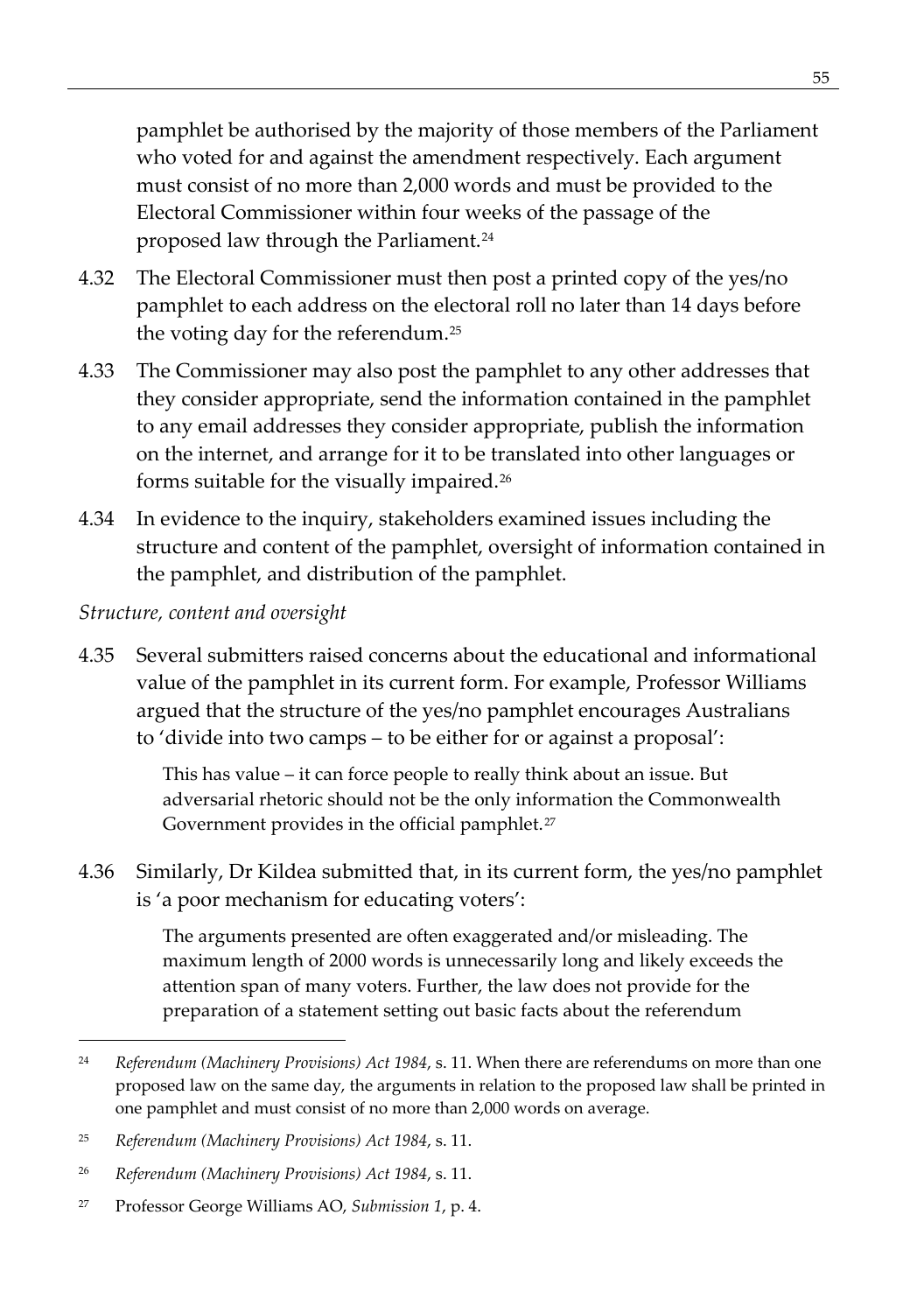pamphlet be authorised by the majority of those members of the Parliament who voted for and against the amendment respectively. Each argument must consist of no more than 2,000 words and must be provided to the Electoral Commissioner within four weeks of the passage of the proposed law through the Parliament.[24]

4.32 The Electoral Commissioner must then post a printed copy of the yes/no pamphlet to each address on the electoral roll no later than 14 days before the voting day for the referendum.[25]

4.33 The Commissioner may also post the pamphlet to any other addresses that they consider appropriate, send the information contained in the pamphlet to any email addresses they consider appropriate, publish the information on the internet, and arrange for it to be translated into other languages or forms suitable for the visually impaired.[26]

4.34 In evidence to the inquiry, stakeholders examined issues including the structure and content of the pamphlet, oversight of information contained in the pamphlet, and distribution of the pamphlet.

*Structure, content and oversight*

4.35 Several submitters raised concerns about the educational and informational value of the pamphlet in its current form. For example, Professor Williams argued that the structure of the yes/no pamphlet encourages Australians to 'divide into two camps – to be either for or against a proposal':

> This has value – it can force people to really think about an issue. But adversarial rhetoric should not be the only information the Commonwealth Government provides in the official pamphlet.[27]

4.36 Similarly, Dr Kildea submitted that, in its current form, the yes/no pamphlet is 'a poor mechanism for educating voters':

> The arguments presented are often exaggerated and/or misleading. The maximum length of 2000 words is unnecessarily long and likely exceeds the attention span of many voters. Further, the law does not provide for the preparation of a statement setting out basic facts about the referendum

---

[24] *Referendum (Machinery Provisions) Act 1984*, s. 11. When there are referendums on more than one proposed law on the same day, the arguments in relation to the proposed law shall be printed in one pamphlet and must consist of no more than 2,000 words on average.

[25] *Referendum (Machinery Provisions) Act 1984*, s. 11.

[26] *Referendum (Machinery Provisions) Act 1984*, s. 11.

[27] Professor George Williams AO, *Submission 1*, p. 4.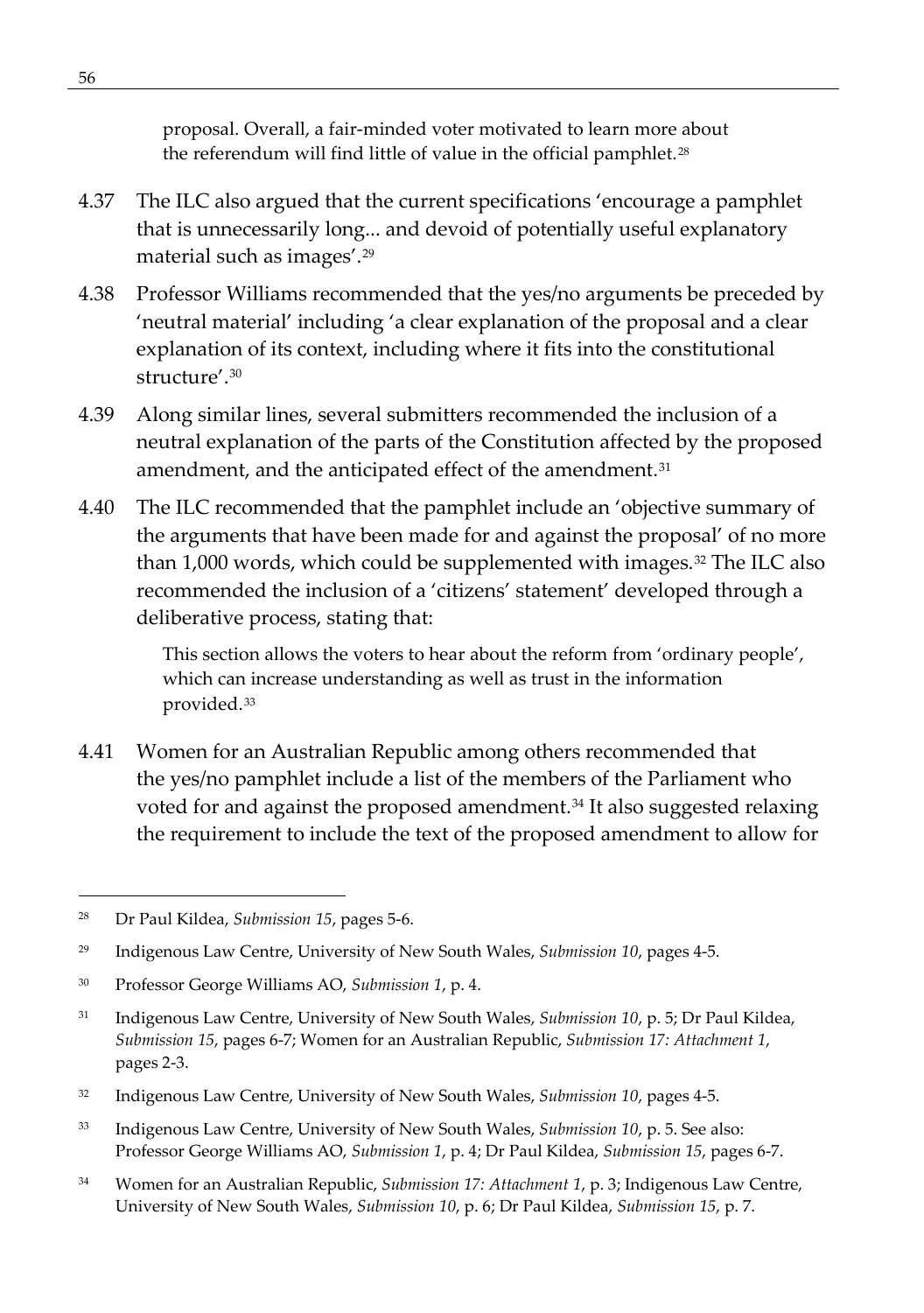> proposal. Overall, a fair-minded voter motivated to learn more about the referendum will find little of value in the official pamphlet.[28]

4.37 The ILC also argued that the current specifications 'encourage a pamphlet that is unnecessarily long... and devoid of potentially useful explanatory material such as images'.[29]

4.38 Professor Williams recommended that the yes/no arguments be preceded by 'neutral material' including 'a clear explanation of the proposal and a clear explanation of its context, including where it fits into the constitutional structure'.[30]

4.39 Along similar lines, several submitters recommended the inclusion of a neutral explanation of the parts of the Constitution affected by the proposed amendment, and the anticipated effect of the amendment.[31]

4.40 The ILC recommended that the pamphlet include an 'objective summary of the arguments that have been made for and against the proposal' of no more than 1,000 words, which could be supplemented with images.[32] The ILC also recommended the inclusion of a 'citizens' statement' developed through a deliberative process, stating that:

> This section allows the voters to hear about the reform from 'ordinary people', which can increase understanding as well as trust in the information provided.[33]

4.41 Women for an Australian Republic among others recommended that the yes/no pamphlet include a list of the members of the Parliament who voted for and against the proposed amendment.[34] It also suggested relaxing the requirement to include the text of the proposed amendment to allow for

---

[28] Dr Paul Kildea, *Submission 15*, pages 5-6.

[29] Indigenous Law Centre, University of New South Wales, *Submission 10*, pages 4-5.

[30] Professor George Williams AO, *Submission 1*, p. 4.

[31] Indigenous Law Centre, University of New South Wales, *Submission 10*, p. 5; Dr Paul Kildea, *Submission 15*, pages 6-7; Women for an Australian Republic, *Submission 17: Attachment 1*, pages 2-3.

[32] Indigenous Law Centre, University of New South Wales, *Submission 10*, pages 4-5.

[33] Indigenous Law Centre, University of New South Wales, *Submission 10*, p. 5. See also: Professor George Williams AO, *Submission 1*, p. 4; Dr Paul Kildea, *Submission 15*, pages 6-7.

[34] Women for an Australian Republic, *Submission 17: Attachment 1*, p. 3; Indigenous Law Centre, University of New South Wales, *Submission 10*, p. 6; Dr Paul Kildea, *Submission 15*, p. 7.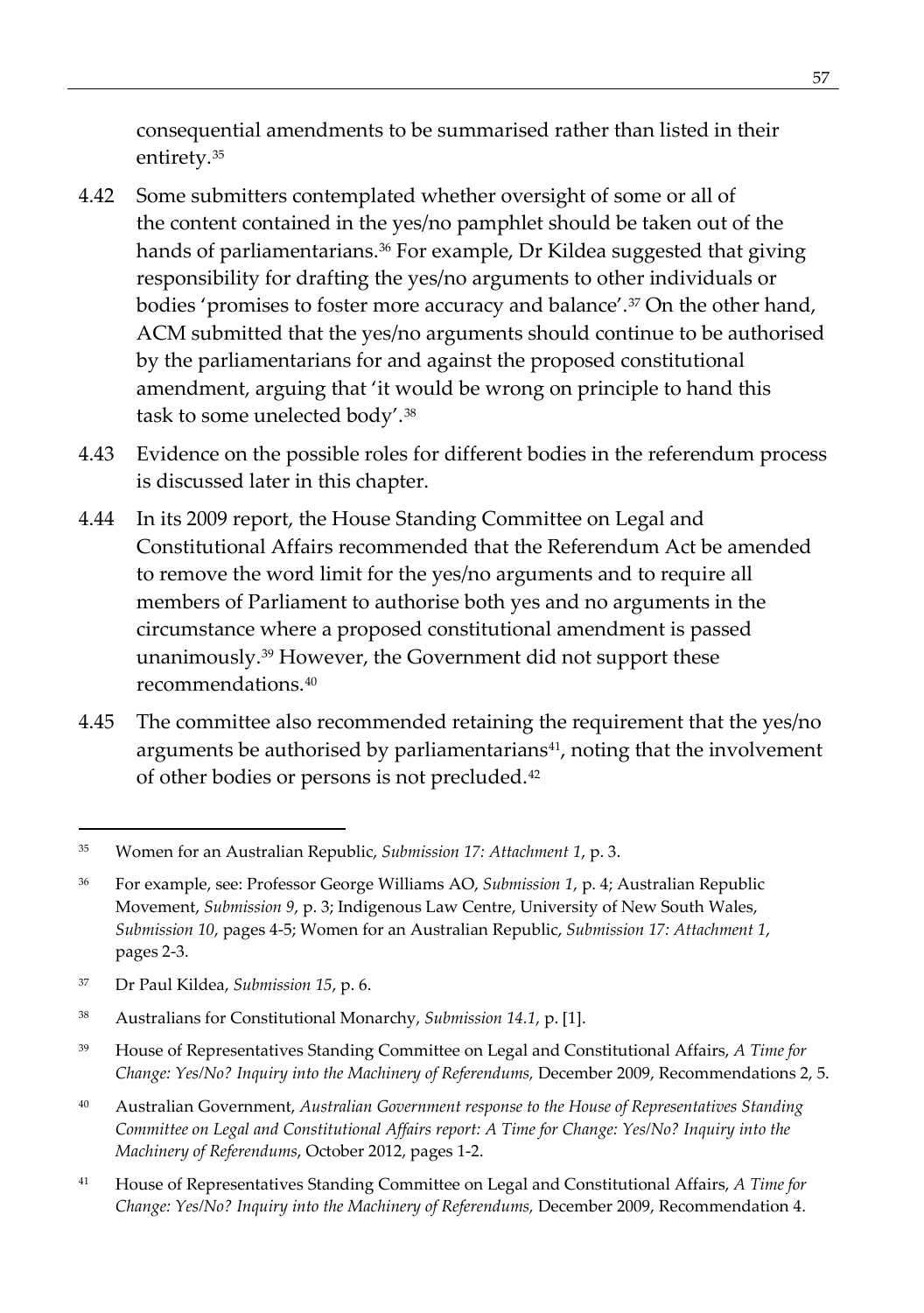consequential amendments to be summarised rather than listed in their entirety.[35]

4.42 Some submitters contemplated whether oversight of some or all of the content contained in the yes/no pamphlet should be taken out of the hands of parliamentarians.[36] For example, Dr Kildea suggested that giving responsibility for drafting the yes/no arguments to other individuals or bodies 'promises to foster more accuracy and balance'.[37] On the other hand, ACM submitted that the yes/no arguments should continue to be authorised by the parliamentarians for and against the proposed constitutional amendment, arguing that 'it would be wrong on principle to hand this task to some unelected body'.[38]

4.43 Evidence on the possible roles for different bodies in the referendum process is discussed later in this chapter.

4.44 In its 2009 report, the House Standing Committee on Legal and Constitutional Affairs recommended that the Referendum Act be amended to remove the word limit for the yes/no arguments and to require all members of Parliament to authorise both yes and no arguments in the circumstance where a proposed constitutional amendment is passed unanimously.[39] However, the Government did not support these recommendations.[40]

4.45 The committee also recommended retaining the requirement that the yes/no arguments be authorised by parliamentarians[41], noting that the involvement of other bodies or persons is not precluded.[42]

---

35 Women for an Australian Republic, *Submission 17: Attachment 1*, p. 3.

36 For example, see: Professor George Williams AO, *Submission 1*, p. 4; Australian Republic Movement, *Submission 9*, p. 3; Indigenous Law Centre, University of New South Wales, *Submission 10*, pages 4-5; Women for an Australian Republic, *Submission 17: Attachment 1*, pages 2-3.

37 Dr Paul Kildea, *Submission 15*, p. 6.

38 Australians for Constitutional Monarchy, *Submission 14.1*, p. [1].

39 House of Representatives Standing Committee on Legal and Constitutional Affairs, *A Time for Change: Yes/No? Inquiry into the Machinery of Referendums,* December 2009, Recommendations 2, 5.

40 Australian Government, *Australian Government response to the House of Representatives Standing Committee on Legal and Constitutional Affairs report: A Time for Change: Yes/No? Inquiry into the Machinery of Referendums*, October 2012, pages 1-2.

41 House of Representatives Standing Committee on Legal and Constitutional Affairs, *A Time for Change: Yes/No? Inquiry into the Machinery of Referendums,* December 2009, Recommendation 4.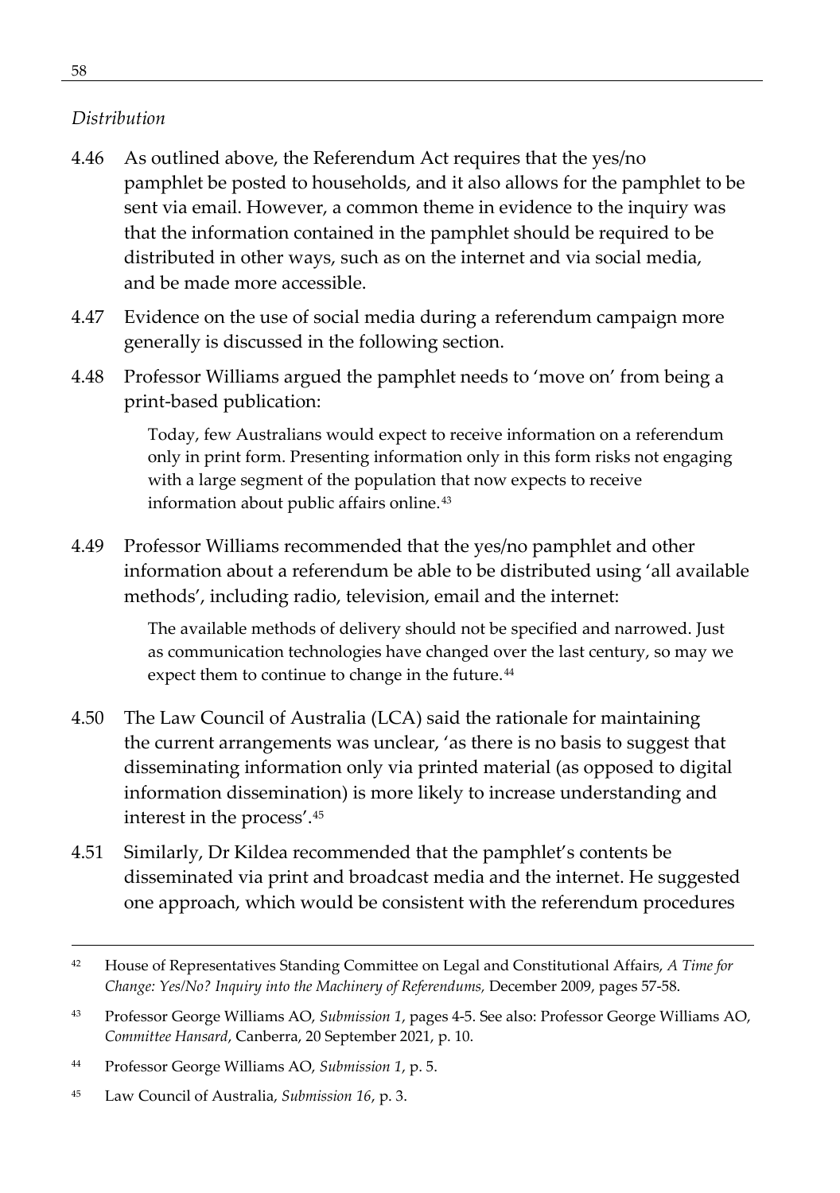*Distribution*

4.46 As outlined above, the Referendum Act requires that the yes/no pamphlet be posted to households, and it also allows for the pamphlet to be sent via email. However, a common theme in evidence to the inquiry was that the information contained in the pamphlet should be required to be distributed in other ways, such as on the internet and via social media, and be made more accessible.

4.47 Evidence on the use of social media during a referendum campaign more generally is discussed in the following section.

4.48 Professor Williams argued the pamphlet needs to 'move on' from being a print-based publication:

> Today, few Australians would expect to receive information on a referendum only in print form. Presenting information only in this form risks not engaging with a large segment of the population that now expects to receive information about public affairs online.[43]

4.49 Professor Williams recommended that the yes/no pamphlet and other information about a referendum be able to be distributed using 'all available methods', including radio, television, email and the internet:

> The available methods of delivery should not be specified and narrowed. Just as communication technologies have changed over the last century, so may we expect them to continue to change in the future.[44]

4.50 The Law Council of Australia (LCA) said the rationale for maintaining the current arrangements was unclear, 'as there is no basis to suggest that disseminating information only via printed material (as opposed to digital information dissemination) is more likely to increase understanding and interest in the process'.[45]

4.51 Similarly, Dr Kildea recommended that the pamphlet's contents be disseminated via print and broadcast media and the internet. He suggested one approach, which would be consistent with the referendum procedures

---

[42] House of Representatives Standing Committee on Legal and Constitutional Affairs, *A Time for Change: Yes/No? Inquiry into the Machinery of Referendums,* December 2009, pages 57-58.

[43] Professor George Williams AO, *Submission 1*, pages 4-5. See also: Professor George Williams AO, *Committee Hansard*, Canberra, 20 September 2021, p. 10.

[44] Professor George Williams AO, *Submission 1*, p. 5.

[45] Law Council of Australia, *Submission 16*, p. 3.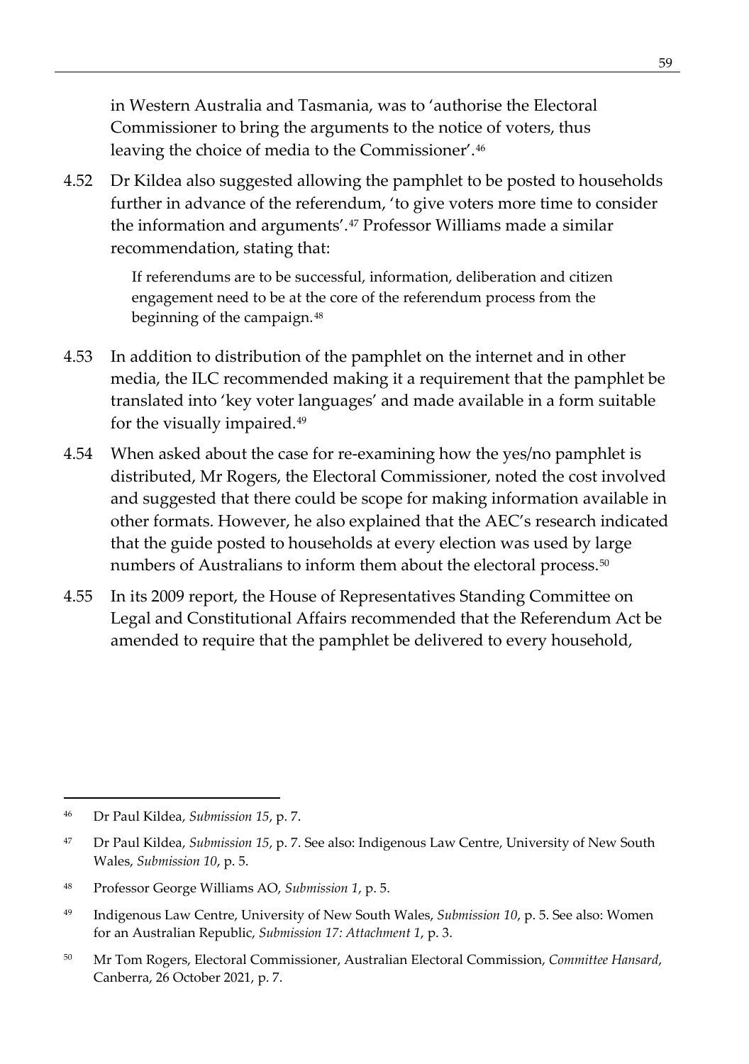in Western Australia and Tasmania, was to 'authorise the Electoral Commissioner to bring the arguments to the notice of voters, thus leaving the choice of media to the Commissioner'.[46]

4.52 Dr Kildea also suggested allowing the pamphlet to be posted to households further in advance of the referendum, 'to give voters more time to consider the information and arguments'.[47] Professor Williams made a similar recommendation, stating that:

> If referendums are to be successful, information, deliberation and citizen engagement need to be at the core of the referendum process from the beginning of the campaign.[48]

4.53 In addition to distribution of the pamphlet on the internet and in other media, the ILC recommended making it a requirement that the pamphlet be translated into 'key voter languages' and made available in a form suitable for the visually impaired.[49]

4.54 When asked about the case for re-examining how the yes/no pamphlet is distributed, Mr Rogers, the Electoral Commissioner, noted the cost involved and suggested that there could be scope for making information available in other formats. However, he also explained that the AEC's research indicated that the guide posted to households at every election was used by large numbers of Australians to inform them about the electoral process.[50]

4.55 In its 2009 report, the House of Representatives Standing Committee on Legal and Constitutional Affairs recommended that the Referendum Act be amended to require that the pamphlet be delivered to every household,

---

[46] Dr Paul Kildea, *Submission 15*, p. 7.

[47] Dr Paul Kildea, *Submission 15*, p. 7. See also: Indigenous Law Centre, University of New South Wales, *Submission 10*, p. 5.

[48] Professor George Williams AO, *Submission 1*, p. 5.

[49] Indigenous Law Centre, University of New South Wales, *Submission 10*, p. 5. See also: Women for an Australian Republic, *Submission 17: Attachment 1*, p. 3.

[50] Mr Tom Rogers, Electoral Commissioner, Australian Electoral Commission, *Committee Hansard*, Canberra, 26 October 2021, p. 7.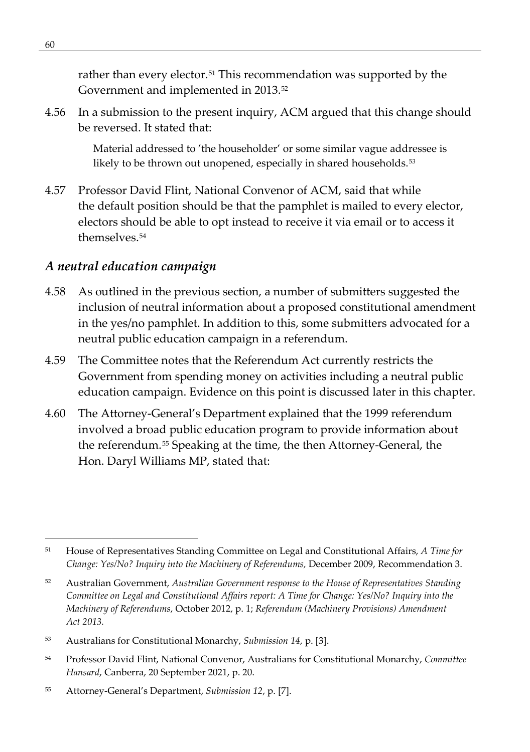rather than every elector.[51] This recommendation was supported by the Government and implemented in 2013.[52]

4.56 In a submission to the present inquiry, ACM argued that this change should be reversed. It stated that:

> Material addressed to 'the householder' or some similar vague addressee is likely to be thrown out unopened, especially in shared households.[53]

4.57 Professor David Flint, National Convenor of ACM, said that while the default position should be that the pamphlet is mailed to every elector, electors should be able to opt instead to receive it via email or to access it themselves.[54]

### *A neutral education campaign*

4.58 As outlined in the previous section, a number of submitters suggested the inclusion of neutral information about a proposed constitutional amendment in the yes/no pamphlet. In addition to this, some submitters advocated for a neutral public education campaign in a referendum.

4.59 The Committee notes that the Referendum Act currently restricts the Government from spending money on activities including a neutral public education campaign. Evidence on this point is discussed later in this chapter.

4.60 The Attorney-General's Department explained that the 1999 referendum involved a broad public education program to provide information about the referendum.[55] Speaking at the time, the then Attorney-General, the Hon. Daryl Williams MP, stated that:

---

[51] House of Representatives Standing Committee on Legal and Constitutional Affairs, *A Time for Change: Yes/No? Inquiry into the Machinery of Referendums,* December 2009, Recommendation 3.

[52] Australian Government, *Australian Government response to the House of Representatives Standing Committee on Legal and Constitutional Affairs report: A Time for Change: Yes/No? Inquiry into the Machinery of Referendums*, October 2012, p. 1; *Referendum (Machinery Provisions) Amendment Act 2013.*

[53] Australians for Constitutional Monarchy, *Submission 14*, p. [3].

[54] Professor David Flint, National Convenor, Australians for Constitutional Monarchy, *Committee Hansard*, Canberra, 20 September 2021, p. 20.

[55] Attorney-General's Department, *Submission 12*, p. [7].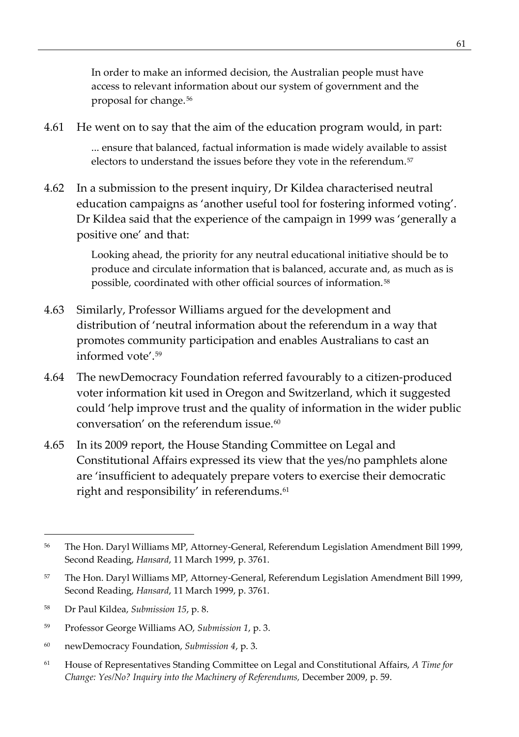> In order to make an informed decision, the Australian people must have access to relevant information about our system of government and the proposal for change.[56]

4.61 He went on to say that the aim of the education program would, in part:

> ... ensure that balanced, factual information is made widely available to assist electors to understand the issues before they vote in the referendum.[57]

4.62 In a submission to the present inquiry, Dr Kildea characterised neutral education campaigns as 'another useful tool for fostering informed voting'. Dr Kildea said that the experience of the campaign in 1999 was 'generally a positive one' and that:

> Looking ahead, the priority for any neutral educational initiative should be to produce and circulate information that is balanced, accurate and, as much as is possible, coordinated with other official sources of information.[58]

4.63 Similarly, Professor Williams argued for the development and distribution of 'neutral information about the referendum in a way that promotes community participation and enables Australians to cast an informed vote'.[59]

4.64 The newDemocracy Foundation referred favourably to a citizen-produced voter information kit used in Oregon and Switzerland, which it suggested could 'help improve trust and the quality of information in the wider public conversation' on the referendum issue.[60]

4.65 In its 2009 report, the House Standing Committee on Legal and Constitutional Affairs expressed its view that the yes/no pamphlets alone are 'insufficient to adequately prepare voters to exercise their democratic right and responsibility' in referendums.[61]

---

[56] The Hon. Daryl Williams MP, Attorney-General, Referendum Legislation Amendment Bill 1999, Second Reading, *Hansard*, 11 March 1999, p. 3761.

[57] The Hon. Daryl Williams MP, Attorney-General, Referendum Legislation Amendment Bill 1999, Second Reading, *Hansard*, 11 March 1999, p. 3761.

[58] Dr Paul Kildea, *Submission 15*, p. 8.

[59] Professor George Williams AO, *Submission 1*, p. 3.

[60] newDemocracy Foundation, *Submission 4*, p. 3.

[61] House of Representatives Standing Committee on Legal and Constitutional Affairs, *A Time for Change: Yes/No? Inquiry into the Machinery of Referendums,* December 2009, p. 59.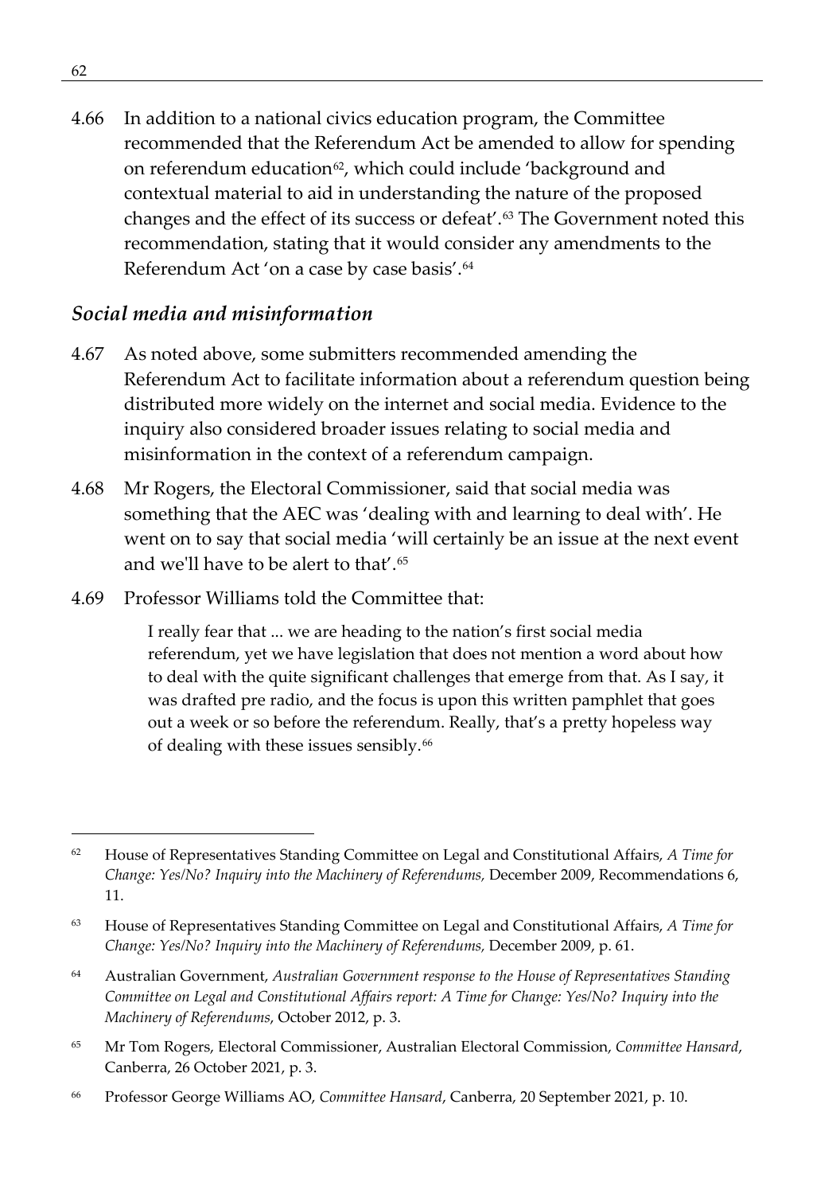4.66 In addition to a national civics education program, the Committee recommended that the Referendum Act be amended to allow for spending on referendum education[62], which could include 'background and contextual material to aid in understanding the nature of the proposed changes and the effect of its success or defeat'.[63] The Government noted this recommendation, stating that it would consider any amendments to the Referendum Act 'on a case by case basis'.[64]

### *Social media and misinformation*

4.67 As noted above, some submitters recommended amending the Referendum Act to facilitate information about a referendum question being distributed more widely on the internet and social media. Evidence to the inquiry also considered broader issues relating to social media and misinformation in the context of a referendum campaign.

4.68 Mr Rogers, the Electoral Commissioner, said that social media was something that the AEC was 'dealing with and learning to deal with'. He went on to say that social media 'will certainly be an issue at the next event and we'll have to be alert to that'.[65]

4.69 Professor Williams told the Committee that:

> I really fear that ... we are heading to the nation's first social media referendum, yet we have legislation that does not mention a word about how to deal with the quite significant challenges that emerge from that. As I say, it was drafted pre radio, and the focus is upon this written pamphlet that goes out a week or so before the referendum. Really, that's a pretty hopeless way of dealing with these issues sensibly.[66]

---

[62] House of Representatives Standing Committee on Legal and Constitutional Affairs, *A Time for Change: Yes/No? Inquiry into the Machinery of Referendums,* December 2009, Recommendations 6, 11.

[63] House of Representatives Standing Committee on Legal and Constitutional Affairs, *A Time for Change: Yes/No? Inquiry into the Machinery of Referendums,* December 2009, p. 61.

[64] Australian Government, *Australian Government response to the House of Representatives Standing Committee on Legal and Constitutional Affairs report: A Time for Change: Yes/No? Inquiry into the Machinery of Referendums*, October 2012, p. 3.

[65] Mr Tom Rogers, Electoral Commissioner, Australian Electoral Commission, *Committee Hansard*, Canberra, 26 October 2021, p. 3.

[66] Professor George Williams AO, *Committee Hansard*, Canberra, 20 September 2021, p. 10.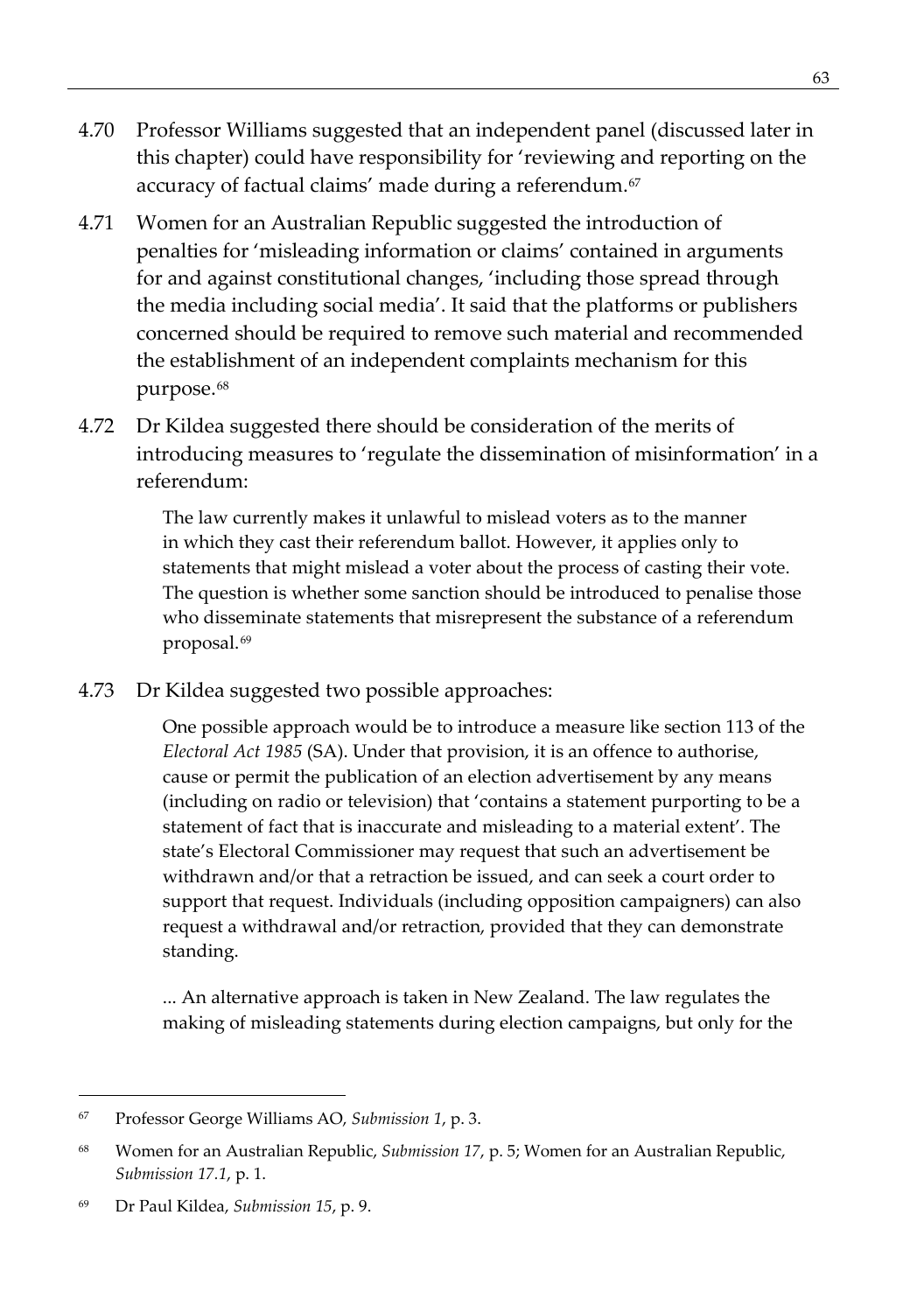4.70 Professor Williams suggested that an independent panel (discussed later in this chapter) could have responsibility for 'reviewing and reporting on the accuracy of factual claims' made during a referendum.[67]

4.71 Women for an Australian Republic suggested the introduction of penalties for 'misleading information or claims' contained in arguments for and against constitutional changes, 'including those spread through the media including social media'. It said that the platforms or publishers concerned should be required to remove such material and recommended the establishment of an independent complaints mechanism for this purpose.[68]

4.72 Dr Kildea suggested there should be consideration of the merits of introducing measures to 'regulate the dissemination of misinformation' in a referendum:

> The law currently makes it unlawful to mislead voters as to the manner in which they cast their referendum ballot. However, it applies only to statements that might mislead a voter about the process of casting their vote. The question is whether some sanction should be introduced to penalise those who disseminate statements that misrepresent the substance of a referendum proposal.[69]

4.73 Dr Kildea suggested two possible approaches:

> One possible approach would be to introduce a measure like section 113 of the *Electoral Act 1985* (SA). Under that provision, it is an offence to authorise, cause or permit the publication of an election advertisement by any means (including on radio or television) that 'contains a statement purporting to be a statement of fact that is inaccurate and misleading to a material extent'. The state's Electoral Commissioner may request that such an advertisement be withdrawn and/or that a retraction be issued, and can seek a court order to support that request. Individuals (including opposition campaigners) can also request a withdrawal and/or retraction, provided that they can demonstrate standing.
>
> ... An alternative approach is taken in New Zealand. The law regulates the making of misleading statements during election campaigns, but only for the

---

[67] Professor George Williams AO, *Submission 1*, p. 3.

[68] Women for an Australian Republic, *Submission 17*, p. 5; Women for an Australian Republic, *Submission 17.1*, p. 1.

[69] Dr Paul Kildea, *Submission 15*, p. 9.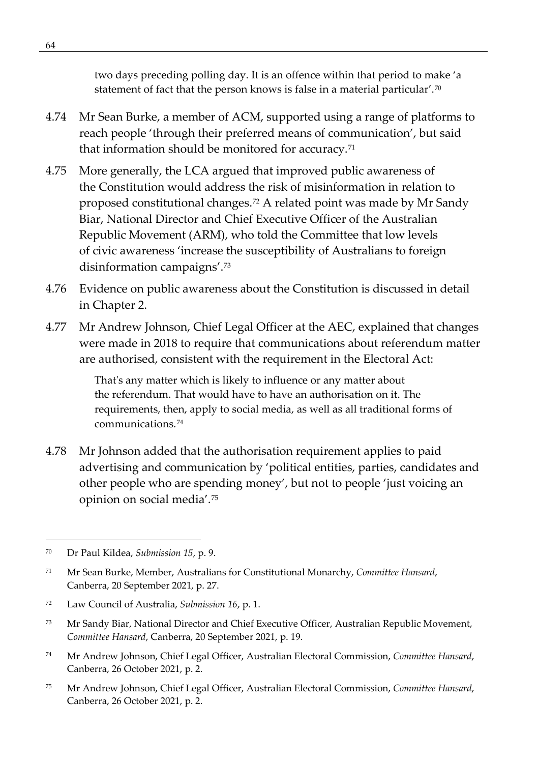two days preceding polling day. It is an offence within that period to make 'a statement of fact that the person knows is false in a material particular'.[70]

4.74 Mr Sean Burke, a member of ACM, supported using a range of platforms to reach people 'through their preferred means of communication', but said that information should be monitored for accuracy.[71]

4.75 More generally, the LCA argued that improved public awareness of the Constitution would address the risk of misinformation in relation to proposed constitutional changes.[72] A related point was made by Mr Sandy Biar, National Director and Chief Executive Officer of the Australian Republic Movement (ARM), who told the Committee that low levels of civic awareness 'increase the susceptibility of Australians to foreign disinformation campaigns'.[73]

4.76 Evidence on public awareness about the Constitution is discussed in detail in Chapter 2.

4.77 Mr Andrew Johnson, Chief Legal Officer at the AEC, explained that changes were made in 2018 to require that communications about referendum matter are authorised, consistent with the requirement in the Electoral Act:

> That's any matter which is likely to influence or any matter about the referendum. That would have to have an authorisation on it. The requirements, then, apply to social media, as well as all traditional forms of communications.[74]

4.78 Mr Johnson added that the authorisation requirement applies to paid advertising and communication by 'political entities, parties, candidates and other people who are spending money', but not to people 'just voicing an opinion on social media'.[75]

---

[70] Dr Paul Kildea, *Submission 15*, p. 9.

[71] Mr Sean Burke, Member, Australians for Constitutional Monarchy, *Committee Hansard*, Canberra, 20 September 2021, p. 27.

[72] Law Council of Australia, *Submission 16*, p. 1.

[73] Mr Sandy Biar, National Director and Chief Executive Officer, Australian Republic Movement, *Committee Hansard*, Canberra, 20 September 2021, p. 19.

[74] Mr Andrew Johnson, Chief Legal Officer, Australian Electoral Commission, *Committee Hansard*, Canberra, 26 October 2021, p. 2.

[75] Mr Andrew Johnson, Chief Legal Officer, Australian Electoral Commission, *Committee Hansard*, Canberra, 26 October 2021, p. 2.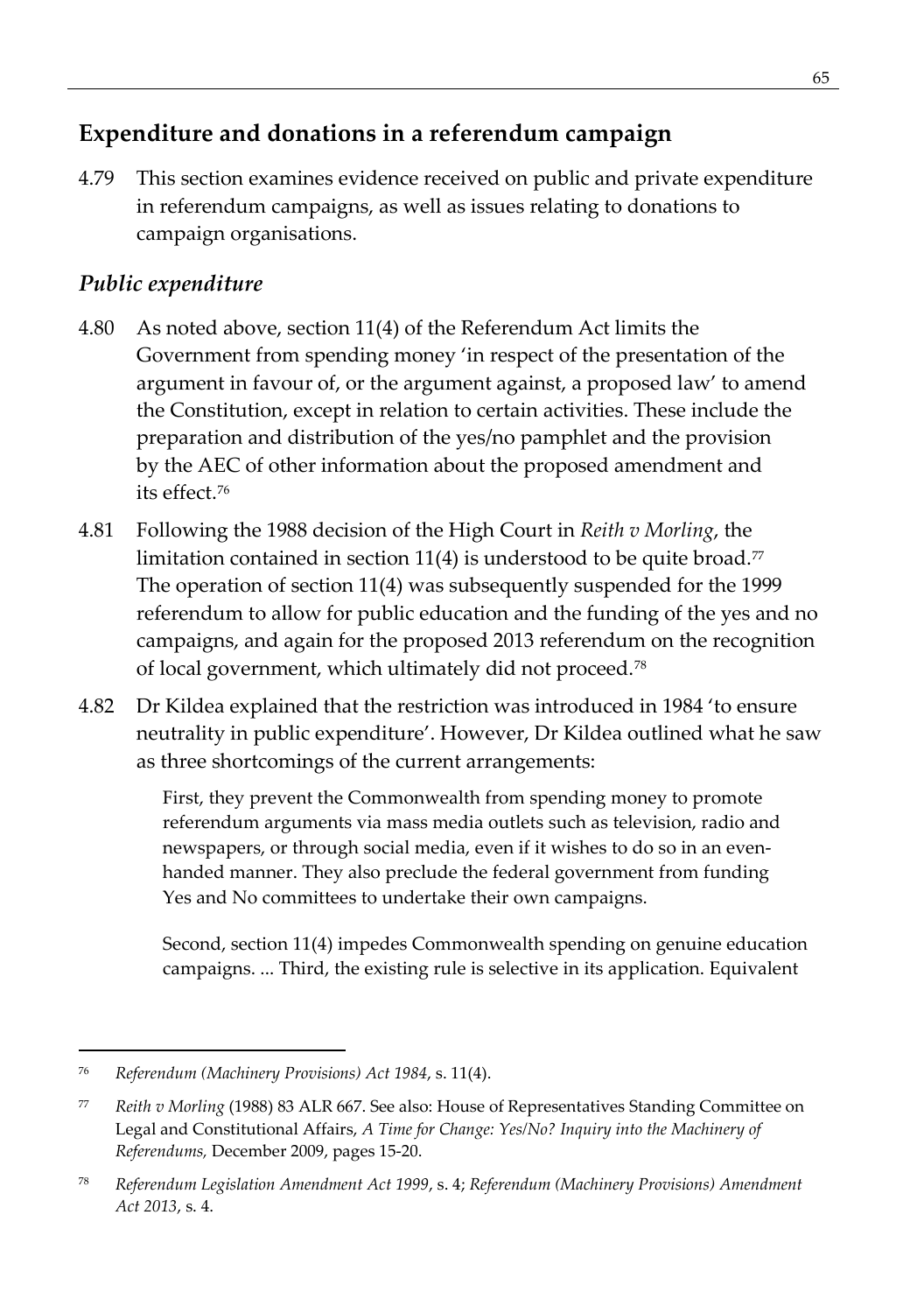## Expenditure and donations in a referendum campaign

4.79 This section examines evidence received on public and private expenditure in referendum campaigns, as well as issues relating to donations to campaign organisations.

### *Public expenditure*

4.80 As noted above, section 11(4) of the Referendum Act limits the Government from spending money 'in respect of the presentation of the argument in favour of, or the argument against, a proposed law' to amend the Constitution, except in relation to certain activities. These include the preparation and distribution of the yes/no pamphlet and the provision by the AEC of other information about the proposed amendment and its effect.[76]

4.81 Following the 1988 decision of the High Court in *Reith v Morling*, the limitation contained in section 11(4) is understood to be quite broad.[77] The operation of section 11(4) was subsequently suspended for the 1999 referendum to allow for public education and the funding of the yes and no campaigns, and again for the proposed 2013 referendum on the recognition of local government, which ultimately did not proceed.[78]

4.82 Dr Kildea explained that the restriction was introduced in 1984 'to ensure neutrality in public expenditure'. However, Dr Kildea outlined what he saw as three shortcomings of the current arrangements:

> First, they prevent the Commonwealth from spending money to promote referendum arguments via mass media outlets such as television, radio and newspapers, or through social media, even if it wishes to do so in an even-handed manner. They also preclude the federal government from funding Yes and No committees to undertake their own campaigns.
>
> Second, section 11(4) impedes Commonwealth spending on genuine education campaigns. ... Third, the existing rule is selective in its application. Equivalent

---

[76] *Referendum (Machinery Provisions) Act 1984*, s. 11(4).

[77] *Reith v Morling* (1988) 83 ALR 667. See also: House of Representatives Standing Committee on Legal and Constitutional Affairs, *A Time for Change: Yes/No? Inquiry into the Machinery of Referendums,* December 2009, pages 15-20.

[78] *Referendum Legislation Amendment Act 1999*, s. 4; *Referendum (Machinery Provisions) Amendment Act 2013*, s. 4.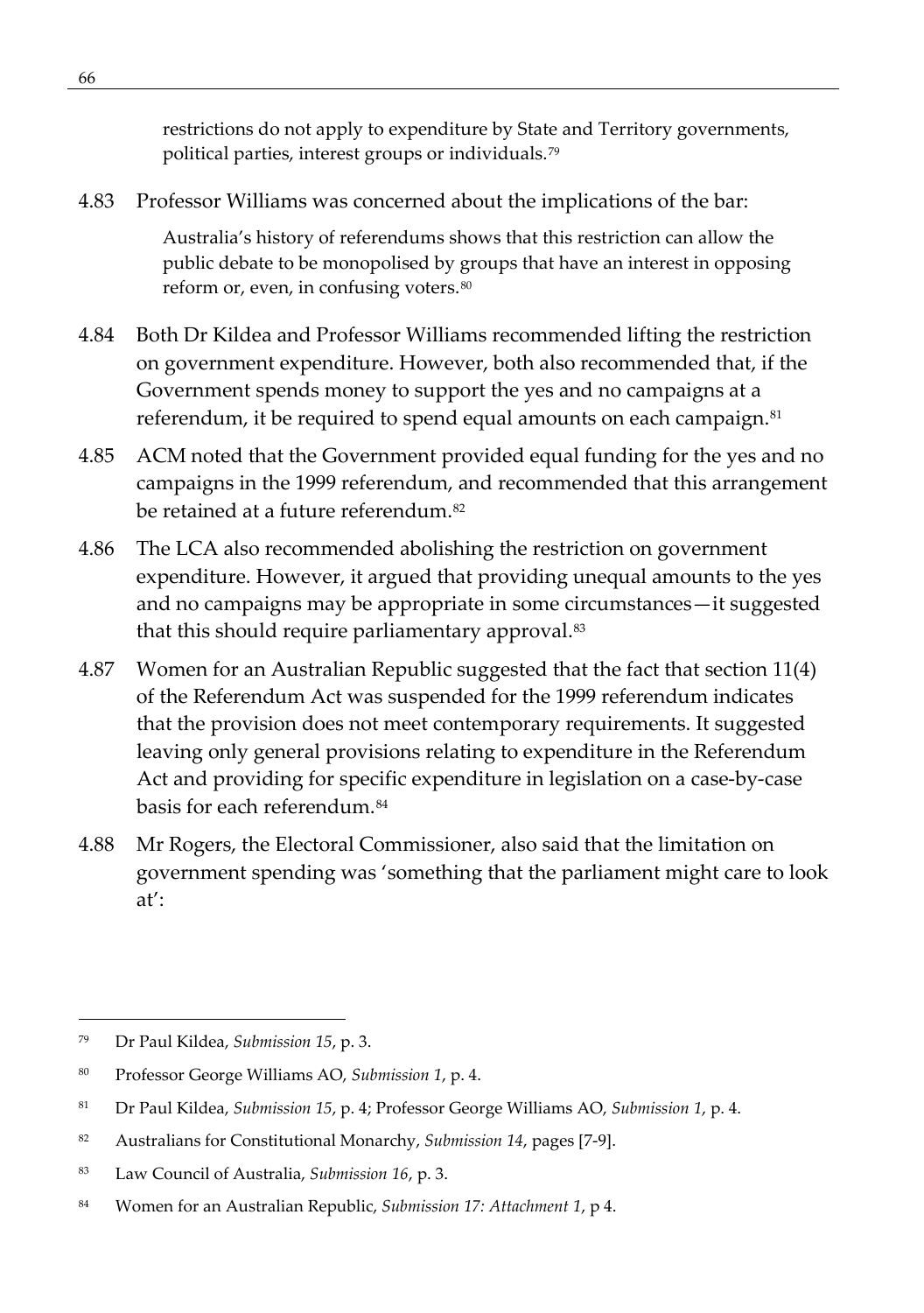> restrictions do not apply to expenditure by State and Territory governments, political parties, interest groups or individuals.[79]

4.83 Professor Williams was concerned about the implications of the bar:

> Australia's history of referendums shows that this restriction can allow the public debate to be monopolised by groups that have an interest in opposing reform or, even, in confusing voters.[80]

4.84 Both Dr Kildea and Professor Williams recommended lifting the restriction on government expenditure. However, both also recommended that, if the Government spends money to support the yes and no campaigns at a referendum, it be required to spend equal amounts on each campaign.[81]

4.85 ACM noted that the Government provided equal funding for the yes and no campaigns in the 1999 referendum, and recommended that this arrangement be retained at a future referendum.[82]

4.86 The LCA also recommended abolishing the restriction on government expenditure. However, it argued that providing unequal amounts to the yes and no campaigns may be appropriate in some circumstances—it suggested that this should require parliamentary approval.[83]

4.87 Women for an Australian Republic suggested that the fact that section 11(4) of the Referendum Act was suspended for the 1999 referendum indicates that the provision does not meet contemporary requirements. It suggested leaving only general provisions relating to expenditure in the Referendum Act and providing for specific expenditure in legislation on a case-by-case basis for each referendum.[84]

4.88 Mr Rogers, the Electoral Commissioner, also said that the limitation on government spending was 'something that the parliament might care to look at':

---

[79] Dr Paul Kildea, *Submission 15*, p. 3.

[80] Professor George Williams AO, *Submission 1*, p. 4.

[81] Dr Paul Kildea, *Submission 15*, p. 4; Professor George Williams AO, *Submission 1*, p. 4.

[82] Australians for Constitutional Monarchy, *Submission 14*, pages [7-9].

[83] Law Council of Australia, *Submission 16*, p. 3.

[84] Women for an Australian Republic, *Submission 17: Attachment 1*, p 4.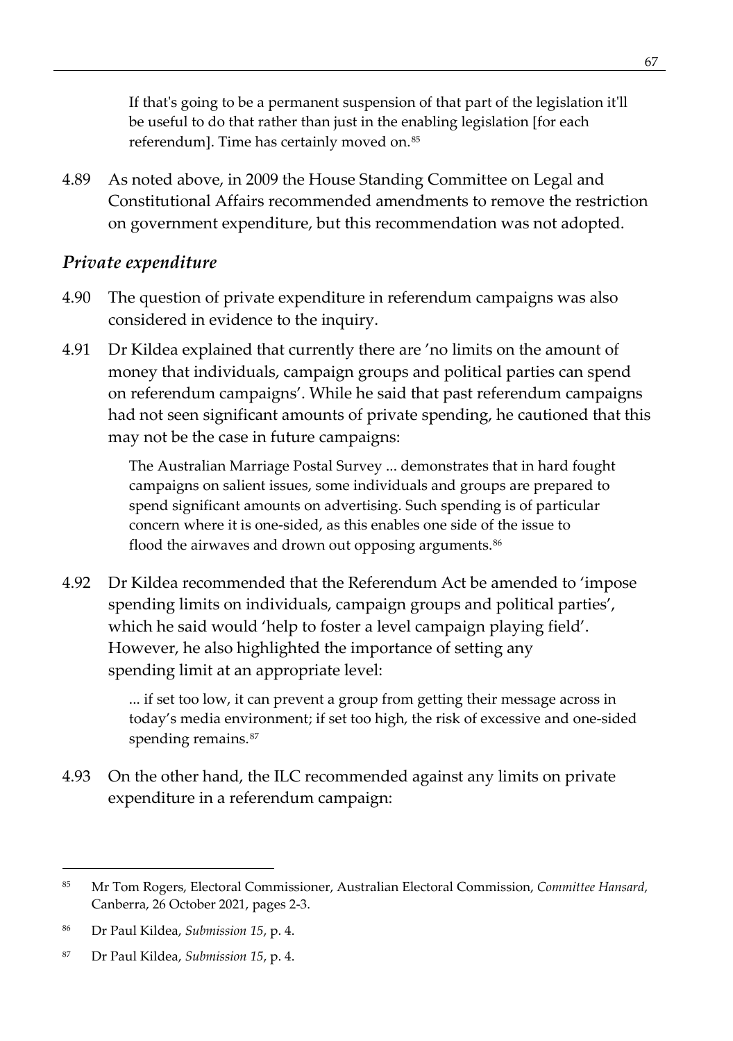> If that's going to be a permanent suspension of that part of the legislation it'll be useful to do that rather than just in the enabling legislation [for each referendum]. Time has certainly moved on.[85]

4.89 As noted above, in 2009 the House Standing Committee on Legal and Constitutional Affairs recommended amendments to remove the restriction on government expenditure, but this recommendation was not adopted.

### *Private expenditure*

4.90 The question of private expenditure in referendum campaigns was also considered in evidence to the inquiry.

4.91 Dr Kildea explained that currently there are 'no limits on the amount of money that individuals, campaign groups and political parties can spend on referendum campaigns'. While he said that past referendum campaigns had not seen significant amounts of private spending, he cautioned that this may not be the case in future campaigns:

> The Australian Marriage Postal Survey ... demonstrates that in hard fought campaigns on salient issues, some individuals and groups are prepared to spend significant amounts on advertising. Such spending is of particular concern where it is one-sided, as this enables one side of the issue to flood the airwaves and drown out opposing arguments.[86]

4.92 Dr Kildea recommended that the Referendum Act be amended to 'impose spending limits on individuals, campaign groups and political parties', which he said would 'help to foster a level campaign playing field'. However, he also highlighted the importance of setting any spending limit at an appropriate level:

> ... if set too low, it can prevent a group from getting their message across in today's media environment; if set too high, the risk of excessive and one-sided spending remains.[87]

4.93 On the other hand, the ILC recommended against any limits on private expenditure in a referendum campaign:

---

[85] Mr Tom Rogers, Electoral Commissioner, Australian Electoral Commission, *Committee Hansard*, Canberra, 26 October 2021, pages 2-3.

[86] Dr Paul Kildea, *Submission 15*, p. 4.

[87] Dr Paul Kildea, *Submission 15*, p. 4.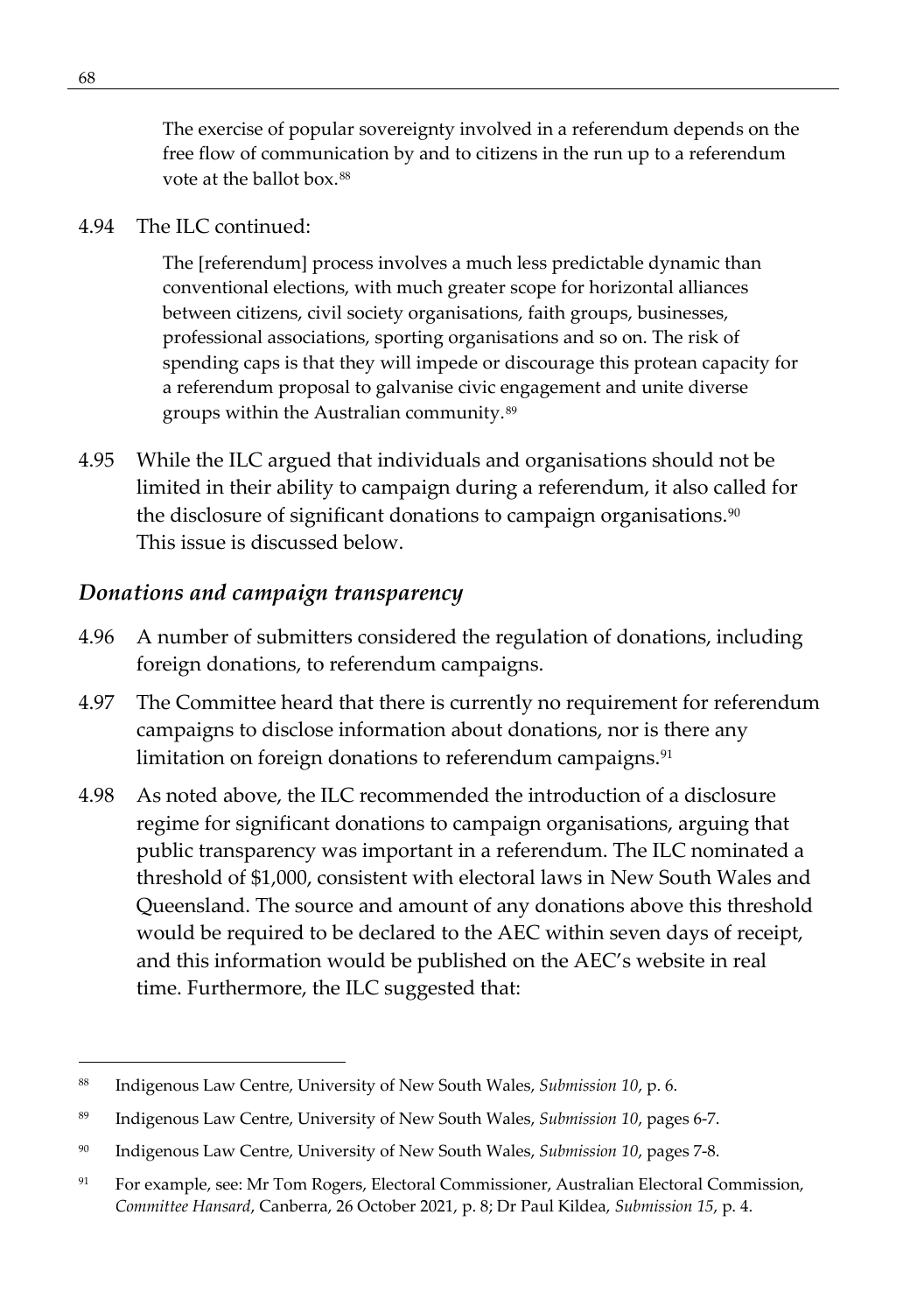> The exercise of popular sovereignty involved in a referendum depends on the free flow of communication by and to citizens in the run up to a referendum vote at the ballot box.[88]

4.94 The ILC continued:

> The [referendum] process involves a much less predictable dynamic than conventional elections, with much greater scope for horizontal alliances between citizens, civil society organisations, faith groups, businesses, professional associations, sporting organisations and so on. The risk of spending caps is that they will impede or discourage this protean capacity for a referendum proposal to galvanise civic engagement and unite diverse groups within the Australian community.[89]

4.95 While the ILC argued that individuals and organisations should not be limited in their ability to campaign during a referendum, it also called for the disclosure of significant donations to campaign organisations.[90] This issue is discussed below.

### *Donations and campaign transparency*

4.96 A number of submitters considered the regulation of donations, including foreign donations, to referendum campaigns.

4.97 The Committee heard that there is currently no requirement for referendum campaigns to disclose information about donations, nor is there any limitation on foreign donations to referendum campaigns.[91]

4.98 As noted above, the ILC recommended the introduction of a disclosure regime for significant donations to campaign organisations, arguing that public transparency was important in a referendum. The ILC nominated a threshold of $1,000, consistent with electoral laws in New South Wales and Queensland. The source and amount of any donations above this threshold would be required to be declared to the AEC within seven days of receipt, and this information would be published on the AEC's website in real time. Furthermore, the ILC suggested that:

---

[88] Indigenous Law Centre, University of New South Wales, *Submission 10*, p. 6.

[89] Indigenous Law Centre, University of New South Wales, *Submission 10*, pages 6-7.

[90] Indigenous Law Centre, University of New South Wales, *Submission 10*, pages 7-8.

[91] For example, see: Mr Tom Rogers, Electoral Commissioner, Australian Electoral Commission, *Committee Hansard*, Canberra, 26 October 2021, p. 8; Dr Paul Kildea, *Submission 15*, p. 4.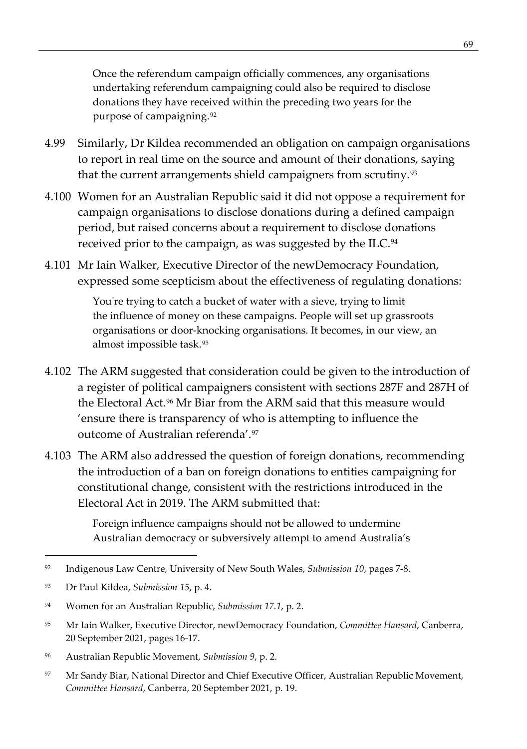> Once the referendum campaign officially commences, any organisations undertaking referendum campaigning could also be required to disclose donations they have received within the preceding two years for the purpose of campaigning.[92]

4.99 Similarly, Dr Kildea recommended an obligation on campaign organisations to report in real time on the source and amount of their donations, saying that the current arrangements shield campaigners from scrutiny.[93]

4.100 Women for an Australian Republic said it did not oppose a requirement for campaign organisations to disclose donations during a defined campaign period, but raised concerns about a requirement to disclose donations received prior to the campaign, as was suggested by the ILC.[94]

4.101 Mr Iain Walker, Executive Director of the newDemocracy Foundation, expressed some scepticism about the effectiveness of regulating donations:

> You're trying to catch a bucket of water with a sieve, trying to limit the influence of money on these campaigns. People will set up grassroots organisations or door-knocking organisations. It becomes, in our view, an almost impossible task.[95]

4.102 The ARM suggested that consideration could be given to the introduction of a register of political campaigners consistent with sections 287F and 287H of the Electoral Act.[96] Mr Biar from the ARM said that this measure would 'ensure there is transparency of who is attempting to influence the outcome of Australian referenda'.[97]

4.103 The ARM also addressed the question of foreign donations, recommending the introduction of a ban on foreign donations to entities campaigning for constitutional change, consistent with the restrictions introduced in the Electoral Act in 2019. The ARM submitted that:

> Foreign influence campaigns should not be allowed to undermine Australian democracy or subversively attempt to amend Australia's

---

[92] Indigenous Law Centre, University of New South Wales, *Submission 10*, pages 7-8.

[93] Dr Paul Kildea, *Submission 15*, p. 4.

[94] Women for an Australian Republic, *Submission 17.1*, p. 2.

[95] Mr Iain Walker, Executive Director, newDemocracy Foundation, *Committee Hansard*, Canberra, 20 September 2021, pages 16-17.

[96] Australian Republic Movement, *Submission 9*, p. 2.

[97] Mr Sandy Biar, National Director and Chief Executive Officer, Australian Republic Movement, *Committee Hansard*, Canberra, 20 September 2021, p. 19.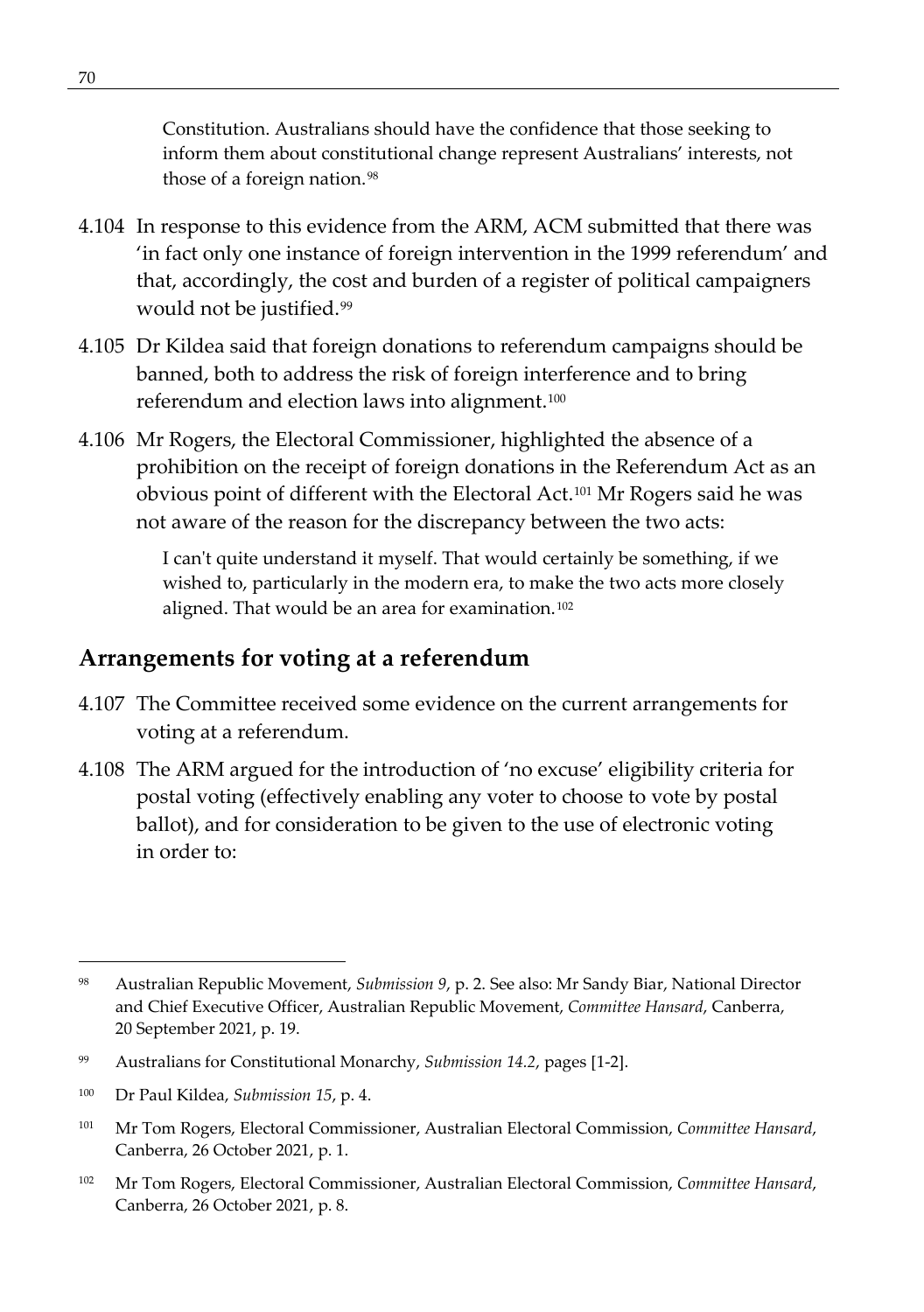> Constitution. Australians should have the confidence that those seeking to inform them about constitutional change represent Australians' interests, not those of a foreign nation.[98]

4.104 In response to this evidence from the ARM, ACM submitted that there was 'in fact only one instance of foreign intervention in the 1999 referendum' and that, accordingly, the cost and burden of a register of political campaigners would not be justified.[99]

4.105 Dr Kildea said that foreign donations to referendum campaigns should be banned, both to address the risk of foreign interference and to bring referendum and election laws into alignment.[100]

4.106 Mr Rogers, the Electoral Commissioner, highlighted the absence of a prohibition on the receipt of foreign donations in the Referendum Act as an obvious point of different with the Electoral Act.[101] Mr Rogers said he was not aware of the reason for the discrepancy between the two acts:

> I can't quite understand it myself. That would certainly be something, if we wished to, particularly in the modern era, to make the two acts more closely aligned. That would be an area for examination.[102]

## Arrangements for voting at a referendum

4.107 The Committee received some evidence on the current arrangements for voting at a referendum.

4.108 The ARM argued for the introduction of 'no excuse' eligibility criteria for postal voting (effectively enabling any voter to choose to vote by postal ballot), and for consideration to be given to the use of electronic voting in order to:

---

98 Australian Republic Movement, *Submission 9*, p. 2. See also: Mr Sandy Biar, National Director and Chief Executive Officer, Australian Republic Movement, *Committee Hansard*, Canberra, 20 September 2021, p. 19.

99 Australians for Constitutional Monarchy, *Submission 14.2*, pages [1-2].

100 Dr Paul Kildea, *Submission 15*, p. 4.

101 Mr Tom Rogers, Electoral Commissioner, Australian Electoral Commission, *Committee Hansard*, Canberra, 26 October 2021, p. 1.

102 Mr Tom Rogers, Electoral Commissioner, Australian Electoral Commission, *Committee Hansard*, Canberra, 26 October 2021, p. 8.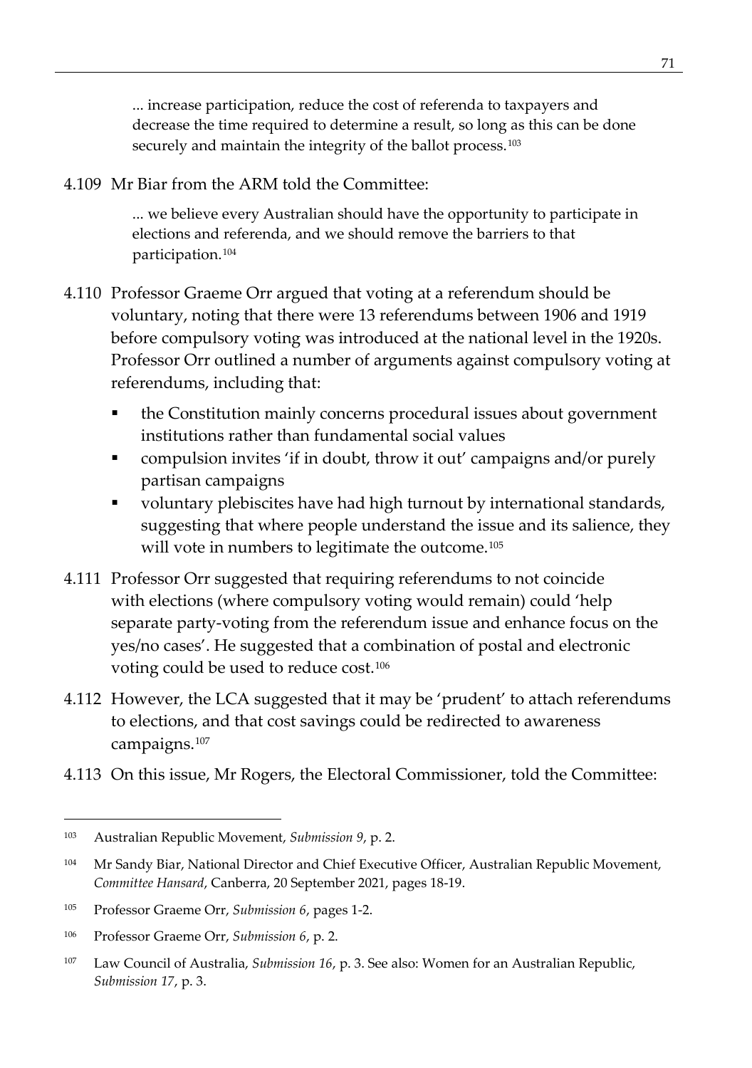> ... increase participation, reduce the cost of referenda to taxpayers and decrease the time required to determine a result, so long as this can be done securely and maintain the integrity of the ballot process.[103]

4.109 Mr Biar from the ARM told the Committee:

> ... we believe every Australian should have the opportunity to participate in elections and referenda, and we should remove the barriers to that participation.[104]

4.110 Professor Graeme Orr argued that voting at a referendum should be voluntary, noting that there were 13 referendums between 1906 and 1919 before compulsory voting was introduced at the national level in the 1920s. Professor Orr outlined a number of arguments against compulsory voting at referendums, including that:

- the Constitution mainly concerns procedural issues about government institutions rather than fundamental social values
- compulsion invites 'if in doubt, throw it out' campaigns and/or purely partisan campaigns
- voluntary plebiscites have had high turnout by international standards, suggesting that where people understand the issue and its salience, they will vote in numbers to legitimate the outcome.[105]

4.111 Professor Orr suggested that requiring referendums to not coincide with elections (where compulsory voting would remain) could 'help separate party-voting from the referendum issue and enhance focus on the yes/no cases'. He suggested that a combination of postal and electronic voting could be used to reduce cost.[106]

4.112 However, the LCA suggested that it may be 'prudent' to attach referendums to elections, and that cost savings could be redirected to awareness campaigns.[107]

4.113 On this issue, Mr Rogers, the Electoral Commissioner, told the Committee:

---

[103] Australian Republic Movement, *Submission 9*, p. 2.

[104] Mr Sandy Biar, National Director and Chief Executive Officer, Australian Republic Movement, *Committee Hansard*, Canberra, 20 September 2021, pages 18-19.

[105] Professor Graeme Orr, *Submission 6*, pages 1-2.

[106] Professor Graeme Orr, *Submission 6*, p. 2.

[107] Law Council of Australia, *Submission 16*, p. 3. See also: Women for an Australian Republic, *Submission 17*, p. 3.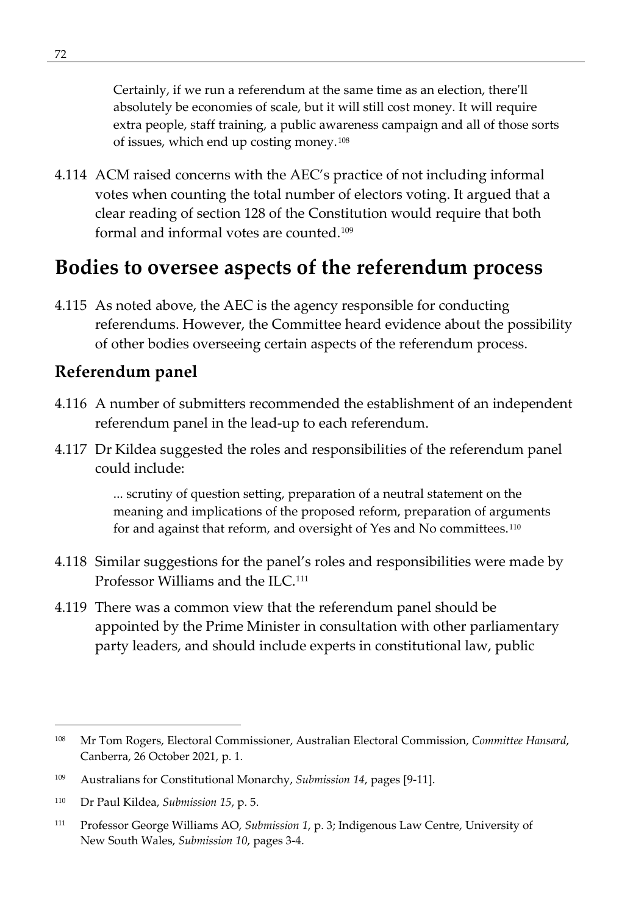> Certainly, if we run a referendum at the same time as an election, there'll absolutely be economies of scale, but it will still cost money. It will require extra people, staff training, a public awareness campaign and all of those sorts of issues, which end up costing money.[108]

4.114 ACM raised concerns with the AEC's practice of not including informal votes when counting the total number of electors voting. It argued that a clear reading of section 128 of the Constitution would require that both formal and informal votes are counted.[109]

## Bodies to oversee aspects of the referendum process

4.115 As noted above, the AEC is the agency responsible for conducting referendums. However, the Committee heard evidence about the possibility of other bodies overseeing certain aspects of the referendum process.

### Referendum panel

4.116 A number of submitters recommended the establishment of an independent referendum panel in the lead-up to each referendum.

4.117 Dr Kildea suggested the roles and responsibilities of the referendum panel could include:

> ... scrutiny of question setting, preparation of a neutral statement on the meaning and implications of the proposed reform, preparation of arguments for and against that reform, and oversight of Yes and No committees.[110]

4.118 Similar suggestions for the panel's roles and responsibilities were made by Professor Williams and the ILC.[111]

4.119 There was a common view that the referendum panel should be appointed by the Prime Minister in consultation with other parliamentary party leaders, and should include experts in constitutional law, public

---

108 Mr Tom Rogers, Electoral Commissioner, Australian Electoral Commission, *Committee Hansard*, Canberra, 26 October 2021, p. 1.

109 Australians for Constitutional Monarchy, *Submission 14*, pages [9-11].

110 Dr Paul Kildea, *Submission 15*, p. 5.

111 Professor George Williams AO, *Submission 1*, p. 3; Indigenous Law Centre, University of New South Wales, *Submission 10*, pages 3-4.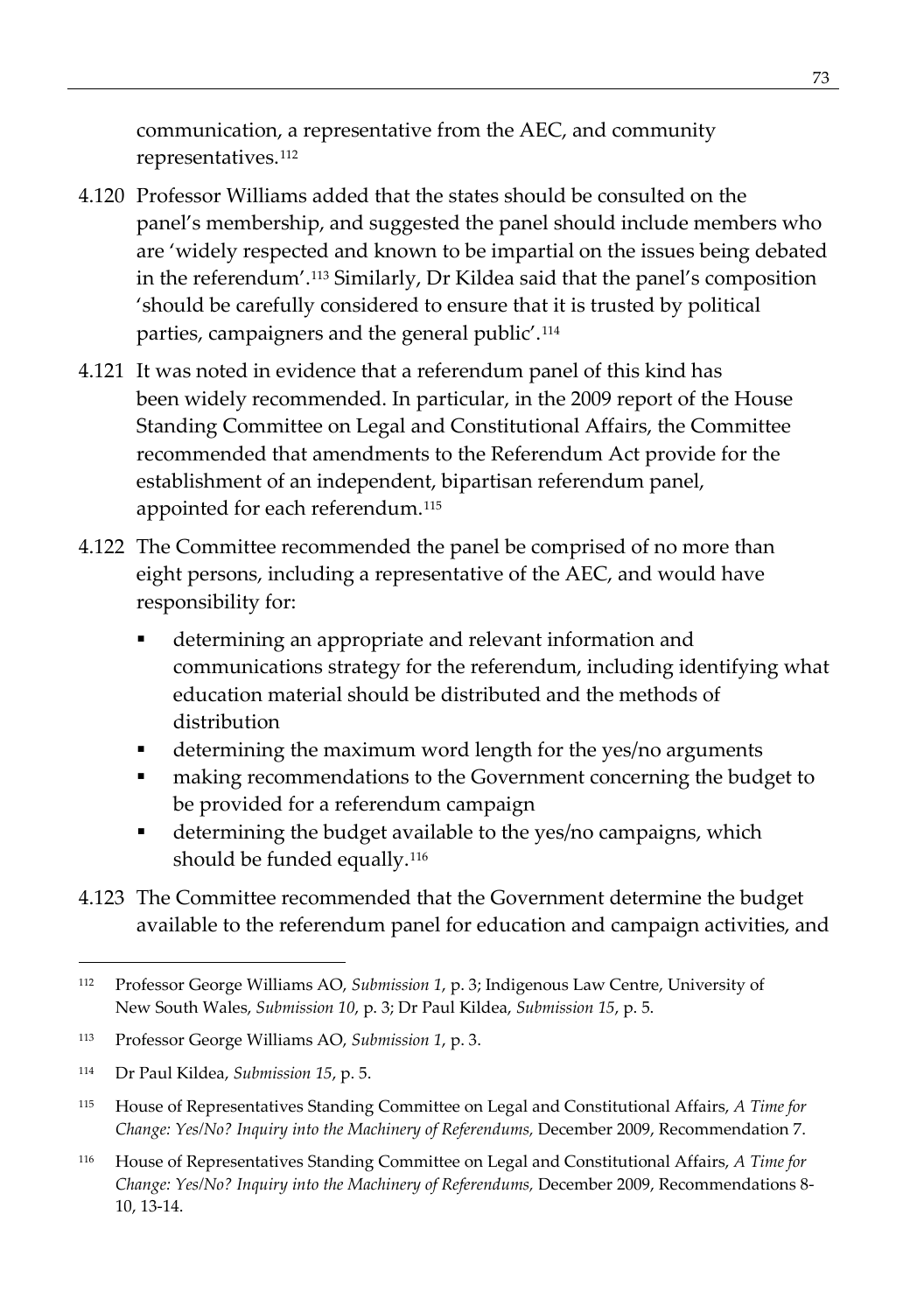communication, a representative from the AEC, and community representatives.[112]

4.120 Professor Williams added that the states should be consulted on the panel's membership, and suggested the panel should include members who are 'widely respected and known to be impartial on the issues being debated in the referendum'.[113] Similarly, Dr Kildea said that the panel's composition 'should be carefully considered to ensure that it is trusted by political parties, campaigners and the general public'.[114]

4.121 It was noted in evidence that a referendum panel of this kind has been widely recommended. In particular, in the 2009 report of the House Standing Committee on Legal and Constitutional Affairs, the Committee recommended that amendments to the Referendum Act provide for the establishment of an independent, bipartisan referendum panel, appointed for each referendum.[115]

4.122 The Committee recommended the panel be comprised of no more than eight persons, including a representative of the AEC, and would have responsibility for:

- determining an appropriate and relevant information and communications strategy for the referendum, including identifying what education material should be distributed and the methods of distribution
- determining the maximum word length for the yes/no arguments
- making recommendations to the Government concerning the budget to be provided for a referendum campaign
- determining the budget available to the yes/no campaigns, which should be funded equally.[116]

4.123 The Committee recommended that the Government determine the budget available to the referendum panel for education and campaign activities, and

---

112 Professor George Williams AO, *Submission 1*, p. 3; Indigenous Law Centre, University of New South Wales, *Submission 10*, p. 3; Dr Paul Kildea, *Submission 15*, p. 5.

113 Professor George Williams AO, *Submission 1*, p. 3.

114 Dr Paul Kildea, *Submission 15*, p. 5.

115 House of Representatives Standing Committee on Legal and Constitutional Affairs, *A Time for Change: Yes/No? Inquiry into the Machinery of Referendums,* December 2009, Recommendation 7.

116 House of Representatives Standing Committee on Legal and Constitutional Affairs, *A Time for Change: Yes/No? Inquiry into the Machinery of Referendums,* December 2009, Recommendations 8-10, 13-14.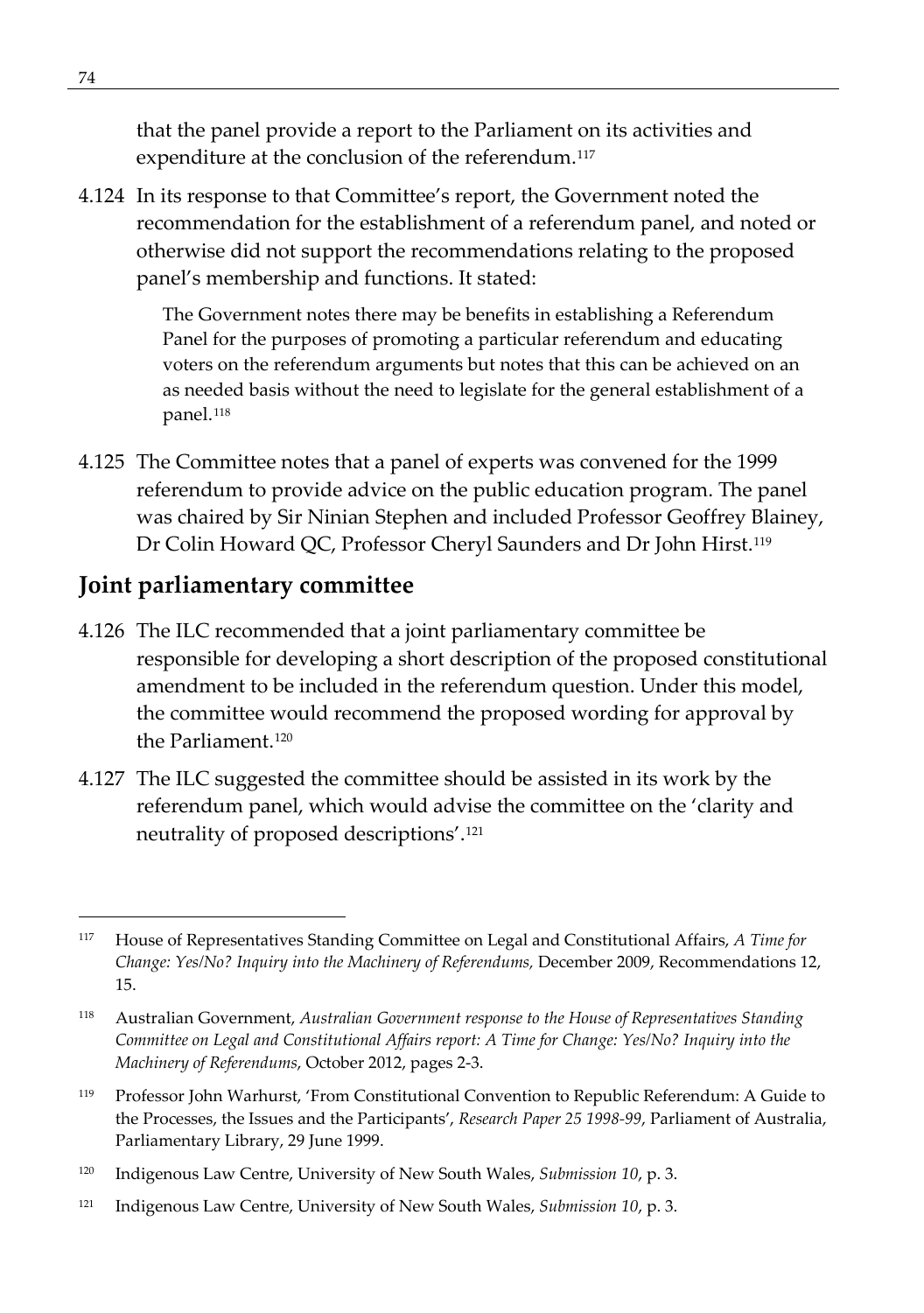that the panel provide a report to the Parliament on its activities and expenditure at the conclusion of the referendum.[117]

4.124 In its response to that Committee's report, the Government noted the recommendation for the establishment of a referendum panel, and noted or otherwise did not support the recommendations relating to the proposed panel's membership and functions. It stated:

> The Government notes there may be benefits in establishing a Referendum Panel for the purposes of promoting a particular referendum and educating voters on the referendum arguments but notes that this can be achieved on an as needed basis without the need to legislate for the general establishment of a panel.[118]

4.125 The Committee notes that a panel of experts was convened for the 1999 referendum to provide advice on the public education program. The panel was chaired by Sir Ninian Stephen and included Professor Geoffrey Blainey, Dr Colin Howard QC, Professor Cheryl Saunders and Dr John Hirst.[119]

## Joint parliamentary committee

4.126 The ILC recommended that a joint parliamentary committee be responsible for developing a short description of the proposed constitutional amendment to be included in the referendum question. Under this model, the committee would recommend the proposed wording for approval by the Parliament.[120]

4.127 The ILC suggested the committee should be assisted in its work by the referendum panel, which would advise the committee on the 'clarity and neutrality of proposed descriptions'.[121]

---

[117] House of Representatives Standing Committee on Legal and Constitutional Affairs, *A Time for Change: Yes/No? Inquiry into the Machinery of Referendums,* December 2009, Recommendations 12, 15.

[118] Australian Government, *Australian Government response to the House of Representatives Standing Committee on Legal and Constitutional Affairs report: A Time for Change: Yes/No? Inquiry into the Machinery of Referendums*, October 2012, pages 2-3.

[119] Professor John Warhurst, 'From Constitutional Convention to Republic Referendum: A Guide to the Processes, the Issues and the Participants', *Research Paper 25 1998-99*, Parliament of Australia, Parliamentary Library, 29 June 1999.

[120] Indigenous Law Centre, University of New South Wales, *Submission 10*, p. 3.

[121] Indigenous Law Centre, University of New South Wales, *Submission 10*, p. 3.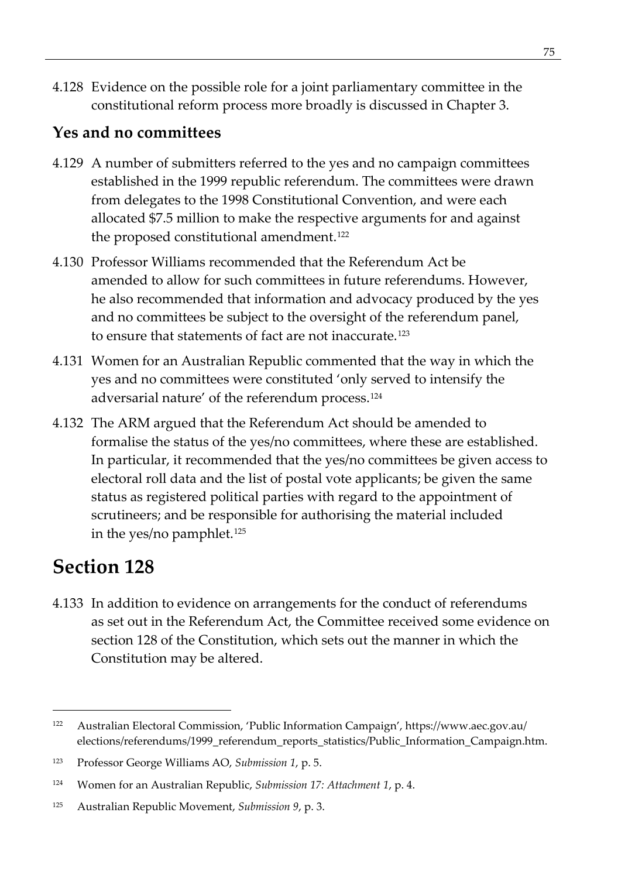4.128 Evidence on the possible role for a joint parliamentary committee in the constitutional reform process more broadly is discussed in Chapter 3.

### Yes and no committees

4.129 A number of submitters referred to the yes and no campaign committees established in the 1999 republic referendum. The committees were drawn from delegates to the 1998 Constitutional Convention, and were each allocated $7.5 million to make the respective arguments for and against the proposed constitutional amendment.[122]

4.130 Professor Williams recommended that the Referendum Act be amended to allow for such committees in future referendums. However, he also recommended that information and advocacy produced by the yes and no committees be subject to the oversight of the referendum panel, to ensure that statements of fact are not inaccurate.[123]

4.131 Women for an Australian Republic commented that the way in which the yes and no committees were constituted 'only served to intensify the adversarial nature' of the referendum process.[124]

4.132 The ARM argued that the Referendum Act should be amended to formalise the status of the yes/no committees, where these are established. In particular, it recommended that the yes/no committees be given access to electoral roll data and the list of postal vote applicants; be given the same status as registered political parties with regard to the appointment of scrutineers; and be responsible for authorising the material included in the yes/no pamphlet.[125]

## Section 128

4.133 In addition to evidence on arrangements for the conduct of referendums as set out in the Referendum Act, the Committee received some evidence on section 128 of the Constitution, which sets out the manner in which the Constitution may be altered.

---

122 Australian Electoral Commission, 'Public Information Campaign', https://www.aec.gov.au/elections/referendums/1999_referendum_reports_statistics/Public_Information_Campaign.htm.

123 Professor George Williams AO, *Submission 1*, p. 5.

124 Women for an Australian Republic, *Submission 17: Attachment 1*, p. 4.

125 Australian Republic Movement, *Submission 9*, p. 3.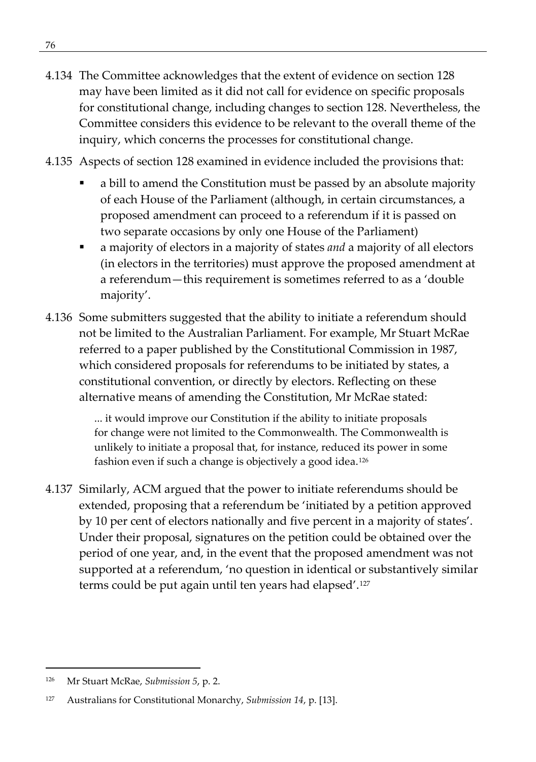4.134 The Committee acknowledges that the extent of evidence on section 128 may have been limited as it did not call for evidence on specific proposals for constitutional change, including changes to section 128. Nevertheless, the Committee considers this evidence to be relevant to the overall theme of the inquiry, which concerns the processes for constitutional change.

4.135 Aspects of section 128 examined in evidence included the provisions that:

- a bill to amend the Constitution must be passed by an absolute majority of each House of the Parliament (although, in certain circumstances, a proposed amendment can proceed to a referendum if it is passed on two separate occasions by only one House of the Parliament)
- a majority of electors in a majority of states *and* a majority of all electors (in electors in the territories) must approve the proposed amendment at a referendum—this requirement is sometimes referred to as a 'double majority'.

4.136 Some submitters suggested that the ability to initiate a referendum should not be limited to the Australian Parliament. For example, Mr Stuart McRae referred to a paper published by the Constitutional Commission in 1987, which considered proposals for referendums to be initiated by states, a constitutional convention, or directly by electors. Reflecting on these alternative means of amending the Constitution, Mr McRae stated:

> ... it would improve our Constitution if the ability to initiate proposals for change were not limited to the Commonwealth. The Commonwealth is unlikely to initiate a proposal that, for instance, reduced its power in some fashion even if such a change is objectively a good idea.[126]

4.137 Similarly, ACM argued that the power to initiate referendums should be extended, proposing that a referendum be 'initiated by a petition approved by 10 per cent of electors nationally and five percent in a majority of states'. Under their proposal, signatures on the petition could be obtained over the period of one year, and, in the event that the proposed amendment was not supported at a referendum, 'no question in identical or substantively similar terms could be put again until ten years had elapsed'.[127]

---

[126] Mr Stuart McRae, *Submission 5*, p. 2.

[127] Australians for Constitutional Monarchy, *Submission 14*, p. [13].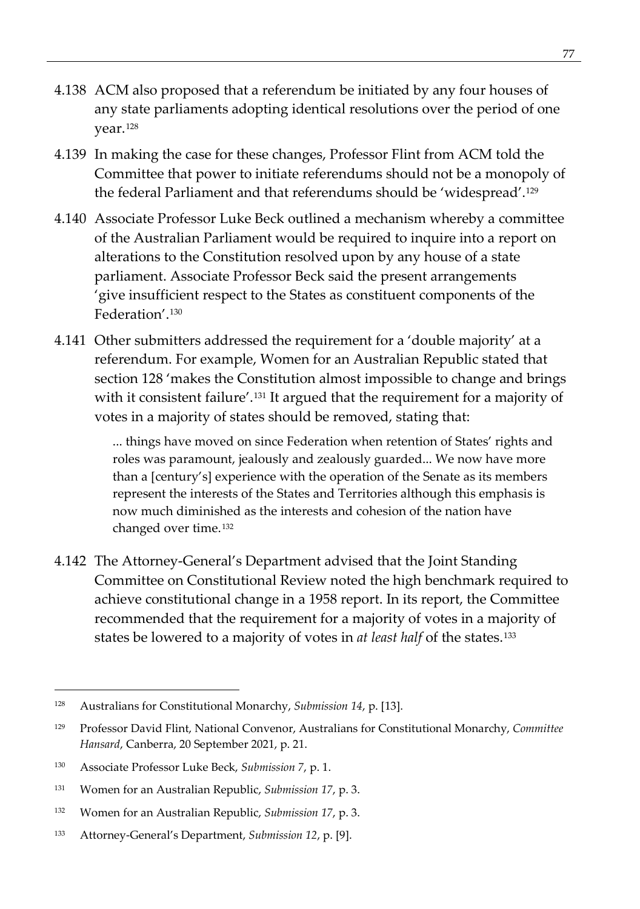4.138 ACM also proposed that a referendum be initiated by any four houses of any state parliaments adopting identical resolutions over the period of one year.[128]

4.139 In making the case for these changes, Professor Flint from ACM told the Committee that power to initiate referendums should not be a monopoly of the federal Parliament and that referendums should be 'widespread'.[129]

4.140 Associate Professor Luke Beck outlined a mechanism whereby a committee of the Australian Parliament would be required to inquire into a report on alterations to the Constitution resolved upon by any house of a state parliament. Associate Professor Beck said the present arrangements 'give insufficient respect to the States as constituent components of the Federation'.[130]

4.141 Other submitters addressed the requirement for a 'double majority' at a referendum. For example, Women for an Australian Republic stated that section 128 'makes the Constitution almost impossible to change and brings with it consistent failure'.[131] It argued that the requirement for a majority of votes in a majority of states should be removed, stating that:

> ... things have moved on since Federation when retention of States' rights and roles was paramount, jealously and zealously guarded... We now have more than a [century's] experience with the operation of the Senate as its members represent the interests of the States and Territories although this emphasis is now much diminished as the interests and cohesion of the nation have changed over time.[132]

4.142 The Attorney-General's Department advised that the Joint Standing Committee on Constitutional Review noted the high benchmark required to achieve constitutional change in a 1958 report. In its report, the Committee recommended that the requirement for a majority of votes in a majority of states be lowered to a majority of votes in *at least half* of the states.[133]

---

128 Australians for Constitutional Monarchy, *Submission 14*, p. [13].

129 Professor David Flint, National Convenor, Australians for Constitutional Monarchy, *Committee Hansard*, Canberra, 20 September 2021, p. 21.

130 Associate Professor Luke Beck, *Submission 7*, p. 1.

131 Women for an Australian Republic, *Submission 17*, p. 3.

132 Women for an Australian Republic, *Submission 17*, p. 3.

133 Attorney-General's Department, *Submission 12*, p. [9].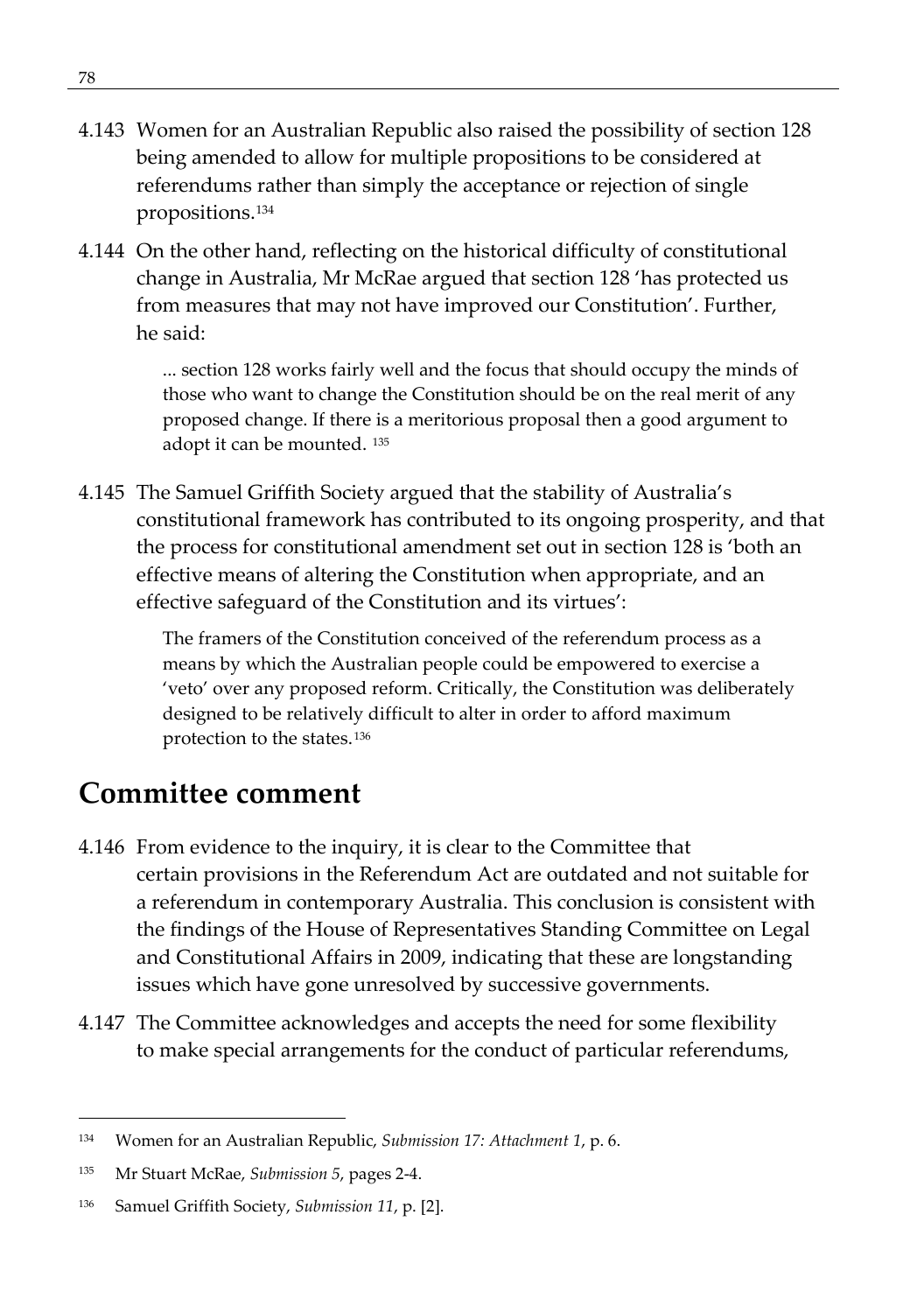4.143 Women for an Australian Republic also raised the possibility of section 128 being amended to allow for multiple propositions to be considered at referendums rather than simply the acceptance or rejection of single propositions.[134]

4.144 On the other hand, reflecting on the historical difficulty of constitutional change in Australia, Mr McRae argued that section 128 'has protected us from measures that may not have improved our Constitution'. Further, he said:

> ... section 128 works fairly well and the focus that should occupy the minds of those who want to change the Constitution should be on the real merit of any proposed change. If there is a meritorious proposal then a good argument to adopt it can be mounted. [135]

4.145 The Samuel Griffith Society argued that the stability of Australia's constitutional framework has contributed to its ongoing prosperity, and that the process for constitutional amendment set out in section 128 is 'both an effective means of altering the Constitution when appropriate, and an effective safeguard of the Constitution and its virtues':

> The framers of the Constitution conceived of the referendum process as a means by which the Australian people could be empowered to exercise a 'veto' over any proposed reform. Critically, the Constitution was deliberately designed to be relatively difficult to alter in order to afford maximum protection to the states.[136]

## Committee comment

4.146 From evidence to the inquiry, it is clear to the Committee that certain provisions in the Referendum Act are outdated and not suitable for a referendum in contemporary Australia. This conclusion is consistent with the findings of the House of Representatives Standing Committee on Legal and Constitutional Affairs in 2009, indicating that these are longstanding issues which have gone unresolved by successive governments.

4.147 The Committee acknowledges and accepts the need for some flexibility to make special arrangements for the conduct of particular referendums,

---

[134] Women for an Australian Republic, *Submission 17: Attachment 1*, p. 6.

[135] Mr Stuart McRae, *Submission 5*, pages 2-4.

[136] Samuel Griffith Society, *Submission 11*, p. [2].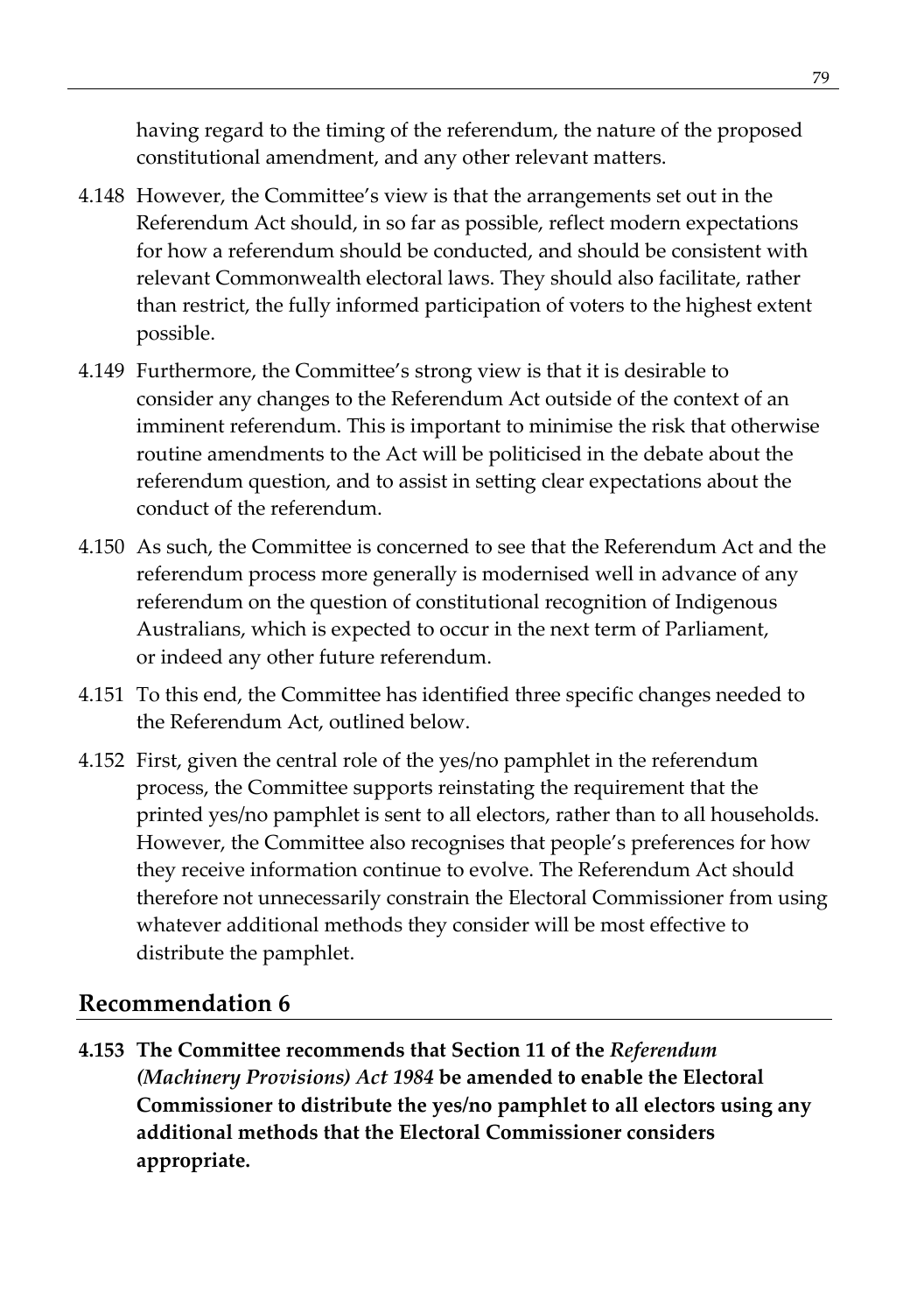having regard to the timing of the referendum, the nature of the proposed constitutional amendment, and any other relevant matters.

4.148 However, the Committee's view is that the arrangements set out in the Referendum Act should, in so far as possible, reflect modern expectations for how a referendum should be conducted, and should be consistent with relevant Commonwealth electoral laws. They should also facilitate, rather than restrict, the fully informed participation of voters to the highest extent possible.

4.149 Furthermore, the Committee's strong view is that it is desirable to consider any changes to the Referendum Act outside of the context of an imminent referendum. This is important to minimise the risk that otherwise routine amendments to the Act will be politicised in the debate about the referendum question, and to assist in setting clear expectations about the conduct of the referendum.

4.150 As such, the Committee is concerned to see that the Referendum Act and the referendum process more generally is modernised well in advance of any referendum on the question of constitutional recognition of Indigenous Australians, which is expected to occur in the next term of Parliament, or indeed any other future referendum.

4.151 To this end, the Committee has identified three specific changes needed to the Referendum Act, outlined below.

4.152 First, given the central role of the yes/no pamphlet in the referendum process, the Committee supports reinstating the requirement that the printed yes/no pamphlet is sent to all electors, rather than to all households. However, the Committee also recognises that people's preferences for how they receive information continue to evolve. The Referendum Act should therefore not unnecessarily constrain the Electoral Commissioner from using whatever additional methods they consider will be most effective to distribute the pamphlet.

## Recommendation 6

**4.153 The Committee recommends that Section 11 of the *Referendum (Machinery Provisions) Act 1984* be amended to enable the Electoral Commissioner to distribute the yes/no pamphlet to all electors using any additional methods that the Electoral Commissioner considers appropriate.**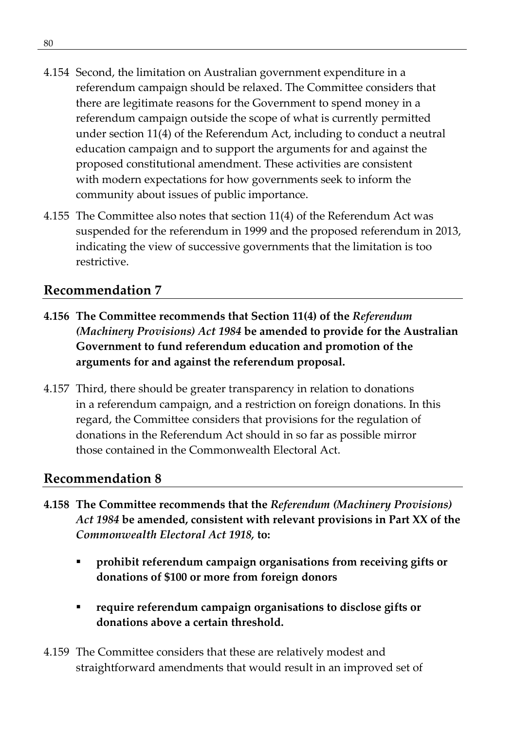4.154 Second, the limitation on Australian government expenditure in a referendum campaign should be relaxed. The Committee considers that there are legitimate reasons for the Government to spend money in a referendum campaign outside the scope of what is currently permitted under section 11(4) of the Referendum Act, including to conduct a neutral education campaign and to support the arguments for and against the proposed constitutional amendment. These activities are consistent with modern expectations for how governments seek to inform the community about issues of public importance.

4.155 The Committee also notes that section 11(4) of the Referendum Act was suspended for the referendum in 1999 and the proposed referendum in 2013, indicating the view of successive governments that the limitation is too restrictive.

## Recommendation 7

**4.156 The Committee recommends that Section 11(4) of the *Referendum (Machinery Provisions) Act 1984* be amended to provide for the Australian Government to fund referendum education and promotion of the arguments for and against the referendum proposal.**

4.157 Third, there should be greater transparency in relation to donations in a referendum campaign, and a restriction on foreign donations. In this regard, the Committee considers that provisions for the regulation of donations in the Referendum Act should in so far as possible mirror those contained in the Commonwealth Electoral Act.

## Recommendation 8

**4.158 The Committee recommends that the *Referendum (Machinery Provisions) Act 1984* be amended, consistent with relevant provisions in Part XX of the *Commonwealth Electoral Act 1918*, to:**

- **prohibit referendum campaign organisations from receiving gifts or donations of $100 or more from foreign donors**
- **require referendum campaign organisations to disclose gifts or donations above a certain threshold.**

4.159 The Committee considers that these are relatively modest and straightforward amendments that would result in an improved set of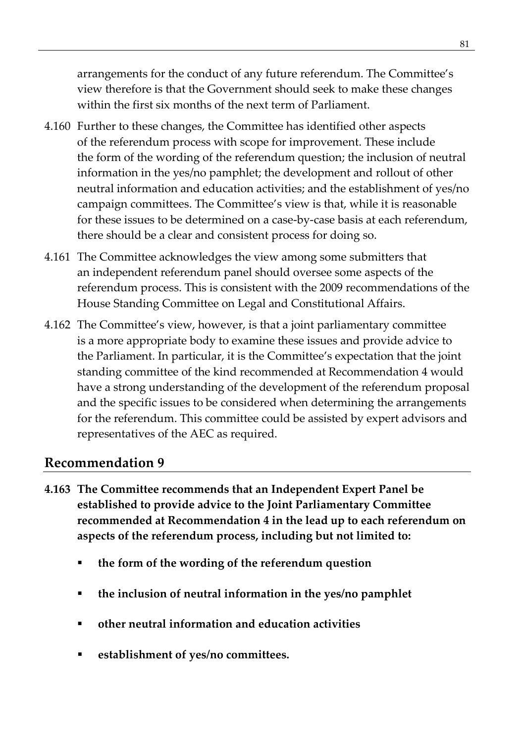arrangements for the conduct of any future referendum. The Committee's view therefore is that the Government should seek to make these changes within the first six months of the next term of Parliament.

4.160 Further to these changes, the Committee has identified other aspects of the referendum process with scope for improvement. These include the form of the wording of the referendum question; the inclusion of neutral information in the yes/no pamphlet; the development and rollout of other neutral information and education activities; and the establishment of yes/no campaign committees. The Committee's view is that, while it is reasonable for these issues to be determined on a case-by-case basis at each referendum, there should be a clear and consistent process for doing so.

4.161 The Committee acknowledges the view among some submitters that an independent referendum panel should oversee some aspects of the referendum process. This is consistent with the 2009 recommendations of the House Standing Committee on Legal and Constitutional Affairs.

4.162 The Committee's view, however, is that a joint parliamentary committee is a more appropriate body to examine these issues and provide advice to the Parliament. In particular, it is the Committee's expectation that the joint standing committee of the kind recommended at Recommendation 4 would have a strong understanding of the development of the referendum proposal and the specific issues to be considered when determining the arrangements for the referendum. This committee could be assisted by expert advisors and representatives of the AEC as required.

## Recommendation 9

**4.163 The Committee recommends that an Independent Expert Panel be established to provide advice to the Joint Parliamentary Committee recommended at Recommendation 4 in the lead up to each referendum on aspects of the referendum process, including but not limited to:**

- **the form of the wording of the referendum question**
- **the inclusion of neutral information in the yes/no pamphlet**
- **other neutral information and education activities**
- **establishment of yes/no committees.**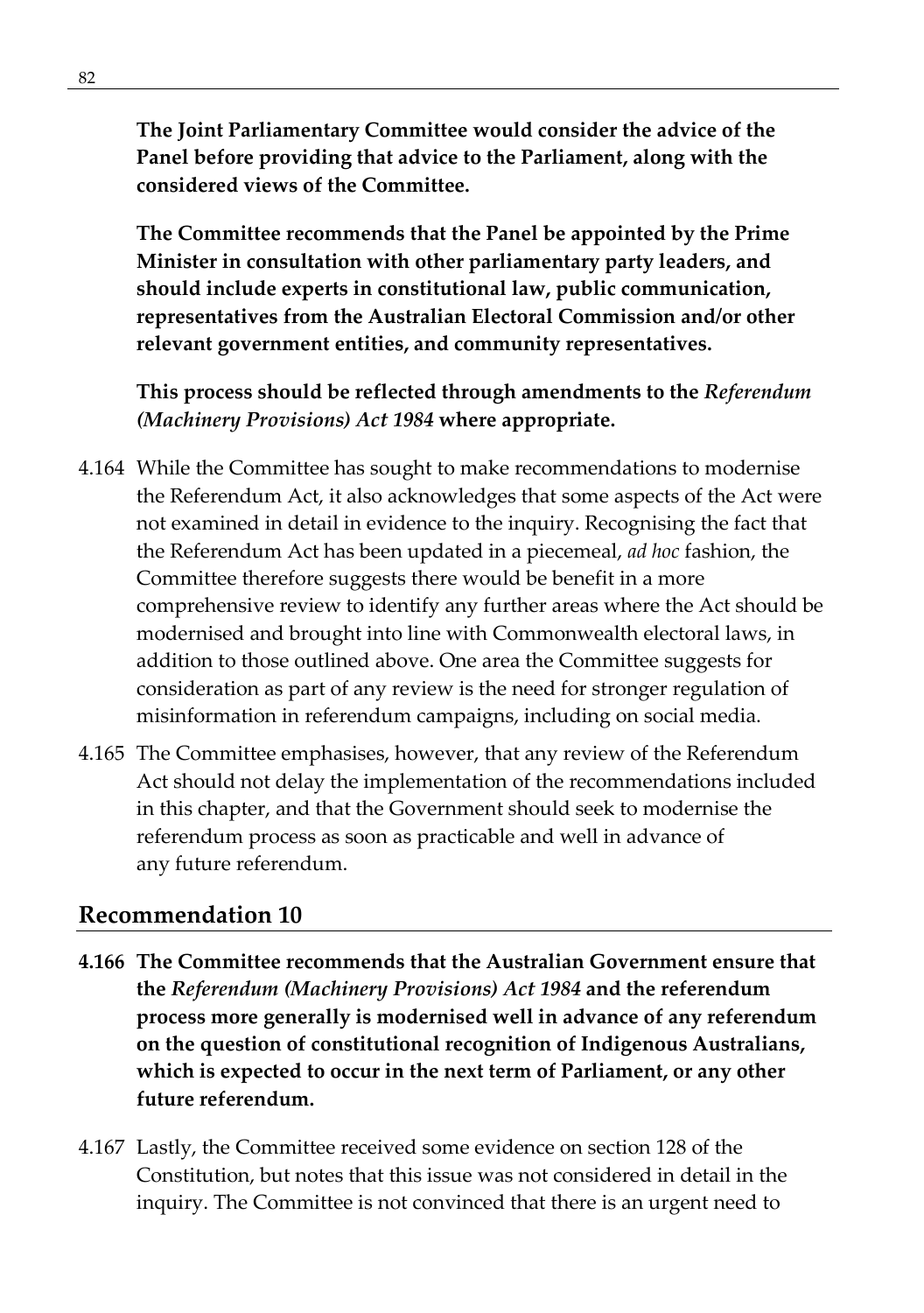**The Joint Parliamentary Committee would consider the advice of the Panel before providing that advice to the Parliament, along with the considered views of the Committee.**

**The Committee recommends that the Panel be appointed by the Prime Minister in consultation with other parliamentary party leaders, and should include experts in constitutional law, public communication, representatives from the Australian Electoral Commission and/or other relevant government entities, and community representatives.**

**This process should be reflected through amendments to the *Referendum (Machinery Provisions) Act 1984* where appropriate.**

4.164 While the Committee has sought to make recommendations to modernise the Referendum Act, it also acknowledges that some aspects of the Act were not examined in detail in evidence to the inquiry. Recognising the fact that the Referendum Act has been updated in a piecemeal, *ad hoc* fashion, the Committee therefore suggests there would be benefit in a more comprehensive review to identify any further areas where the Act should be modernised and brought into line with Commonwealth electoral laws, in addition to those outlined above. One area the Committee suggests for consideration as part of any review is the need for stronger regulation of misinformation in referendum campaigns, including on social media.

4.165 The Committee emphasises, however, that any review of the Referendum Act should not delay the implementation of the recommendations included in this chapter, and that the Government should seek to modernise the referendum process as soon as practicable and well in advance of any future referendum.

## Recommendation 10

**4.166 The Committee recommends that the Australian Government ensure that the *Referendum (Machinery Provisions) Act 1984* and the referendum process more generally is modernised well in advance of any referendum on the question of constitutional recognition of Indigenous Australians, which is expected to occur in the next term of Parliament, or any other future referendum.**

4.167 Lastly, the Committee received some evidence on section 128 of the Constitution, but notes that this issue was not considered in detail in the inquiry. The Committee is not convinced that there is an urgent need to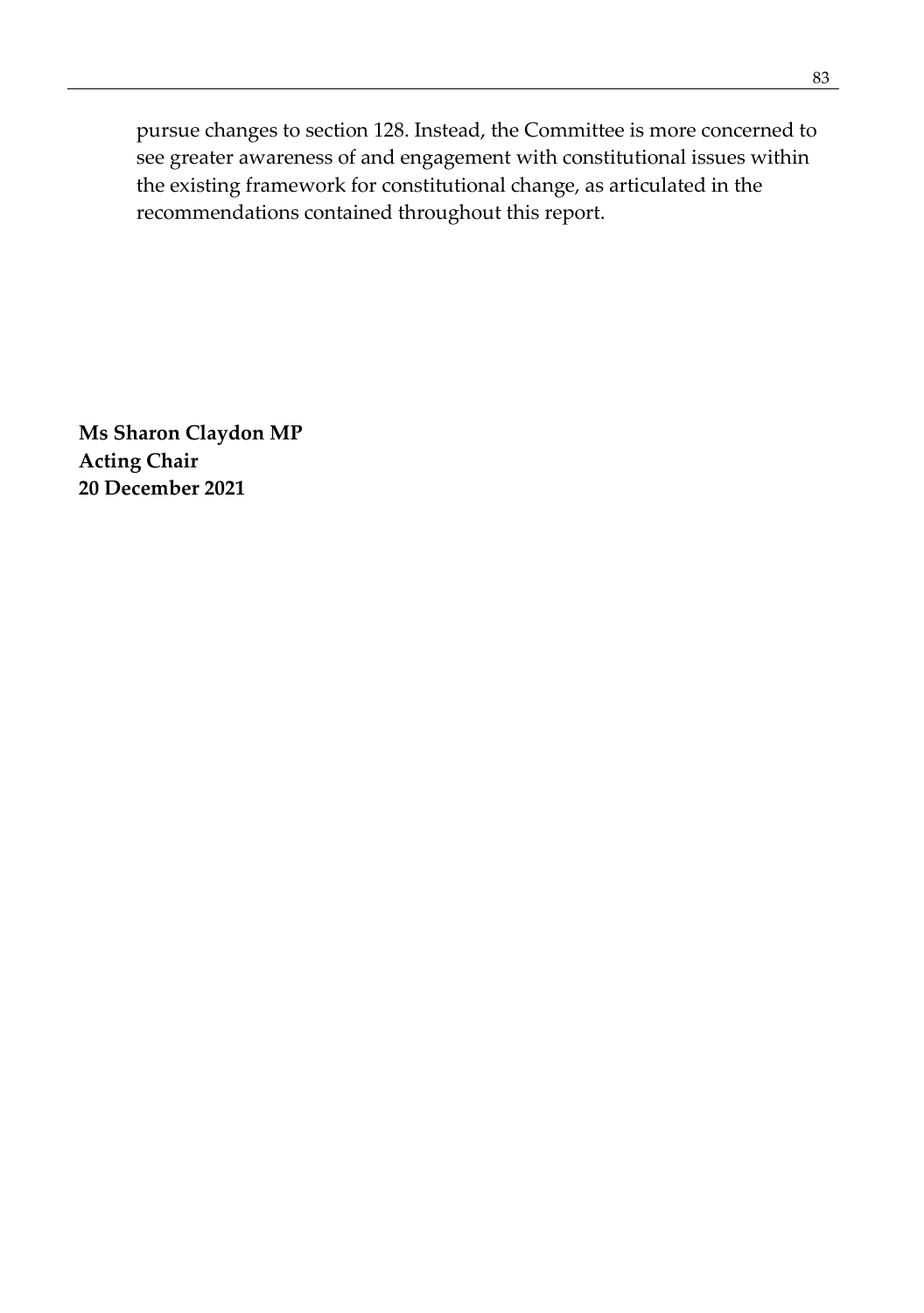pursue changes to section 128. Instead, the Committee is more concerned to see greater awareness of and engagement with constitutional issues within the existing framework for constitutional change, as articulated in the recommendations contained throughout this report.

**Ms Sharon Claydon MP**
**Acting Chair**
**20 December 2021**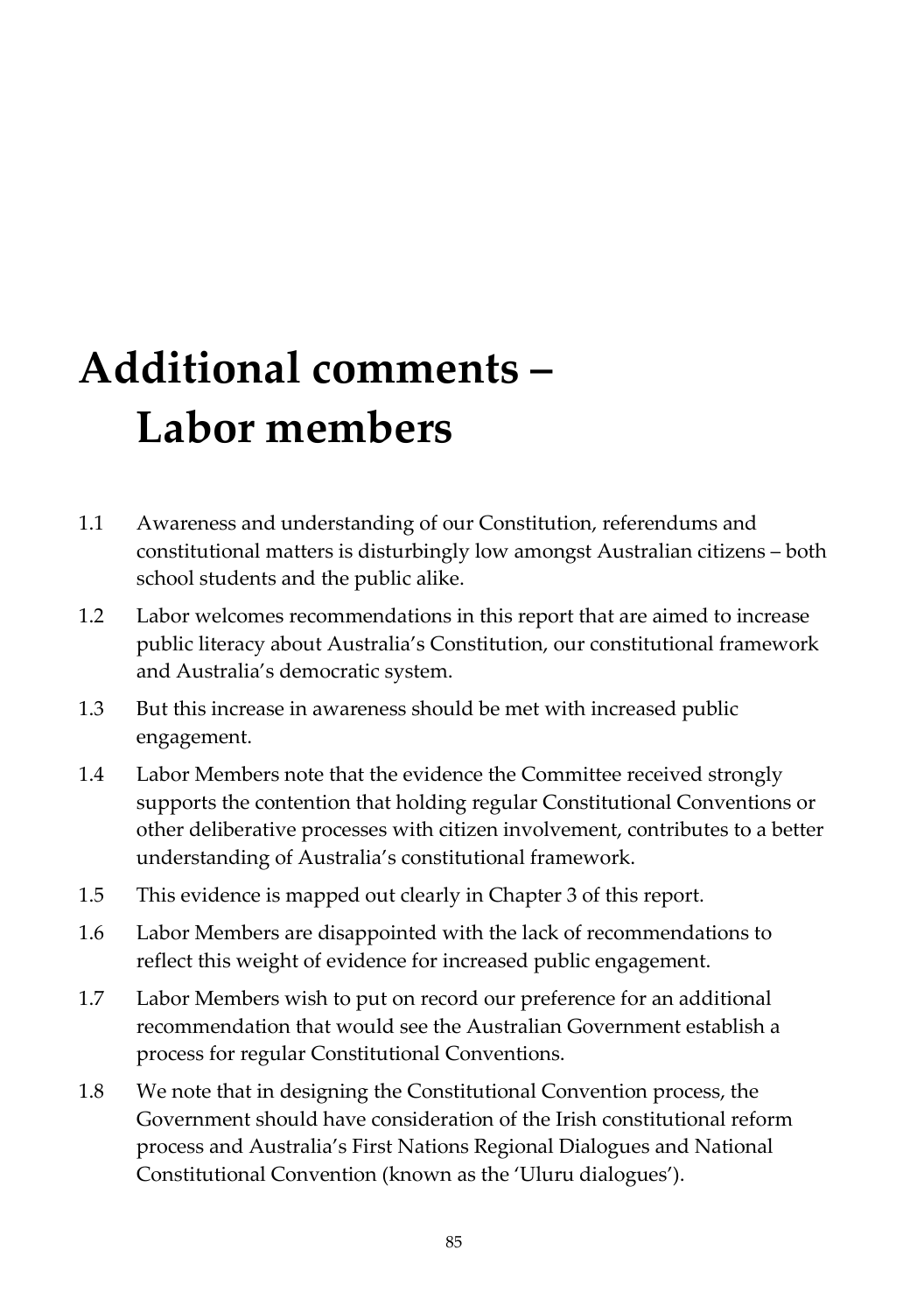# Additional comments – Labor members

1.1 Awareness and understanding of our Constitution, referendums and constitutional matters is disturbingly low amongst Australian citizens – both school students and the public alike.

1.2 Labor welcomes recommendations in this report that are aimed to increase public literacy about Australia's Constitution, our constitutional framework and Australia's democratic system.

1.3 But this increase in awareness should be met with increased public engagement.

1.4 Labor Members note that the evidence the Committee received strongly supports the contention that holding regular Constitutional Conventions or other deliberative processes with citizen involvement, contributes to a better understanding of Australia's constitutional framework.

1.5 This evidence is mapped out clearly in Chapter 3 of this report.

1.6 Labor Members are disappointed with the lack of recommendations to reflect this weight of evidence for increased public engagement.

1.7 Labor Members wish to put on record our preference for an additional recommendation that would see the Australian Government establish a process for regular Constitutional Conventions.

1.8 We note that in designing the Constitutional Convention process, the Government should have consideration of the Irish constitutional reform process and Australia's First Nations Regional Dialogues and National Constitutional Convention (known as the 'Uluru dialogues').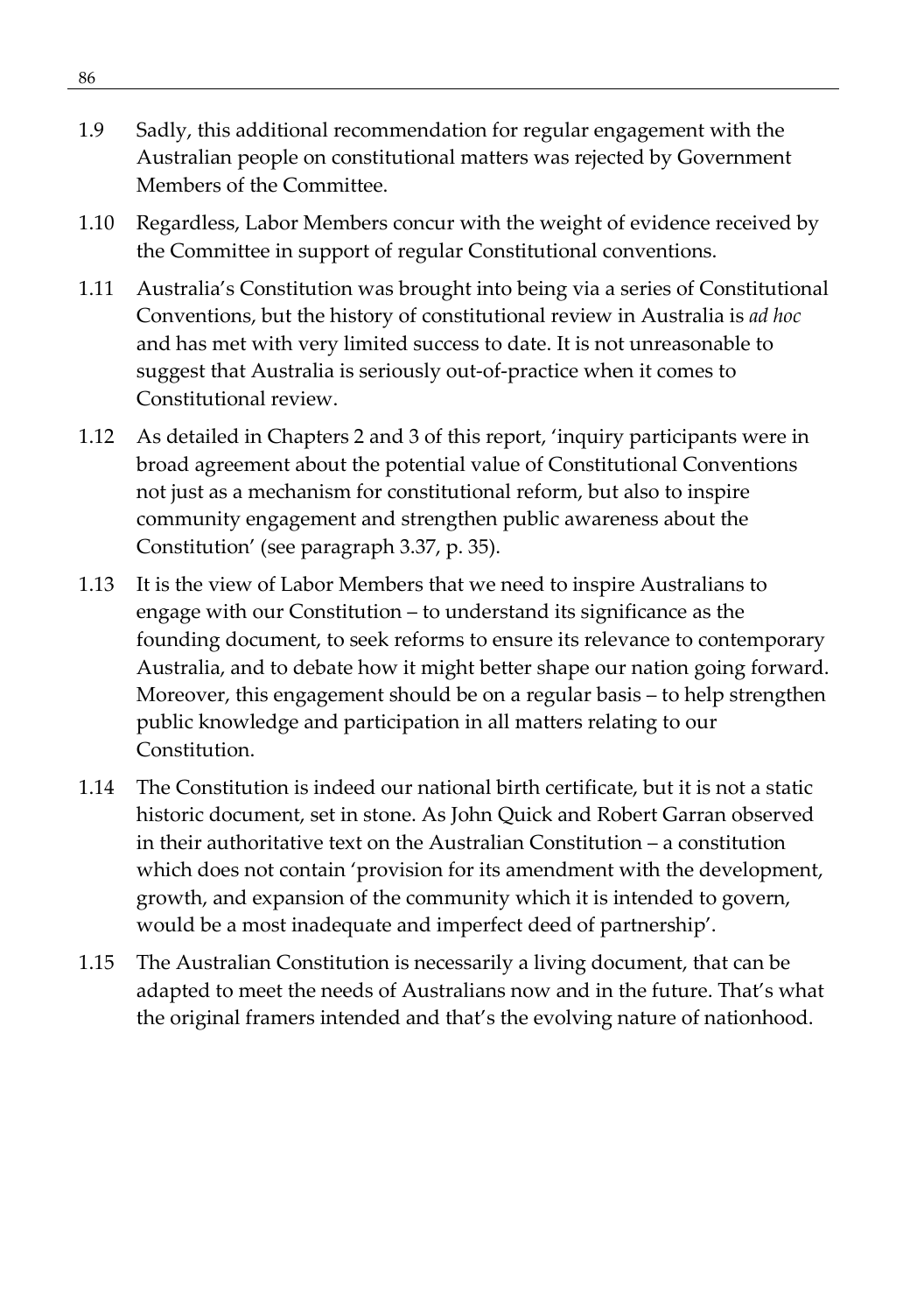1.9 Sadly, this additional recommendation for regular engagement with the Australian people on constitutional matters was rejected by Government Members of the Committee.

1.10 Regardless, Labor Members concur with the weight of evidence received by the Committee in support of regular Constitutional conventions.

1.11 Australia's Constitution was brought into being via a series of Constitutional Conventions, but the history of constitutional review in Australia is *ad hoc* and has met with very limited success to date. It is not unreasonable to suggest that Australia is seriously out-of-practice when it comes to Constitutional review.

1.12 As detailed in Chapters 2 and 3 of this report, 'inquiry participants were in broad agreement about the potential value of Constitutional Conventions not just as a mechanism for constitutional reform, but also to inspire community engagement and strengthen public awareness about the Constitution' (see paragraph 3.37, p. 35).

1.13 It is the view of Labor Members that we need to inspire Australians to engage with our Constitution – to understand its significance as the founding document, to seek reforms to ensure its relevance to contemporary Australia, and to debate how it might better shape our nation going forward. Moreover, this engagement should be on a regular basis – to help strengthen public knowledge and participation in all matters relating to our Constitution.

1.14 The Constitution is indeed our national birth certificate, but it is not a static historic document, set in stone. As John Quick and Robert Garran observed in their authoritative text on the Australian Constitution – a constitution which does not contain 'provision for its amendment with the development, growth, and expansion of the community which it is intended to govern, would be a most inadequate and imperfect deed of partnership'.

1.15 The Australian Constitution is necessarily a living document, that can be adapted to meet the needs of Australians now and in the future. That's what the original framers intended and that's the evolving nature of nationhood.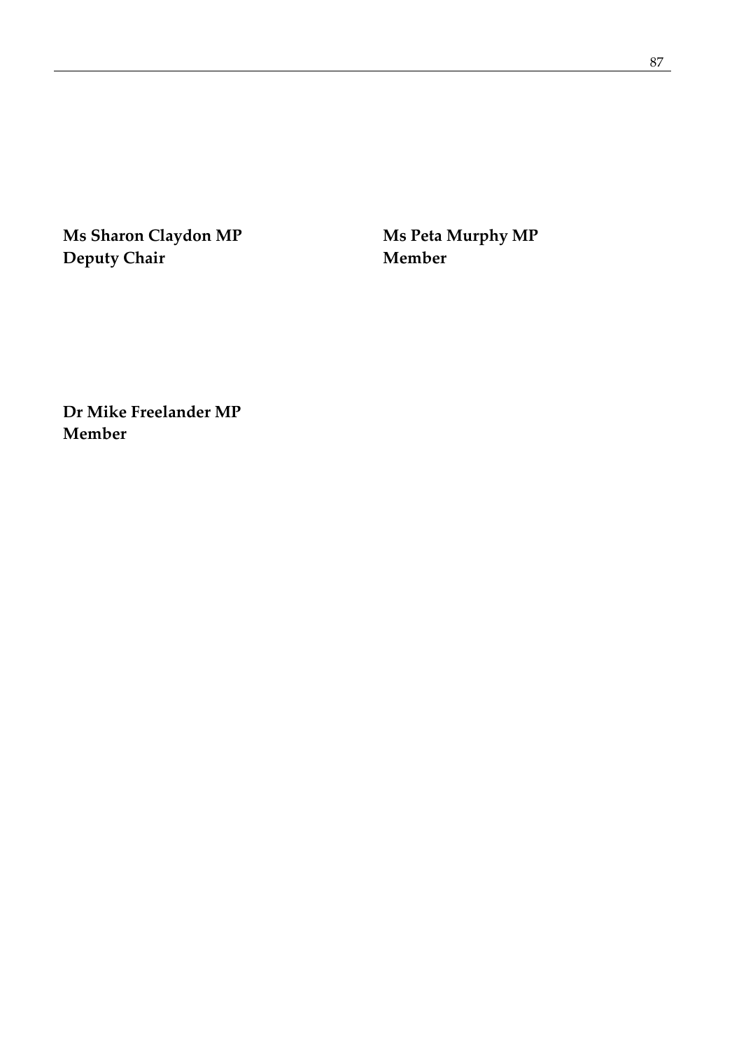**Ms Sharon Claydon MP**
**Deputy Chair**

**Ms Peta Murphy MP**
**Member**

**Dr Mike Freelander MP**
**Member**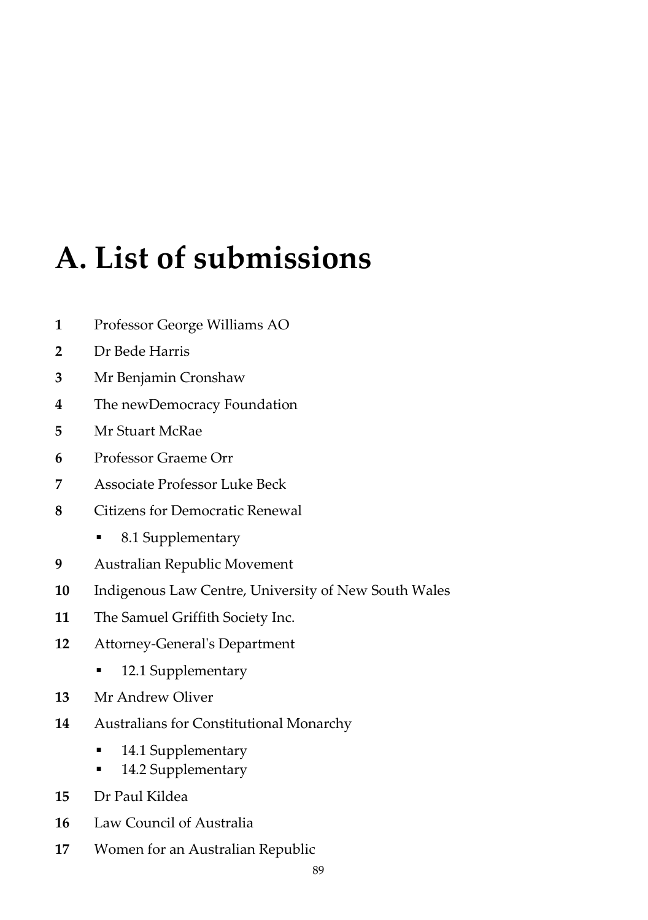# A. List of submissions

**1** Professor George Williams AO

**2** Dr Bede Harris

**3** Mr Benjamin Cronshaw

**4** The newDemocracy Foundation

**5** Mr Stuart McRae

**6** Professor Graeme Orr

**7** Associate Professor Luke Beck

**8** Citizens for Democratic Renewal

- 8.1 Supplementary

**9** Australian Republic Movement

**10** Indigenous Law Centre, University of New South Wales

**11** The Samuel Griffith Society Inc.

**12** Attorney-General's Department

- 12.1 Supplementary

**13** Mr Andrew Oliver

**14** Australians for Constitutional Monarchy

- 14.1 Supplementary
- 14.2 Supplementary

**15** Dr Paul Kildea

**16** Law Council of Australia

**17** Women for an Australian Republic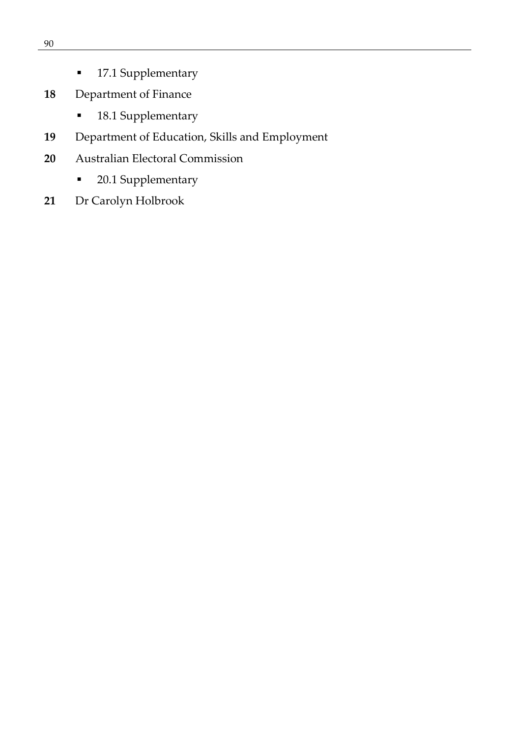- 17.1 Supplementary

**18** Department of Finance

- 18.1 Supplementary

**19** Department of Education, Skills and Employment

**20** Australian Electoral Commission

- 20.1 Supplementary

**21** Dr Carolyn Holbrook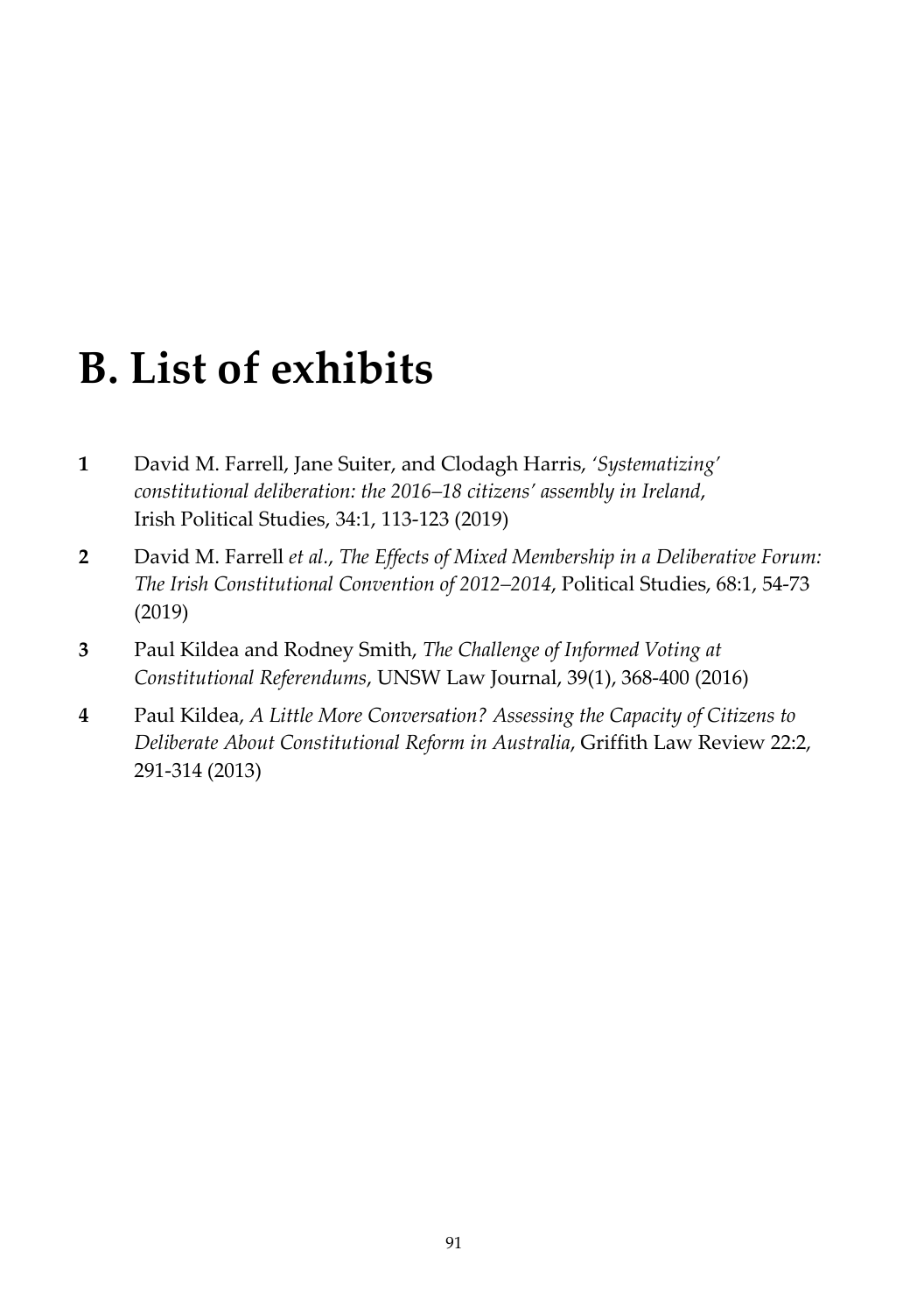# B. List of exhibits

**1** David M. Farrell, Jane Suiter, and Clodagh Harris, *'Systematizing' constitutional deliberation: the 2016–18 citizens' assembly in Ireland*, Irish Political Studies, 34:1, 113-123 (2019)

**2** David M. Farrell *et al.*, *The Effects of Mixed Membership in a Deliberative Forum: The Irish Constitutional Convention of 2012–2014*, Political Studies, 68:1, 54-73 (2019)

**3** Paul Kildea and Rodney Smith, *The Challenge of Informed Voting at Constitutional Referendums*, UNSW Law Journal, 39(1), 368-400 (2016)

**4** Paul Kildea, *A Little More Conversation? Assessing the Capacity of Citizens to Deliberate About Constitutional Reform in Australia*, Griffith Law Review 22:2, 291-314 (2013)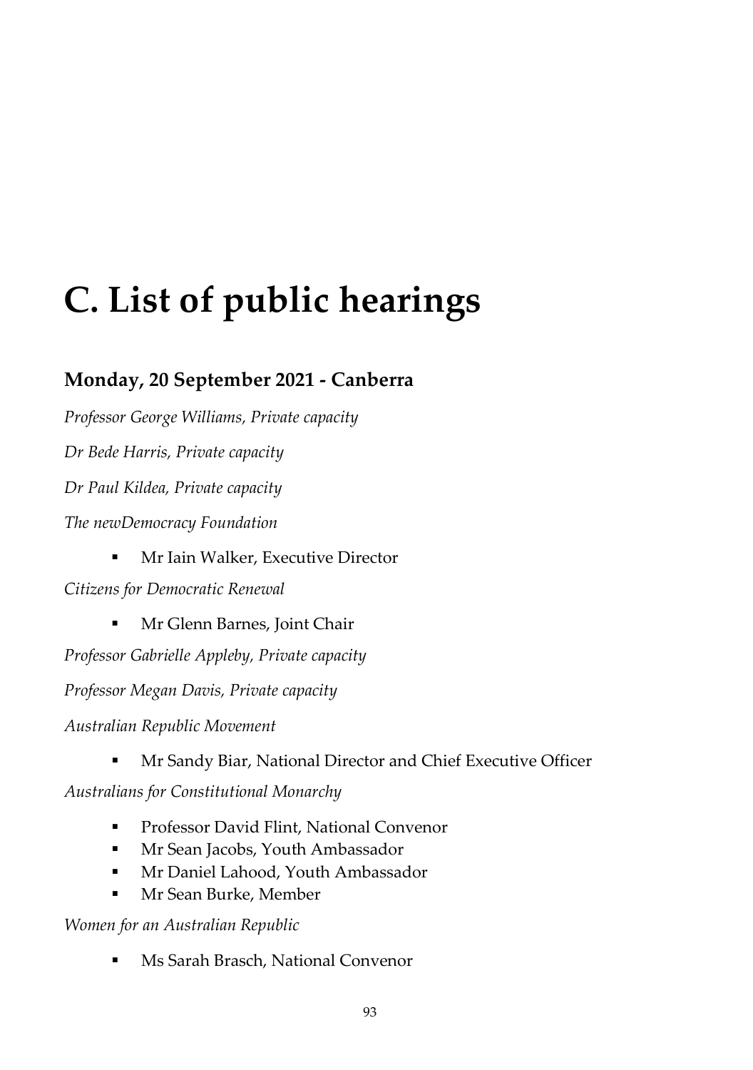# C. List of public hearings

## Monday, 20 September 2021 - Canberra

*Professor George Williams, Private capacity*

*Dr Bede Harris, Private capacity*

*Dr Paul Kildea, Private capacity*

*The newDemocracy Foundation*

- Mr Iain Walker, Executive Director

*Citizens for Democratic Renewal*

- Mr Glenn Barnes, Joint Chair

*Professor Gabrielle Appleby, Private capacity*

*Professor Megan Davis, Private capacity*

*Australian Republic Movement*

- Mr Sandy Biar, National Director and Chief Executive Officer

*Australians for Constitutional Monarchy*

- Professor David Flint, National Convenor
- Mr Sean Jacobs, Youth Ambassador
- Mr Daniel Lahood, Youth Ambassador
- Mr Sean Burke, Member

*Women for an Australian Republic*

- Ms Sarah Brasch, National Convenor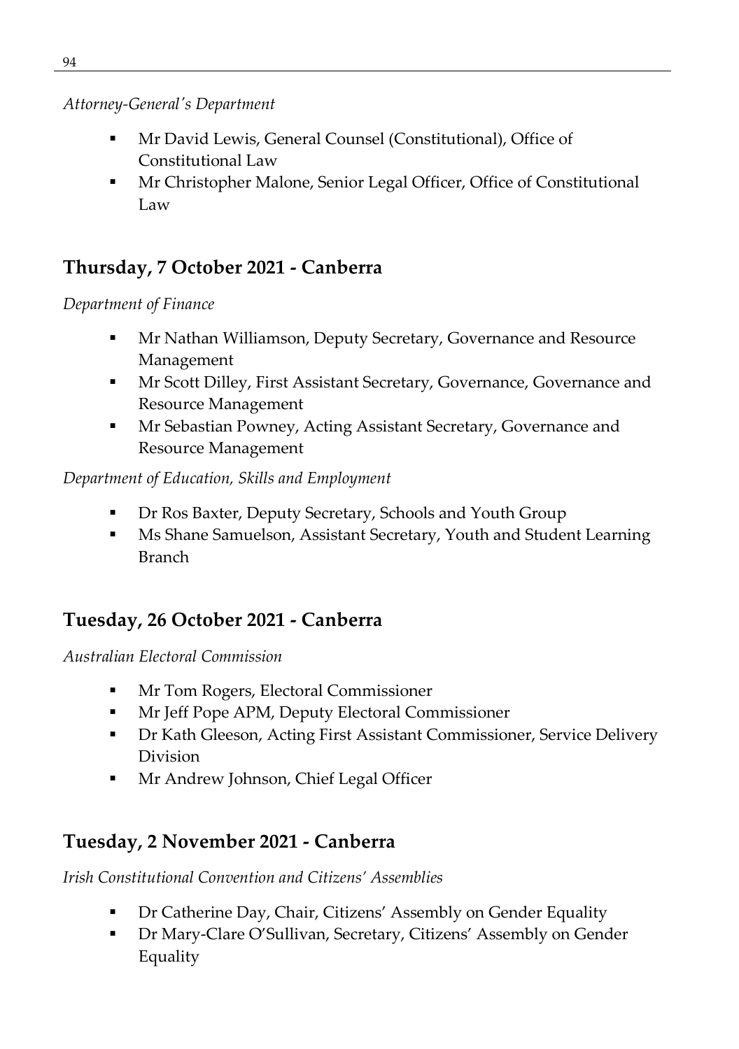*Attorney-General's Department*

- Mr David Lewis, General Counsel (Constitutional), Office of Constitutional Law
- Mr Christopher Malone, Senior Legal Officer, Office of Constitutional Law

## Thursday, 7 October 2021 - Canberra

*Department of Finance*

- Mr Nathan Williamson, Deputy Secretary, Governance and Resource Management
- Mr Scott Dilley, First Assistant Secretary, Governance, Governance and Resource Management
- Mr Sebastian Powney, Acting Assistant Secretary, Governance and Resource Management

*Department of Education, Skills and Employment*

- Dr Ros Baxter, Deputy Secretary, Schools and Youth Group
- Ms Shane Samuelson, Assistant Secretary, Youth and Student Learning Branch

## Tuesday, 26 October 2021 - Canberra

*Australian Electoral Commission*

- Mr Tom Rogers, Electoral Commissioner
- Mr Jeff Pope APM, Deputy Electoral Commissioner
- Dr Kath Gleeson, Acting First Assistant Commissioner, Service Delivery Division
- Mr Andrew Johnson, Chief Legal Officer

## Tuesday, 2 November 2021 - Canberra

*Irish Constitutional Convention and Citizens' Assemblies*

- Dr Catherine Day, Chair, Citizens' Assembly on Gender Equality
- Dr Mary-Clare O'Sullivan, Secretary, Citizens' Assembly on Gender Equality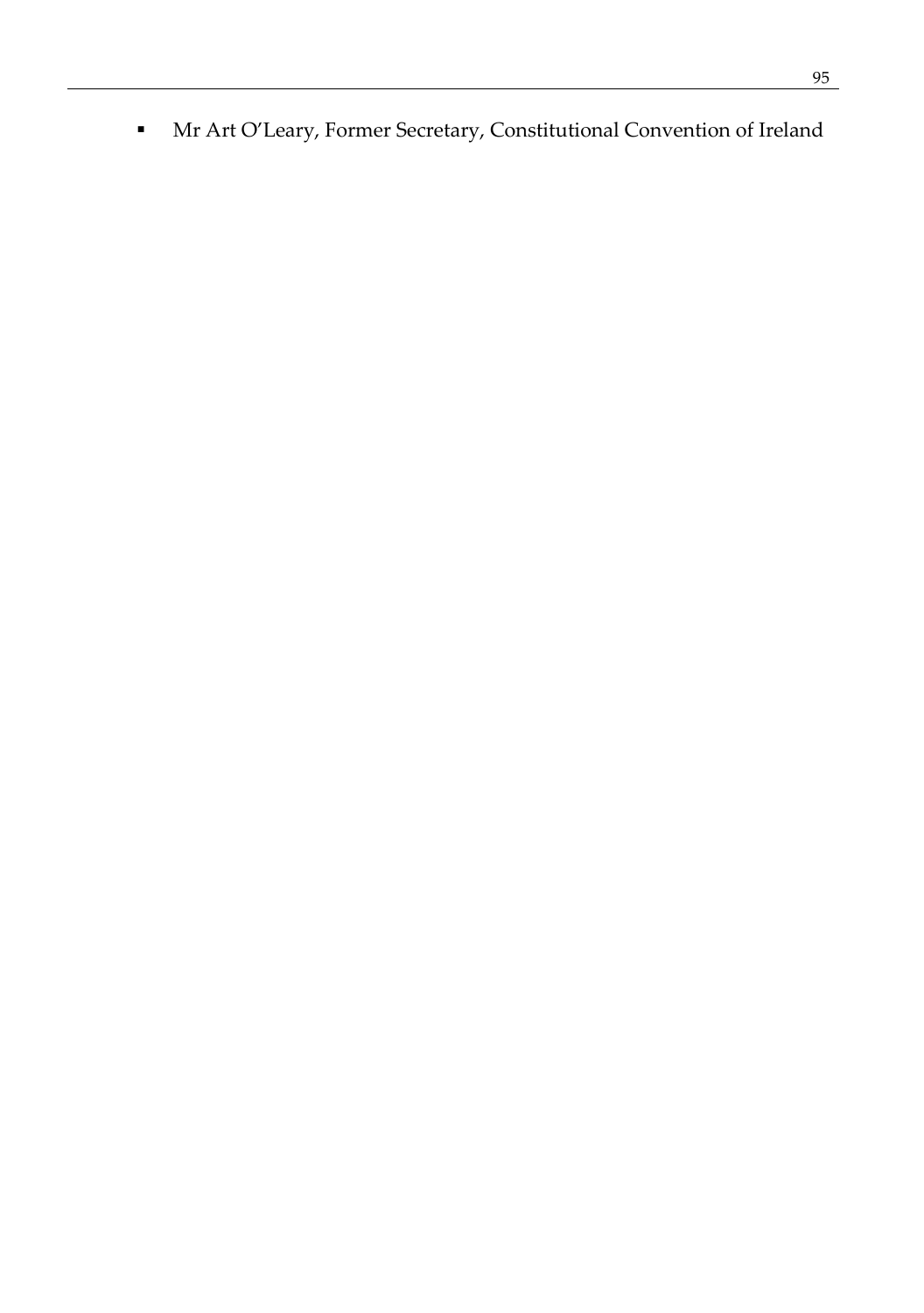- Mr Art O'Leary, Former Secretary, Constitutional Convention of Ireland